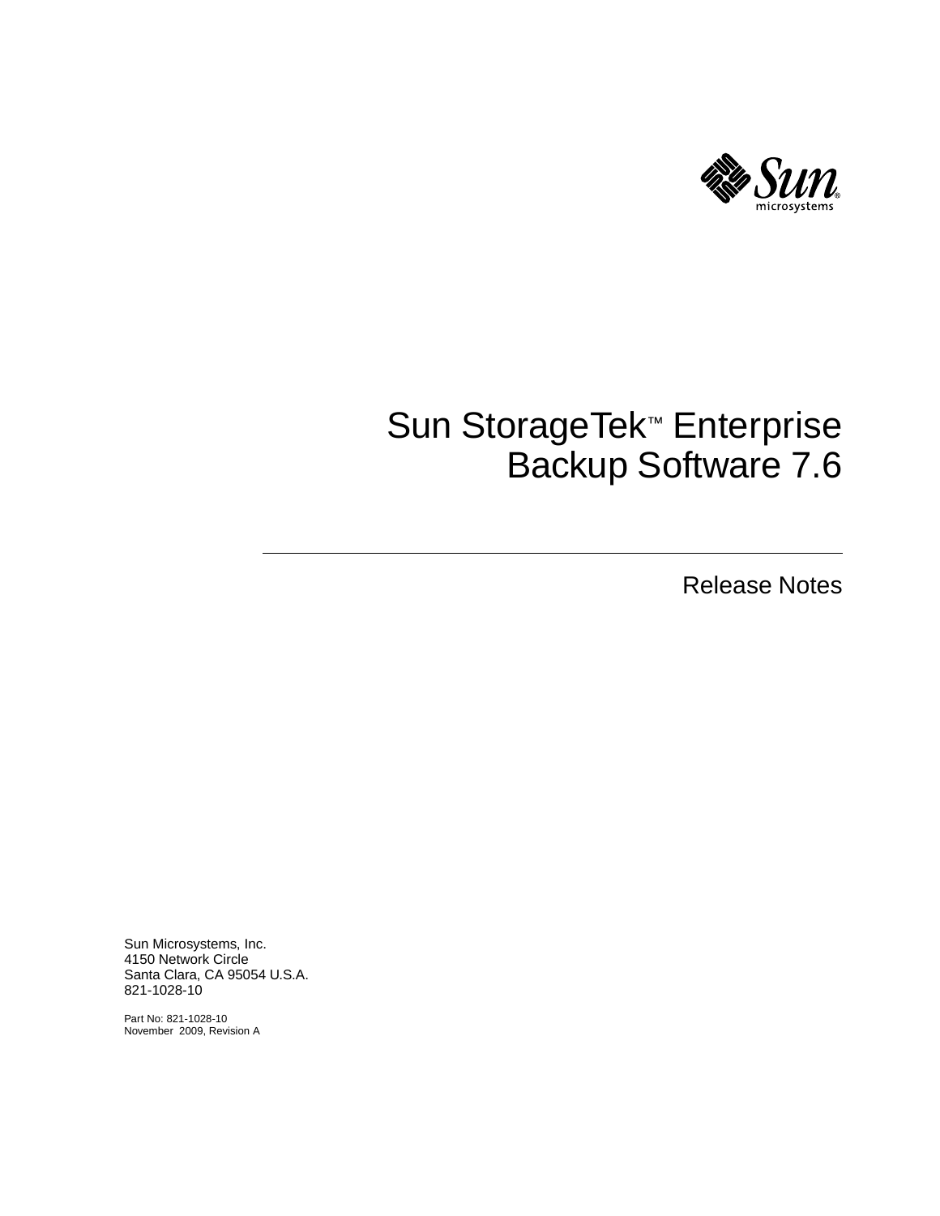# Sun StorageTek™ Enterprise Backup Software 7.6

## Release Notes

Sun Microsystems, Inc.
4150 Network Circle
Santa Clara, CA 95054 U.S.A.
821-1028-10

Part No: 821-1028-10
November 2009, Revision A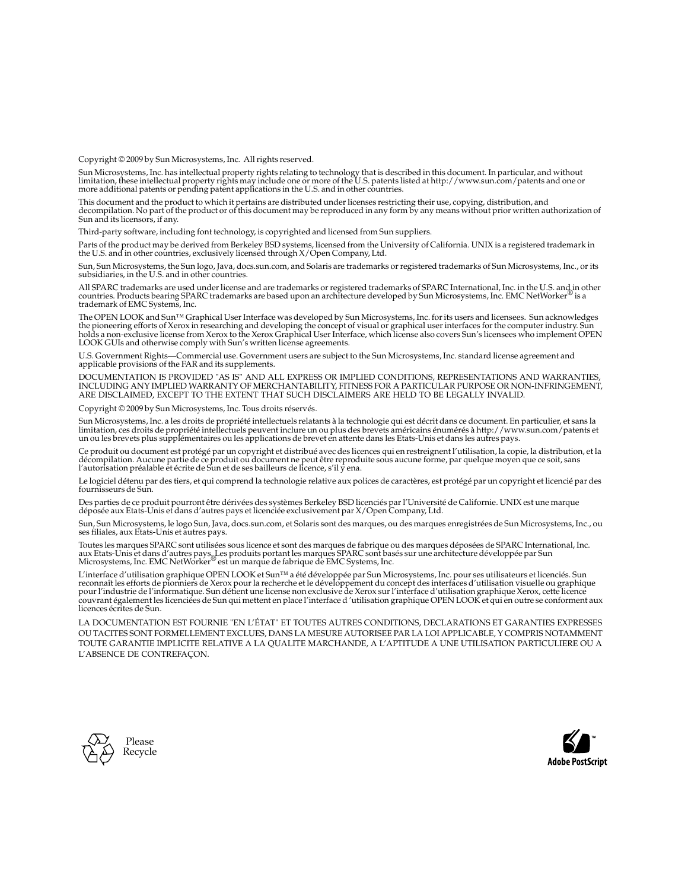Copyright © 2009 by Sun Microsystems, Inc. All rights reserved.

Sun Microsystems, Inc. has intellectual property rights relating to technology that is described in this document. In particular, and without limitation, these intellectual property rights may include one or more of the U.S. patents listed at http://www.sun.com/patents and one or more additional patents or pending patent applications in the U.S. and in other countries.

This document and the product to which it pertains are distributed under licenses restricting their use, copying, distribution, and decompilation. No part of the product or of this document may be reproduced in any form by any means without prior written authorization of Sun and its licensors, if any.

Third-party software, including font technology, is copyrighted and licensed from Sun suppliers.

Parts of the product may be derived from Berkeley BSD systems, licensed from the University of California. UNIX is a registered trademark in the U.S. and in other countries, exclusively licensed through X/Open Company, Ltd.

Sun, Sun Microsystems, the Sun logo, Java, docs.sun.com, and Solaris are trademarks or registered trademarks of Sun Microsystems, Inc., or its subsidiaries, in the U.S. and in other countries.

All SPARC trademarks are used under license and are trademarks or registered trademarks of SPARC International, Inc. in the U.S. and in other countries. Products bearing SPARC trademarks are based upon an architecture developed by Sun Microsystems, Inc. EMC NetWorker® is a trademark of EMC Systems, Inc.

The OPEN LOOK and Sun™ Graphical User Interface was developed by Sun Microsystems, Inc. for its users and licensees. Sun acknowledges the pioneering efforts of Xerox in researching and developing the concept of visual or graphical user interfaces for the computer industry. Sun holds a non-exclusive license from Xerox to the Xerox Graphical User Interface, which license also covers Sun's licensees who implement OPEN LOOK GUIs and otherwise comply with Sun's written license agreements.

U.S. Government Rights—Commercial use. Government users are subject to the Sun Microsystems, Inc. standard license agreement and applicable provisions of the FAR and its supplements.

DOCUMENTATION IS PROVIDED "AS IS" AND ALL EXPRESS OR IMPLIED CONDITIONS, REPRESENTATIONS AND WARRANTIES, INCLUDING ANY IMPLIED WARRANTY OF MERCHANTABILITY, FITNESS FOR A PARTICULAR PURPOSE OR NON-INFRINGEMENT, ARE DISCLAIMED, EXCEPT TO THE EXTENT THAT SUCH DISCLAIMERS ARE HELD TO BE LEGALLY INVALID.

Copyright © 2009 by Sun Microsystems, Inc. Tous droits réservés.

Sun Microsystems, Inc. a les droits de propriété intellectuels relatants à la technologie qui est décrit dans ce document. En particulier, et sans la limitation, ces droits de propriété intellectuels peuvent inclure un ou plus des brevets américains énumérés à http://www.sun.com/patents et un ou les brevets plus supplémentaires ou les applications de brevet en attente dans les Etats-Unis et dans les autres pays.

Ce produit ou document est protégé par un copyright et distribué avec des licences qui en restreignent l'utilisation, la copie, la distribution, et la décompilation. Aucune partie de ce produit ou document ne peut être reproduite sous aucune forme, par quelque moyen que ce soit, sans l'autorisation préalable et écrite de Sun et de ses bailleurs de licence, s'il y ena.

Le logiciel détenu par des tiers, et qui comprend la technologie relative aux polices de caractères, est protégé par un copyright et licencié par des fournisseurs de Sun.

Des parties de ce produit pourront être dérivées des systèmes Berkeley BSD licenciés par l'Université de Californie. UNIX est une marque déposée aux Etats-Unis et dans d'autres pays et licenciée exclusivement par X/Open Company, Ltd.

Sun, Sun Microsystems, le logo Sun, Java, docs.sun.com, et Solaris sont des marques, ou des marques enregistrées de Sun Microsystems, Inc., ou ses filiales, aux Etats-Unis et autres pays.

Toutes les marques SPARC sont utilisées sous licence et sont des marques de fabrique ou des marques déposées de SPARC International, Inc. aux Etats-Unis et dans d'autres pays. Les produits portant les marques SPARC sont basés sur une architecture développée par Sun Microsystems, Inc. EMC NetWorker® est un marque de fabrique de EMC Systems, Inc.

L'interface d'utilisation graphique OPEN LOOK et Sun™ a été développée par Sun Microsystems, Inc. pour ses utilisateurs et licenciés. Sun reconnaît les efforts de pionniers de Xerox pour la recherche et le développement du concept des interfaces d'utilisation visuelle ou graphique pour l'industrie de l'informatique. Sun détient une license non exclusive de Xerox sur l'interface d'utilisation graphique Xerox, cette licence couvrant également les licenciées de Sun qui mettent en place l'interface d 'utilisation graphique OPEN LOOK et qui en outre se conforment aux licences écrites de Sun.

LA DOCUMENTATION EST FOURNIE "EN L'ÉTAT" ET TOUTES AUTRES CONDITIONS, DECLARATIONS ET GARANTIES EXPRESSES OU TACITES SONT FORMELLEMENT EXCLUES, DANS LA MESURE AUTORISEE PAR LA LOI APPLICABLE, Y COMPRIS NOTAMMENT TOUTE GARANTIE IMPLICITE RELATIVE A LA QUALITE MARCHANDE, A L'APTITUDE A UNE UTILISATION PARTICULIERE OU A L'ABSENCE DE CONTREFAÇON.

Please Recycle

Adobe PostScript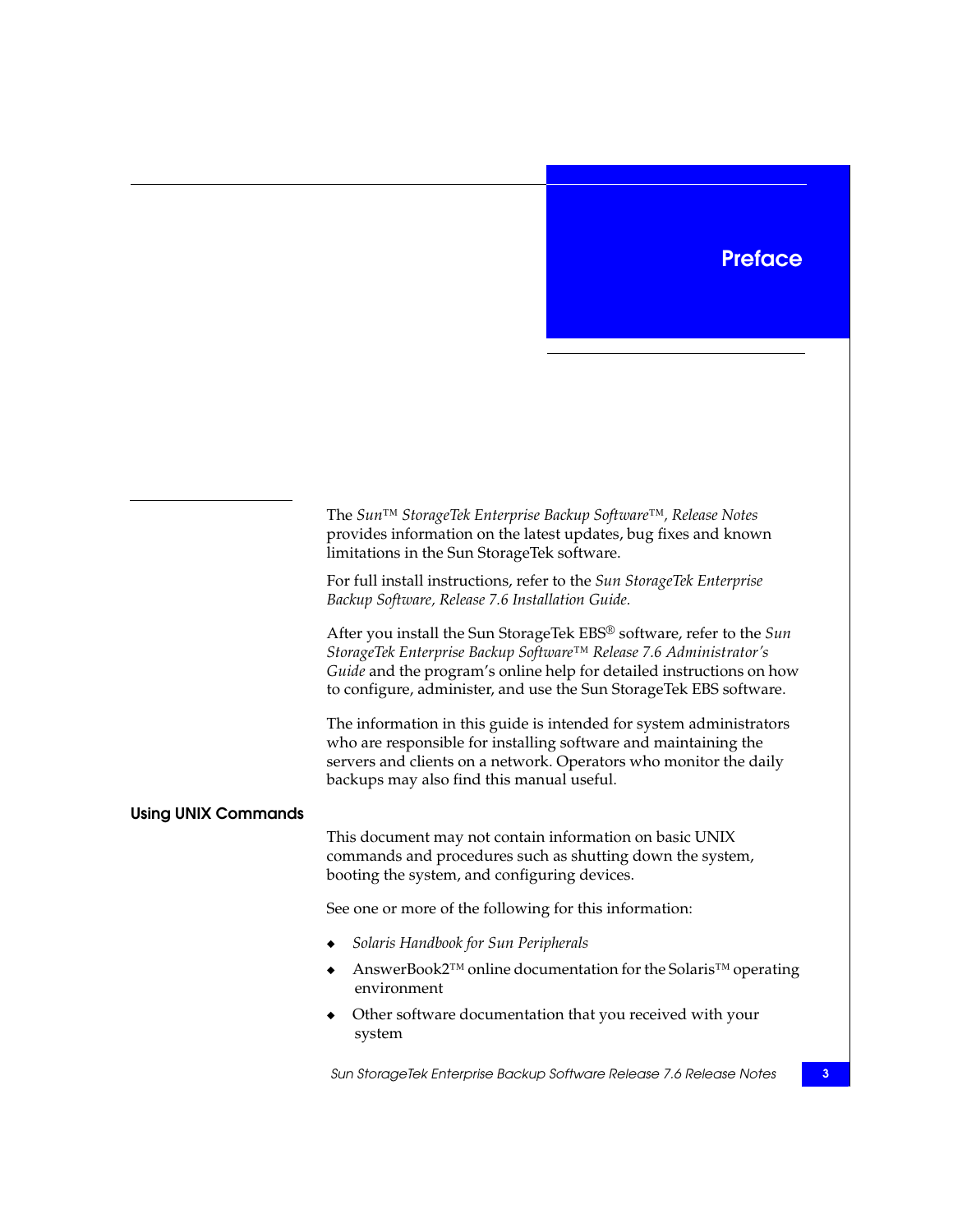# Preface

The *Sun™ StorageTek Enterprise Backup Software™, Release Notes* provides information on the latest updates, bug fixes and known limitations in the Sun StorageTek software.

For full install instructions, refer to the *Sun StorageTek Enterprise Backup Software, Release 7.6 Installation Guide.*

After you install the Sun StorageTek EBS® software, refer to the *Sun StorageTek Enterprise Backup Software™ Release 7.6 Administrator's Guide* and the program's online help for detailed instructions on how to configure, administer, and use the Sun StorageTek EBS software.

The information in this guide is intended for system administrators who are responsible for installing software and maintaining the servers and clients on a network. Operators who monitor the daily backups may also find this manual useful.

## Using UNIX Commands

This document may not contain information on basic UNIX commands and procedures such as shutting down the system, booting the system, and configuring devices.

See one or more of the following for this information:

- *Solaris Handbook for Sun Peripherals*
- AnswerBook2™ online documentation for the Solaris™ operating environment
- Other software documentation that you received with your system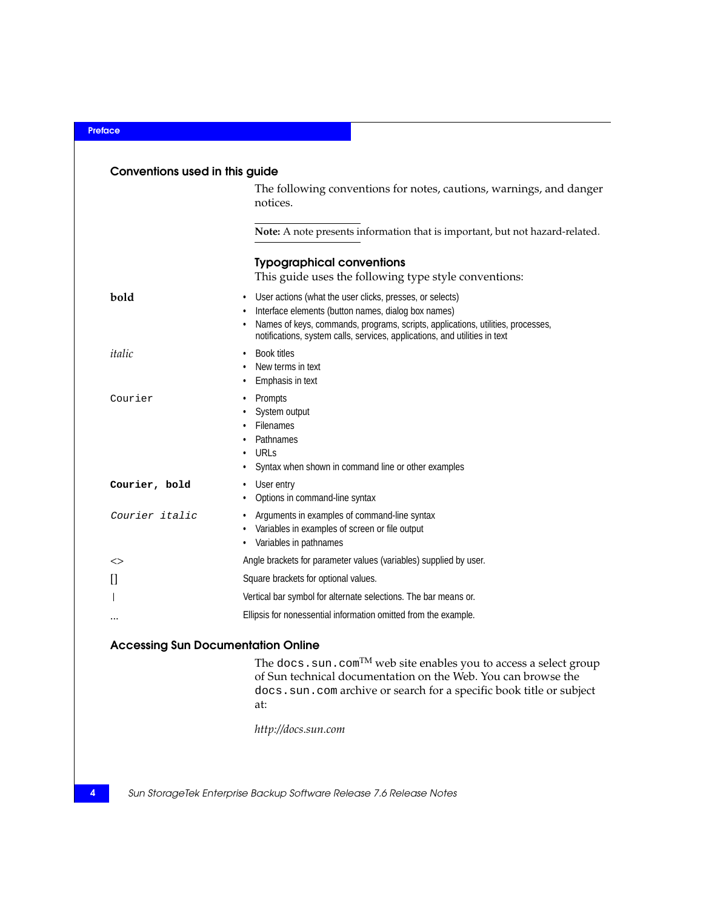## Conventions used in this guide

The following conventions for notes, cautions, warnings, and danger notices.

**Note:** A note presents information that is important, but not hazard-related.

### Typographical conventions

This guide uses the following type style conventions:

| | |
|---|---|
| **bold** | • User actions (what the user clicks, presses, or selects)<br>• Interface elements (button names, dialog box names)<br>• Names of keys, commands, programs, scripts, applications, utilities, processes, notifications, system calls, services, applications, and utilities in text |
| *italic* | • Book titles<br>• New terms in text<br>• Emphasis in text |
| `Courier` | • Prompts<br>• System output<br>• Filenames<br>• Pathnames<br>• URLs<br>• Syntax when shown in command line or other examples |
| **`Courier, bold`** | • User entry<br>• Options in command-line syntax |
| *`Courier italic`* | • Arguments in examples of command-line syntax<br>• Variables in examples of screen or file output<br>• Variables in pathnames |
| <> | Angle brackets for parameter values (variables) supplied by user. |
| [] | Square brackets for optional values. |
| \| | Vertical bar symbol for alternate selections. The bar means or. |
| ... | Ellipsis for nonessential information omitted from the example. |

## Accessing Sun Documentation Online

The `docs.sun.com`™ web site enables you to access a select group of Sun technical documentation on the Web. You can browse the `docs.sun.com` archive or search for a specific book title or subject at:

*http://docs.sun.com*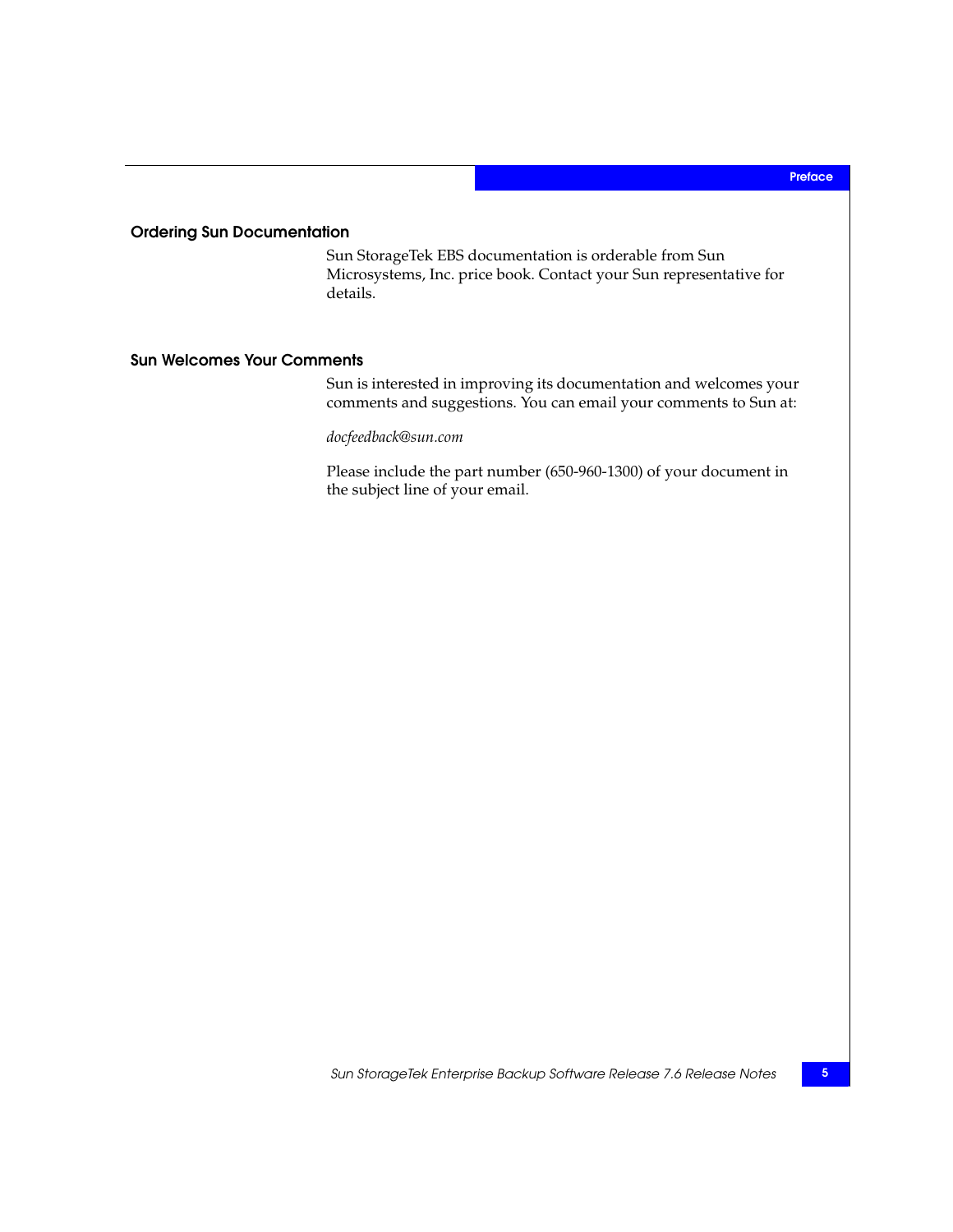## Ordering Sun Documentation

Sun StorageTek EBS documentation is orderable from Sun Microsystems, Inc. price book. Contact your Sun representative for details.

## Sun Welcomes Your Comments

Sun is interested in improving its documentation and welcomes your comments and suggestions. You can email your comments to Sun at:

*docfeedback@sun.com*

Please include the part number (650-960-1300) of your document in the subject line of your email.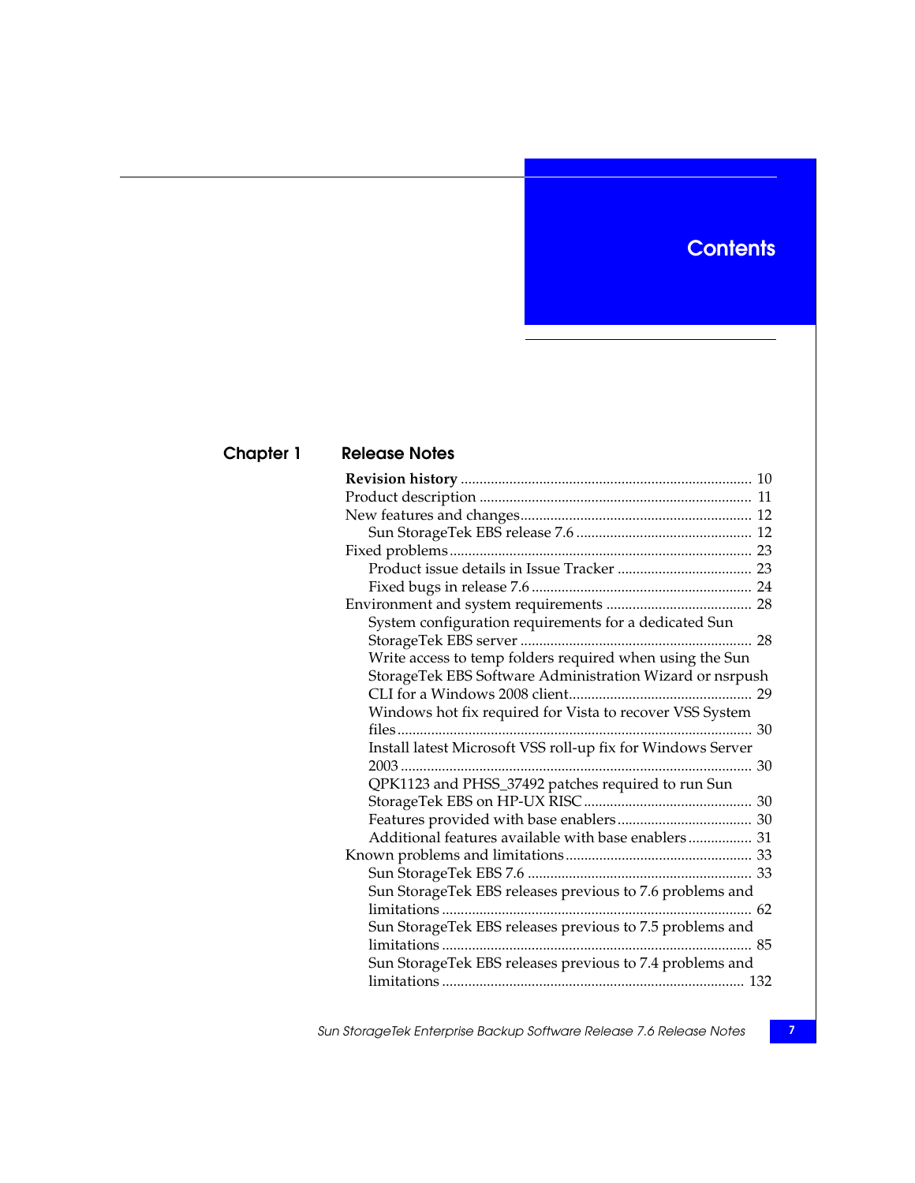# Contents

## Chapter 1 Release Notes

**Revision history** ........................................................................... 10
Product description ........................................................................ 11
New features and changes............................................................. 12
  Sun StorageTek EBS release 7.6 ............................................... 12
Fixed problems................................................................................ 23
  Product issue details in Issue Tracker .................................... 23
  Fixed bugs in release 7.6 .......................................................... 24
Environment and system requirements ....................................... 28
  System configuration requirements for a dedicated Sun StorageTek EBS server ............................................................. 28
  Write access to temp folders required when using the Sun StorageTek EBS Software Administration Wizard or nsrpush CLI for a Windows 2008 client................................................. 29
  Windows hot fix required for Vista to recover VSS System files............................................................................................. 30
  Install latest Microsoft VSS roll-up fix for Windows Server 2003 ............................................................................................. 30
  QPK1123 and PHSS_37492 patches required to run Sun StorageTek EBS on HP-UX RISC............................................. 30
  Features provided with base enablers.................................... 30
  Additional features available with base enablers................. 31
Known problems and limitations.................................................. 33
  Sun StorageTek EBS 7.6 ............................................................ 33
  Sun StorageTek EBS releases previous to 7.6 problems and limitations ................................................................................... 62
  Sun StorageTek EBS releases previous to 7.5 problems and limitations ................................................................................... 85
  Sun StorageTek EBS releases previous to 7.4 problems and limitations ................................................................................ 132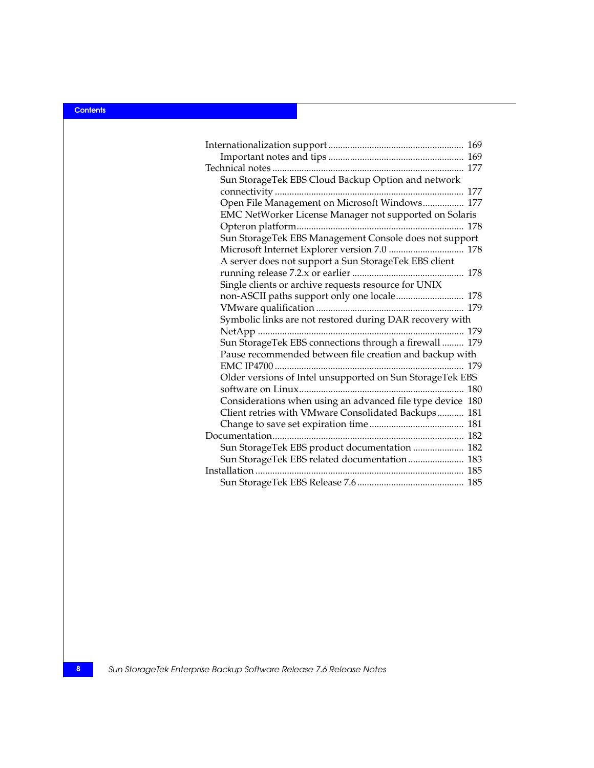Internationalization support ........................................................ 169
  Important notes and tips ........................................................ 169
Technical notes ............................................................................... 177
  Sun StorageTek EBS Cloud Backup Option and network connectivity .............................................................................. 177
  Open File Management on Microsoft Windows................. 177
  EMC NetWorker License Manager not supported on Solaris Opteron platform..................................................................... 178
  Sun StorageTek EBS Management Console does not support Microsoft Internet Explorer version 7.0 ............................... 178
  A server does not support a Sun StorageTek EBS client running release 7.2.x or earlier .............................................. 178
  Single clients or archive requests resource for UNIX non-ASCII paths support only one locale............................ 178
  VMware qualification ............................................................. 179
  Symbolic links are not restored during DAR recovery with NetApp ..................................................................................... 179
  Sun StorageTek EBS connections through a firewall ......... 179
  Pause recommended between file creation and backup with EMC IP4700 .............................................................................. 179
  Older versions of Intel unsupported on Sun StorageTek EBS software on Linux.................................................................... 180
  Considerations when using an advanced file type device 180
  Client retries with VMware Consolidated Backups........... 181
  Change to save set expiration time ....................................... 181
Documentation............................................................................... 182
  Sun StorageTek EBS product documentation ..................... 182
  Sun StorageTek EBS related documentation ....................... 183
Installation ...................................................................................... 185
  Sun StorageTek EBS Release 7.6 ............................................ 185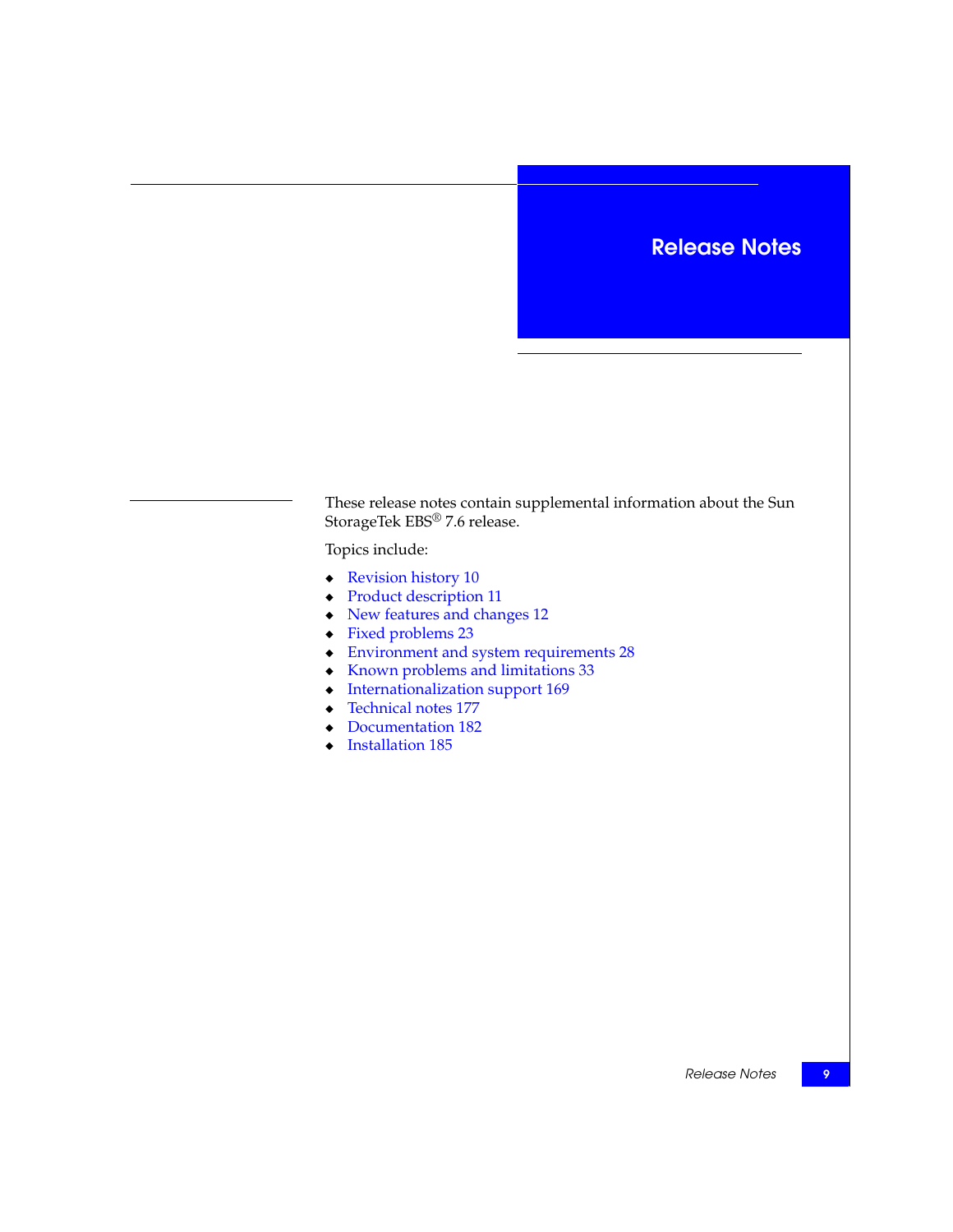# Release Notes

These release notes contain supplemental information about the Sun StorageTek EBS® 7.6 release.

Topics include:

- Revision history 10
- Product description 11
- New features and changes 12
- Fixed problems 23
- Environment and system requirements 28
- Known problems and limitations 33
- Internationalization support 169
- Technical notes 177
- Documentation 182
- Installation 185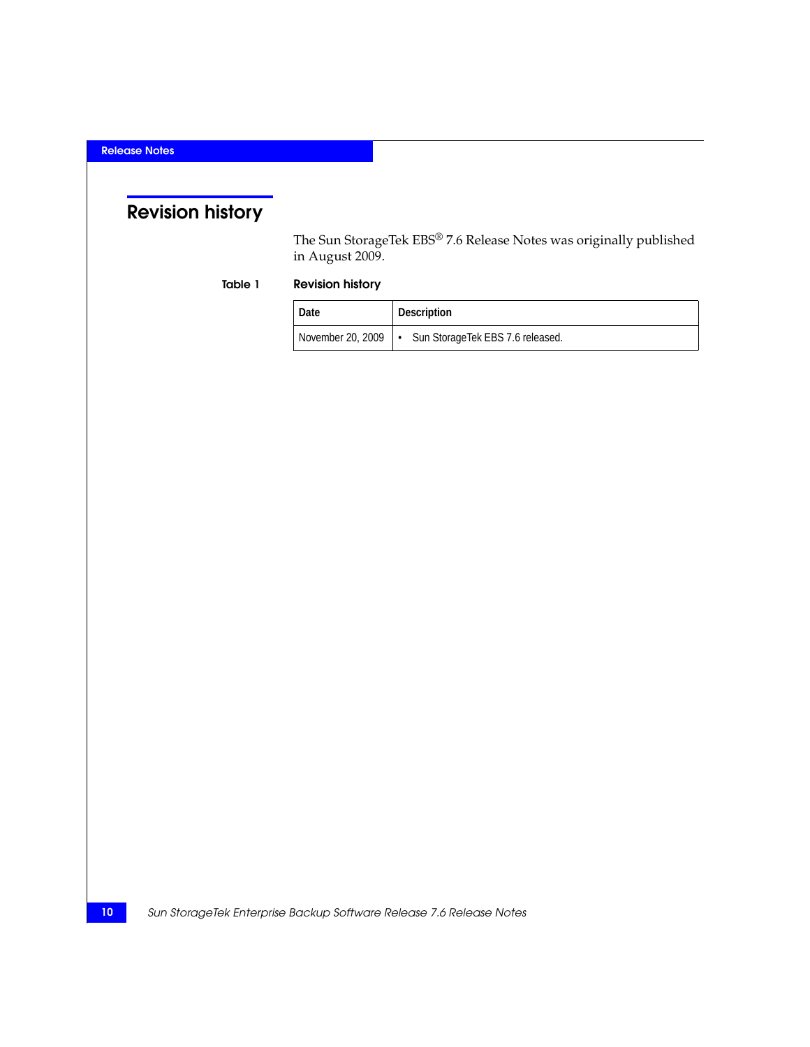## Revision history

The Sun StorageTek EBS® 7.6 Release Notes was originally published in August 2009.

**Table 1 Revision history**

| Date | Description |
|---|---|
| November 20, 2009 | • Sun StorageTek EBS 7.6 released. |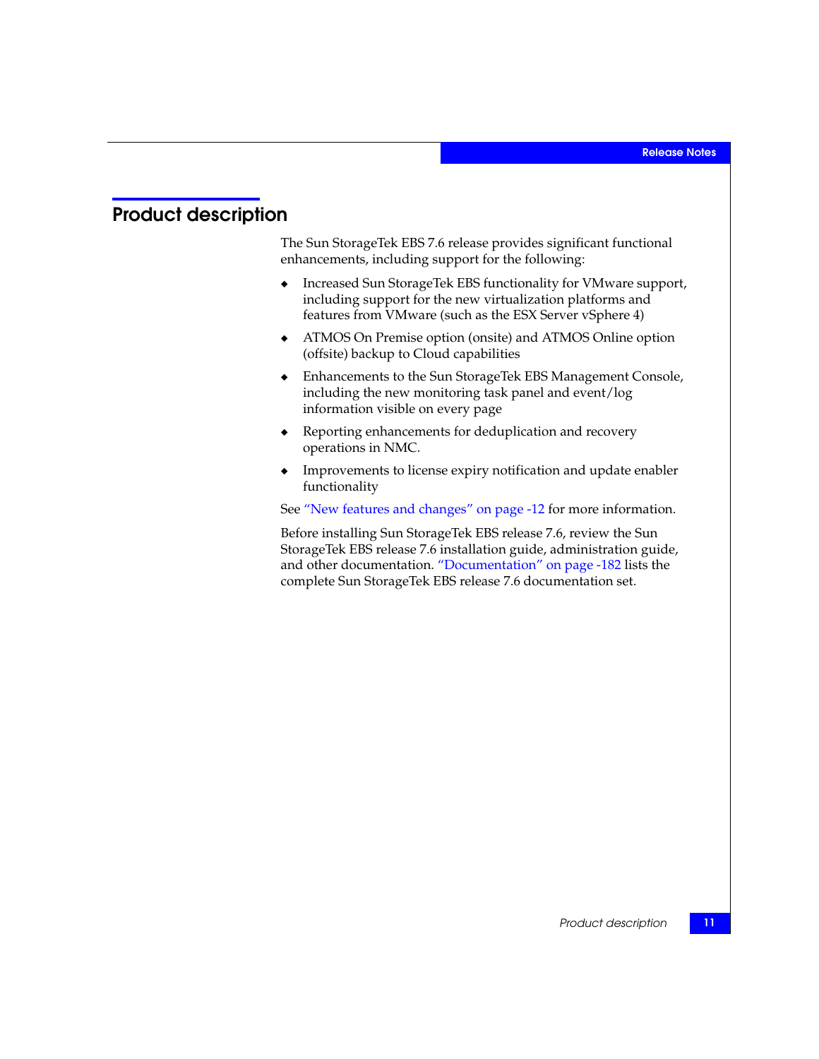# Product description

The Sun StorageTek EBS 7.6 release provides significant functional enhancements, including support for the following:

- Increased Sun StorageTek EBS functionality for VMware support, including support for the new virtualization platforms and features from VMware (such as the ESX Server vSphere 4)
- ATMOS On Premise option (onsite) and ATMOS Online option (offsite) backup to Cloud capabilities
- Enhancements to the Sun StorageTek EBS Management Console, including the new monitoring task panel and event/log information visible on every page
- Reporting enhancements for deduplication and recovery operations in NMC.
- Improvements to license expiry notification and update enabler functionality

See "New features and changes" on page -12 for more information.

Before installing Sun StorageTek EBS release 7.6, review the Sun StorageTek EBS release 7.6 installation guide, administration guide, and other documentation. "Documentation" on page -182 lists the complete Sun StorageTek EBS release 7.6 documentation set.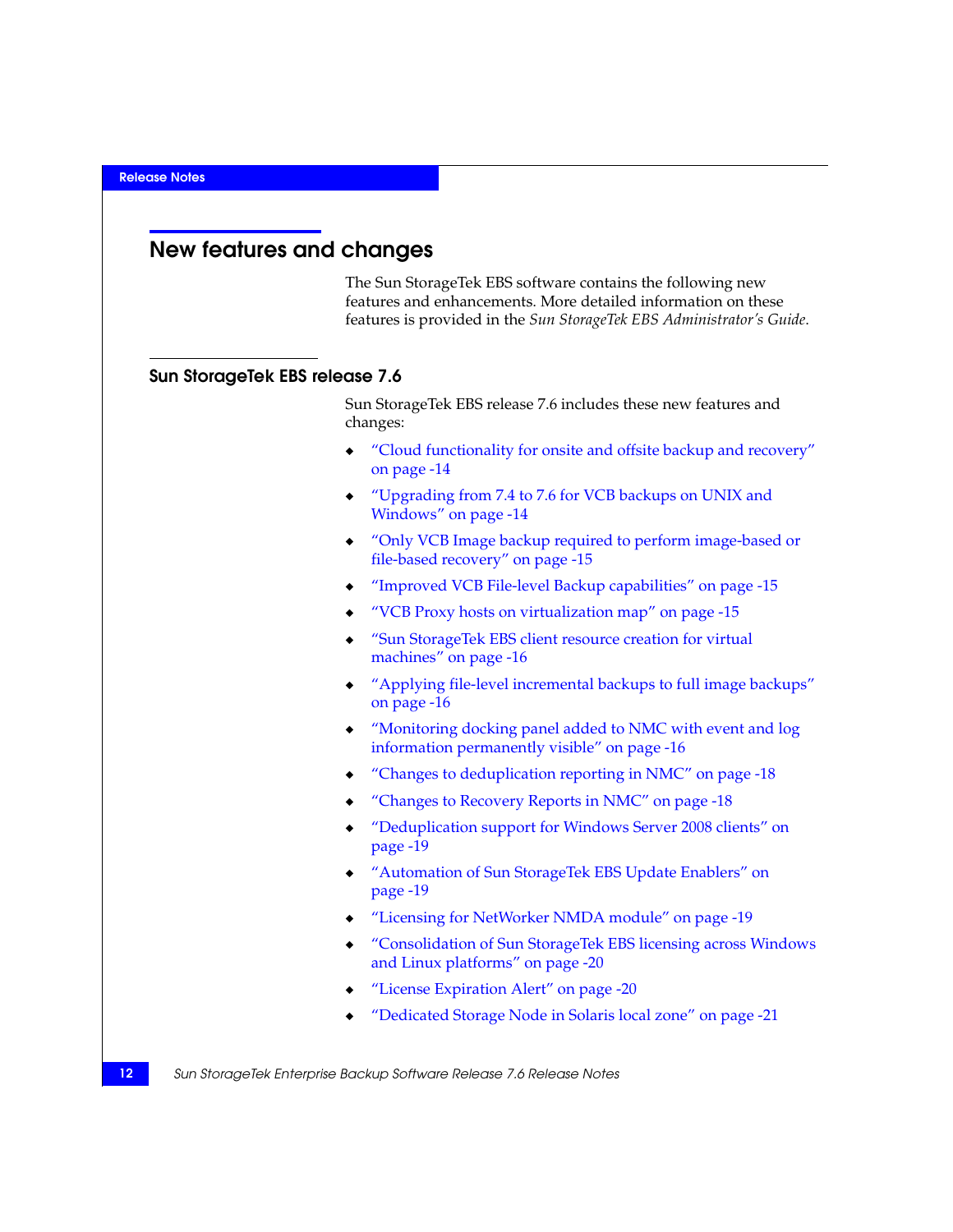# New features and changes

The Sun StorageTek EBS software contains the following new features and enhancements. More detailed information on these features is provided in the *Sun StorageTek EBS Administrator's Guide*.

## Sun StorageTek EBS release 7.6

Sun StorageTek EBS release 7.6 includes these new features and changes:

- "Cloud functionality for onsite and offsite backup and recovery" on page -14
- "Upgrading from 7.4 to 7.6 for VCB backups on UNIX and Windows" on page -14
- "Only VCB Image backup required to perform image-based or file-based recovery" on page -15
- "Improved VCB File-level Backup capabilities" on page -15
- "VCB Proxy hosts on virtualization map" on page -15
- "Sun StorageTek EBS client resource creation for virtual machines" on page -16
- "Applying file-level incremental backups to full image backups" on page -16
- "Monitoring docking panel added to NMC with event and log information permanently visible" on page -16
- "Changes to deduplication reporting in NMC" on page -18
- "Changes to Recovery Reports in NMC" on page -18
- "Deduplication support for Windows Server 2008 clients" on page -19
- "Automation of Sun StorageTek EBS Update Enablers" on page -19
- "Licensing for NetWorker NMDA module" on page -19
- "Consolidation of Sun StorageTek EBS licensing across Windows and Linux platforms" on page -20
- "License Expiration Alert" on page -20
- "Dedicated Storage Node in Solaris local zone" on page -21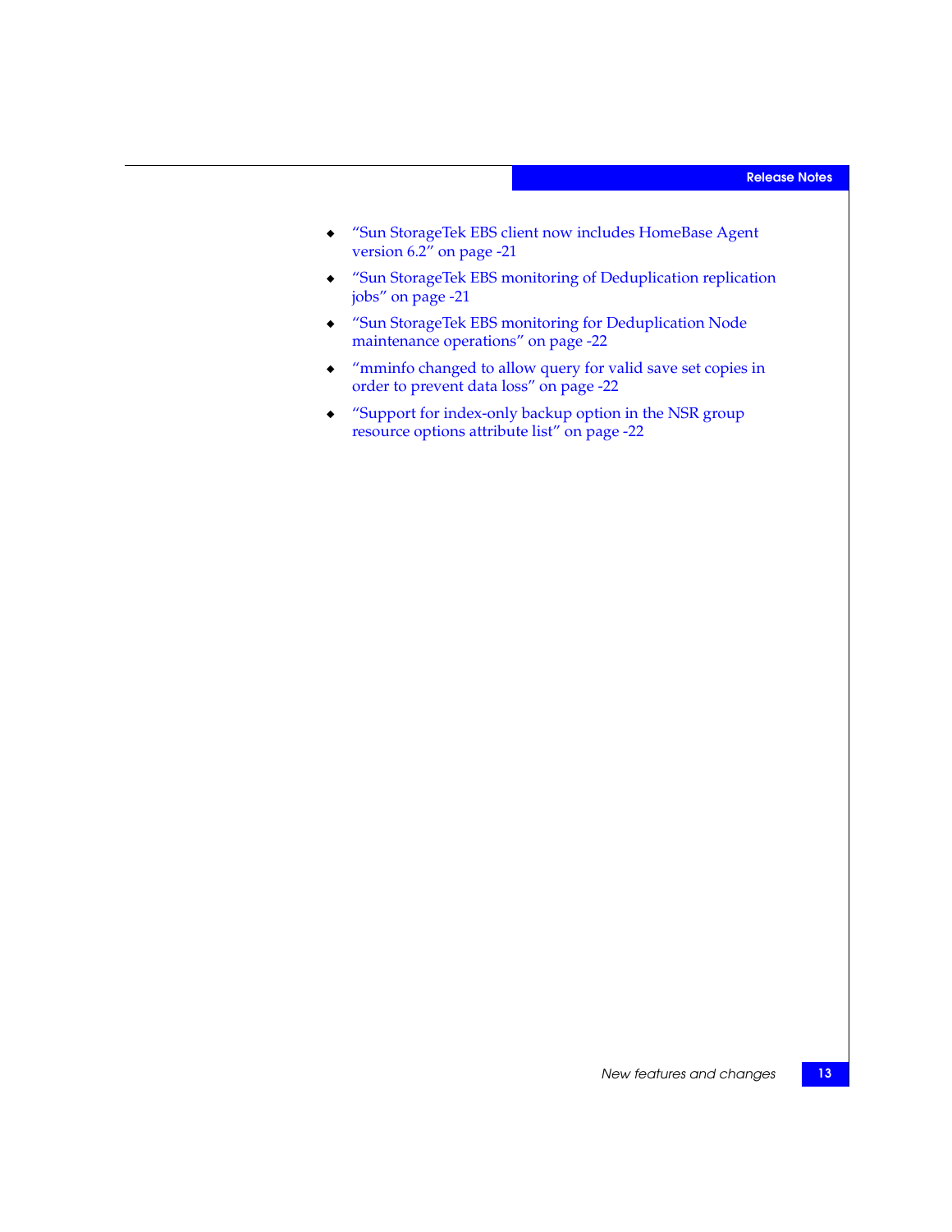- "Sun StorageTek EBS client now includes HomeBase Agent version 6.2" on page -21
- "Sun StorageTek EBS monitoring of Deduplication replication jobs" on page -21
- "Sun StorageTek EBS monitoring for Deduplication Node maintenance operations" on page -22
- "mminfo changed to allow query for valid save set copies in order to prevent data loss" on page -22
- "Support for index-only backup option in the NSR group resource options attribute list" on page -22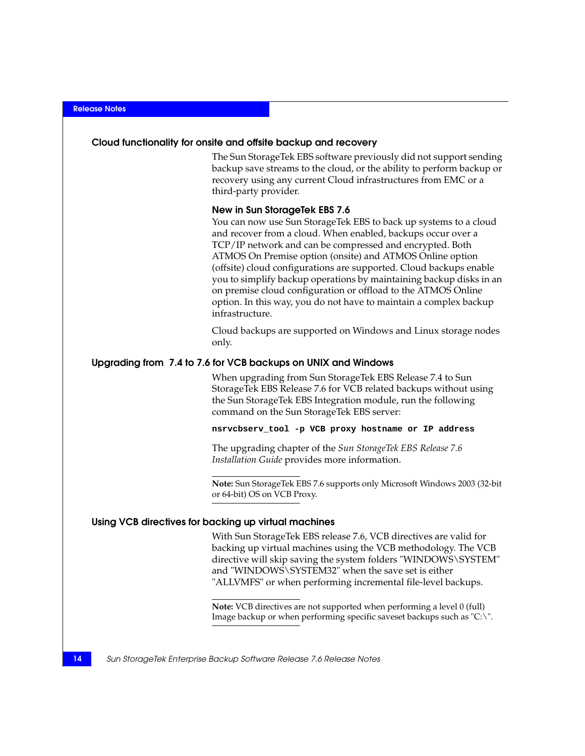## Cloud functionality for onsite and offsite backup and recovery

The Sun StorageTek EBS software previously did not support sending backup save streams to the cloud, or the ability to perform backup or recovery using any current Cloud infrastructures from EMC or a third-party provider.

### New in Sun StorageTek EBS 7.6

You can now use Sun StorageTek EBS to back up systems to a cloud and recover from a cloud. When enabled, backups occur over a TCP/IP network and can be compressed and encrypted. Both ATMOS On Premise option (onsite) and ATMOS Online option (offsite) cloud configurations are supported. Cloud backups enable you to simplify backup operations by maintaining backup disks in an on premise cloud configuration or offload to the ATMOS Online option. In this way, you do not have to maintain a complex backup infrastructure.

Cloud backups are supported on Windows and Linux storage nodes only.

## Upgrading from 7.4 to 7.6 for VCB backups on UNIX and Windows

When upgrading from Sun StorageTek EBS Release 7.4 to Sun StorageTek EBS Release 7.6 for VCB related backups without using the Sun StorageTek EBS Integration module, run the following command on the Sun StorageTek EBS server:

```
nsrvcbserv_tool -p VCB proxy hostname or IP address
```

The upgrading chapter of the *Sun StorageTek EBS Release 7.6 Installation Guide* provides more information.

---

**Note:** Sun StorageTek EBS 7.6 supports only Microsoft Windows 2003 (32-bit or 64-bit) OS on VCB Proxy.

---

## Using VCB directives for backing up virtual machines

With Sun StorageTek EBS release 7.6, VCB directives are valid for backing up virtual machines using the VCB methodology. The VCB directive will skip saving the system folders "WINDOWS\SYSTEM" and "WINDOWS\SYSTEM32" when the save set is either "ALLVMFS" or when performing incremental file-level backups.

---

**Note:** VCB directives are not supported when performing a level 0 (full) Image backup or when performing specific saveset backups such as "C:\".

---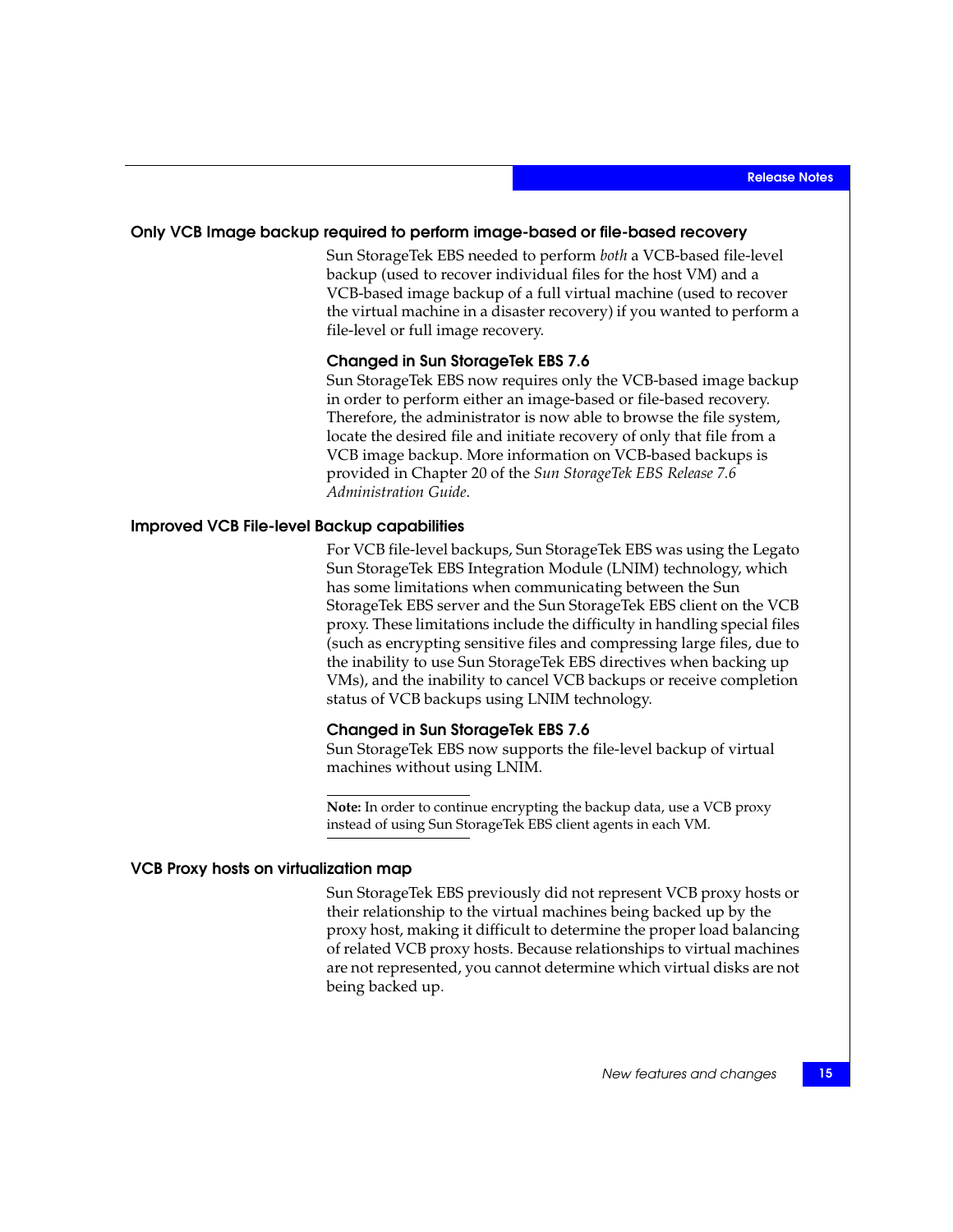## Only VCB Image backup required to perform image-based or file-based recovery

Sun StorageTek EBS needed to perform *both* a VCB-based file-level backup (used to recover individual files for the host VM) and a VCB-based image backup of a full virtual machine (used to recover the virtual machine in a disaster recovery) if you wanted to perform a file-level or full image recovery.

### Changed in Sun StorageTek EBS 7.6

Sun StorageTek EBS now requires only the VCB-based image backup in order to perform either an image-based or file-based recovery. Therefore, the administrator is now able to browse the file system, locate the desired file and initiate recovery of only that file from a VCB image backup. More information on VCB-based backups is provided in Chapter 20 of the *Sun StorageTek EBS Release 7.6 Administration Guide*.

## Improved VCB File-level Backup capabilities

For VCB file-level backups, Sun StorageTek EBS was using the Legato Sun StorageTek EBS Integration Module (LNIM) technology, which has some limitations when communicating between the Sun StorageTek EBS server and the Sun StorageTek EBS client on the VCB proxy. These limitations include the difficulty in handling special files (such as encrypting sensitive files and compressing large files, due to the inability to use Sun StorageTek EBS directives when backing up VMs), and the inability to cancel VCB backups or receive completion status of VCB backups using LNIM technology.

### Changed in Sun StorageTek EBS 7.6

Sun StorageTek EBS now supports the file-level backup of virtual machines without using LNIM.

**Note:** In order to continue encrypting the backup data, use a VCB proxy instead of using Sun StorageTek EBS client agents in each VM.

## VCB Proxy hosts on virtualization map

Sun StorageTek EBS previously did not represent VCB proxy hosts or their relationship to the virtual machines being backed up by the proxy host, making it difficult to determine the proper load balancing of related VCB proxy hosts. Because relationships to virtual machines are not represented, you cannot determine which virtual disks are not being backed up.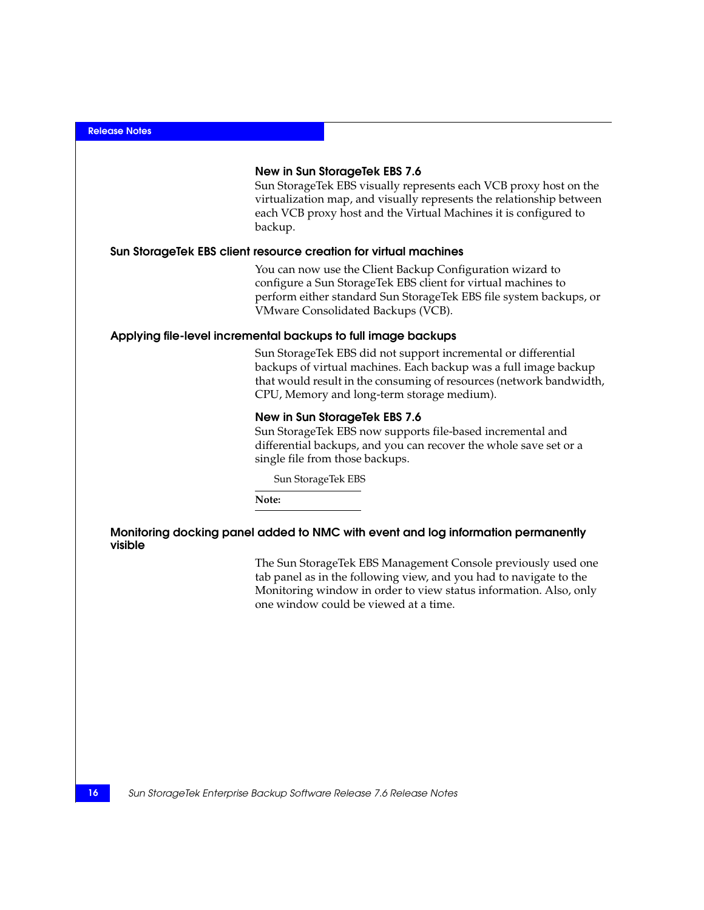#### New in Sun StorageTek EBS 7.6

Sun StorageTek EBS visually represents each VCB proxy host on the virtualization map, and visually represents the relationship between each VCB proxy host and the Virtual Machines it is configured to backup.

### Sun StorageTek EBS client resource creation for virtual machines

You can now use the Client Backup Configuration wizard to configure a Sun StorageTek EBS client for virtual machines to perform either standard Sun StorageTek EBS file system backups, or VMware Consolidated Backups (VCB).

### Applying file-level incremental backups to full image backups

Sun StorageTek EBS did not support incremental or differential backups of virtual machines. Each backup was a full image backup that would result in the consuming of resources (network bandwidth, CPU, Memory and long-term storage medium).

#### New in Sun StorageTek EBS 7.6

Sun StorageTek EBS now supports file-based incremental and differential backups, and you can recover the whole save set or a single file from those backups.

Sun StorageTek EBS

**Note:**

### Monitoring docking panel added to NMC with event and log information permanently visible

The Sun StorageTek EBS Management Console previously used one tab panel as in the following view, and you had to navigate to the Monitoring window in order to view status information. Also, only one window could be viewed at a time.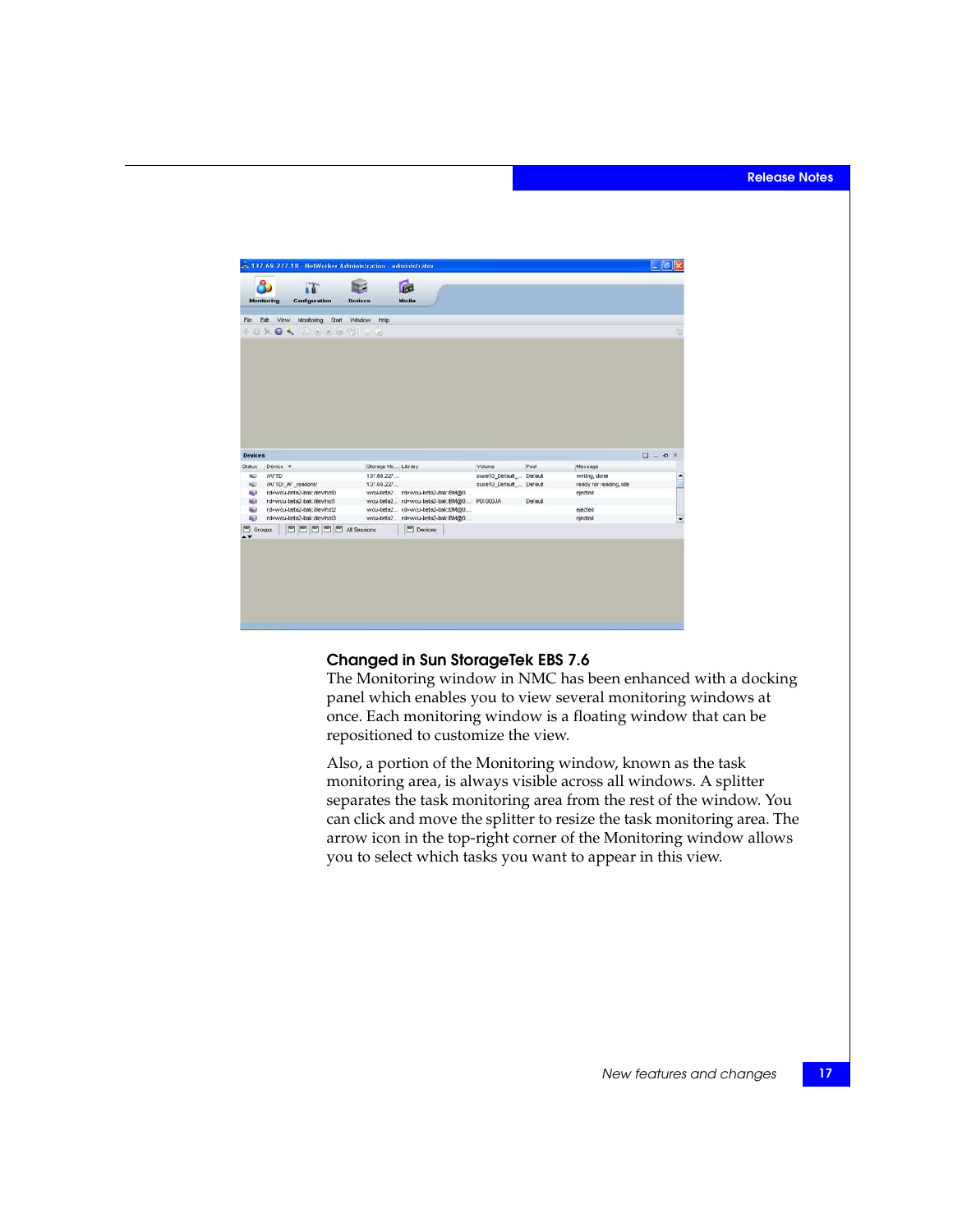## Changed in Sun StorageTek EBS 7.6

The Monitoring window in NMC has been enhanced with a docking panel which enables you to view several monitoring windows at once. Each monitoring window is a floating window that can be repositioned to customize the view.

Also, a portion of the Monitoring window, known as the task monitoring area, is always visible across all windows. A splitter separates the task monitoring area from the rest of the window. You can click and move the splitter to resize the task monitoring area. The arrow icon in the top-right corner of the Monitoring window allows you to select which tasks you want to appear in this view.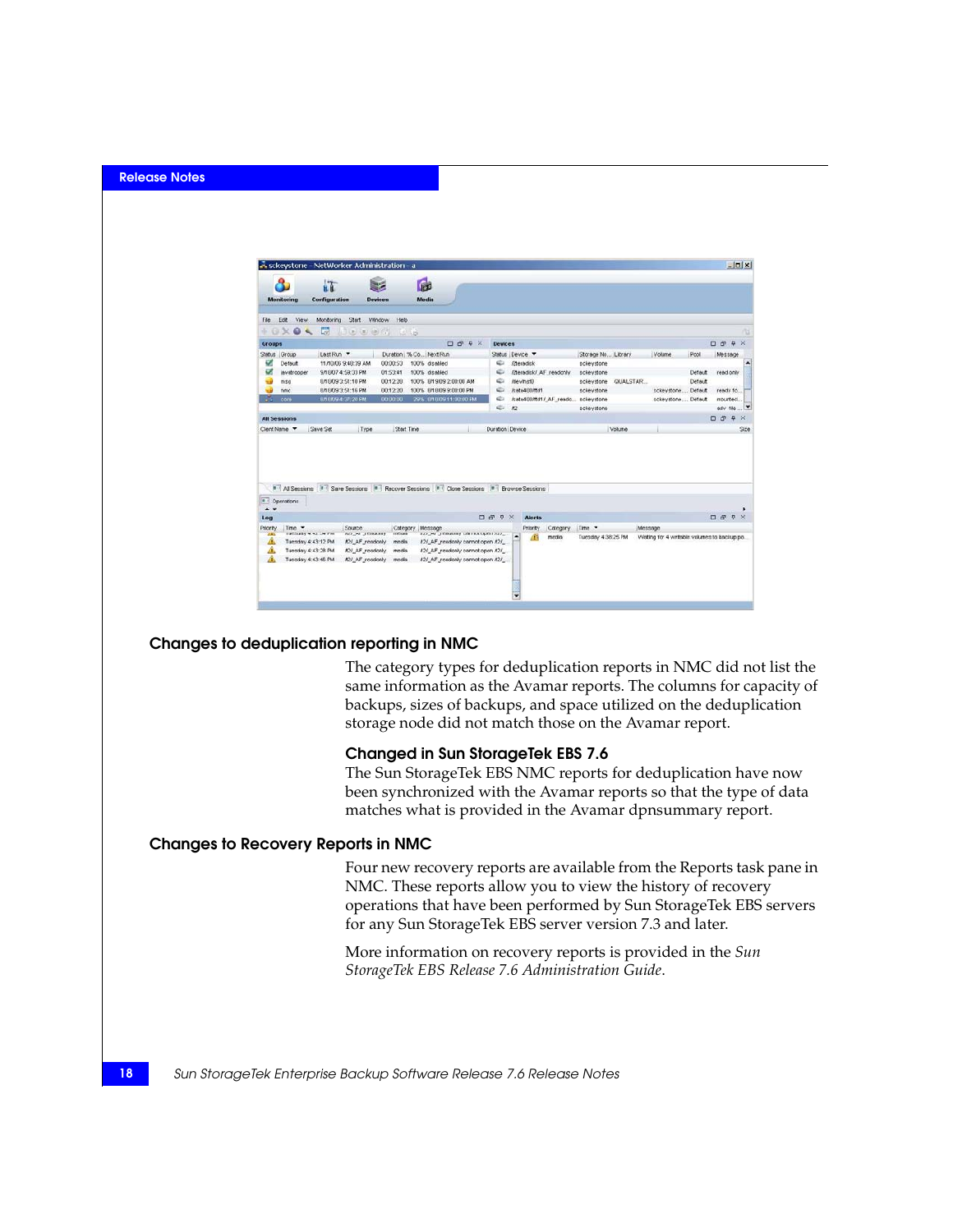## Changes to deduplication reporting in NMC

The category types for deduplication reports in NMC did not list the same information as the Avamar reports. The columns for capacity of backups, sizes of backups, and space utilized on the deduplication storage node did not match those on the Avamar report.

### Changed in Sun StorageTek EBS 7.6

The Sun StorageTek EBS NMC reports for deduplication have now been synchronized with the Avamar reports so that the type of data matches what is provided in the Avamar dpnsummary report.

## Changes to Recovery Reports in NMC

Four new recovery reports are available from the Reports task pane in NMC. These reports allow you to view the history of recovery operations that have been performed by Sun StorageTek EBS servers for any Sun StorageTek EBS server version 7.3 and later.

More information on recovery reports is provided in the *Sun StorageTek EBS Release 7.6 Administration Guide*.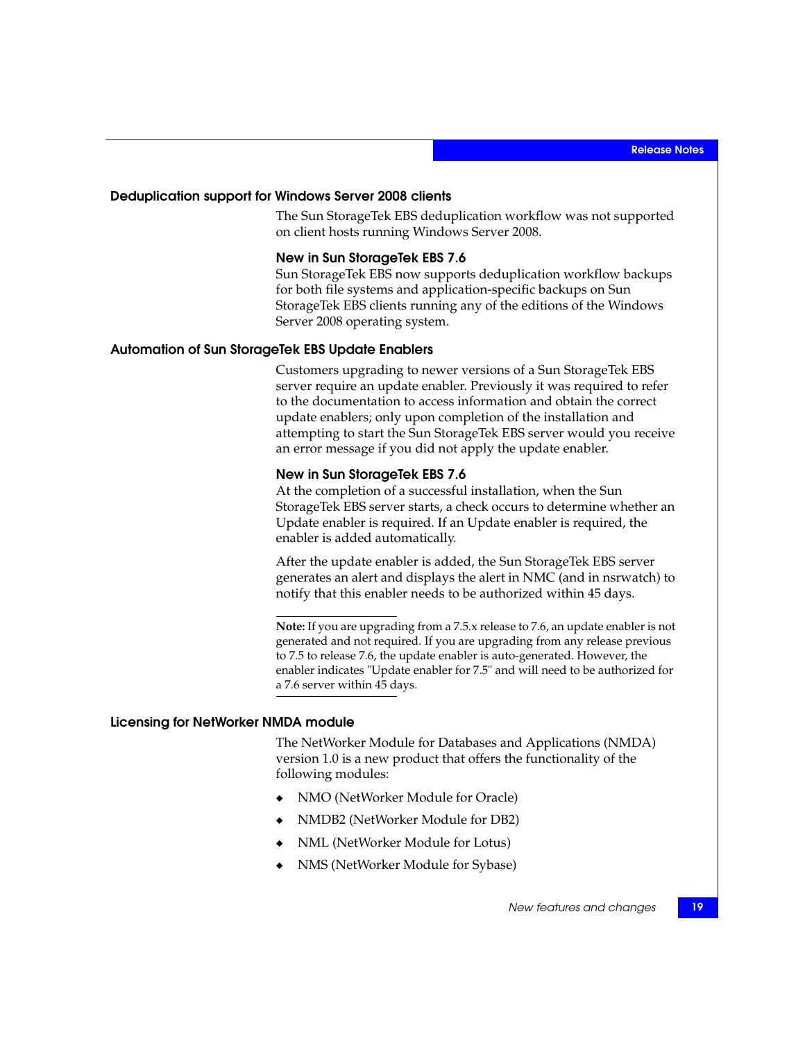### Deduplication support for Windows Server 2008 clients

The Sun StorageTek EBS deduplication workflow was not supported on client hosts running Windows Server 2008.

#### New in Sun StorageTek EBS 7.6

Sun StorageTek EBS now supports deduplication workflow backups for both file systems and application-specific backups on Sun StorageTek EBS clients running any of the editions of the Windows Server 2008 operating system.

### Automation of Sun StorageTek EBS Update Enablers

Customers upgrading to newer versions of a Sun StorageTek EBS server require an update enabler. Previously it was required to refer to the documentation to access information and obtain the correct update enablers; only upon completion of the installation and attempting to start the Sun StorageTek EBS server would you receive an error message if you did not apply the update enabler.

#### New in Sun StorageTek EBS 7.6

At the completion of a successful installation, when the Sun StorageTek EBS server starts, a check occurs to determine whether an Update enabler is required. If an Update enabler is required, the enabler is added automatically.

After the update enabler is added, the Sun StorageTek EBS server generates an alert and displays the alert in NMC (and in nsrwatch) to notify that this enabler needs to be authorized within 45 days.

**Note:** If you are upgrading from a 7.5.x release to 7.6, an update enabler is not generated and not required. If you are upgrading from any release previous to 7.5 to release 7.6, the update enabler is auto-generated. However, the enabler indicates "Update enabler for 7.5" and will need to be authorized for a 7.6 server within 45 days.

### Licensing for NetWorker NMDA module

The NetWorker Module for Databases and Applications (NMDA) version 1.0 is a new product that offers the functionality of the following modules:

- NMO (NetWorker Module for Oracle)
- NMDB2 (NetWorker Module for DB2)
- NML (NetWorker Module for Lotus)
- NMS (NetWorker Module for Sybase)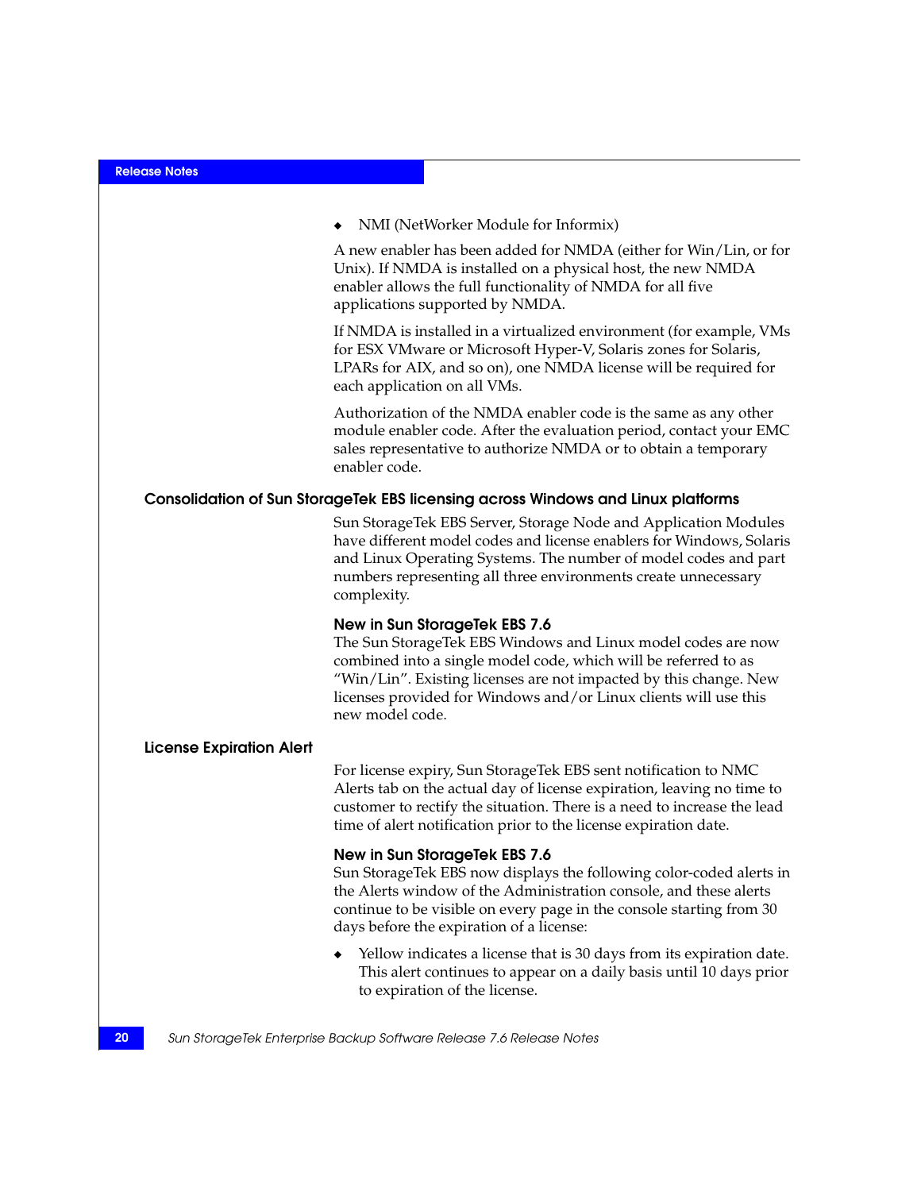- NMI (NetWorker Module for Informix)

A new enabler has been added for NMDA (either for Win/Lin, or for Unix). If NMDA is installed on a physical host, the new NMDA enabler allows the full functionality of NMDA for all five applications supported by NMDA.

If NMDA is installed in a virtualized environment (for example, VMs for ESX VMware or Microsoft Hyper-V, Solaris zones for Solaris, LPARs for AIX, and so on), one NMDA license will be required for each application on all VMs.

Authorization of the NMDA enabler code is the same as any other module enabler code. After the evaluation period, contact your EMC sales representative to authorize NMDA or to obtain a temporary enabler code.

## Consolidation of Sun StorageTek EBS licensing across Windows and Linux platforms

Sun StorageTek EBS Server, Storage Node and Application Modules have different model codes and license enablers for Windows, Solaris and Linux Operating Systems. The number of model codes and part numbers representing all three environments create unnecessary complexity.

### New in Sun StorageTek EBS 7.6

The Sun StorageTek EBS Windows and Linux model codes are now combined into a single model code, which will be referred to as “Win/Lin”. Existing licenses are not impacted by this change. New licenses provided for Windows and/or Linux clients will use this new model code.

## License Expiration Alert

For license expiry, Sun StorageTek EBS sent notification to NMC Alerts tab on the actual day of license expiration, leaving no time to customer to rectify the situation. There is a need to increase the lead time of alert notification prior to the license expiration date.

### New in Sun StorageTek EBS 7.6

Sun StorageTek EBS now displays the following color-coded alerts in the Alerts window of the Administration console, and these alerts continue to be visible on every page in the console starting from 30 days before the expiration of a license:

- Yellow indicates a license that is 30 days from its expiration date. This alert continues to appear on a daily basis until 10 days prior to expiration of the license.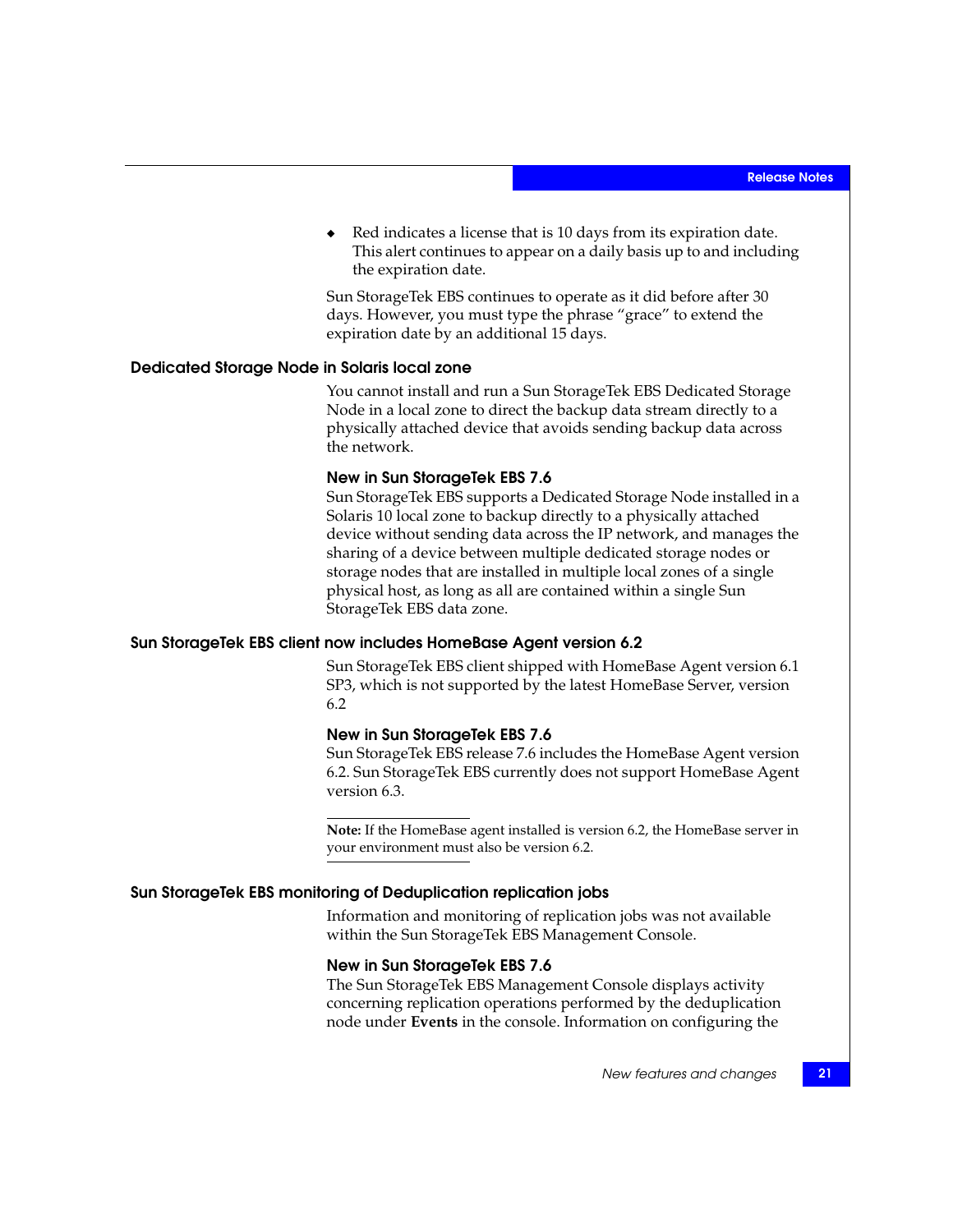- Red indicates a license that is 10 days from its expiration date. This alert continues to appear on a daily basis up to and including the expiration date.

Sun StorageTek EBS continues to operate as it did before after 30 days. However, you must type the phrase "grace" to extend the expiration date by an additional 15 days.

## Dedicated Storage Node in Solaris local zone

You cannot install and run a Sun StorageTek EBS Dedicated Storage Node in a local zone to direct the backup data stream directly to a physically attached device that avoids sending backup data across the network.

### New in Sun StorageTek EBS 7.6

Sun StorageTek EBS supports a Dedicated Storage Node installed in a Solaris 10 local zone to backup directly to a physically attached device without sending data across the IP network, and manages the sharing of a device between multiple dedicated storage nodes or storage nodes that are installed in multiple local zones of a single physical host, as long as all are contained within a single Sun StorageTek EBS data zone.

## Sun StorageTek EBS client now includes HomeBase Agent version 6.2

Sun StorageTek EBS client shipped with HomeBase Agent version 6.1 SP3, which is not supported by the latest HomeBase Server, version 6.2

### New in Sun StorageTek EBS 7.6

Sun StorageTek EBS release 7.6 includes the HomeBase Agent version 6.2. Sun StorageTek EBS currently does not support HomeBase Agent version 6.3.

**Note:** If the HomeBase agent installed is version 6.2, the HomeBase server in your environment must also be version 6.2.

## Sun StorageTek EBS monitoring of Deduplication replication jobs

Information and monitoring of replication jobs was not available within the Sun StorageTek EBS Management Console.

### New in Sun StorageTek EBS 7.6

The Sun StorageTek EBS Management Console displays activity concerning replication operations performed by the deduplication node under **Events** in the console. Information on configuring the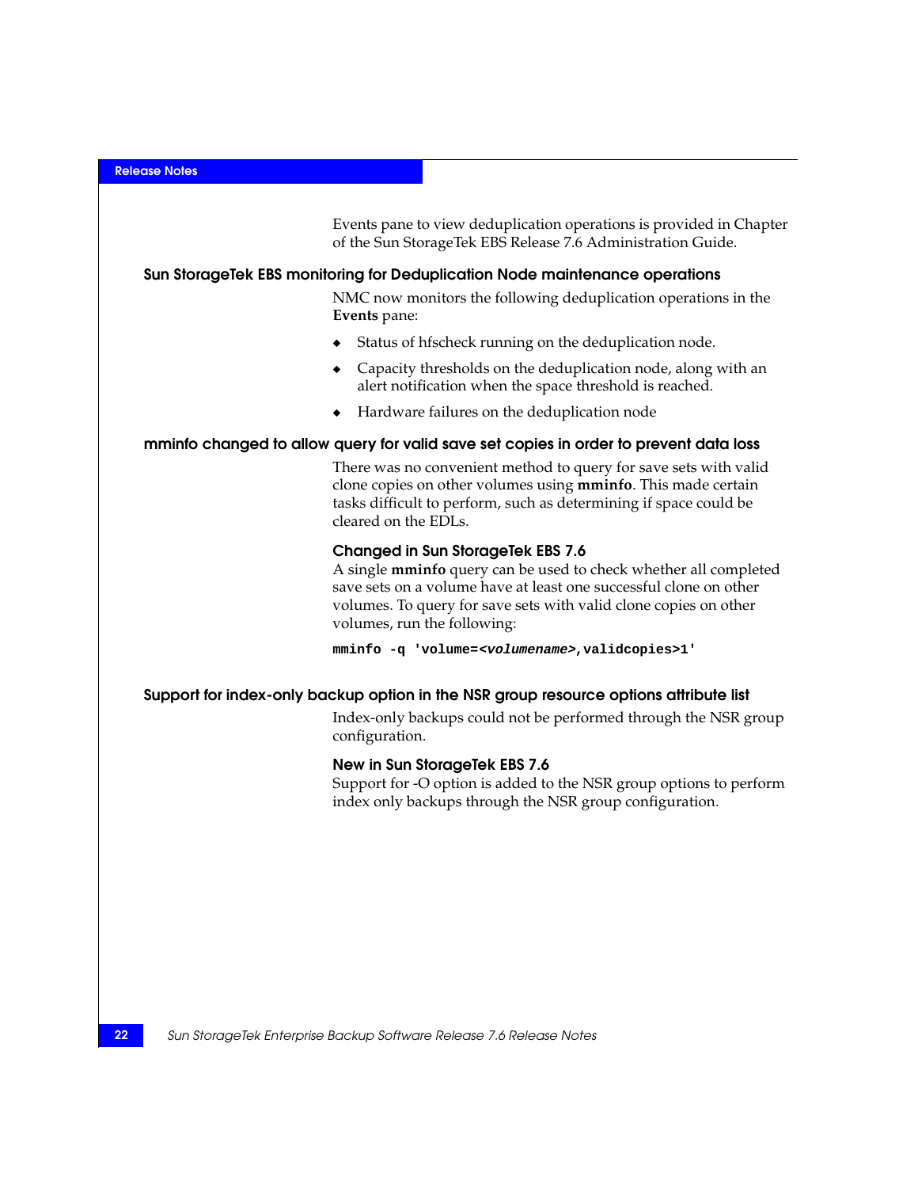Events pane to view deduplication operations is provided in Chapter of the Sun StorageTek EBS Release 7.6 Administration Guide.

### Sun StorageTek EBS monitoring for Deduplication Node maintenance operations

NMC now monitors the following deduplication operations in the **Events** pane:

- Status of hfscheck running on the deduplication node.
- Capacity thresholds on the deduplication node, along with an alert notification when the space threshold is reached.
- Hardware failures on the deduplication node

### mminfo changed to allow query for valid save set copies in order to prevent data loss

There was no convenient method to query for save sets with valid clone copies on other volumes using **mminfo**. This made certain tasks difficult to perform, such as determining if space could be cleared on the EDLs.

#### Changed in Sun StorageTek EBS 7.6

A single **mminfo** query can be used to check whether all completed save sets on a volume have at least one successful clone on other volumes. To query for save sets with valid clone copies on other volumes, run the following:

```
mminfo -q 'volume=<volumename>,validcopies>1'
```

### Support for index-only backup option in the NSR group resource options attribute list

Index-only backups could not be performed through the NSR group configuration.

#### New in Sun StorageTek EBS 7.6

Support for -O option is added to the NSR group options to perform index only backups through the NSR group configuration.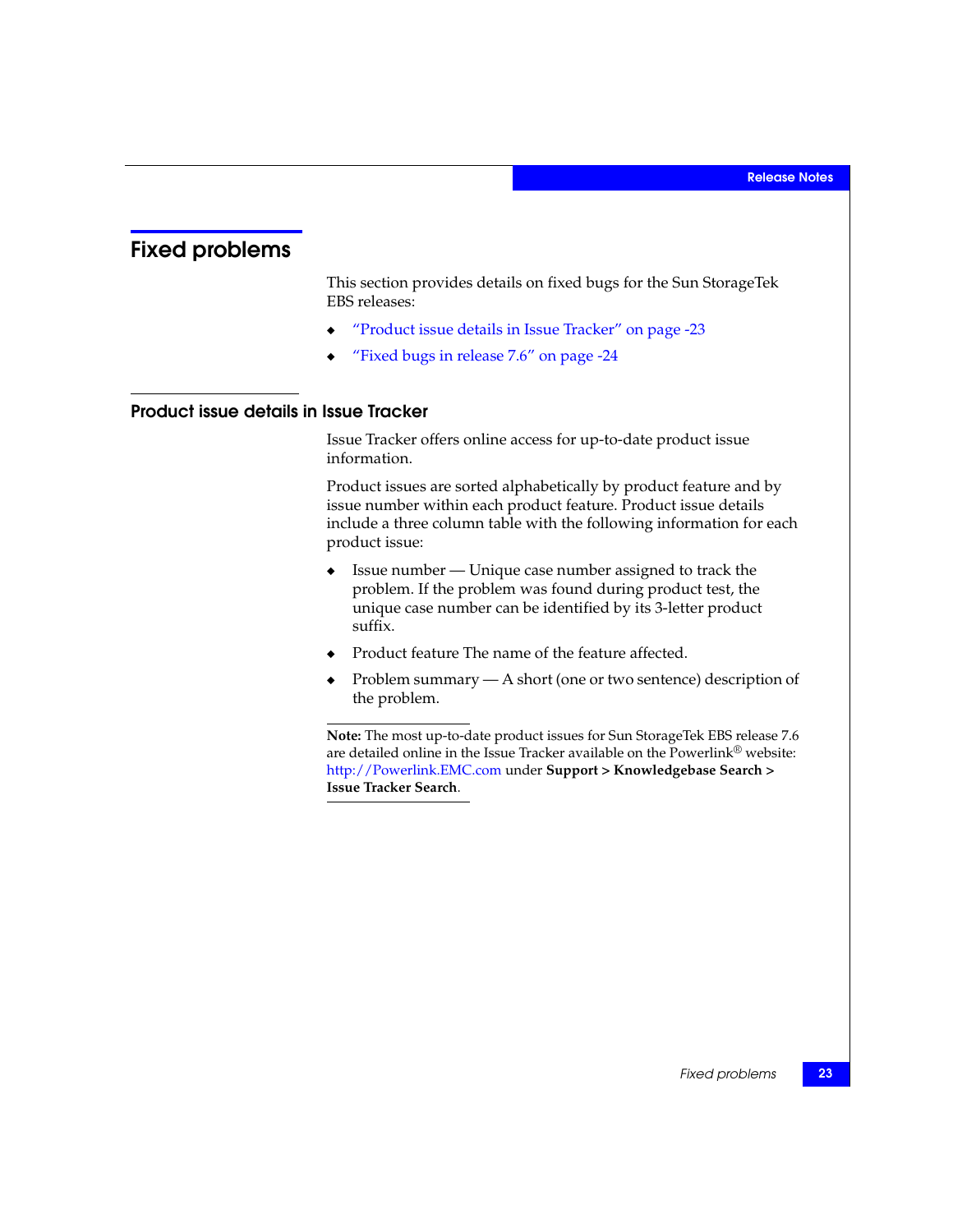# Fixed problems

This section provides details on fixed bugs for the Sun StorageTek EBS releases:

- "Product issue details in Issue Tracker" on page -23
- "Fixed bugs in release 7.6" on page -24

## Product issue details in Issue Tracker

Issue Tracker offers online access for up-to-date product issue information.

Product issues are sorted alphabetically by product feature and by issue number within each product feature. Product issue details include a three column table with the following information for each product issue:

- Issue number — Unique case number assigned to track the problem. If the problem was found during product test, the unique case number can be identified by its 3-letter product suffix.
- Product feature The name of the feature affected.
- Problem summary — A short (one or two sentence) description of the problem.

**Note:** The most up-to-date product issues for Sun StorageTek EBS release 7.6 are detailed online in the Issue Tracker available on the Powerlink® website: http://Powerlink.EMC.com under **Support > Knowledgebase Search > Issue Tracker Search**.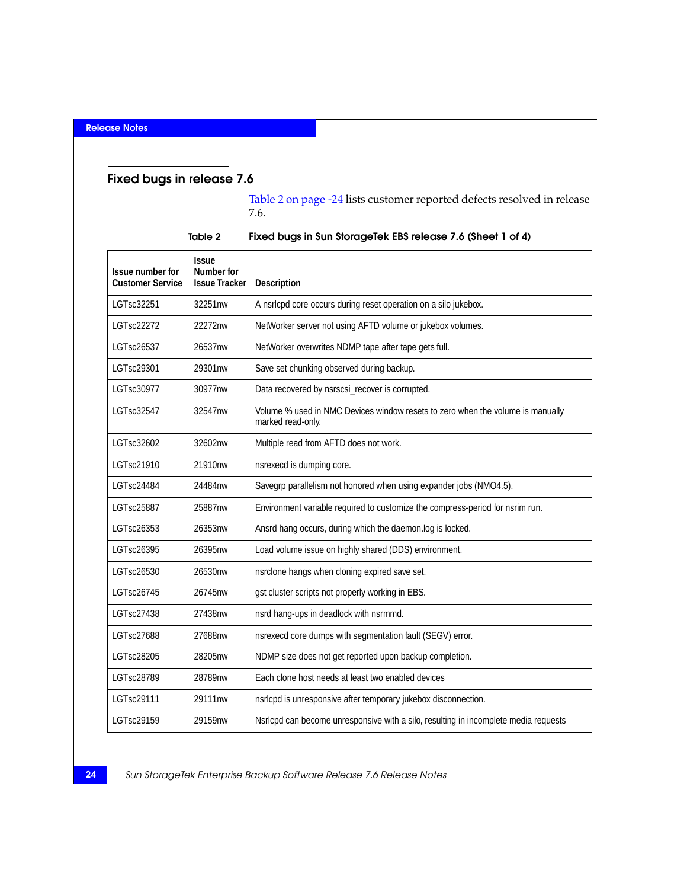## Fixed bugs in release 7.6

Table 2 on page -24 lists customer reported defects resolved in release 7.6.

**Table 2 Fixed bugs in Sun StorageTek EBS release 7.6 (Sheet 1 of 4)**

| Issue number for Customer Service | Issue Number for Issue Tracker | Description |
|---|---|---|
| LGTsc32251 | 32251nw | A nsrlcpd core occurs during reset operation on a silo jukebox. |
| LGTsc22272 | 22272nw | NetWorker server not using AFTD volume or jukebox volumes. |
| LGTsc26537 | 26537nw | NetWorker overwrites NDMP tape after tape gets full. |
| LGTsc29301 | 29301nw | Save set chunking observed during backup. |
| LGTsc30977 | 30977nw | Data recovered by nsrscsi_recover is corrupted. |
| LGTsc32547 | 32547nw | Volume % used in NMC Devices window resets to zero when the volume is manually marked read-only. |
| LGTsc32602 | 32602nw | Multiple read from AFTD does not work. |
| LGTsc21910 | 21910nw | nsrexecd is dumping core. |
| LGTsc24484 | 24484nw | Savegrp parallelism not honored when using expander jobs (NMO4.5). |
| LGTsc25887 | 25887nw | Environment variable required to customize the compress-period for nsrim run. |
| LGTsc26353 | 26353nw | Ansrd hang occurs, during which the daemon.log is locked. |
| LGTsc26395 | 26395nw | Load volume issue on highly shared (DDS) environment. |
| LGTsc26530 | 26530nw | nsrclone hangs when cloning expired save set. |
| LGTsc26745 | 26745nw | gst cluster scripts not properly working in EBS. |
| LGTsc27438 | 27438nw | nsrd hang-ups in deadlock with nsrmmd. |
| LGTsc27688 | 27688nw | nsrexecd core dumps with segmentation fault (SEGV) error. |
| LGTsc28205 | 28205nw | NDMP size does not get reported upon backup completion. |
| LGTsc28789 | 28789nw | Each clone host needs at least two enabled devices |
| LGTsc29111 | 29111nw | nsrlcpd is unresponsive after temporary jukebox disconnection. |
| LGTsc29159 | 29159nw | Nsrlcpd can become unresponsive with a silo, resulting in incomplete media requests |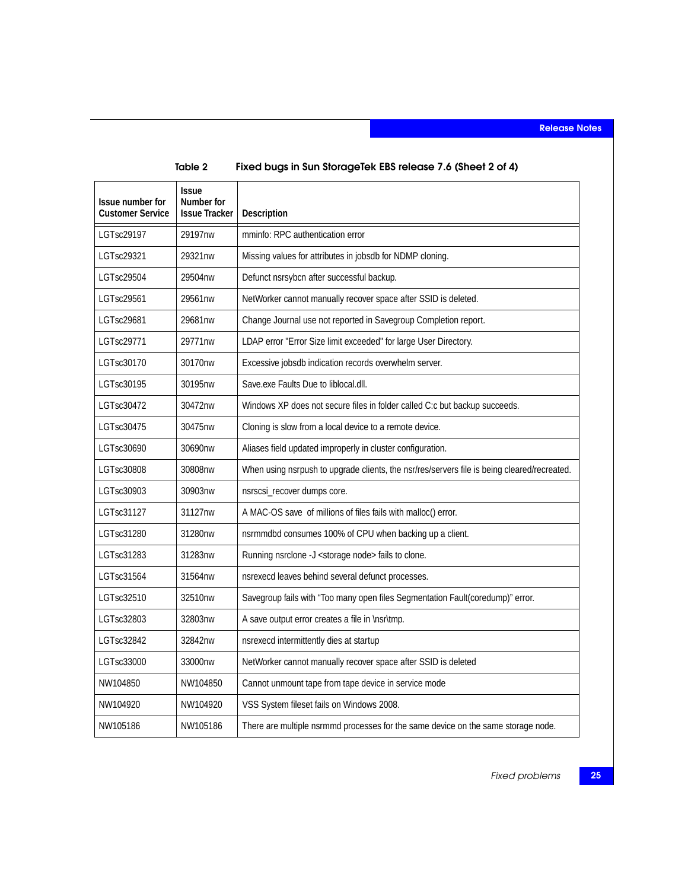Table 2 Fixed bugs in Sun StorageTek EBS release 7.6 (Sheet 2 of 4)

| Issue number for Customer Service | Issue Number for Issue Tracker | Description |
|---|---|---|
| LGTsc29197 | 29197nw | mminfo: RPC authentication error |
| LGTsc29321 | 29321nw | Missing values for attributes in jobsdb for NDMP cloning. |
| LGTsc29504 | 29504nw | Defunct nsrsybcn after successful backup. |
| LGTsc29561 | 29561nw | NetWorker cannot manually recover space after SSID is deleted. |
| LGTsc29681 | 29681nw | Change Journal use not reported in Savegroup Completion report. |
| LGTsc29771 | 29771nw | LDAP error "Error Size limit exceeded" for large User Directory. |
| LGTsc30170 | 30170nw | Excessive jobsdb indication records overwhelm server. |
| LGTsc30195 | 30195nw | Save.exe Faults Due to liblocal.dll. |
| LGTsc30472 | 30472nw | Windows XP does not secure files in folder called C:c but backup succeeds. |
| LGTsc30475 | 30475nw | Cloning is slow from a local device to a remote device. |
| LGTsc30690 | 30690nw | Aliases field updated improperly in cluster configuration. |
| LGTsc30808 | 30808nw | When using nsrpush to upgrade clients, the nsr/res/servers file is being cleared/recreated. |
| LGTsc30903 | 30903nw | nsrscsi_recover dumps core. |
| LGTsc31127 | 31127nw | A MAC-OS save of millions of files fails with malloc() error. |
| LGTsc31280 | 31280nw | nsrmmdbd consumes 100% of CPU when backing up a client. |
| LGTsc31283 | 31283nw | Running nsrclone -J <storage node> fails to clone. |
| LGTsc31564 | 31564nw | nsrexecd leaves behind several defunct processes. |
| LGTsc32510 | 32510nw | Savegroup fails with “Too many open files Segmentation Fault(coredump)” error. |
| LGTsc32803 | 32803nw | A save output error creates a file in \nsr\tmp. |
| LGTsc32842 | 32842nw | nsrexecd intermittently dies at startup |
| LGTsc33000 | 33000nw | NetWorker cannot manually recover space after SSID is deleted |
| NW104850 | NW104850 | Cannot unmount tape from tape device in service mode |
| NW104920 | NW104920 | VSS System fileset fails on Windows 2008. |
| NW105186 | NW105186 | There are multiple nsrmmd processes for the same device on the same storage node. |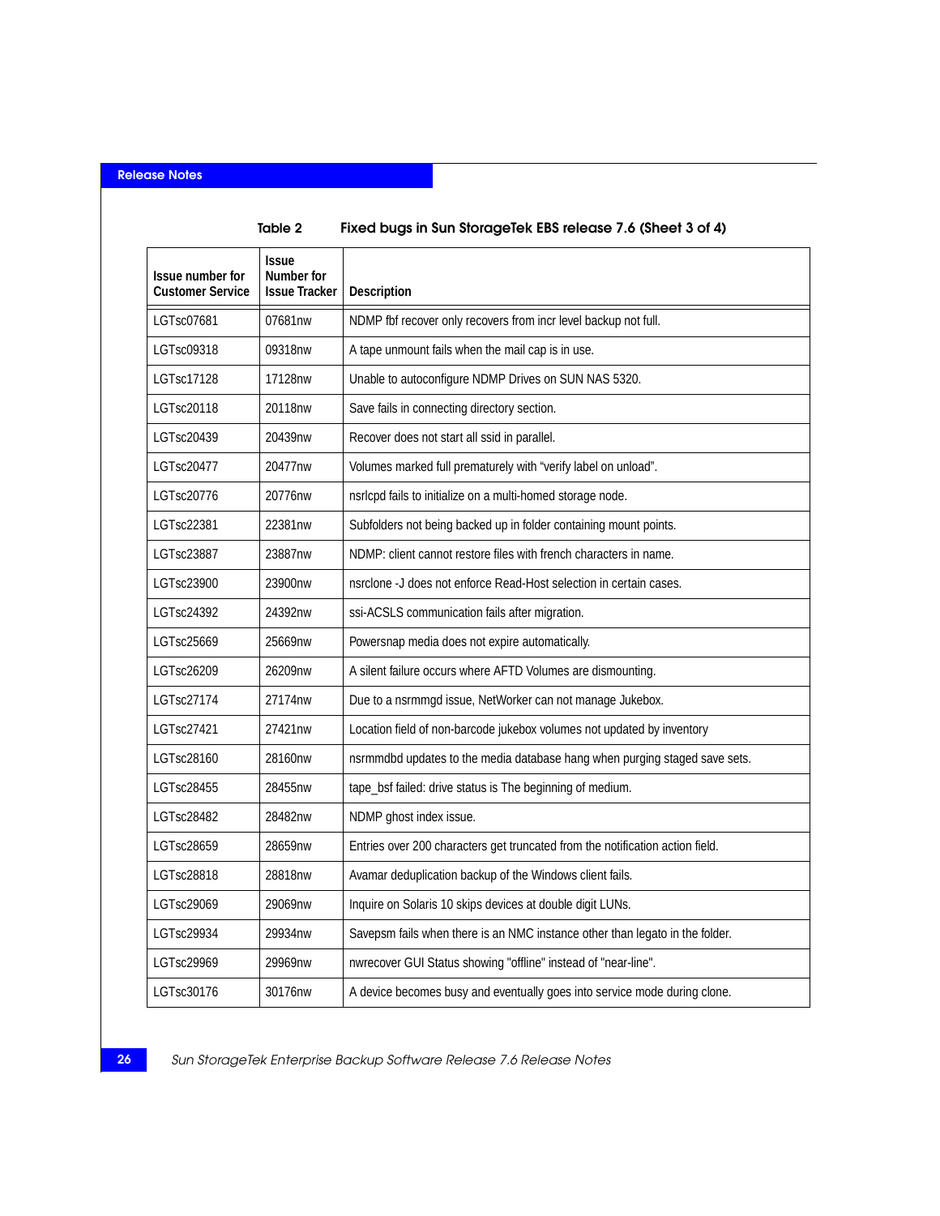Table 2 Fixed bugs in Sun StorageTek EBS release 7.6 (Sheet 3 of 4)

| Issue number for Customer Service | Issue Number for Issue Tracker | Description |
|---|---|---|
| LGTsc07681 | 07681nw | NDMP fbf recover only recovers from incr level backup not full. |
| LGTsc09318 | 09318nw | A tape unmount fails when the mail cap is in use. |
| LGTsc17128 | 17128nw | Unable to autoconfigure NDMP Drives on SUN NAS 5320. |
| LGTsc20118 | 20118nw | Save fails in connecting directory section. |
| LGTsc20439 | 20439nw | Recover does not start all ssid in parallel. |
| LGTsc20477 | 20477nw | Volumes marked full prematurely with “verify label on unload”. |
| LGTsc20776 | 20776nw | nsrlcpd fails to initialize on a multi-homed storage node. |
| LGTsc22381 | 22381nw | Subfolders not being backed up in folder containing mount points. |
| LGTsc23887 | 23887nw | NDMP: client cannot restore files with french characters in name. |
| LGTsc23900 | 23900nw | nsrclone -J does not enforce Read-Host selection in certain cases. |
| LGTsc24392 | 24392nw | ssi-ACSLS communication fails after migration. |
| LGTsc25669 | 25669nw | Powersnap media does not expire automatically. |
| LGTsc26209 | 26209nw | A silent failure occurs where AFTD Volumes are dismounting. |
| LGTsc27174 | 27174nw | Due to a nsrmmgd issue, NetWorker can not manage Jukebox. |
| LGTsc27421 | 27421nw | Location field of non-barcode jukebox volumes not updated by inventory |
| LGTsc28160 | 28160nw | nsrmmdbd updates to the media database hang when purging staged save sets. |
| LGTsc28455 | 28455nw | tape_bsf failed: drive status is The beginning of medium. |
| LGTsc28482 | 28482nw | NDMP ghost index issue. |
| LGTsc28659 | 28659nw | Entries over 200 characters get truncated from the notification action field. |
| LGTsc28818 | 28818nw | Avamar deduplication backup of the Windows client fails. |
| LGTsc29069 | 29069nw | Inquire on Solaris 10 skips devices at double digit LUNs. |
| LGTsc29934 | 29934nw | Savepsm fails when there is an NMC instance other than legato in the folder. |
| LGTsc29969 | 29969nw | nwrecover GUI Status showing "offline" instead of "near-line". |
| LGTsc30176 | 30176nw | A device becomes busy and eventually goes into service mode during clone. |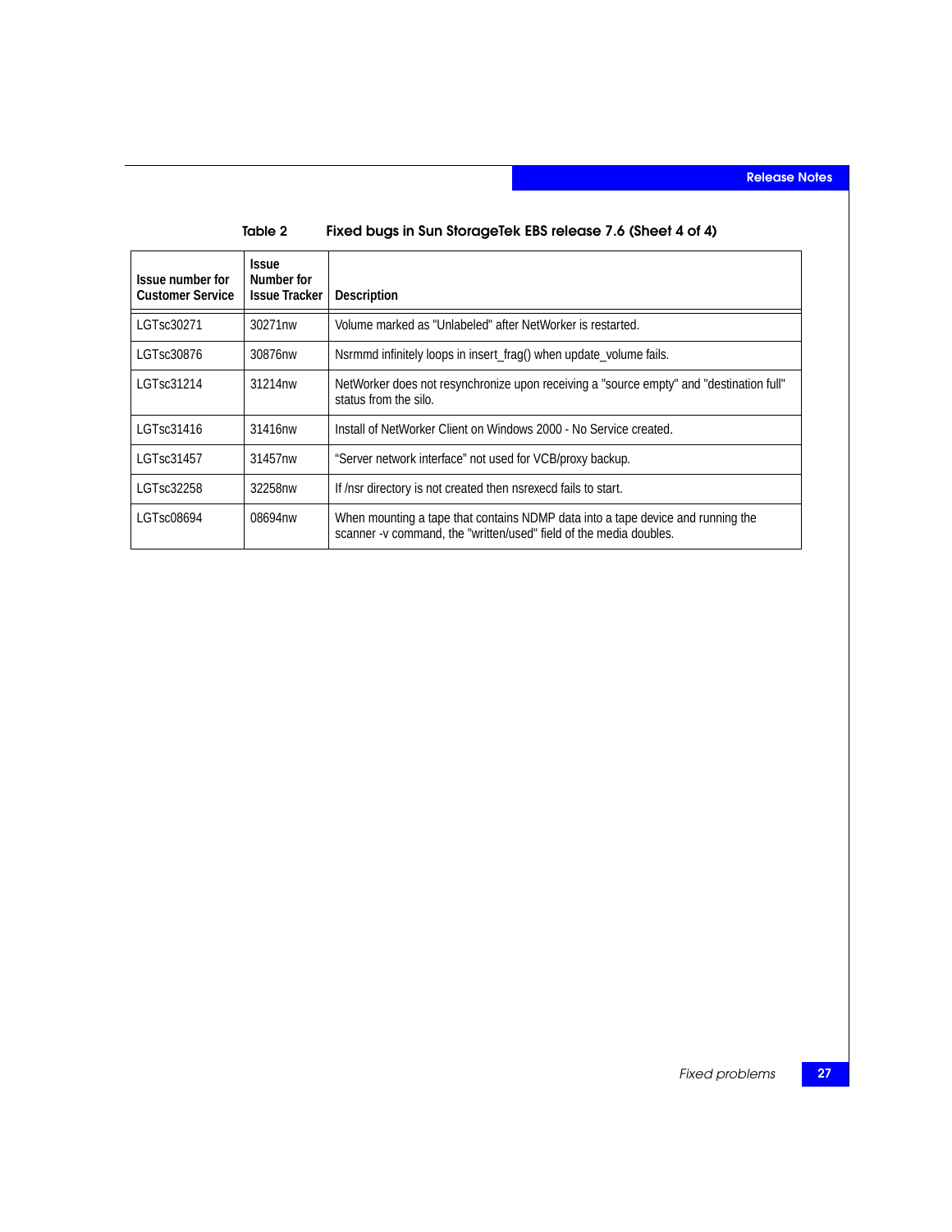Table 2 Fixed bugs in Sun StorageTek EBS release 7.6 (Sheet 4 of 4)

| Issue number for Customer Service | Issue Number for Issue Tracker | Description |
|---|---|---|
| LGTsc30271 | 30271nw | Volume marked as "Unlabeled" after NetWorker is restarted. |
| LGTsc30876 | 30876nw | Nsrmmd infinitely loops in insert_frag() when update_volume fails. |
| LGTsc31214 | 31214nw | NetWorker does not resynchronize upon receiving a "source empty" and "destination full" status from the silo. |
| LGTsc31416 | 31416nw | Install of NetWorker Client on Windows 2000 - No Service created. |
| LGTsc31457 | 31457nw | "Server network interface" not used for VCB/proxy backup. |
| LGTsc32258 | 32258nw | If /nsr directory is not created then nsrexecd fails to start. |
| LGTsc08694 | 08694nw | When mounting a tape that contains NDMP data into a tape device and running the scanner -v command, the "written/used" field of the media doubles. |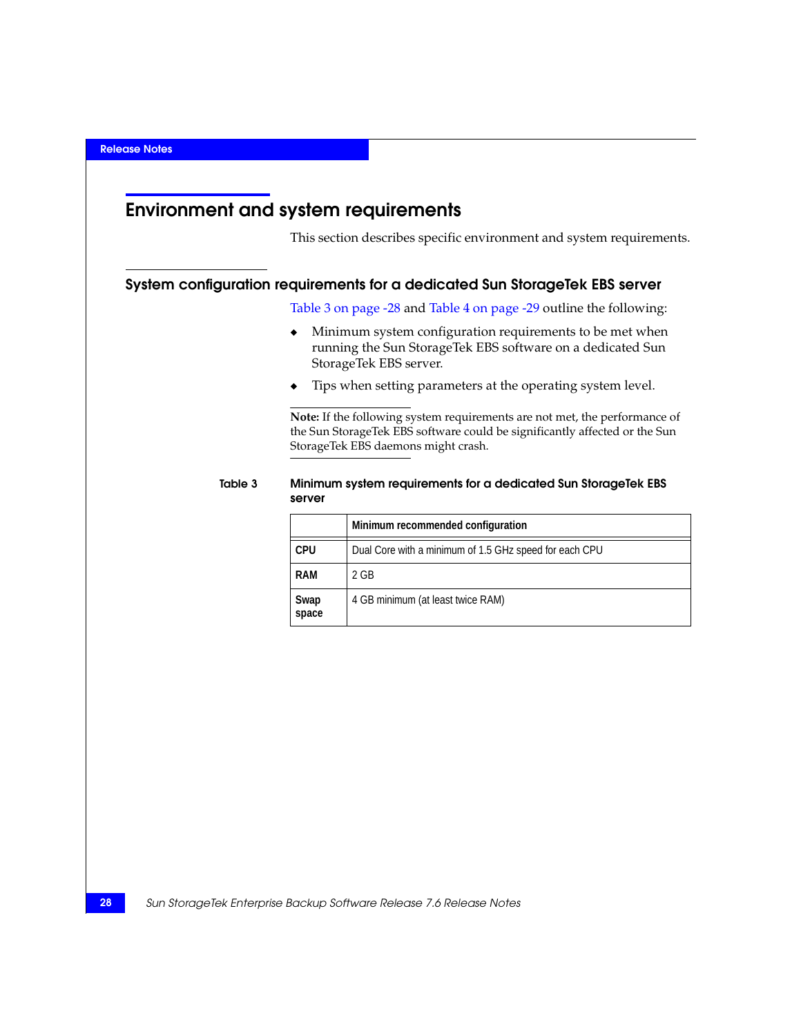# Environment and system requirements

This section describes specific environment and system requirements.

## System configuration requirements for a dedicated Sun StorageTek EBS server

Table 3 on page -28 and Table 4 on page -29 outline the following:

- Minimum system configuration requirements to be met when running the Sun StorageTek EBS software on a dedicated Sun StorageTek EBS server.
- Tips when setting parameters at the operating system level.

**Note:** If the following system requirements are not met, the performance of the Sun StorageTek EBS software could be significantly affected or the Sun StorageTek EBS daemons might crash.

**Table 3 Minimum system requirements for a dedicated Sun StorageTek EBS server**

| | Minimum recommended configuration |
|---|---|
| **CPU** | Dual Core with a minimum of 1.5 GHz speed for each CPU |
| **RAM** | 2 GB |
| **Swap space** | 4 GB minimum (at least twice RAM) |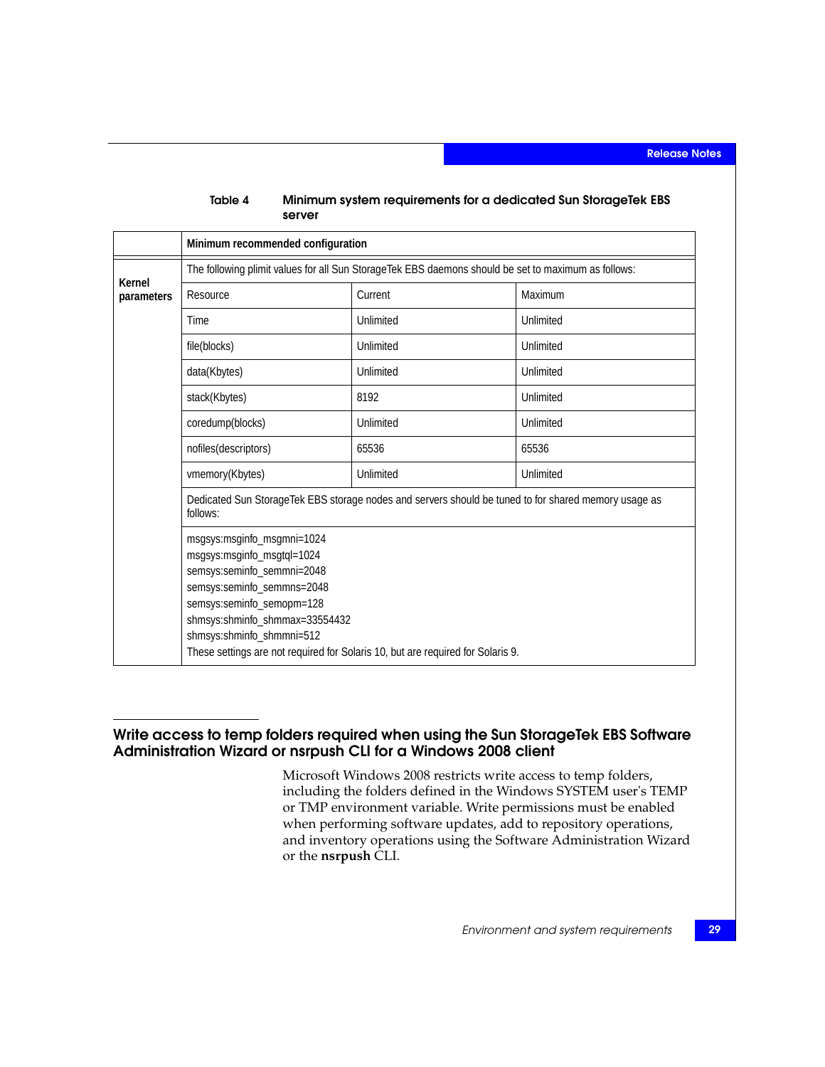Table 4 Minimum system requirements for a dedicated Sun StorageTek EBS server

| | Minimum recommended configuration | | |
|---|---|---|---|
| **Kernel parameters** | The following plimit values for all Sun StorageTek EBS daemons should be set to maximum as follows: | | |
| | Resource | Current | Maximum |
| | Time | Unlimited | Unlimited |
| | file(blocks) | Unlimited | Unlimited |
| | data(Kbytes) | Unlimited | Unlimited |
| | stack(Kbytes) | 8192 | Unlimited |
| | coredump(blocks) | Unlimited | Unlimited |
| | nofiles(descriptors) | 65536 | 65536 |
| | vmemory(Kbytes) | Unlimited | Unlimited |
| | Dedicated Sun StorageTek EBS storage nodes and servers should be tuned to for shared memory usage as follows: | | |
| | msgsys:msginfo_msgmni=1024<br>msgsys:msginfo_msgtql=1024<br>semsys:seminfo_semmni=2048<br>semsys:seminfo_semmns=2048<br>semsys:seminfo_semopm=128<br>shmsys:shminfo_shmmax=33554432<br>shmsys:shminfo_shmmni=512<br>These settings are not required for Solaris 10, but are required for Solaris 9. | | |

## Write access to temp folders required when using the Sun StorageTek EBS Software Administration Wizard or nsrpush CLI for a Windows 2008 client

Microsoft Windows 2008 restricts write access to temp folders, including the folders defined in the Windows SYSTEM user's TEMP or TMP environment variable. Write permissions must be enabled when performing software updates, add to repository operations, and inventory operations using the Software Administration Wizard or the **nsrpush** CLI.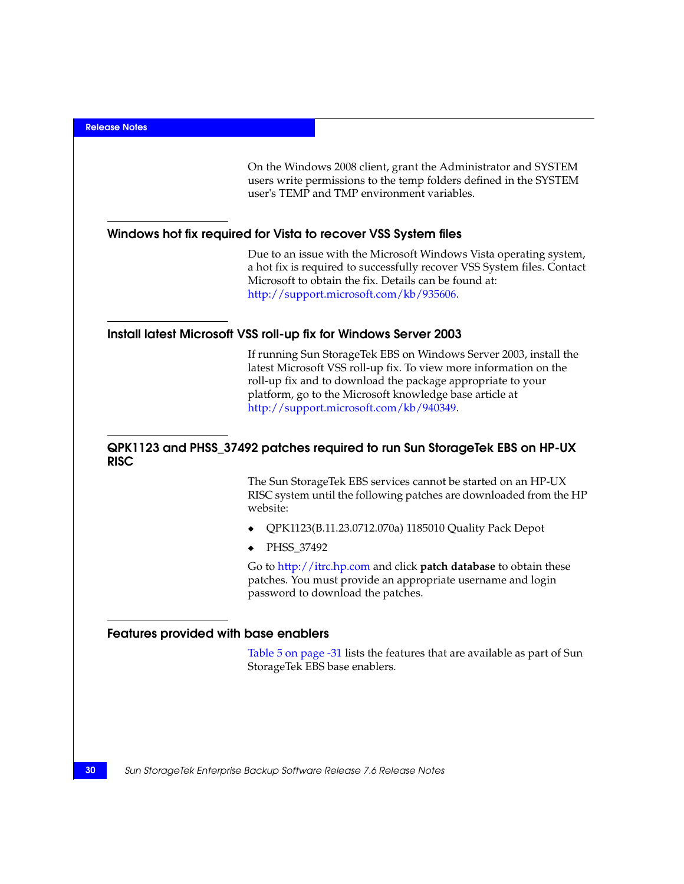On the Windows 2008 client, grant the Administrator and SYSTEM users write permissions to the temp folders defined in the SYSTEM user's TEMP and TMP environment variables.

## Windows hot fix required for Vista to recover VSS System files

Due to an issue with the Microsoft Windows Vista operating system, a hot fix is required to successfully recover VSS System files. Contact Microsoft to obtain the fix. Details can be found at: http://support.microsoft.com/kb/935606.

## Install latest Microsoft VSS roll-up fix for Windows Server 2003

If running Sun StorageTek EBS on Windows Server 2003, install the latest Microsoft VSS roll-up fix. To view more information on the roll-up fix and to download the package appropriate to your platform, go to the Microsoft knowledge base article at http://support.microsoft.com/kb/940349.

## QPK1123 and PHSS_37492 patches required to run Sun StorageTek EBS on HP-UX RISC

The Sun StorageTek EBS services cannot be started on an HP-UX RISC system until the following patches are downloaded from the HP website:

- QPK1123(B.11.23.0712.070a) 1185010 Quality Pack Depot
- PHSS_37492

Go to http://itrc.hp.com and click **patch database** to obtain these patches. You must provide an appropriate username and login password to download the patches.

## Features provided with base enablers

Table 5 on page -31 lists the features that are available as part of Sun StorageTek EBS base enablers.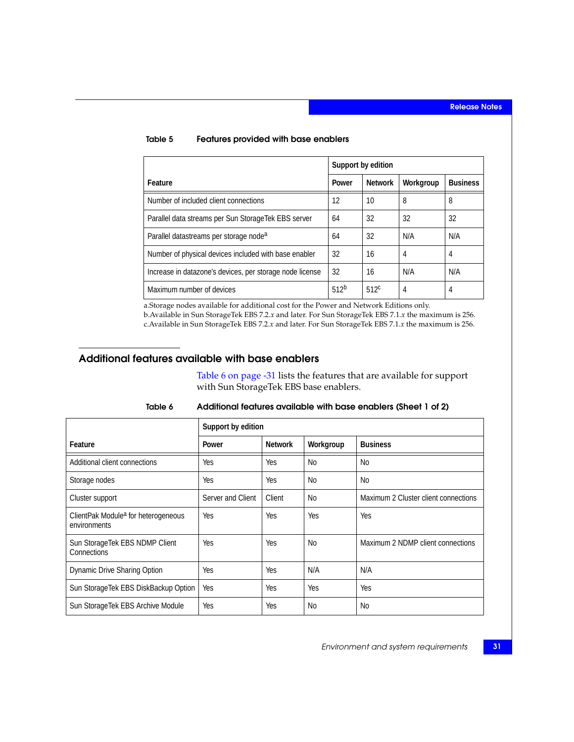Table 5 **Features provided with base enablers**

| Feature | Support by edition | | | |
|---|---|---|---|---|
| | Power | Network | Workgroup | Business |
| Number of included client connections | 12 | 10 | 8 | 8 |
| Parallel data streams per Sun StorageTek EBS server | 64 | 32 | 32 | 32 |
| Parallel datastreams per storage node[a] | 64 | 32 | N/A | N/A |
| Number of physical devices included with base enabler | 32 | 16 | 4 | 4 |
| Increase in datazone's devices, per storage node license | 32 | 16 | N/A | N/A |
| Maximum number of devices | 512[b] | 512[c] | 4 | 4 |

a.Storage nodes available for additional cost for the Power and Network Editions only.
b.Available in Sun StorageTek EBS 7.2.*x* and later. For Sun StorageTek EBS 7.1.*x* the maximum is 256.
c.Available in Sun StorageTek EBS 7.2.*x* and later. For Sun StorageTek EBS 7.1.*x* the maximum is 256.

## Additional features available with base enablers

Table 6 on page -31 lists the features that are available for support with Sun StorageTek EBS base enablers.

Table 6 **Additional features available with base enablers (Sheet 1 of 2)**

| Feature | Support by edition | | | |
|---|---|---|---|---|
| | Power | Network | Workgroup | Business |
| Additional client connections | Yes | Yes | No | No |
| Storage nodes | Yes | Yes | No | No |
| Cluster support | Server and Client | Client | No | Maximum 2 Cluster client connections |
| ClientPak Module[a] for heterogeneous environments | Yes | Yes | Yes | Yes |
| Sun StorageTek EBS NDMP Client Connections | Yes | Yes | No | Maximum 2 NDMP client connections |
| Dynamic Drive Sharing Option | Yes | Yes | N/A | N/A |
| Sun StorageTek EBS DiskBackup Option | Yes | Yes | Yes | Yes |
| Sun StorageTek EBS Archive Module | Yes | Yes | No | No |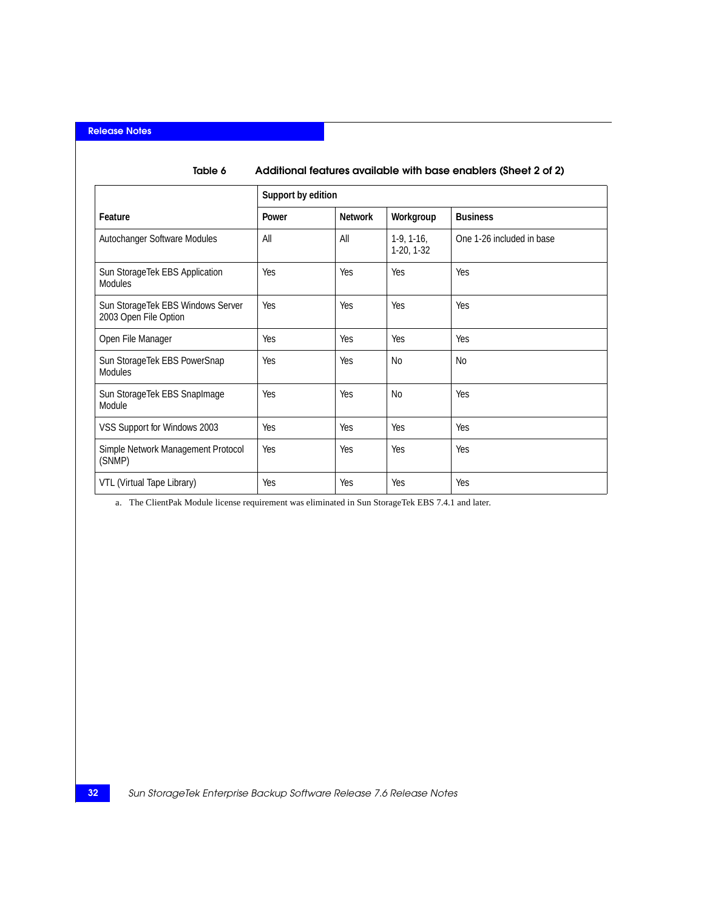Table 6 Additional features available with base enablers (Sheet 2 of 2)

| Feature | Support by edition | | | |
|---|---|---|---|---|
| | Power | Network | Workgroup | Business |
| Autochanger Software Modules | All | All | 1-9, 1-16, 1-20, 1-32 | One 1-26 included in base |
| Sun StorageTek EBS Application Modules | Yes | Yes | Yes | Yes |
| Sun StorageTek EBS Windows Server 2003 Open File Option | Yes | Yes | Yes | Yes |
| Open File Manager | Yes | Yes | Yes | Yes |
| Sun StorageTek EBS PowerSnap Modules | Yes | Yes | No | No |
| Sun StorageTek EBS SnapImage Module | Yes | Yes | No | Yes |
| VSS Support for Windows 2003 | Yes | Yes | Yes | Yes |
| Simple Network Management Protocol (SNMP) | Yes | Yes | Yes | Yes |
| VTL (Virtual Tape Library) | Yes | Yes | Yes | Yes |

a. The ClientPak Module license requirement was eliminated in Sun StorageTek EBS 7.4.1 and later.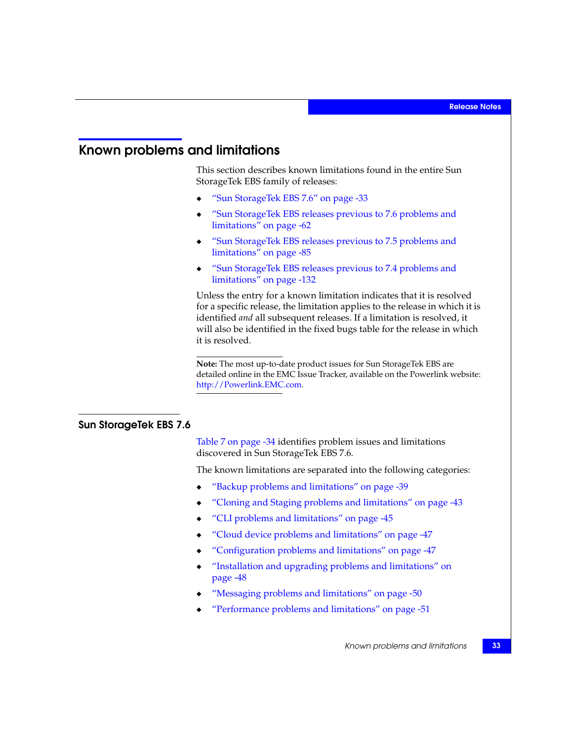# Known problems and limitations

This section describes known limitations found in the entire Sun StorageTek EBS family of releases:

- "Sun StorageTek EBS 7.6" on page -33
- "Sun StorageTek EBS releases previous to 7.6 problems and limitations" on page -62
- "Sun StorageTek EBS releases previous to 7.5 problems and limitations" on page -85
- "Sun StorageTek EBS releases previous to 7.4 problems and limitations" on page -132

Unless the entry for a known limitation indicates that it is resolved for a specific release, the limitation applies to the release in which it is identified *and* all subsequent releases. If a limitation is resolved, it will also be identified in the fixed bugs table for the release in which it is resolved.

**Note:** The most up-to-date product issues for Sun StorageTek EBS are detailed online in the EMC Issue Tracker, available on the Powerlink website: http://Powerlink.EMC.com.

## Sun StorageTek EBS 7.6

Table 7 on page -34 identifies problem issues and limitations discovered in Sun StorageTek EBS 7.6.

The known limitations are separated into the following categories:

- "Backup problems and limitations" on page -39
- "Cloning and Staging problems and limitations" on page -43
- "CLI problems and limitations" on page -45
- "Cloud device problems and limitations" on page -47
- "Configuration problems and limitations" on page -47
- "Installation and upgrading problems and limitations" on page -48
- "Messaging problems and limitations" on page -50
- "Performance problems and limitations" on page -51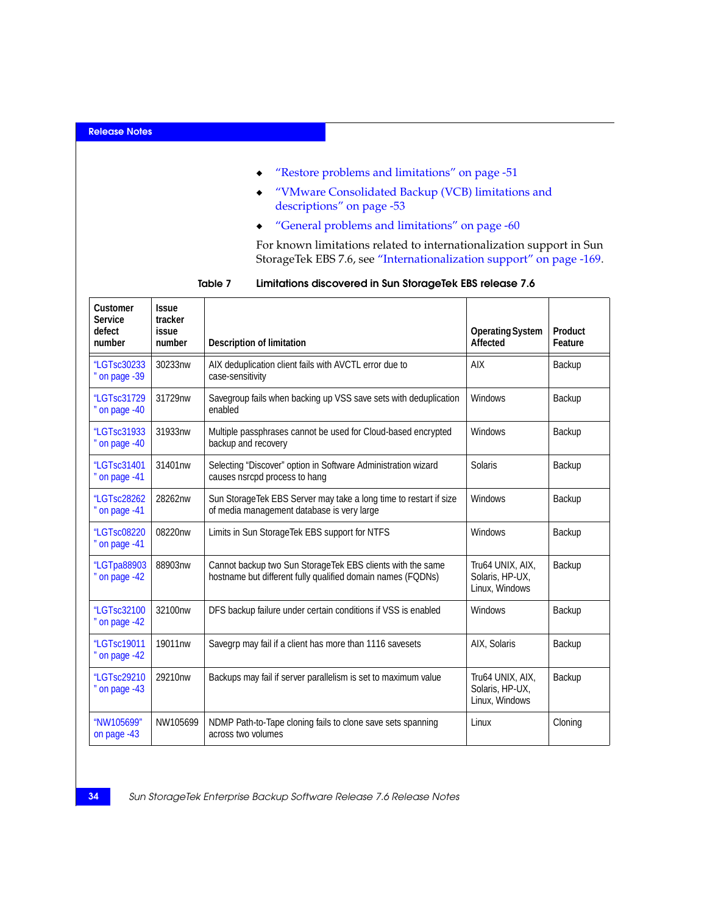- "Restore problems and limitations" on page -51
- "VMware Consolidated Backup (VCB) limitations and descriptions" on page -53
- "General problems and limitations" on page -60

For known limitations related to internationalization support in Sun StorageTek EBS 7.6, see "Internationalization support" on page -169.

**Table 7 Limitations discovered in Sun StorageTek EBS release 7.6**

| Customer Service defect number | Issue tracker issue number | Description of limitation | Operating System Affected | Product Feature |
|---|---|---|---|---|
| "LGTsc30233" on page -39 | 30233nw | AIX deduplication client fails with AVCTL error due to case-sensitivity | AIX | Backup |
| "LGTsc31729" on page -40 | 31729nw | Savegroup fails when backing up VSS save sets with deduplication enabled | Windows | Backup |
| "LGTsc31933" on page -40 | 31933nw | Multiple passphrases cannot be used for Cloud-based encrypted backup and recovery | Windows | Backup |
| "LGTsc31401" on page -41 | 31401nw | Selecting "Discover" option in Software Administration wizard causes nsrcpd process to hang | Solaris | Backup |
| "LGTsc28262" on page -41 | 28262nw | Sun StorageTek EBS Server may take a long time to restart if size of media management database is very large | Windows | Backup |
| "LGTsc08220" on page -41 | 08220nw | Limits in Sun StorageTek EBS support for NTFS | Windows | Backup |
| "LGTpa88903" on page -42 | 88903nw | Cannot backup two Sun StorageTek EBS clients with the same hostname but different fully qualified domain names (FQDNs) | Tru64 UNIX, AIX, Solaris, HP-UX, Linux, Windows | Backup |
| "LGTsc32100" on page -42 | 32100nw | DFS backup failure under certain conditions if VSS is enabled | Windows | Backup |
| "LGTsc19011" on page -42 | 19011nw | Savegrp may fail if a client has more than 1116 savesets | AIX, Solaris | Backup |
| "LGTsc29210" on page -43 | 29210nw | Backups may fail if server parallelism is set to maximum value | Tru64 UNIX, AIX, Solaris, HP-UX, Linux, Windows | Backup |
| "NW105699" on page -43 | NW105699 | NDMP Path-to-Tape cloning fails to clone save sets spanning across two volumes | Linux | Cloning |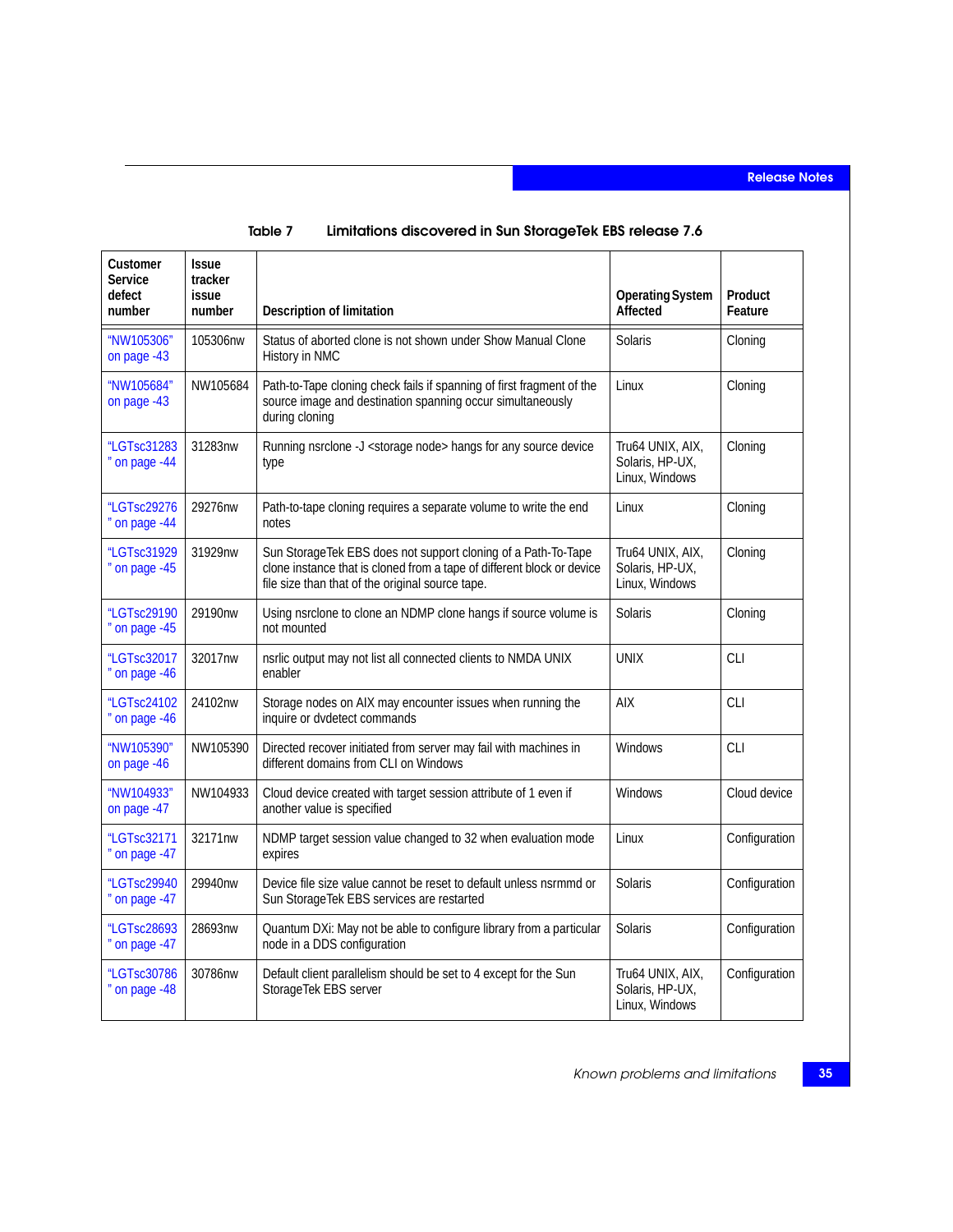Table 7 Limitations discovered in Sun StorageTek EBS release 7.6

| Customer Service defect number | Issue tracker issue number | Description of limitation | Operating System Affected | Product Feature |
|---|---|---|---|---|
| "NW105306" on page -43 | 105306nw | Status of aborted clone is not shown under Show Manual Clone History in NMC | Solaris | Cloning |
| "NW105684" on page -43 | NW105684 | Path-to-Tape cloning check fails if spanning of first fragment of the source image and destination spanning occur simultaneously during cloning | Linux | Cloning |
| "LGTsc31283" on page -44 | 31283nw | Running nsrclone -J <storage node> hangs for any source device type | Tru64 UNIX, AIX, Solaris, HP-UX, Linux, Windows | Cloning |
| "LGTsc29276" on page -44 | 29276nw | Path-to-tape cloning requires a separate volume to write the end notes | Linux | Cloning |
| "LGTsc31929" on page -45 | 31929nw | Sun StorageTek EBS does not support cloning of a Path-To-Tape clone instance that is cloned from a tape of different block or device file size than that of the original source tape. | Tru64 UNIX, AIX, Solaris, HP-UX, Linux, Windows | Cloning |
| "LGTsc29190" on page -45 | 29190nw | Using nsrclone to clone an NDMP clone hangs if source volume is not mounted | Solaris | Cloning |
| "LGTsc32017" on page -46 | 32017nw | nsrlic output may not list all connected clients to NMDA UNIX enabler | UNIX | CLI |
| "LGTsc24102" on page -46 | 24102nw | Storage nodes on AIX may encounter issues when running the inquire or dvdetect commands | AIX | CLI |
| "NW105390" on page -46 | NW105390 | Directed recover initiated from server may fail with machines in different domains from CLI on Windows | Windows | CLI |
| "NW104933" on page -47 | NW104933 | Cloud device created with target session attribute of 1 even if another value is specified | Windows | Cloud device |
| "LGTsc32171" on page -47 | 32171nw | NDMP target session value changed to 32 when evaluation mode expires | Linux | Configuration |
| "LGTsc29940" on page -47 | 29940nw | Device file size value cannot be reset to default unless nsrmmd or Sun StorageTek EBS services are restarted | Solaris | Configuration |
| "LGTsc28693" on page -47 | 28693nw | Quantum DXi: May not be able to configure library from a particular node in a DDS configuration | Solaris | Configuration |
| "LGTsc30786" on page -48 | 30786nw | Default client parallelism should be set to 4 except for the Sun StorageTek EBS server | Tru64 UNIX, AIX, Solaris, HP-UX, Linux, Windows | Configuration |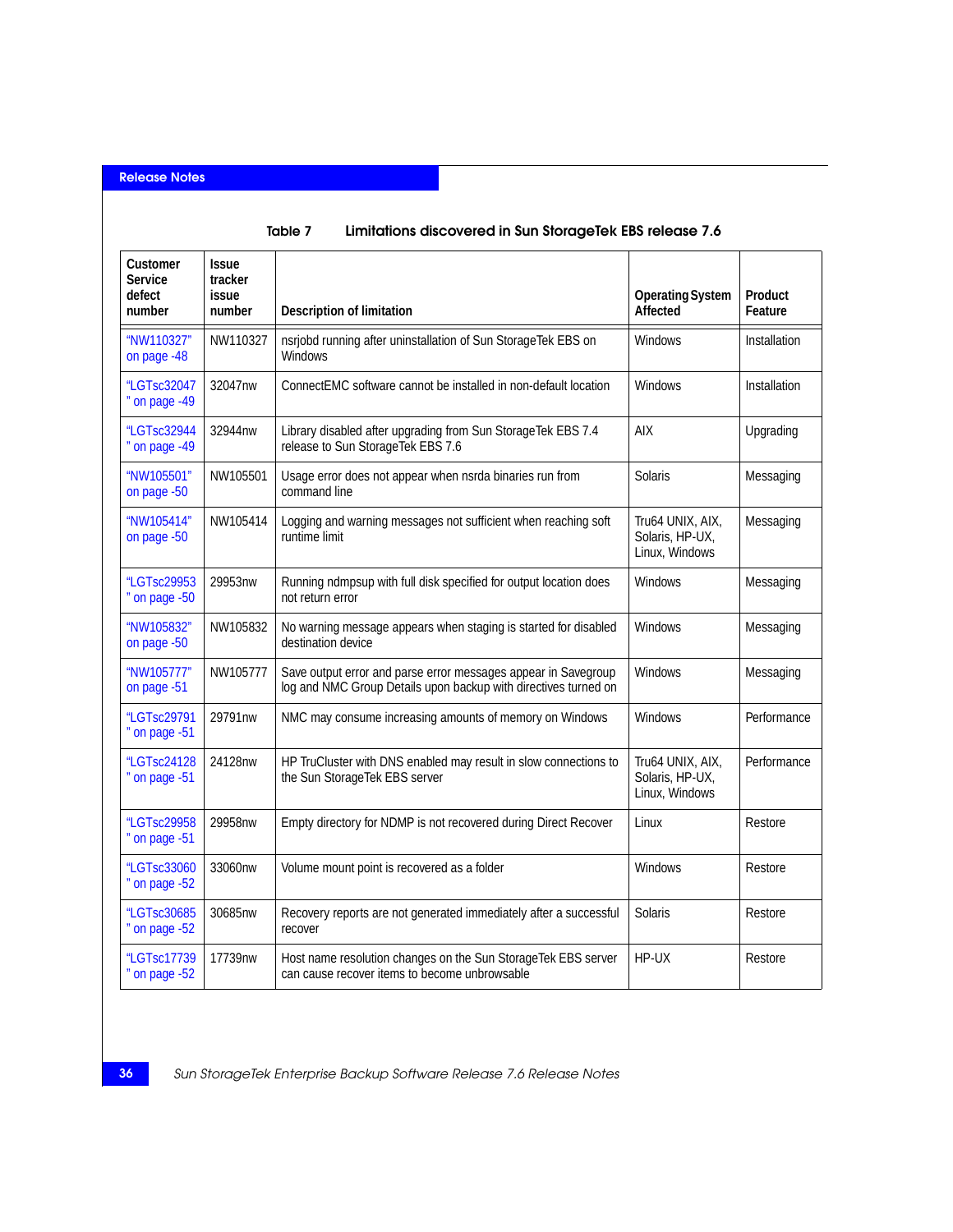Table 7 Limitations discovered in Sun StorageTek EBS release 7.6

| Customer Service defect number | Issue tracker issue number | Description of limitation | Operating System Affected | Product Feature |
|---|---|---|---|---|
| "NW110327" on page -48 | NW110327 | nsrjobd running after uninstallation of Sun StorageTek EBS on Windows | Windows | Installation |
| "LGTsc32047" on page -49 | 32047nw | ConnectEMC software cannot be installed in non-default location | Windows | Installation |
| "LGTsc32944" on page -49 | 32944nw | Library disabled after upgrading from Sun StorageTek EBS 7.4 release to Sun StorageTek EBS 7.6 | AIX | Upgrading |
| "NW105501" on page -50 | NW105501 | Usage error does not appear when nsrda binaries run from command line | Solaris | Messaging |
| "NW105414" on page -50 | NW105414 | Logging and warning messages not sufficient when reaching soft runtime limit | Tru64 UNIX, AIX, Solaris, HP-UX, Linux, Windows | Messaging |
| "LGTsc29953" on page -50 | 29953nw | Running ndmpsup with full disk specified for output location does not return error | Windows | Messaging |
| "NW105832" on page -50 | NW105832 | No warning message appears when staging is started for disabled destination device | Windows | Messaging |
| "NW105777" on page -51 | NW105777 | Save output error and parse error messages appear in Savegroup log and NMC Group Details upon backup with directives turned on | Windows | Messaging |
| "LGTsc29791" on page -51 | 29791nw | NMC may consume increasing amounts of memory on Windows | Windows | Performance |
| "LGTsc24128" on page -51 | 24128nw | HP TruCluster with DNS enabled may result in slow connections to the Sun StorageTek EBS server | Tru64 UNIX, AIX, Solaris, HP-UX, Linux, Windows | Performance |
| "LGTsc29958" on page -51 | 29958nw | Empty directory for NDMP is not recovered during Direct Recover | Linux | Restore |
| "LGTsc33060" on page -52 | 33060nw | Volume mount point is recovered as a folder | Windows | Restore |
| "LGTsc30685" on page -52 | 30685nw | Recovery reports are not generated immediately after a successful recover | Solaris | Restore |
| "LGTsc17739" on page -52 | 17739nw | Host name resolution changes on the Sun StorageTek EBS server can cause recover items to become unbrowsable | HP-UX | Restore |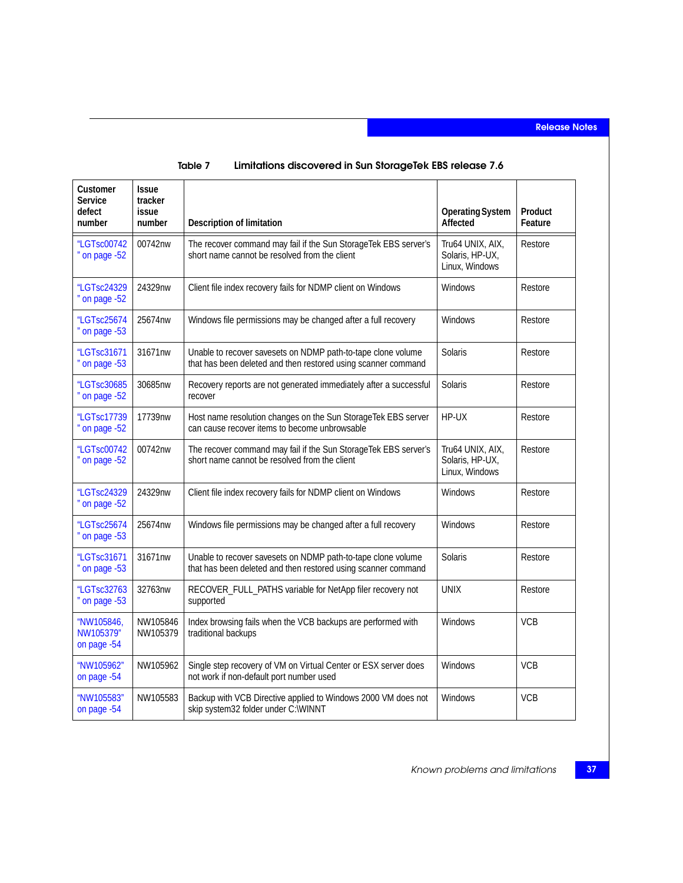Table 7 Limitations discovered in Sun StorageTek EBS release 7.6

| Customer Service defect number | Issue tracker issue number | Description of limitation | Operating System Affected | Product Feature |
|---|---|---|---|---|
| "LGTsc00742" on page -52 | 00742nw | The recover command may fail if the Sun StorageTek EBS server's short name cannot be resolved from the client | Tru64 UNIX, AIX, Solaris, HP-UX, Linux, Windows | Restore |
| "LGTsc24329" on page -52 | 24329nw | Client file index recovery fails for NDMP client on Windows | Windows | Restore |
| "LGTsc25674" on page -53 | 25674nw | Windows file permissions may be changed after a full recovery | Windows | Restore |
| "LGTsc31671" on page -53 | 31671nw | Unable to recover savesets on NDMP path-to-tape clone volume that has been deleted and then restored using scanner command | Solaris | Restore |
| "LGTsc30685" on page -52 | 30685nw | Recovery reports are not generated immediately after a successful recover | Solaris | Restore |
| "LGTsc17739" on page -52 | 17739nw | Host name resolution changes on the Sun StorageTek EBS server can cause recover items to become unbrowsable | HP-UX | Restore |
| "LGTsc00742" on page -52 | 00742nw | The recover command may fail if the Sun StorageTek EBS server's short name cannot be resolved from the client | Tru64 UNIX, AIX, Solaris, HP-UX, Linux, Windows | Restore |
| "LGTsc24329" on page -52 | 24329nw | Client file index recovery fails for NDMP client on Windows | Windows | Restore |
| "LGTsc25674" on page -53 | 25674nw | Windows file permissions may be changed after a full recovery | Windows | Restore |
| "LGTsc31671" on page -53 | 31671nw | Unable to recover savesets on NDMP path-to-tape clone volume that has been deleted and then restored using scanner command | Solaris | Restore |
| "LGTsc32763" on page -53 | 32763nw | RECOVER_FULL_PATHS variable for NetApp filer recovery not supported | UNIX | Restore |
| "NW105846, NW105379" on page -54 | NW105846 NW105379 | Index browsing fails when the VCB backups are performed with traditional backups | Windows | VCB |
| "NW105962" on page -54 | NW105962 | Single step recovery of VM on Virtual Center or ESX server does not work if non-default port number used | Windows | VCB |
| "NW105583" on page -54 | NW105583 | Backup with VCB Directive applied to Windows 2000 VM does not skip system32 folder under C:\WINNT | Windows | VCB |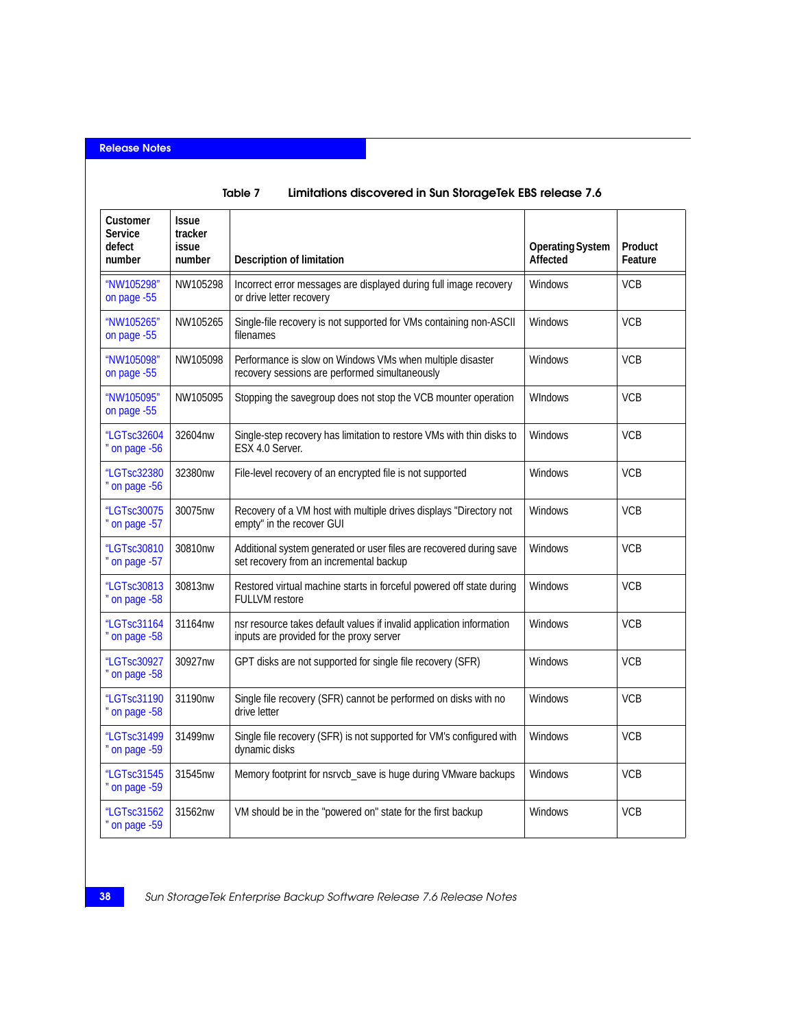Table 7 Limitations discovered in Sun StorageTek EBS release 7.6

| Customer Service defect number | Issue tracker issue number | Description of limitation | Operating System Affected | Product Feature |
|---|---|---|---|---|
| "NW105298" on page -55 | NW105298 | Incorrect error messages are displayed during full image recovery or drive letter recovery | Windows | VCB |
| "NW105265" on page -55 | NW105265 | Single-file recovery is not supported for VMs containing non-ASCII filenames | Windows | VCB |
| "NW105098" on page -55 | NW105098 | Performance is slow on Windows VMs when multiple disaster recovery sessions are performed simultaneously | Windows | VCB |
| "NW105095" on page -55 | NW105095 | Stopping the savegroup does not stop the VCB mounter operation | WIndows | VCB |
| "LGTsc32604" on page -56 | 32604nw | Single-step recovery has limitation to restore VMs with thin disks to ESX 4.0 Server. | Windows | VCB |
| "LGTsc32380" on page -56 | 32380nw | File-level recovery of an encrypted file is not supported | Windows | VCB |
| "LGTsc30075" on page -57 | 30075nw | Recovery of a VM host with multiple drives displays "Directory not empty" in the recover GUI | Windows | VCB |
| "LGTsc30810" on page -57 | 30810nw | Additional system generated or user files are recovered during save set recovery from an incremental backup | Windows | VCB |
| "LGTsc30813" on page -58 | 30813nw | Restored virtual machine starts in forceful powered off state during FULLVM restore | Windows | VCB |
| "LGTsc31164" on page -58 | 31164nw | nsr resource takes default values if invalid application information inputs are provided for the proxy server | Windows | VCB |
| "LGTsc30927" on page -58 | 30927nw | GPT disks are not supported for single file recovery (SFR) | Windows | VCB |
| "LGTsc31190" on page -58 | 31190nw | Single file recovery (SFR) cannot be performed on disks with no drive letter | Windows | VCB |
| "LGTsc31499" on page -59 | 31499nw | Single file recovery (SFR) is not supported for VM's configured with dynamic disks | Windows | VCB |
| "LGTsc31545" on page -59 | 31545nw | Memory footprint for nsrvcb_save is huge during VMware backups | Windows | VCB |
| "LGTsc31562" on page -59 | 31562nw | VM should be in the "powered on" state for the first backup | Windows | VCB |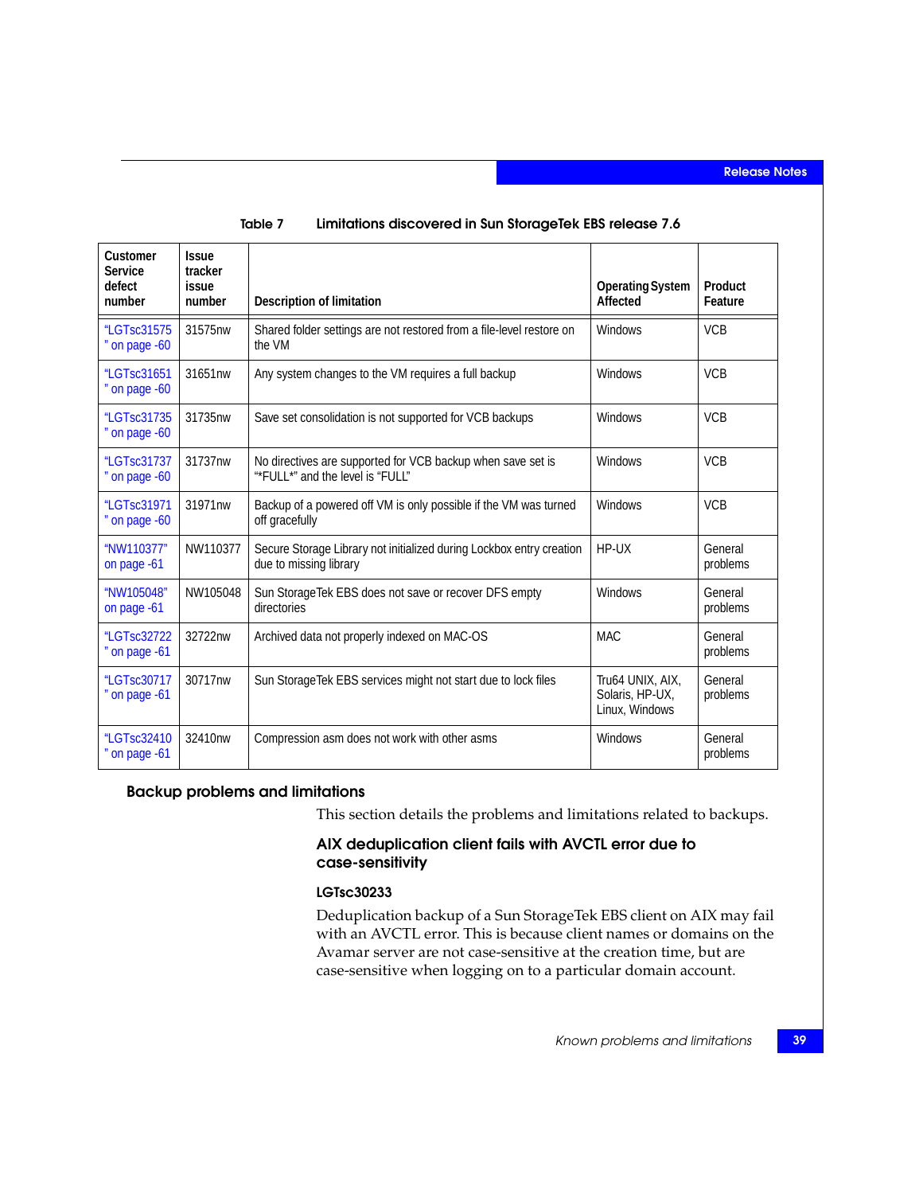Table 7 Limitations discovered in Sun StorageTek EBS release 7.6

| Customer Service defect number | Issue tracker issue number | Description of limitation | Operating System Affected | Product Feature |
|---|---|---|---|---|
| "LGTsc31575" on page -60 | 31575nw | Shared folder settings are not restored from a file-level restore on the VM | Windows | VCB |
| "LGTsc31651" on page -60 | 31651nw | Any system changes to the VM requires a full backup | Windows | VCB |
| "LGTsc31735" on page -60 | 31735nw | Save set consolidation is not supported for VCB backups | Windows | VCB |
| "LGTsc31737" on page -60 | 31737nw | No directives are supported for VCB backup when save set is "*FULL*" and the level is "FULL" | Windows | VCB |
| "LGTsc31971" on page -60 | 31971nw | Backup of a powered off VM is only possible if the VM was turned off gracefully | Windows | VCB |
| "NW110377" on page -61 | NW110377 | Secure Storage Library not initialized during Lockbox entry creation due to missing library | HP-UX | General problems |
| "NW105048" on page -61 | NW105048 | Sun StorageTek EBS does not save or recover DFS empty directories | Windows | General problems |
| "LGTsc32722" on page -61 | 32722nw | Archived data not properly indexed on MAC-OS | MAC | General problems |
| "LGTsc30717" on page -61 | 30717nw | Sun StorageTek EBS services might not start due to lock files | Tru64 UNIX, AIX, Solaris, HP-UX, Linux, Windows | General problems |
| "LGTsc32410" on page -61 | 32410nw | Compression asm does not work with other asms | Windows | General problems |

## Backup problems and limitations

This section details the problems and limitations related to backups.

### AIX deduplication client fails with AVCTL error due to case-sensitivity

#### LGTsc30233

Deduplication backup of a Sun StorageTek EBS client on AIX may fail with an AVCTL error. This is because client names or domains on the Avamar server are not case-sensitive at the creation time, but are case-sensitive when logging on to a particular domain account.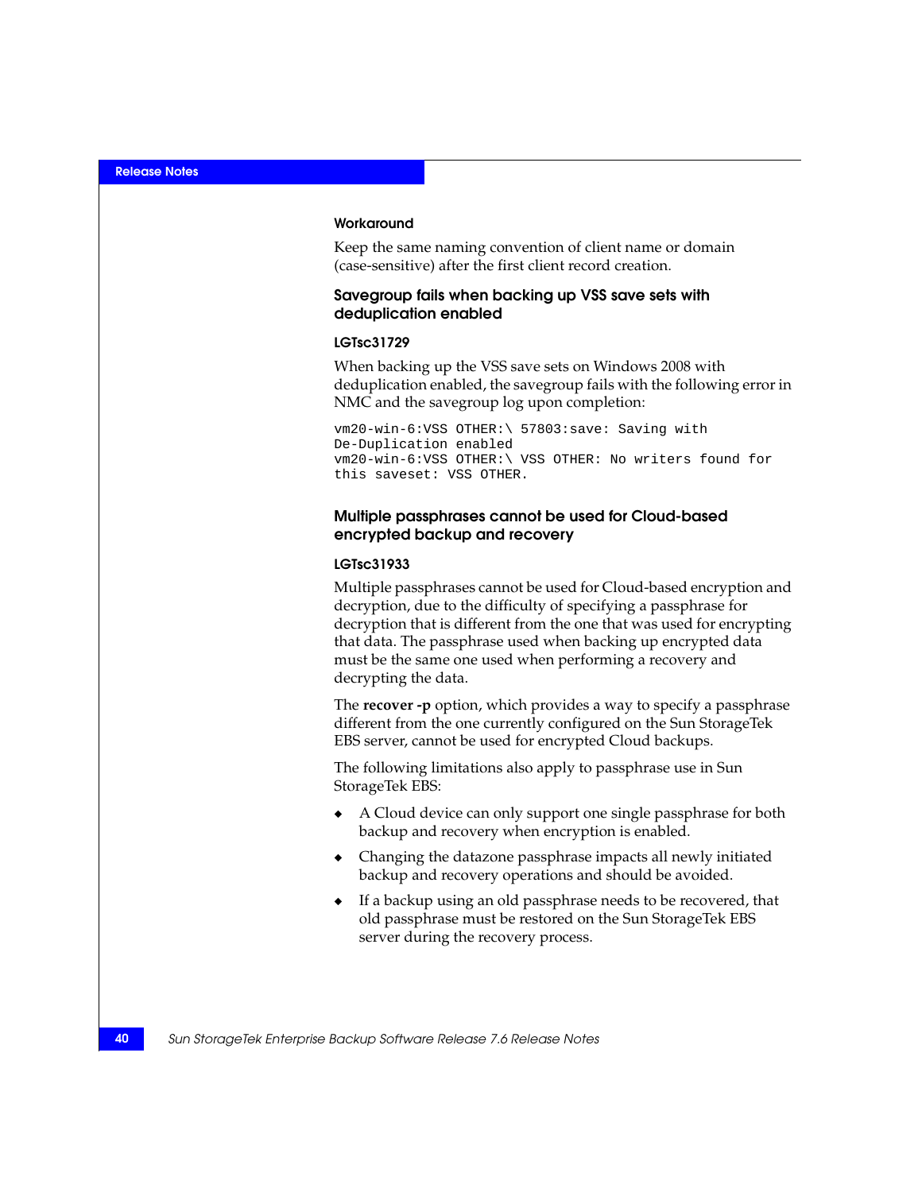#### Workaround

Keep the same naming convention of client name or domain (case-sensitive) after the first client record creation.

### Savegroup fails when backing up VSS save sets with deduplication enabled

#### LGTsc31729

When backing up the VSS save sets on Windows 2008 with deduplication enabled, the savegroup fails with the following error in NMC and the savegroup log upon completion:

```
vm20-win-6:VSS OTHER:\ 57803:save: Saving with
De-Duplication enabled
vm20-win-6:VSS OTHER:\ VSS OTHER: No writers found for
this saveset: VSS OTHER.
```

### Multiple passphrases cannot be used for Cloud-based encrypted backup and recovery

#### LGTsc31933

Multiple passphrases cannot be used for Cloud-based encryption and decryption, due to the difficulty of specifying a passphrase for decryption that is different from the one that was used for encrypting that data. The passphrase used when backing up encrypted data must be the same one used when performing a recovery and decrypting the data.

The **recover -p** option, which provides a way to specify a passphrase different from the one currently configured on the Sun StorageTek EBS server, cannot be used for encrypted Cloud backups.

The following limitations also apply to passphrase use in Sun StorageTek EBS:

- A Cloud device can only support one single passphrase for both backup and recovery when encryption is enabled.
- Changing the datazone passphrase impacts all newly initiated backup and recovery operations and should be avoided.
- If a backup using an old passphrase needs to be recovered, that old passphrase must be restored on the Sun StorageTek EBS server during the recovery process.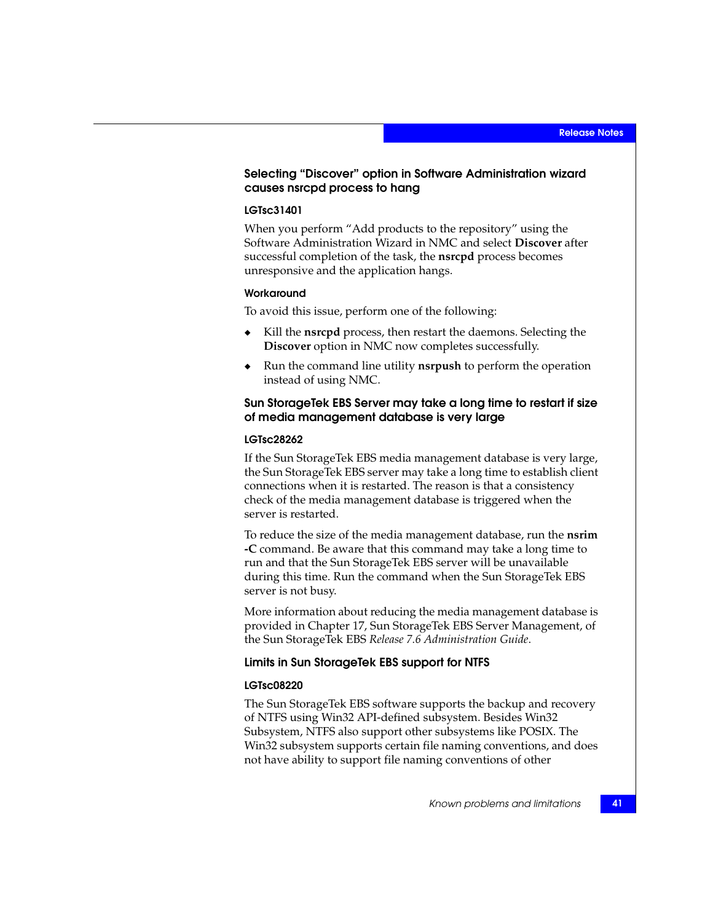### Selecting “Discover” option in Software Administration wizard causes nsrcpd process to hang

#### LGTsc31401

When you perform “Add products to the repository” using the Software Administration Wizard in NMC and select **Discover** after successful completion of the task, the **nsrcpd** process becomes unresponsive and the application hangs.

#### Workaround

To avoid this issue, perform one of the following:

- Kill the **nsrcpd** process, then restart the daemons. Selecting the **Discover** option in NMC now completes successfully.
- Run the command line utility **nsrpush** to perform the operation instead of using NMC.

### Sun StorageTek EBS Server may take a long time to restart if size of media management database is very large

#### LGTsc28262

If the Sun StorageTek EBS media management database is very large, the Sun StorageTek EBS server may take a long time to establish client connections when it is restarted. The reason is that a consistency check of the media management database is triggered when the server is restarted.

To reduce the size of the media management database, run the **nsrim -C** command. Be aware that this command may take a long time to run and that the Sun StorageTek EBS server will be unavailable during this time. Run the command when the Sun StorageTek EBS server is not busy.

More information about reducing the media management database is provided in Chapter 17, Sun StorageTek EBS Server Management, of the Sun StorageTek EBS *Release 7.6 Administration Guide*.

### Limits in Sun StorageTek EBS support for NTFS

#### LGTsc08220

The Sun StorageTek EBS software supports the backup and recovery of NTFS using Win32 API-defined subsystem. Besides Win32 Subsystem, NTFS also support other subsystems like POSIX. The Win32 subsystem supports certain file naming conventions, and does not have ability to support file naming conventions of other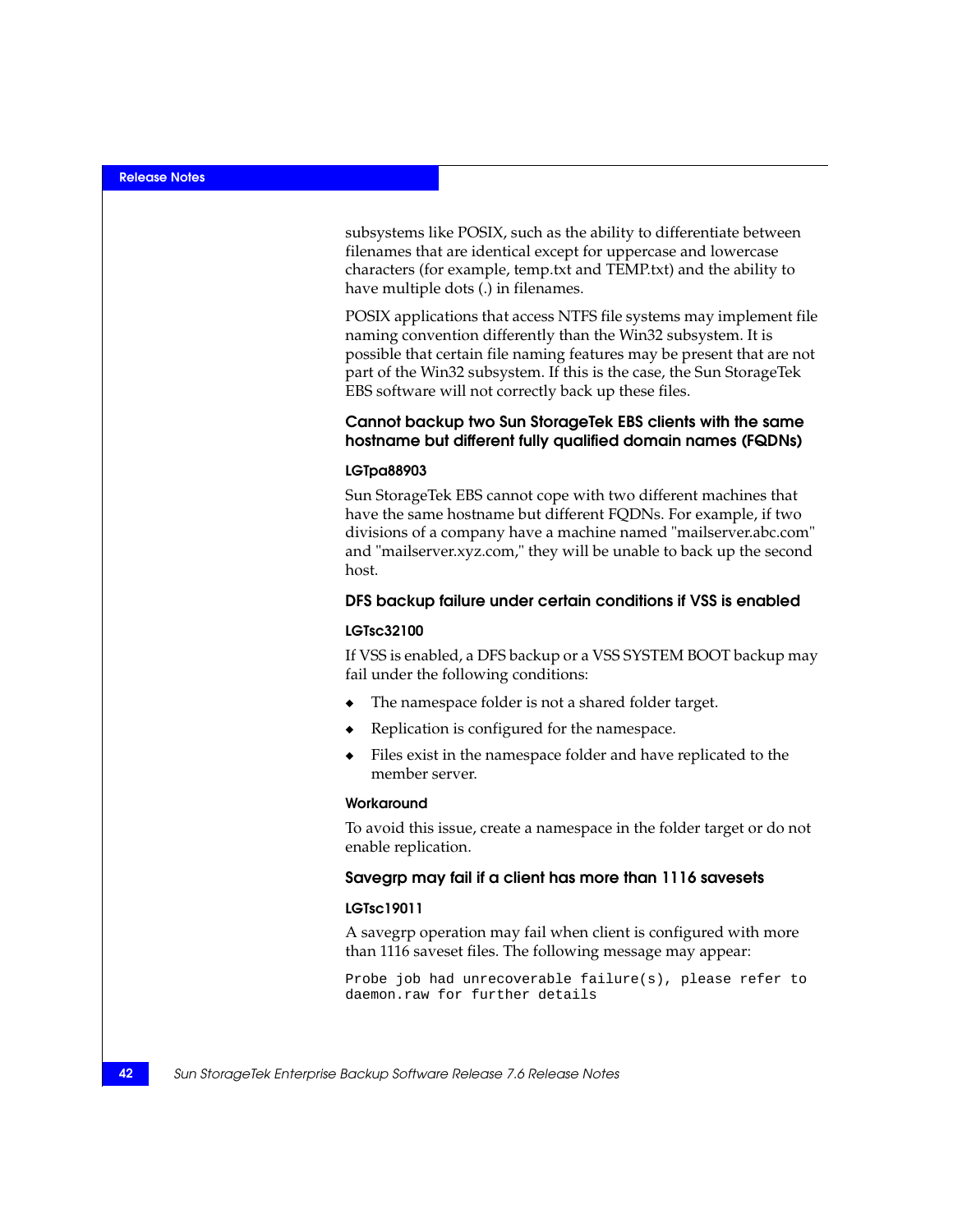subsystems like POSIX, such as the ability to differentiate between filenames that are identical except for uppercase and lowercase characters (for example, temp.txt and TEMP.txt) and the ability to have multiple dots (.) in filenames.

POSIX applications that access NTFS file systems may implement file naming convention differently than the Win32 subsystem. It is possible that certain file naming features may be present that are not part of the Win32 subsystem. If this is the case, the Sun StorageTek EBS software will not correctly back up these files.

### Cannot backup two Sun StorageTek EBS clients with the same hostname but different fully qualified domain names (FQDNs)

#### LGTpa88903

Sun StorageTek EBS cannot cope with two different machines that have the same hostname but different FQDNs. For example, if two divisions of a company have a machine named "mailserver.abc.com" and "mailserver.xyz.com," they will be unable to back up the second host.

### DFS backup failure under certain conditions if VSS is enabled

#### LGTsc32100

If VSS is enabled, a DFS backup or a VSS SYSTEM BOOT backup may fail under the following conditions:

- The namespace folder is not a shared folder target.
- Replication is configured for the namespace.
- Files exist in the namespace folder and have replicated to the member server.

#### Workaround

To avoid this issue, create a namespace in the folder target or do not enable replication.

### Savegrp may fail if a client has more than 1116 savesets

#### LGTsc19011

A savegrp operation may fail when client is configured with more than 1116 saveset files. The following message may appear:

```
Probe job had unrecoverable failure(s), please refer to
daemon.raw for further details
```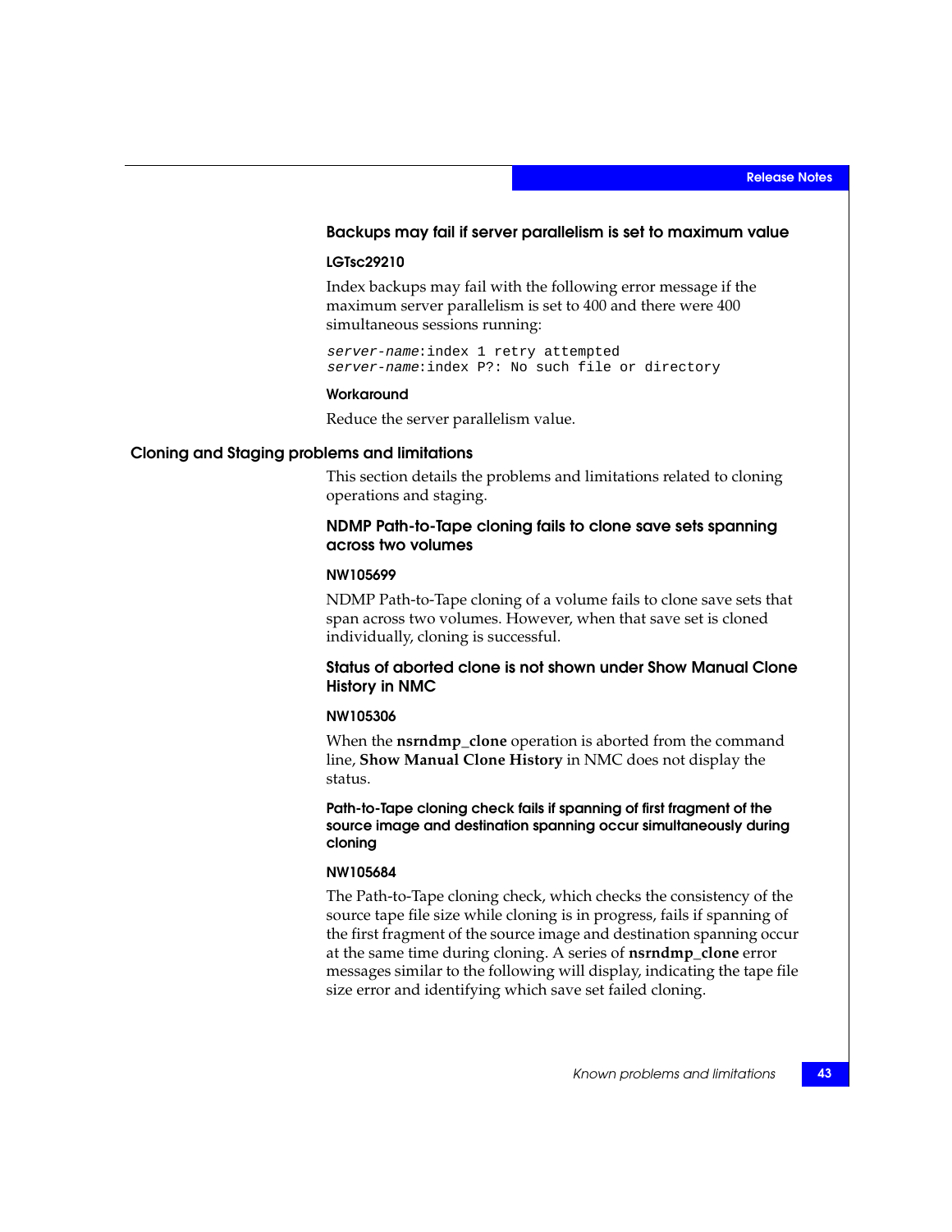### Backups may fail if server parallelism is set to maximum value

#### LGTsc29210

Index backups may fail with the following error message if the maximum server parallelism is set to 400 and there were 400 simultaneous sessions running:

```
server-name:index 1 retry attempted
server-name:index P?: No such file or directory
```

#### Workaround

Reduce the server parallelism value.

## Cloning and Staging problems and limitations

This section details the problems and limitations related to cloning operations and staging.

### NDMP Path-to-Tape cloning fails to clone save sets spanning across two volumes

#### NW105699

NDMP Path-to-Tape cloning of a volume fails to clone save sets that span across two volumes. However, when that save set is cloned individually, cloning is successful.

### Status of aborted clone is not shown under Show Manual Clone History in NMC

#### NW105306

When the **nsrndmp_clone** operation is aborted from the command line, **Show Manual Clone History** in NMC does not display the status.

### Path-to-Tape cloning check fails if spanning of first fragment of the source image and destination spanning occur simultaneously during cloning

#### NW105684

The Path-to-Tape cloning check, which checks the consistency of the source tape file size while cloning is in progress, fails if spanning of the first fragment of the source image and destination spanning occur at the same time during cloning. A series of **nsrndmp_clone** error messages similar to the following will display, indicating the tape file size error and identifying which save set failed cloning.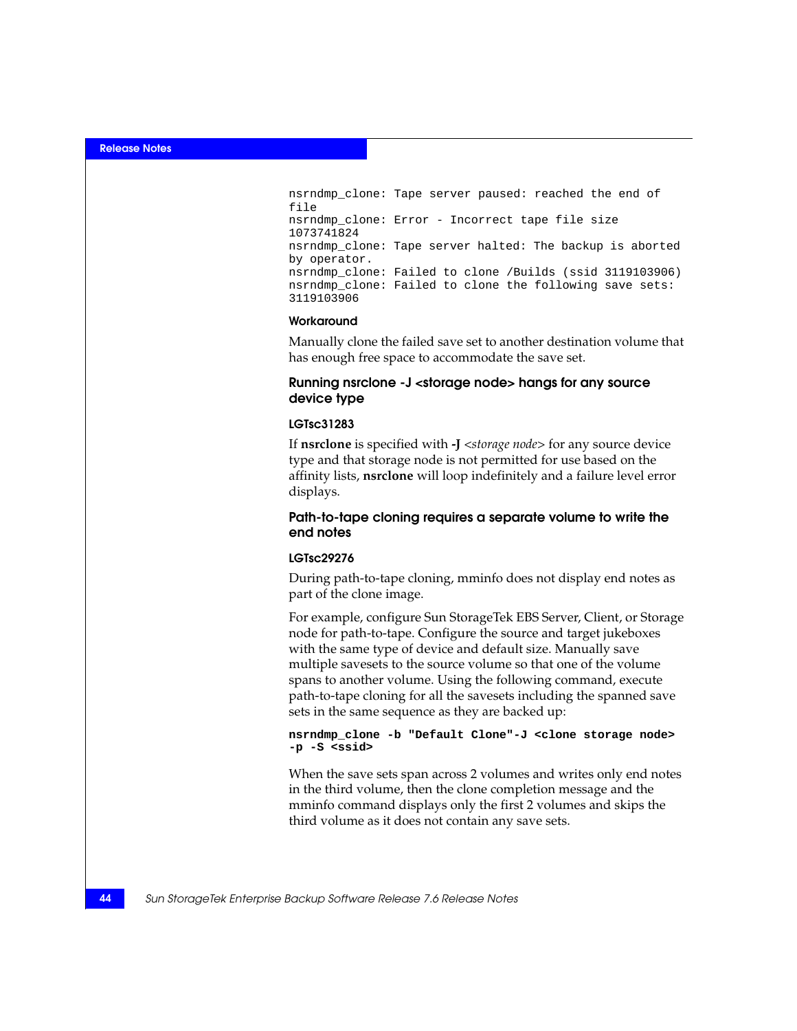```
nsrndmp_clone: Tape server paused: reached the end of
file
nsrndmp_clone: Error - Incorrect tape file size
1073741824
nsrndmp_clone: Tape server halted: The backup is aborted
by operator.
nsrndmp_clone: Failed to clone /Builds (ssid 3119103906)
nsrndmp_clone: Failed to clone the following save sets:
3119103906
```

#### Workaround

Manually clone the failed save set to another destination volume that has enough free space to accommodate the save set.

### Running nsrclone -J <storage node> hangs for any source device type

#### LGTsc31283

If **nsrclone** is specified with **-J** <*storage node*> for any source device type and that storage node is not permitted for use based on the affinity lists, **nsrclone** will loop indefinitely and a failure level error displays.

### Path-to-tape cloning requires a separate volume to write the end notes

#### LGTsc29276

During path-to-tape cloning, mminfo does not display end notes as part of the clone image.

For example, configure Sun StorageTek EBS Server, Client, or Storage node for path-to-tape. Configure the source and target jukeboxes with the same type of device and default size. Manually save multiple savesets to the source volume so that one of the volume spans to another volume. Using the following command, execute path-to-tape cloning for all the savesets including the spanned save sets in the same sequence as they are backed up:

```
nsrndmp_clone -b "Default Clone"-J <clone storage node>
-p -S <ssid>
```

When the save sets span across 2 volumes and writes only end notes in the third volume, then the clone completion message and the mminfo command displays only the first 2 volumes and skips the third volume as it does not contain any save sets.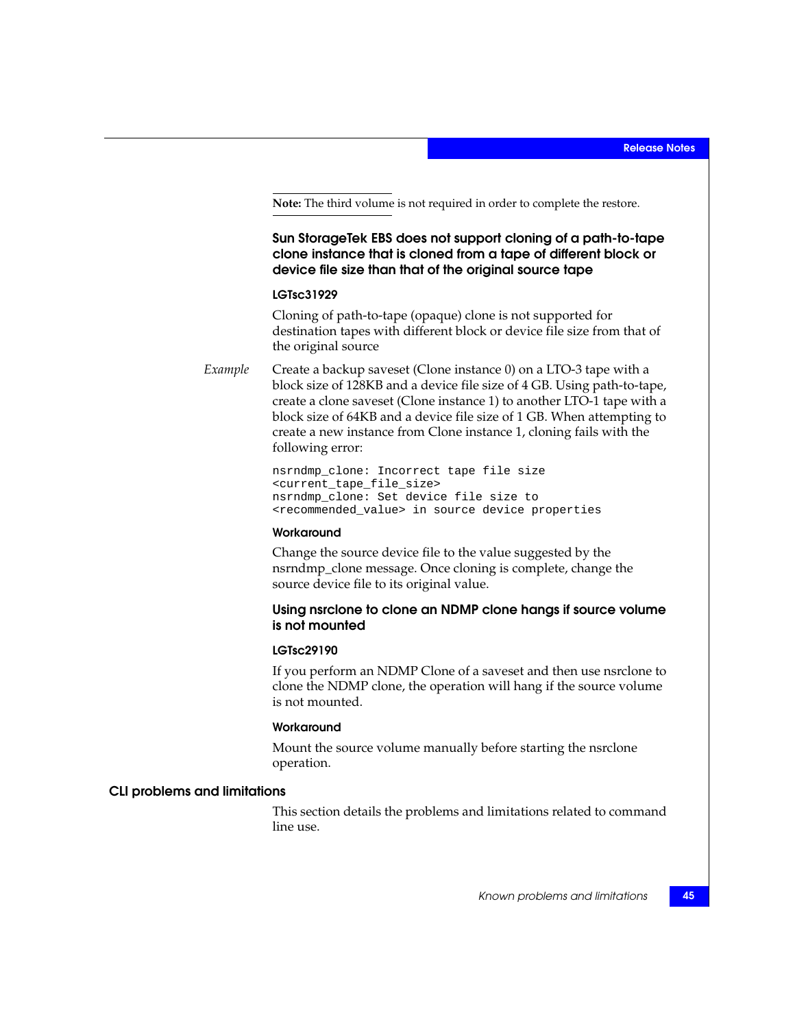**Note:** The third volume is not required in order to complete the restore.

### Sun StorageTek EBS does not support cloning of a path-to-tape clone instance that is cloned from a tape of different block or device file size than that of the original source tape

#### LGTsc31929

Cloning of path-to-tape (opaque) clone is not supported for destination tapes with different block or device file size from that of the original source

*Example*

Create a backup saveset (Clone instance 0) on a LTO-3 tape with a block size of 128KB and a device file size of 4 GB. Using path-to-tape, create a clone saveset (Clone instance 1) to another LTO-1 tape with a block size of 64KB and a device file size of 1 GB. When attempting to create a new instance from Clone instance 1, cloning fails with the following error:

```
nsrndmp_clone: Incorrect tape file size
<current_tape_file_size>
nsrndmp_clone: Set device file size to
<recommended_value> in source device properties
```

#### Workaround

Change the source device file to the value suggested by the nsrndmp_clone message. Once cloning is complete, change the source device file to its original value.

### Using nsrclone to clone an NDMP clone hangs if source volume is not mounted

#### LGTsc29190

If you perform an NDMP Clone of a saveset and then use nsrclone to clone the NDMP clone, the operation will hang if the source volume is not mounted.

#### Workaround

Mount the source volume manually before starting the nsrclone operation.

## CLI problems and limitations

This section details the problems and limitations related to command line use.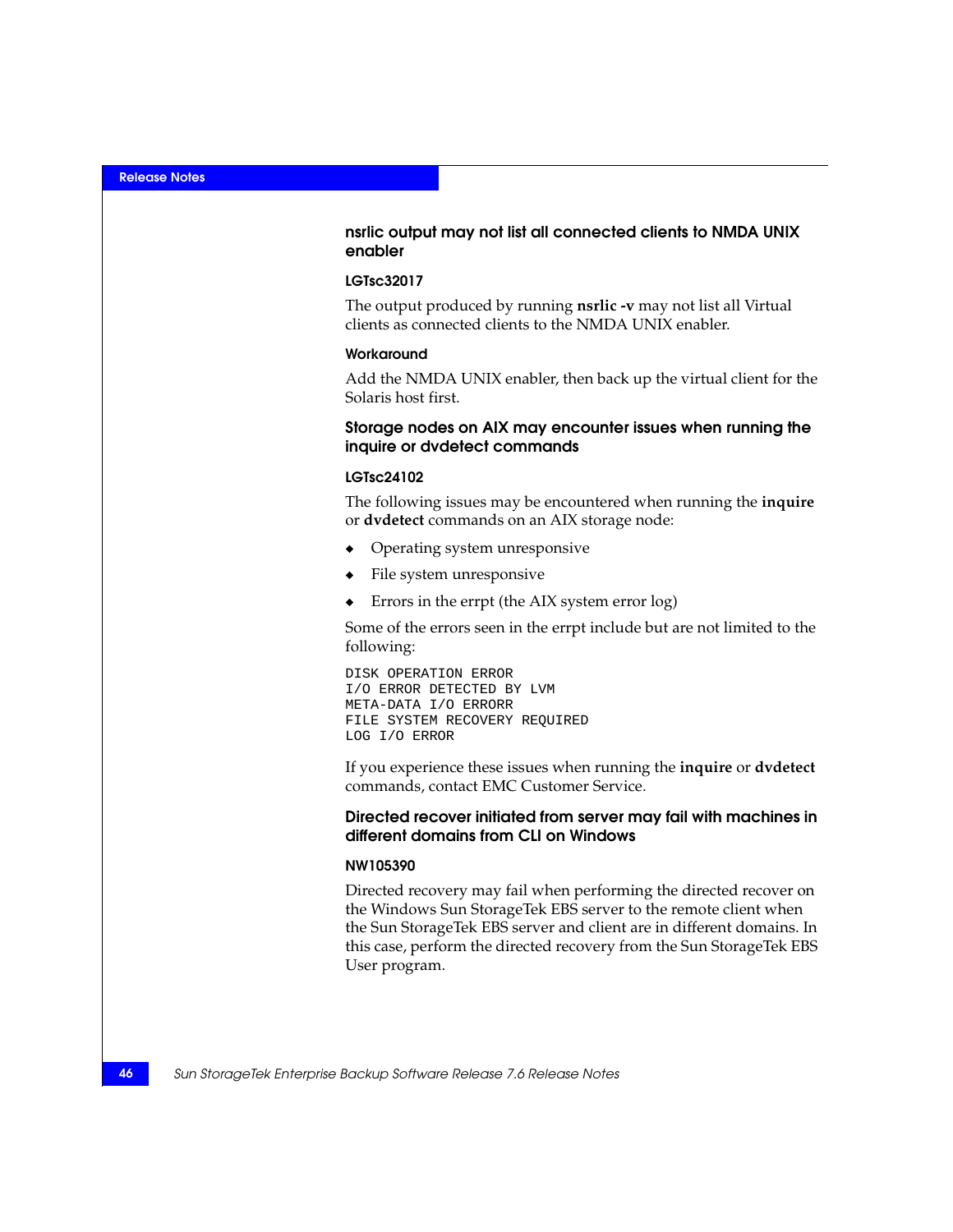## nsrlic output may not list all connected clients to NMDA UNIX enabler

#### LGTsc32017

The output produced by running **nsrlic -v** may not list all Virtual clients as connected clients to the NMDA UNIX enabler.

#### Workaround

Add the NMDA UNIX enabler, then back up the virtual client for the Solaris host first.

## Storage nodes on AIX may encounter issues when running the inquire or dvdetect commands

#### LGTsc24102

The following issues may be encountered when running the **inquire** or **dvdetect** commands on an AIX storage node:

- Operating system unresponsive
- File system unresponsive
- Errors in the errpt (the AIX system error log)

Some of the errors seen in the errpt include but are not limited to the following:

```
DISK OPERATION ERROR
I/O ERROR DETECTED BY LVM
META-DATA I/O ERRORR
FILE SYSTEM RECOVERY REQUIRED
LOG I/O ERROR
```

If you experience these issues when running the **inquire** or **dvdetect** commands, contact EMC Customer Service.

## Directed recover initiated from server may fail with machines in different domains from CLI on Windows

#### NW105390

Directed recovery may fail when performing the directed recover on the Windows Sun StorageTek EBS server to the remote client when the Sun StorageTek EBS server and client are in different domains. In this case, perform the directed recovery from the Sun StorageTek EBS User program.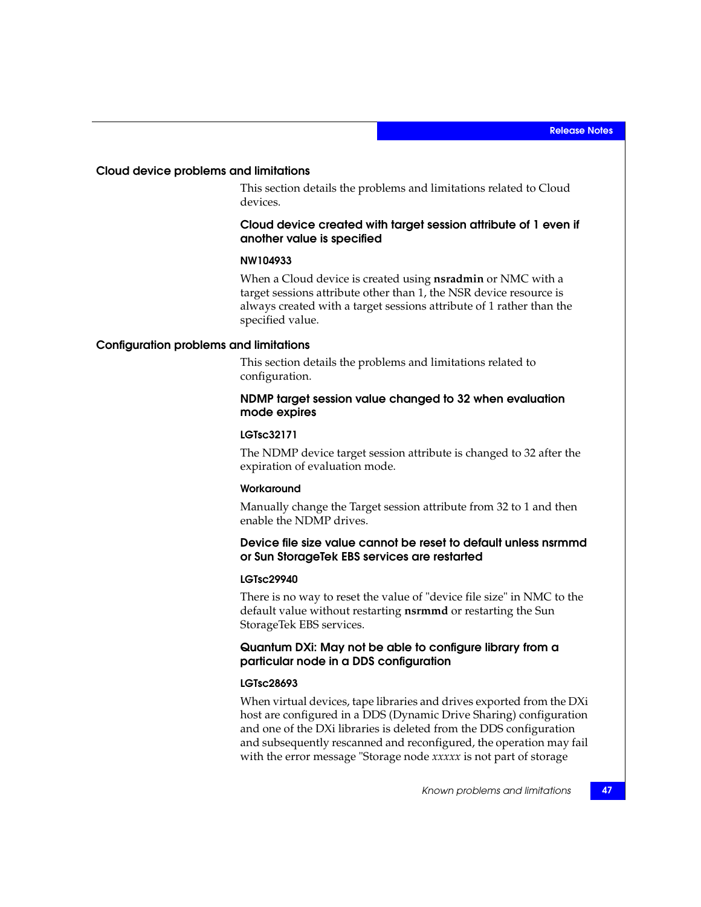## Cloud device problems and limitations

This section details the problems and limitations related to Cloud devices.

### Cloud device created with target session attribute of 1 even if another value is specified

#### NW104933

When a Cloud device is created using **nsradmin** or NMC with a target sessions attribute other than 1, the NSR device resource is always created with a target sessions attribute of 1 rather than the specified value.

## Configuration problems and limitations

This section details the problems and limitations related to configuration.

### NDMP target session value changed to 32 when evaluation mode expires

#### LGTsc32171

The NDMP device target session attribute is changed to 32 after the expiration of evaluation mode.

#### Workaround

Manually change the Target session attribute from 32 to 1 and then enable the NDMP drives.

### Device file size value cannot be reset to default unless nsrmmd or Sun StorageTek EBS services are restarted

#### LGTsc29940

There is no way to reset the value of "device file size" in NMC to the default value without restarting **nsrmmd** or restarting the Sun StorageTek EBS services.

### Quantum DXi: May not be able to configure library from a particular node in a DDS configuration

#### LGTsc28693

When virtual devices, tape libraries and drives exported from the DXi host are configured in a DDS (Dynamic Drive Sharing) configuration and one of the DXi libraries is deleted from the DDS configuration and subsequently rescanned and reconfigured, the operation may fail with the error message "Storage node *xxxxx* is not part of storage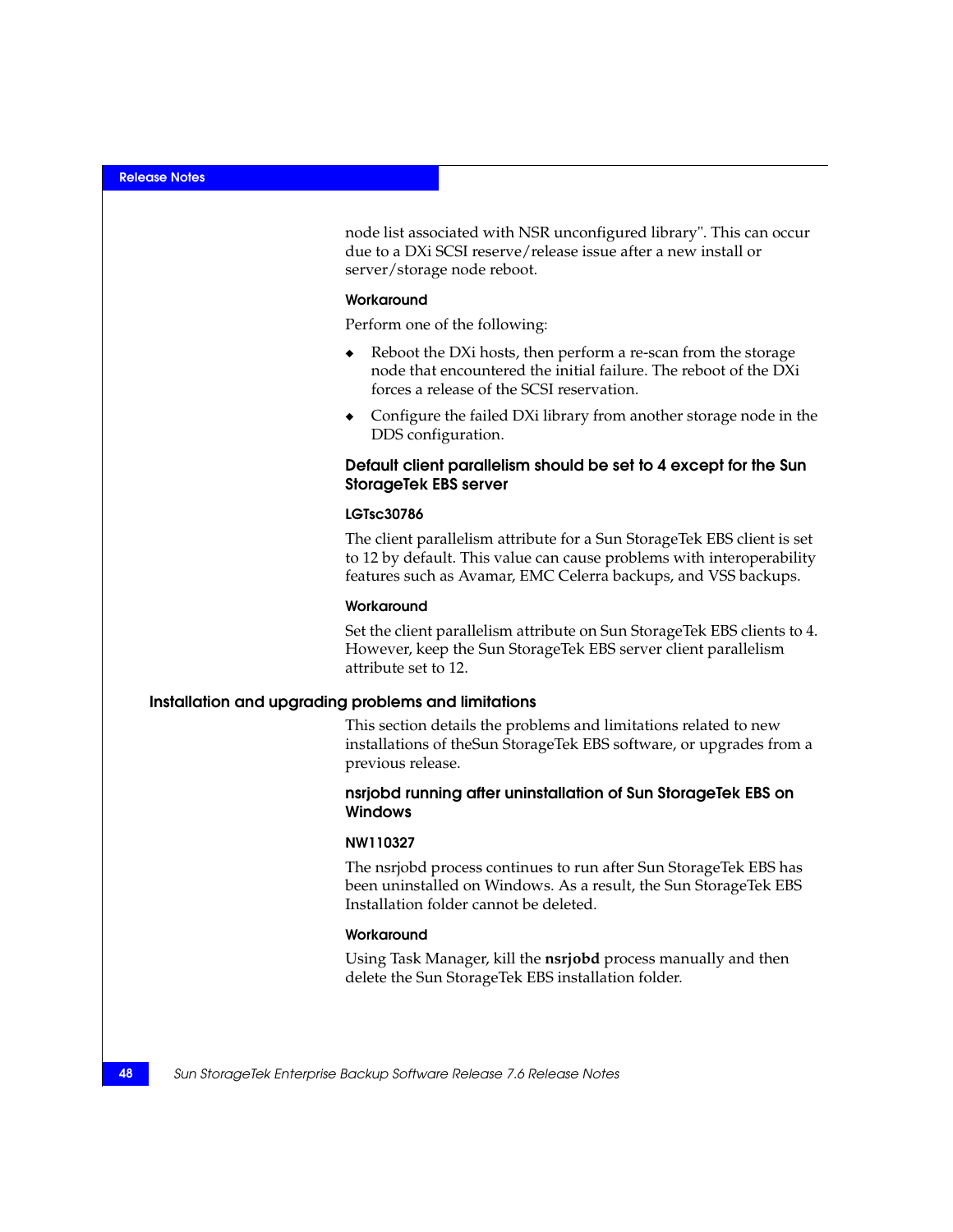node list associated with NSR unconfigured library". This can occur due to a DXi SCSI reserve/release issue after a new install or server/storage node reboot.

#### Workaround

Perform one of the following:

- Reboot the DXi hosts, then perform a re-scan from the storage node that encountered the initial failure. The reboot of the DXi forces a release of the SCSI reservation.
- Configure the failed DXi library from another storage node in the DDS configuration.

### Default client parallelism should be set to 4 except for the Sun StorageTek EBS server

#### LGTsc30786

The client parallelism attribute for a Sun StorageTek EBS client is set to 12 by default. This value can cause problems with interoperability features such as Avamar, EMC Celerra backups, and VSS backups.

#### Workaround

Set the client parallelism attribute on Sun StorageTek EBS clients to 4. However, keep the Sun StorageTek EBS server client parallelism attribute set to 12.

## Installation and upgrading problems and limitations

This section details the problems and limitations related to new installations of theSun StorageTek EBS software, or upgrades from a previous release.

### nsrjobd running after uninstallation of Sun StorageTek EBS on Windows

#### NW110327

The nsrjobd process continues to run after Sun StorageTek EBS has been uninstalled on Windows. As a result, the Sun StorageTek EBS Installation folder cannot be deleted.

#### Workaround

Using Task Manager, kill the **nsrjobd** process manually and then delete the Sun StorageTek EBS installation folder.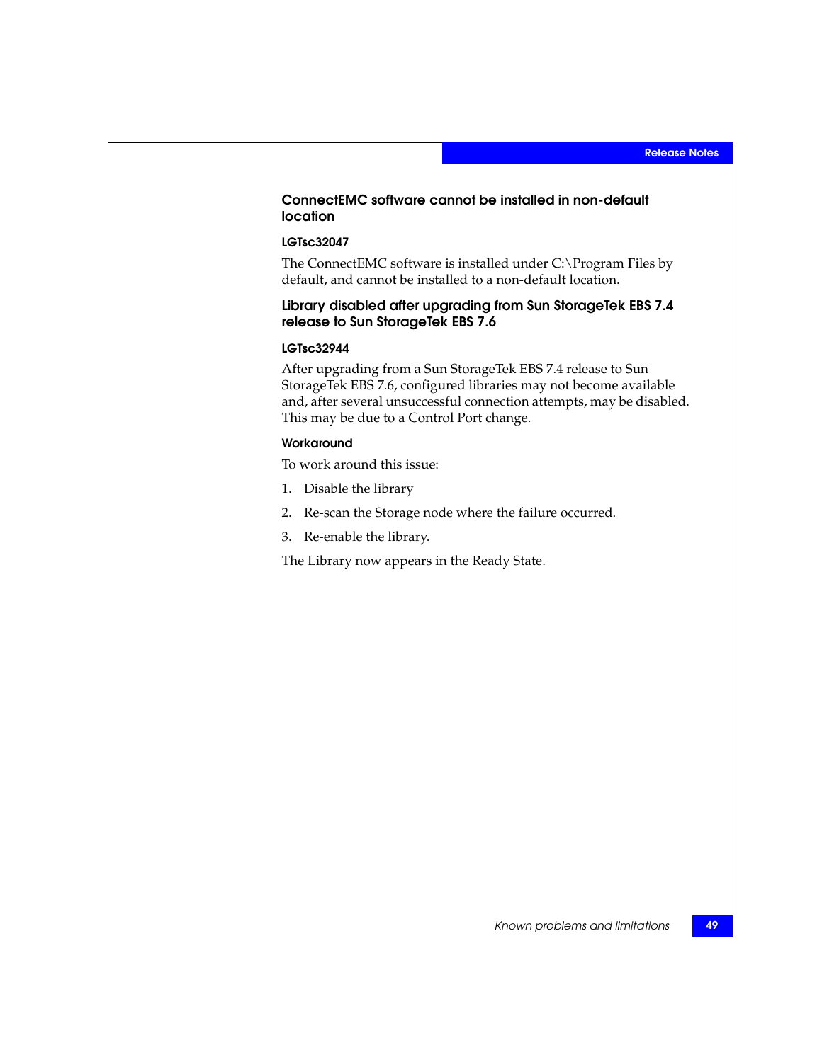### ConnectEMC software cannot be installed in non-default location

#### LGTsc32047

The ConnectEMC software is installed under C:\Program Files by default, and cannot be installed to a non-default location.

### Library disabled after upgrading from Sun StorageTek EBS 7.4 release to Sun StorageTek EBS 7.6

#### LGTsc32944

After upgrading from a Sun StorageTek EBS 7.4 release to Sun StorageTek EBS 7.6, configured libraries may not become available and, after several unsuccessful connection attempts, may be disabled. This may be due to a Control Port change.

#### Workaround

To work around this issue:

1. Disable the library
2. Re-scan the Storage node where the failure occurred.
3. Re-enable the library.

The Library now appears in the Ready State.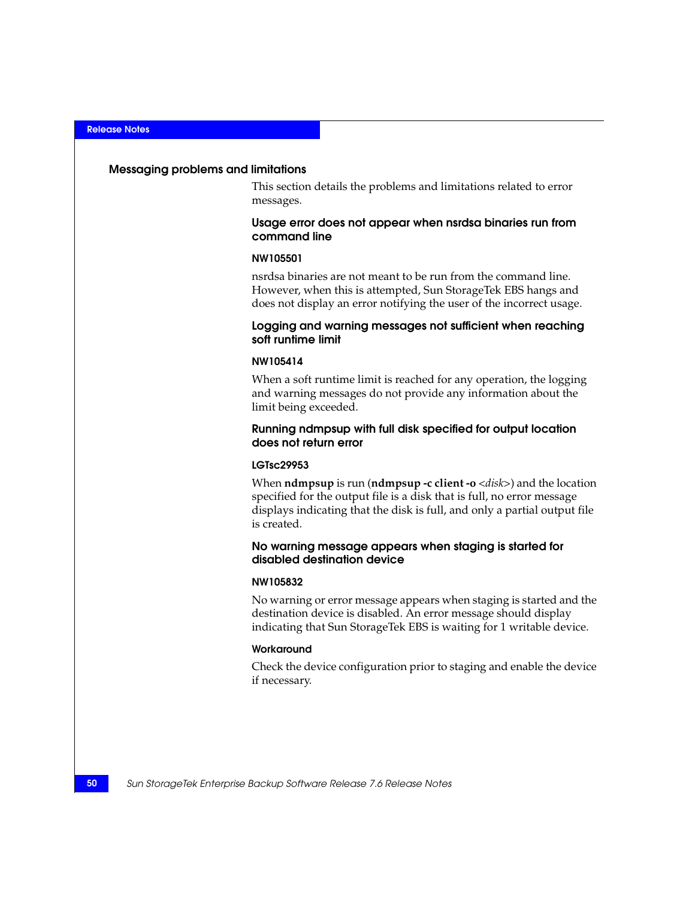## Messaging problems and limitations

This section details the problems and limitations related to error messages.

### Usage error does not appear when nsrdsa binaries run from command line

#### NW105501

nsrdsa binaries are not meant to be run from the command line. However, when this is attempted, Sun StorageTek EBS hangs and does not display an error notifying the user of the incorrect usage.

### Logging and warning messages not sufficient when reaching soft runtime limit

#### NW105414

When a soft runtime limit is reached for any operation, the logging and warning messages do not provide any information about the limit being exceeded.

### Running ndmpsup with full disk specified for output location does not return error

#### LGTsc29953

When **ndmpsup** is run (**ndmpsup -c client -o** <*disk*>) and the location specified for the output file is a disk that is full, no error message displays indicating that the disk is full, and only a partial output file is created.

### No warning message appears when staging is started for disabled destination device

#### NW105832

No warning or error message appears when staging is started and the destination device is disabled. An error message should display indicating that Sun StorageTek EBS is waiting for 1 writable device.

#### Workaround

Check the device configuration prior to staging and enable the device if necessary.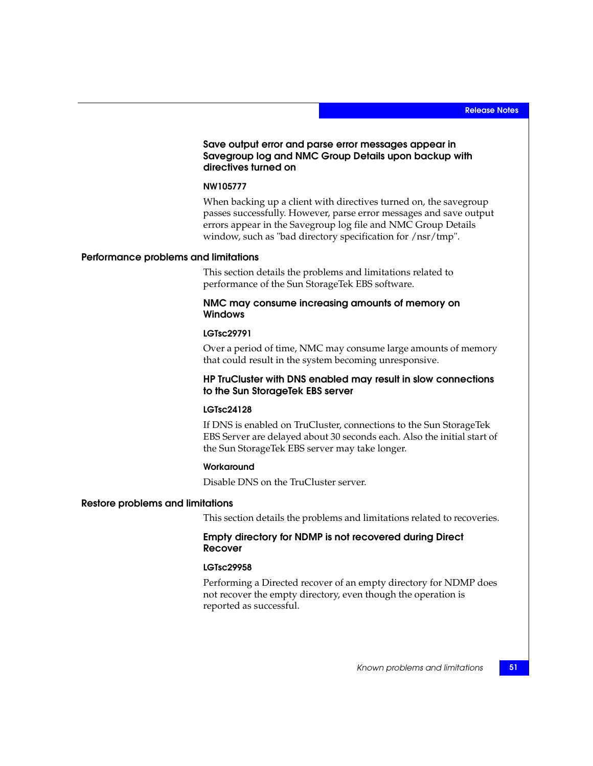### Save output error and parse error messages appear in Savegroup log and NMC Group Details upon backup with directives turned on

#### NW105777

When backing up a client with directives turned on, the savegroup passes successfully. However, parse error messages and save output errors appear in the Savegroup log file and NMC Group Details window, such as "bad directory specification for /nsr/tmp".

## Performance problems and limitations

This section details the problems and limitations related to performance of the Sun StorageTek EBS software.

### NMC may consume increasing amounts of memory on Windows

#### LGTsc29791

Over a period of time, NMC may consume large amounts of memory that could result in the system becoming unresponsive.

### HP TruCluster with DNS enabled may result in slow connections to the Sun StorageTek EBS server

#### LGTsc24128

If DNS is enabled on TruCluster, connections to the Sun StorageTek EBS Server are delayed about 30 seconds each. Also the initial start of the Sun StorageTek EBS server may take longer.

#### Workaround

Disable DNS on the TruCluster server.

## Restore problems and limitations

This section details the problems and limitations related to recoveries.

### Empty directory for NDMP is not recovered during Direct Recover

#### LGTsc29958

Performing a Directed recover of an empty directory for NDMP does not recover the empty directory, even though the operation is reported as successful.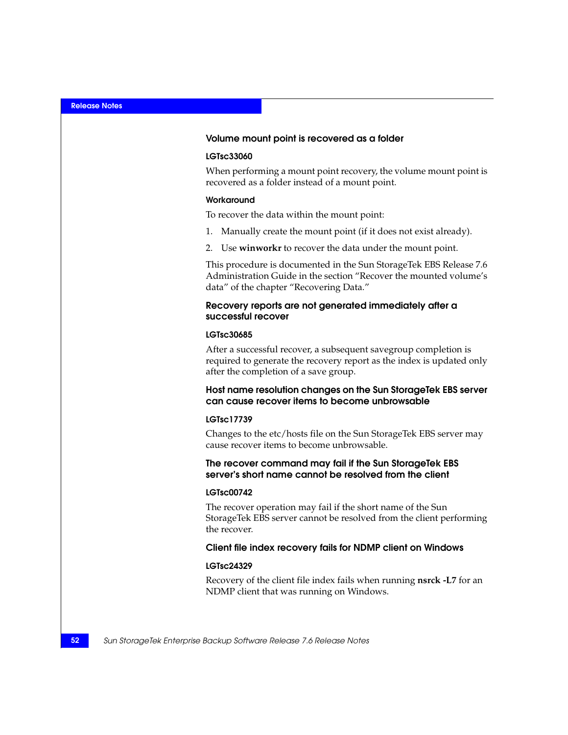### Volume mount point is recovered as a folder

#### LGTsc33060

When performing a mount point recovery, the volume mount point is recovered as a folder instead of a mount point.

#### Workaround

To recover the data within the mount point:

1. Manually create the mount point (if it does not exist already).
2. Use **winworkr** to recover the data under the mount point.

This procedure is documented in the Sun StorageTek EBS Release 7.6 Administration Guide in the section “Recover the mounted volume’s data” of the chapter “Recovering Data.”

### Recovery reports are not generated immediately after a successful recover

#### LGTsc30685

After a successful recover, a subsequent savegroup completion is required to generate the recovery report as the index is updated only after the completion of a save group.

### Host name resolution changes on the Sun StorageTek EBS server can cause recover items to become unbrowsable

#### LGTsc17739

Changes to the etc/hosts file on the Sun StorageTek EBS server may cause recover items to become unbrowsable.

### The recover command may fail if the Sun StorageTek EBS server’s short name cannot be resolved from the client

#### LGTsc00742

The recover operation may fail if the short name of the Sun StorageTek EBS server cannot be resolved from the client performing the recover.

### Client file index recovery fails for NDMP client on Windows

#### LGTsc24329

Recovery of the client file index fails when running **nsrck -L7** for an NDMP client that was running on Windows.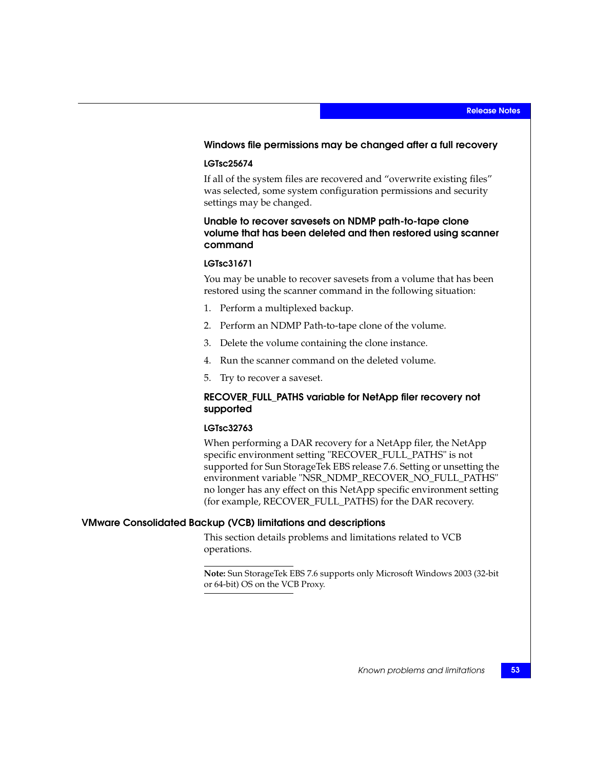### Windows file permissions may be changed after a full recovery

#### LGTsc25674

If all of the system files are recovered and “overwrite existing files” was selected, some system configuration permissions and security settings may be changed.

### Unable to recover savesets on NDMP path-to-tape clone volume that has been deleted and then restored using scanner command

#### LGTsc31671

You may be unable to recover savesets from a volume that has been restored using the scanner command in the following situation:

1. Perform a multiplexed backup.
2. Perform an NDMP Path-to-tape clone of the volume.
3. Delete the volume containing the clone instance.
4. Run the scanner command on the deleted volume.
5. Try to recover a saveset.

### RECOVER_FULL_PATHS variable for NetApp filer recovery not supported

#### LGTsc32763

When performing a DAR recovery for a NetApp filer, the NetApp specific environment setting "RECOVER_FULL_PATHS" is not supported for Sun StorageTek EBS release 7.6. Setting or unsetting the environment variable "NSR_NDMP_RECOVER_NO_FULL_PATHS" no longer has any effect on this NetApp specific environment setting (for example, RECOVER_FULL_PATHS) for the DAR recovery.

## VMware Consolidated Backup (VCB) limitations and descriptions

This section details problems and limitations related to VCB operations.

---

**Note:** Sun StorageTek EBS 7.6 supports only Microsoft Windows 2003 (32-bit or 64-bit) OS on the VCB Proxy.

---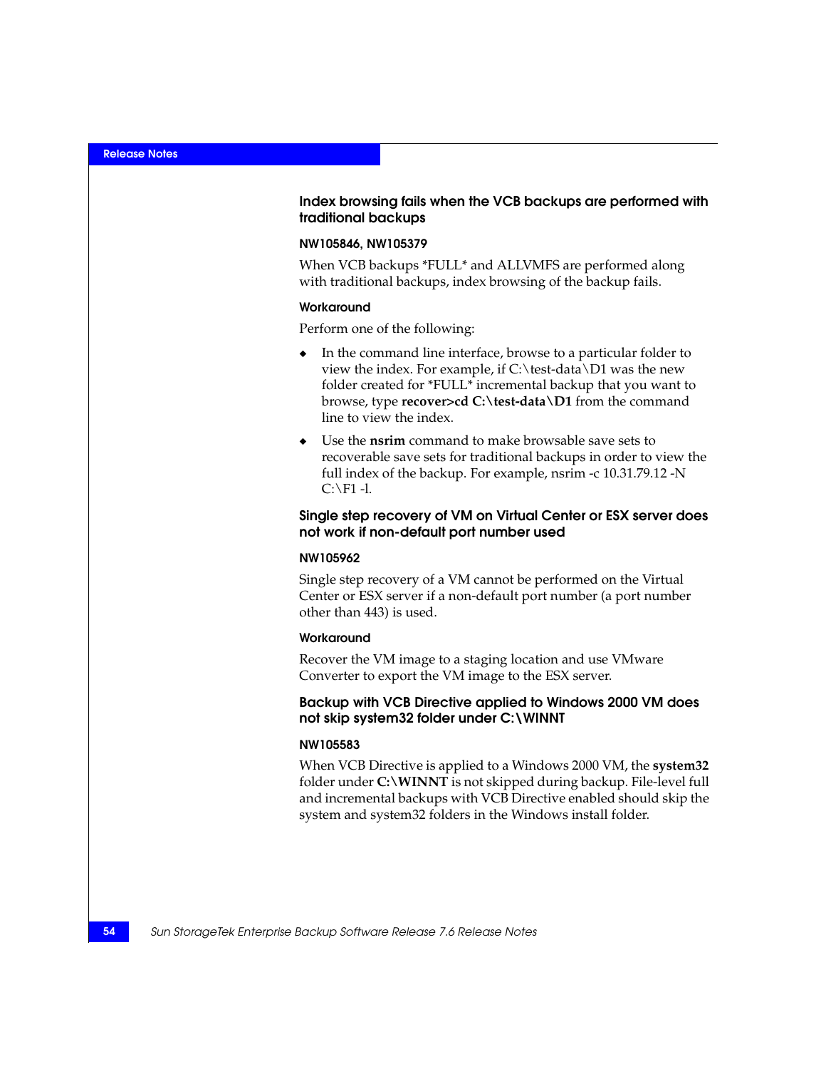### Index browsing fails when the VCB backups are performed with traditional backups

#### NW105846, NW105379

When VCB backups *FULL* and ALLVMFS are performed along with traditional backups, index browsing of the backup fails.

#### Workaround

Perform one of the following:

- In the command line interface, browse to a particular folder to view the index. For example, if C:\test-data\D1 was the new folder created for *FULL* incremental backup that you want to browse, type **recover>cd C:\test-data\D1** from the command line to view the index.
- Use the **nsrim** command to make browsable save sets to recoverable save sets for traditional backups in order to view the full index of the backup. For example, nsrim -c 10.31.79.12 -N C:\F1 -l.

### Single step recovery of VM on Virtual Center or ESX server does not work if non-default port number used

#### NW105962

Single step recovery of a VM cannot be performed on the Virtual Center or ESX server if a non-default port number (a port number other than 443) is used.

#### Workaround

Recover the VM image to a staging location and use VMware Converter to export the VM image to the ESX server.

### Backup with VCB Directive applied to Windows 2000 VM does not skip system32 folder under C:\WINNT

#### NW105583

When VCB Directive is applied to a Windows 2000 VM, the **system32** folder under **C:\WINNT** is not skipped during backup. File-level full and incremental backups with VCB Directive enabled should skip the system and system32 folders in the Windows install folder.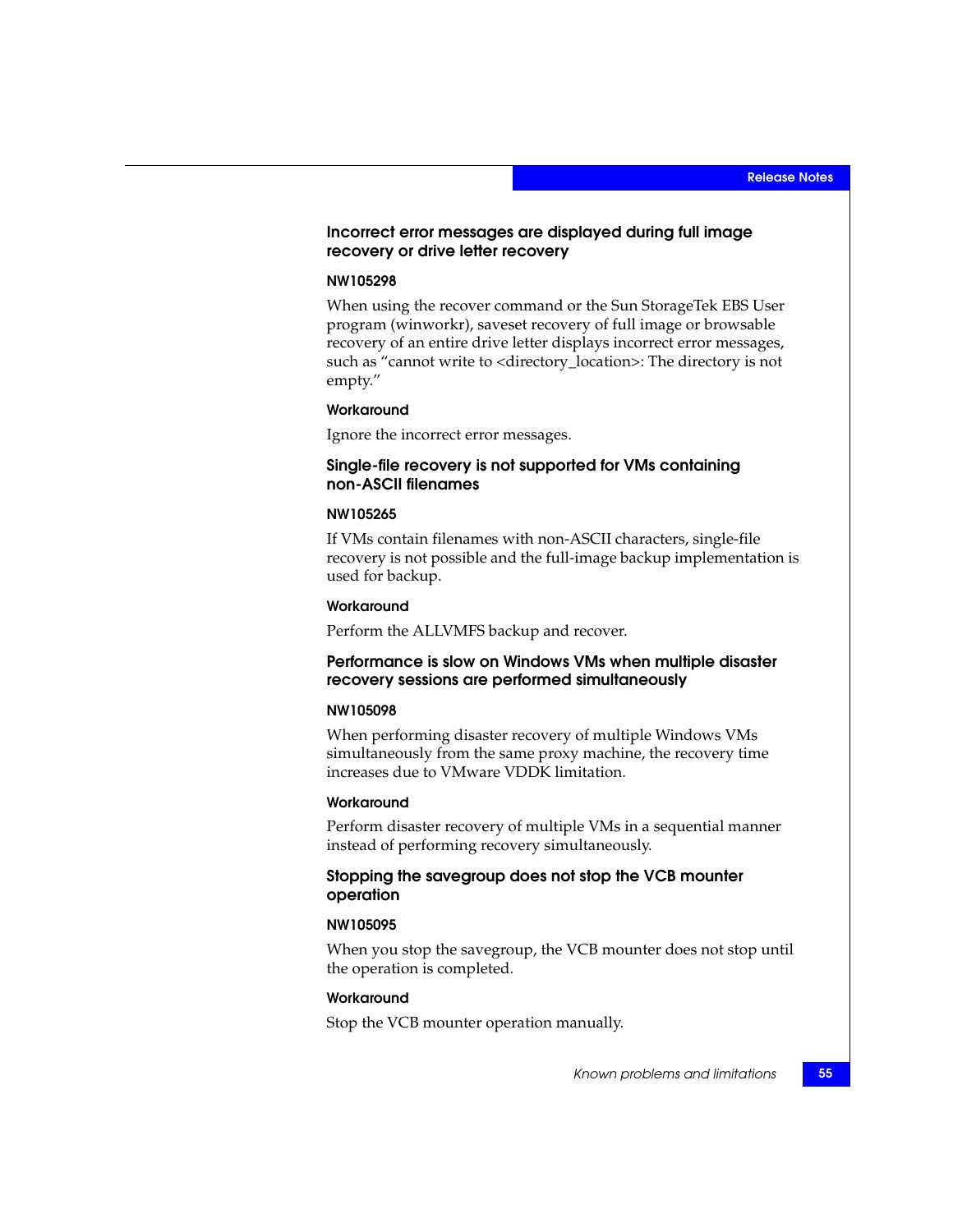### Incorrect error messages are displayed during full image recovery or drive letter recovery

#### NW105298

When using the recover command or the Sun StorageTek EBS User program (winworkr), saveset recovery of full image or browsable recovery of an entire drive letter displays incorrect error messages, such as "cannot write to <directory_location>: The directory is not empty."

#### Workaround

Ignore the incorrect error messages.

### Single-file recovery is not supported for VMs containing non-ASCII filenames

#### NW105265

If VMs contain filenames with non-ASCII characters, single-file recovery is not possible and the full-image backup implementation is used for backup.

#### Workaround

Perform the ALLVMFS backup and recover.

### Performance is slow on Windows VMs when multiple disaster recovery sessions are performed simultaneously

#### NW105098

When performing disaster recovery of multiple Windows VMs simultaneously from the same proxy machine, the recovery time increases due to VMware VDDK limitation.

#### Workaround

Perform disaster recovery of multiple VMs in a sequential manner instead of performing recovery simultaneously.

### Stopping the savegroup does not stop the VCB mounter operation

#### NW105095

When you stop the savegroup, the VCB mounter does not stop until the operation is completed.

#### Workaround

Stop the VCB mounter operation manually.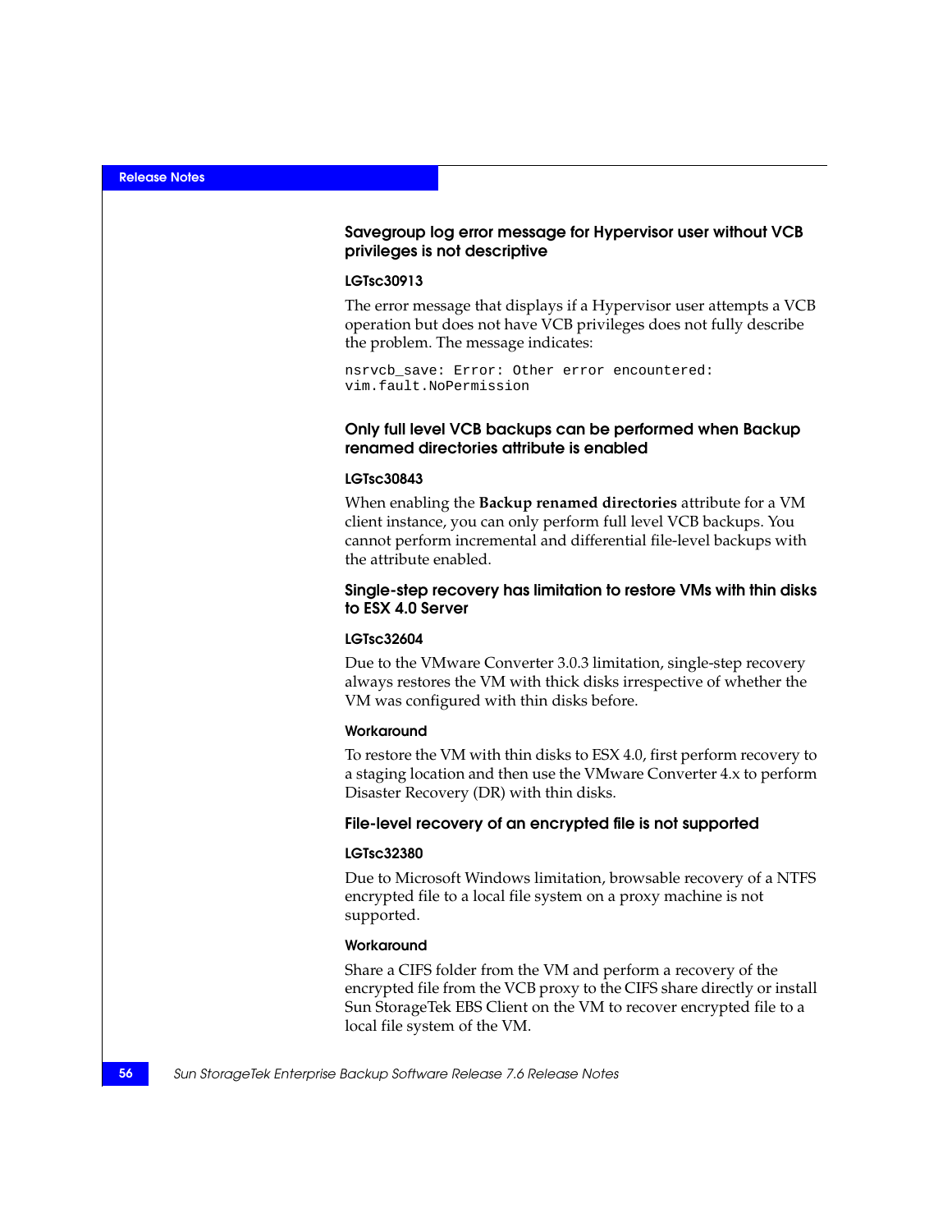### Savegroup log error message for Hypervisor user without VCB privileges is not descriptive

#### LGTsc30913

The error message that displays if a Hypervisor user attempts a VCB operation but does not have VCB privileges does not fully describe the problem. The message indicates:

```
nsrvcb_save: Error: Other error encountered:
vim.fault.NoPermission
```

### Only full level VCB backups can be performed when Backup renamed directories attribute is enabled

#### LGTsc30843

When enabling the **Backup renamed directories** attribute for a VM client instance, you can only perform full level VCB backups. You cannot perform incremental and differential file-level backups with the attribute enabled.

### Single-step recovery has limitation to restore VMs with thin disks to ESX 4.0 Server

#### LGTsc32604

Due to the VMware Converter 3.0.3 limitation, single-step recovery always restores the VM with thick disks irrespective of whether the VM was configured with thin disks before.

#### Workaround

To restore the VM with thin disks to ESX 4.0, first perform recovery to a staging location and then use the VMware Converter 4.x to perform Disaster Recovery (DR) with thin disks.

### File-level recovery of an encrypted file is not supported

#### LGTsc32380

Due to Microsoft Windows limitation, browsable recovery of a NTFS encrypted file to a local file system on a proxy machine is not supported.

#### Workaround

Share a CIFS folder from the VM and perform a recovery of the encrypted file from the VCB proxy to the CIFS share directly or install Sun StorageTek EBS Client on the VM to recover encrypted file to a local file system of the VM.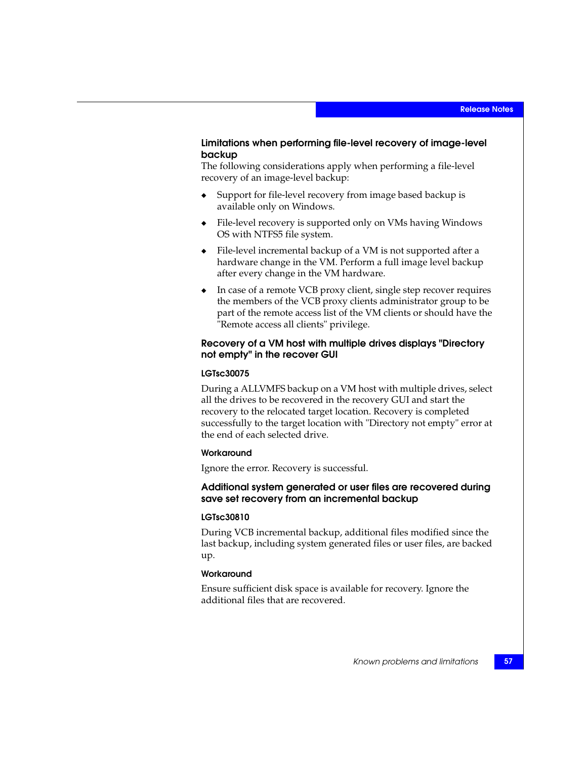### Limitations when performing file-level recovery of image-level backup

The following considerations apply when performing a file-level recovery of an image-level backup:

- Support for file-level recovery from image based backup is available only on Windows.
- File-level recovery is supported only on VMs having Windows OS with NTFS5 file system.
- File-level incremental backup of a VM is not supported after a hardware change in the VM. Perform a full image level backup after every change in the VM hardware.
- In case of a remote VCB proxy client, single step recover requires the members of the VCB proxy clients administrator group to be part of the remote access list of the VM clients or should have the "Remote access all clients" privilege.

### Recovery of a VM host with multiple drives displays "Directory not empty" in the recover GUI

#### LGTsc30075

During a ALLVMFS backup on a VM host with multiple drives, select all the drives to be recovered in the recovery GUI and start the recovery to the relocated target location. Recovery is completed successfully to the target location with "Directory not empty" error at the end of each selected drive.

#### Workaround

Ignore the error. Recovery is successful.

### Additional system generated or user files are recovered during save set recovery from an incremental backup

#### LGTsc30810

During VCB incremental backup, additional files modified since the last backup, including system generated files or user files, are backed up.

#### Workaround

Ensure sufficient disk space is available for recovery. Ignore the additional files that are recovered.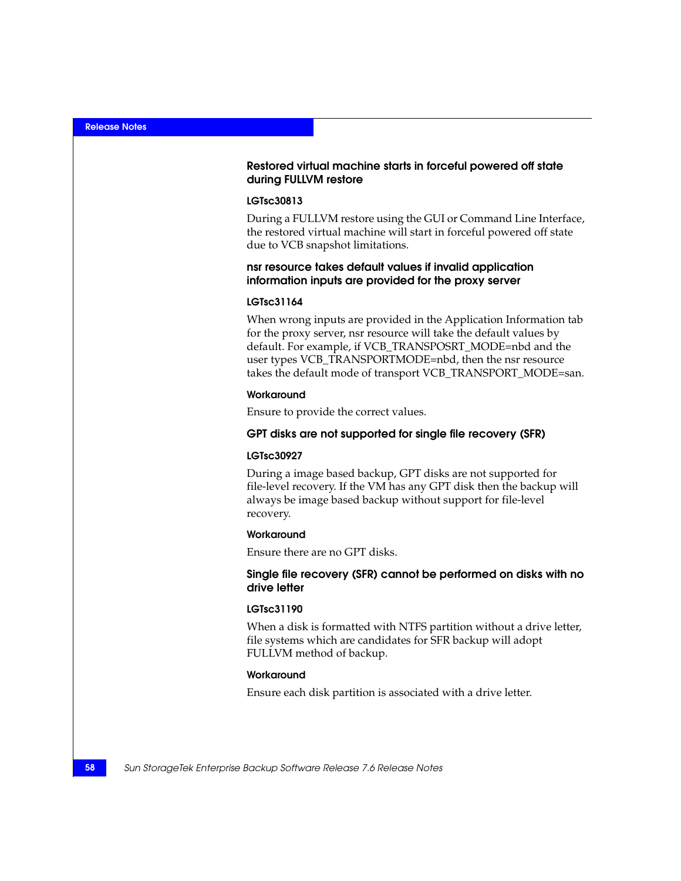### Restored virtual machine starts in forceful powered off state during FULLVM restore

#### LGTsc30813

During a FULLVM restore using the GUI or Command Line Interface, the restored virtual machine will start in forceful powered off state due to VCB snapshot limitations.

### nsr resource takes default values if invalid application information inputs are provided for the proxy server

#### LGTsc31164

When wrong inputs are provided in the Application Information tab for the proxy server, nsr resource will take the default values by default. For example, if VCB_TRANSPOSRT_MODE=nbd and the user types VCB_TRANSPORTMODE=nbd, then the nsr resource takes the default mode of transport VCB_TRANSPORT_MODE=san.

#### Workaround

Ensure to provide the correct values.

### GPT disks are not supported for single file recovery (SFR)

#### LGTsc30927

During a image based backup, GPT disks are not supported for file-level recovery. If the VM has any GPT disk then the backup will always be image based backup without support for file-level recovery.

#### Workaround

Ensure there are no GPT disks.

### Single file recovery (SFR) cannot be performed on disks with no drive letter

#### LGTsc31190

When a disk is formatted with NTFS partition without a drive letter, file systems which are candidates for SFR backup will adopt FULLVM method of backup.

#### Workaround

Ensure each disk partition is associated with a drive letter.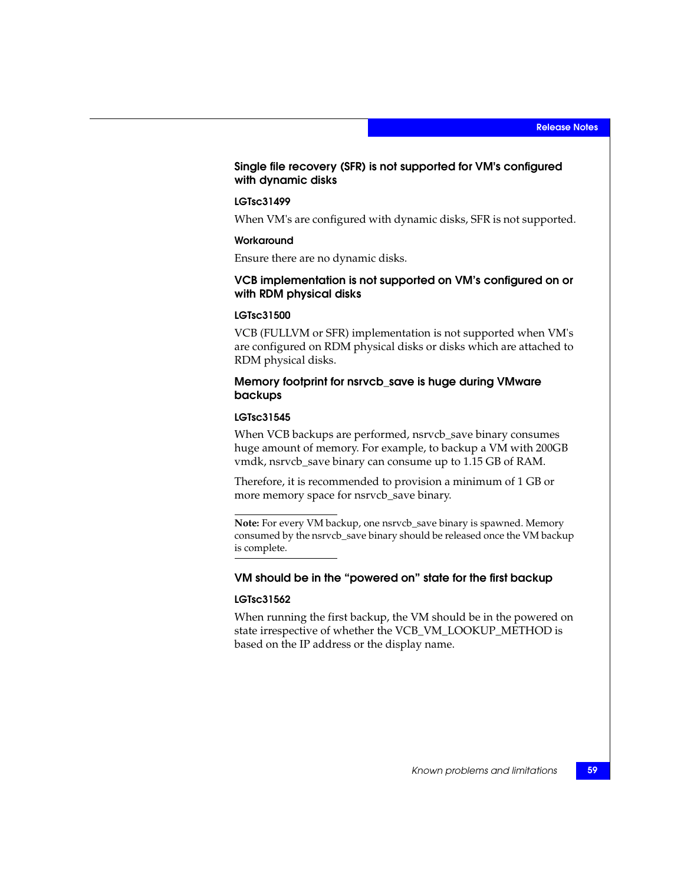### Single file recovery (SFR) is not supported for VM's configured with dynamic disks

#### LGTsc31499

When VM's are configured with dynamic disks, SFR is not supported.

#### Workaround

Ensure there are no dynamic disks.

### VCB implementation is not supported on VM's configured on or with RDM physical disks

#### LGTsc31500

VCB (FULLVM or SFR) implementation is not supported when VM's are configured on RDM physical disks or disks which are attached to RDM physical disks.

### Memory footprint for nsrvcb_save is huge during VMware backups

#### LGTsc31545

When VCB backups are performed, nsrvcb_save binary consumes huge amount of memory. For example, to backup a VM with 200GB vmdk, nsrvcb_save binary can consume up to 1.15 GB of RAM.

Therefore, it is recommended to provision a minimum of 1 GB or more memory space for nsrvcb_save binary.

**Note:** For every VM backup, one nsrvcb_save binary is spawned. Memory consumed by the nsrvcb_save binary should be released once the VM backup is complete.

### VM should be in the "powered on" state for the first backup

#### LGTsc31562

When running the first backup, the VM should be in the powered on state irrespective of whether the VCB_VM_LOOKUP_METHOD is based on the IP address or the display name.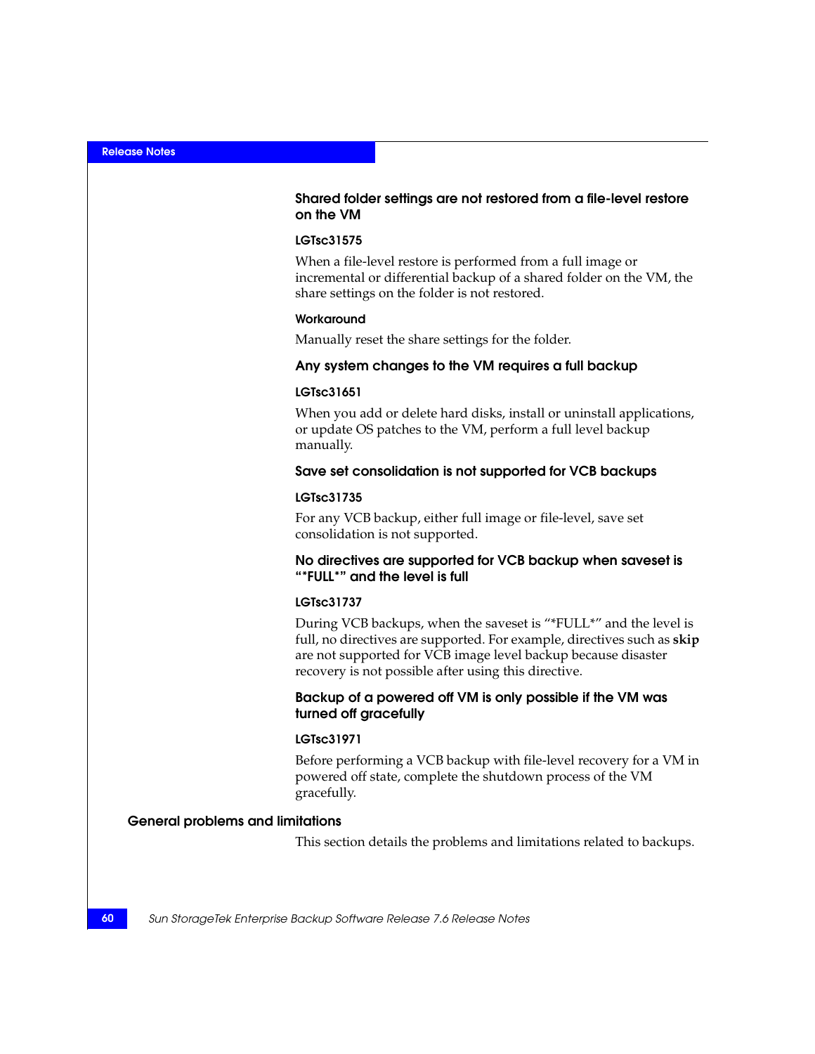#### Shared folder settings are not restored from a file-level restore on the VM

**LGTsc31575**

When a file-level restore is performed from a full image or incremental or differential backup of a shared folder on the VM, the share settings on the folder is not restored.

**Workaround**

Manually reset the share settings for the folder.

#### Any system changes to the VM requires a full backup

**LGTsc31651**

When you add or delete hard disks, install or uninstall applications, or update OS patches to the VM, perform a full level backup manually.

#### Save set consolidation is not supported for VCB backups

**LGTsc31735**

For any VCB backup, either full image or file-level, save set consolidation is not supported.

#### No directives are supported for VCB backup when saveset is "*FULL*" and the level is full

**LGTsc31737**

During VCB backups, when the saveset is "*FULL*" and the level is full, no directives are supported. For example, directives such as **skip** are not supported for VCB image level backup because disaster recovery is not possible after using this directive.

#### Backup of a powered off VM is only possible if the VM was turned off gracefully

**LGTsc31971**

Before performing a VCB backup with file-level recovery for a VM in powered off state, complete the shutdown process of the VM gracefully.

### General problems and limitations

This section details the problems and limitations related to backups.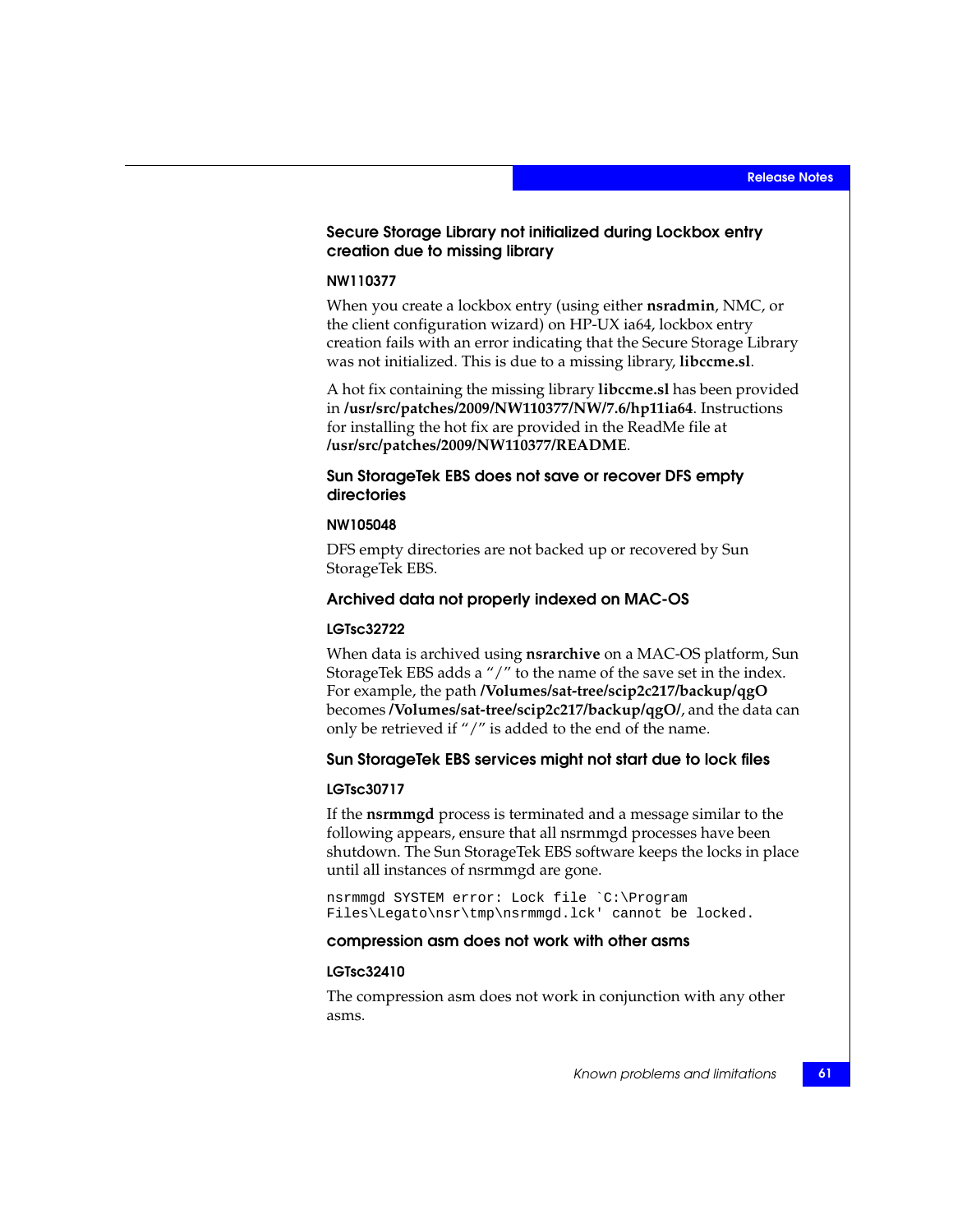### Secure Storage Library not initialized during Lockbox entry creation due to missing library

#### NW110377

When you create a lockbox entry (using either **nsradmin**, NMC, or the client configuration wizard) on HP-UX ia64, lockbox entry creation fails with an error indicating that the Secure Storage Library was not initialized. This is due to a missing library, **libccme.sl**.

A hot fix containing the missing library **libccme.sl** has been provided in **/usr/src/patches/2009/NW110377/NW/7.6/hp11ia64**. Instructions for installing the hot fix are provided in the ReadMe file at **/usr/src/patches/2009/NW110377/README**.

### Sun StorageTek EBS does not save or recover DFS empty directories

#### NW105048

DFS empty directories are not backed up or recovered by Sun StorageTek EBS.

### Archived data not properly indexed on MAC-OS

#### LGTsc32722

When data is archived using **nsrarchive** on a MAC-OS platform, Sun StorageTek EBS adds a "/" to the name of the save set in the index. For example, the path **/Volumes/sat-tree/scip2c217/backup/qgO** becomes **/Volumes/sat-tree/scip2c217/backup/qgO/**, and the data can only be retrieved if "/" is added to the end of the name.

### Sun StorageTek EBS services might not start due to lock files

#### LGTsc30717

If the **nsrmmgd** process is terminated and a message similar to the following appears, ensure that all nsrmmgd processes have been shutdown. The Sun StorageTek EBS software keeps the locks in place until all instances of nsrmmgd are gone.

```
nsrmmgd SYSTEM error: Lock file `C:\Program
Files\Legato\nsr\tmp\nsrmmgd.lck' cannot be locked.
```

### compression asm does not work with other asms

#### LGTsc32410

The compression asm does not work in conjunction with any other asms.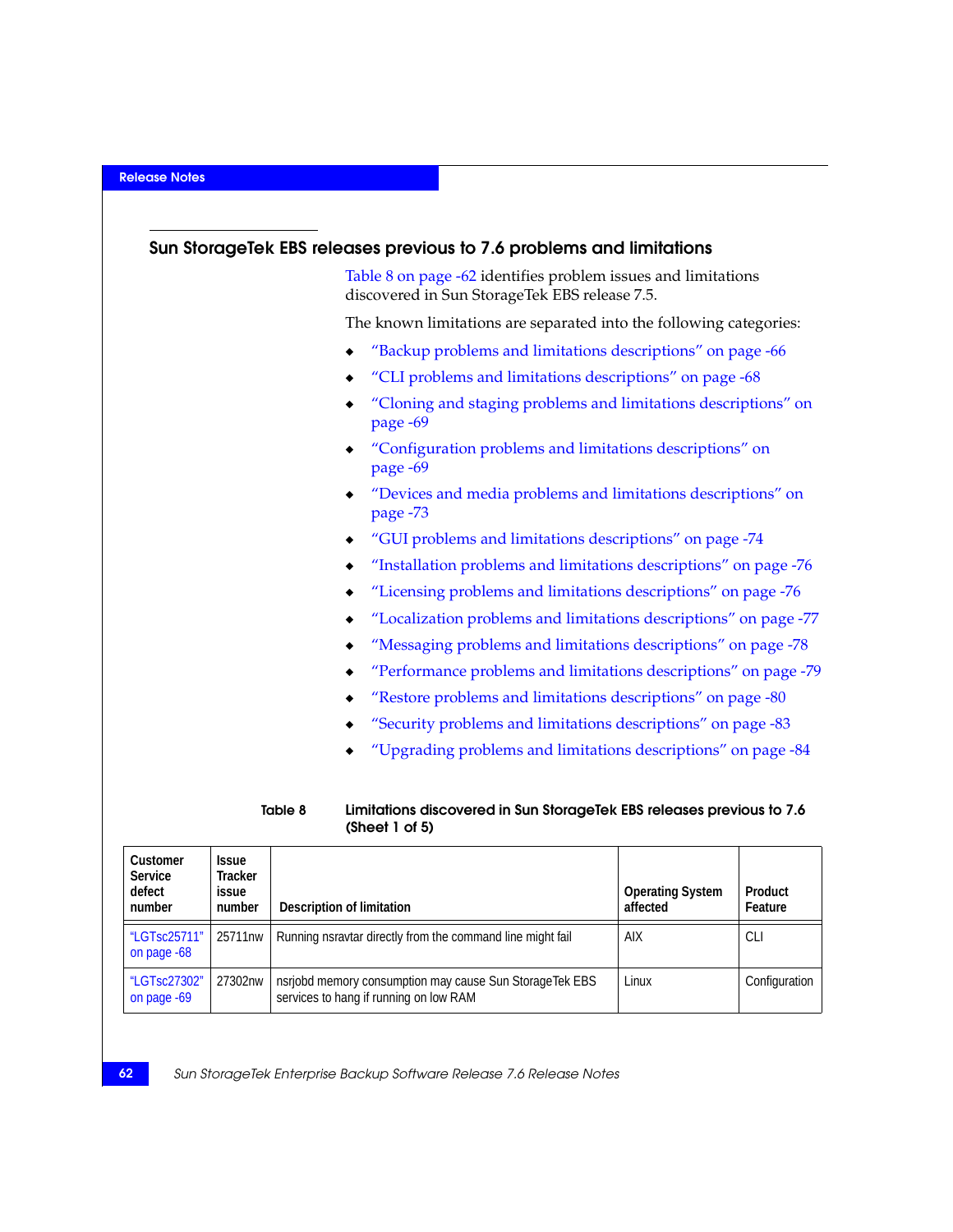## Sun StorageTek EBS releases previous to 7.6 problems and limitations

Table 8 on page -62 identifies problem issues and limitations discovered in Sun StorageTek EBS release 7.5.

The known limitations are separated into the following categories:

- "Backup problems and limitations descriptions" on page -66
- "CLI problems and limitations descriptions" on page -68
- "Cloning and staging problems and limitations descriptions" on page -69
- "Configuration problems and limitations descriptions" on page -69
- "Devices and media problems and limitations descriptions" on page -73
- "GUI problems and limitations descriptions" on page -74
- "Installation problems and limitations descriptions" on page -76
- "Licensing problems and limitations descriptions" on page -76
- "Localization problems and limitations descriptions" on page -77
- "Messaging problems and limitations descriptions" on page -78
- "Performance problems and limitations descriptions" on page -79
- "Restore problems and limitations descriptions" on page -80
- "Security problems and limitations descriptions" on page -83
- "Upgrading problems and limitations descriptions" on page -84

**Table 8 Limitations discovered in Sun StorageTek EBS releases previous to 7.6 (Sheet 1 of 5)**

| Customer Service defect number | Issue Tracker issue number | Description of limitation | Operating System affected | Product Feature |
|---|---|---|---|---|
| "LGTsc25711" on page -68 | 25711nw | Running nsravtar directly from the command line might fail | AIX | CLI |
| "LGTsc27302" on page -69 | 27302nw | nsrjobd memory consumption may cause Sun StorageTek EBS services to hang if running on low RAM | Linux | Configuration |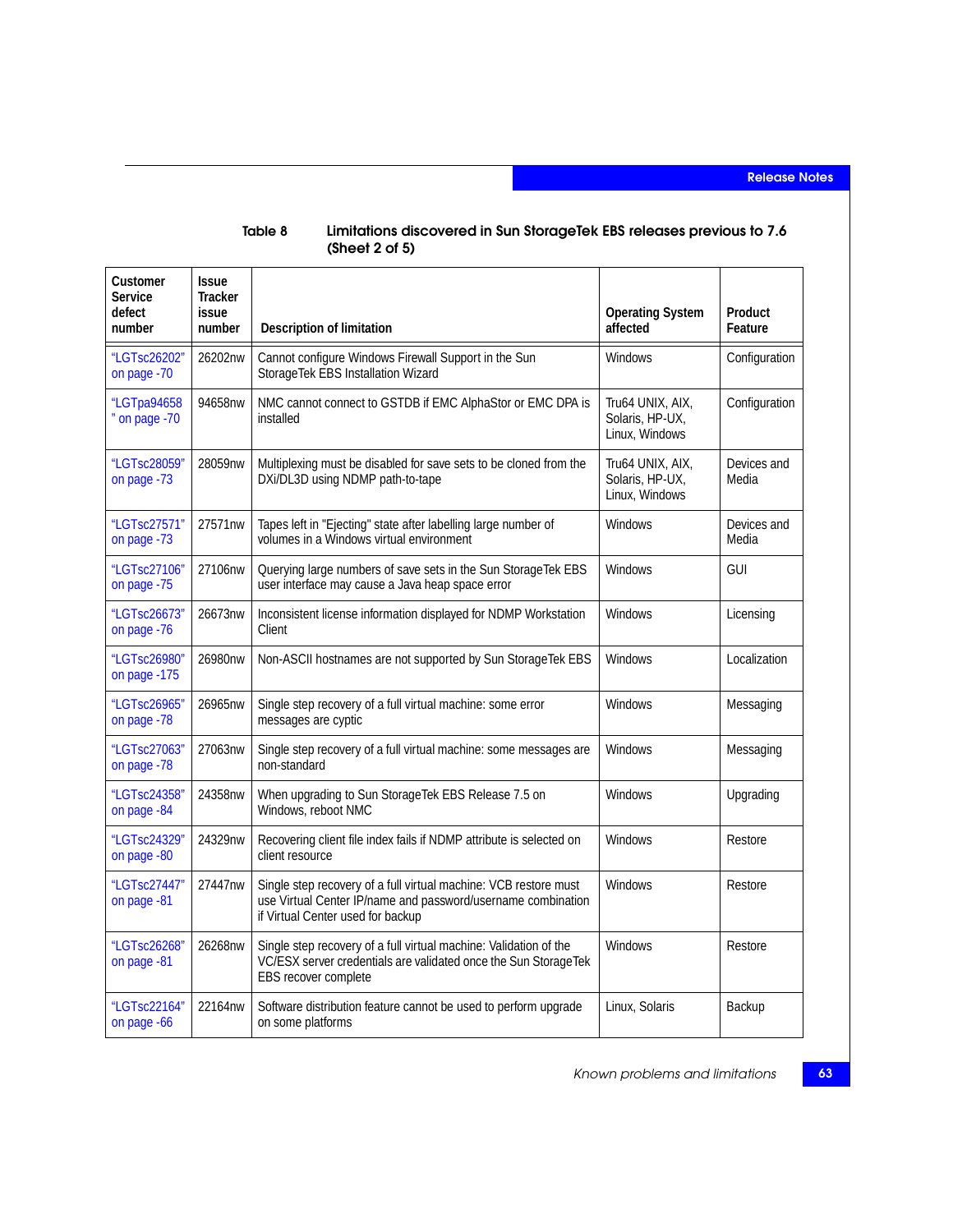Table 8 Limitations discovered in Sun StorageTek EBS releases previous to 7.6 (Sheet 2 of 5)

| Customer Service defect number | Issue Tracker issue number | Description of limitation | Operating System affected | Product Feature |
|---|---|---|---|---|
| "LGTsc26202" on page -70 | 26202nw | Cannot configure Windows Firewall Support in the Sun StorageTek EBS Installation Wizard | Windows | Configuration |
| "LGTpa94658" on page -70 | 94658nw | NMC cannot connect to GSTDB if EMC AlphaStor or EMC DPA is installed | Tru64 UNIX, AIX, Solaris, HP-UX, Linux, Windows | Configuration |
| "LGTsc28059" on page -73 | 28059nw | Multiplexing must be disabled for save sets to be cloned from the DXi/DL3D using NDMP path-to-tape | Tru64 UNIX, AIX, Solaris, HP-UX, Linux, Windows | Devices and Media |
| "LGTsc27571" on page -73 | 27571nw | Tapes left in "Ejecting" state after labelling large number of volumes in a Windows virtual environment | Windows | Devices and Media |
| "LGTsc27106" on page -75 | 27106nw | Querying large numbers of save sets in the Sun StorageTek EBS user interface may cause a Java heap space error | Windows | GUI |
| "LGTsc26673" on page -76 | 26673nw | Inconsistent license information displayed for NDMP Workstation Client | Windows | Licensing |
| "LGTsc26980" on page -175 | 26980nw | Non-ASCII hostnames are not supported by Sun StorageTek EBS | Windows | Localization |
| "LGTsc26965" on page -78 | 26965nw | Single step recovery of a full virtual machine: some error messages are cyptic | Windows | Messaging |
| "LGTsc27063" on page -78 | 27063nw | Single step recovery of a full virtual machine: some messages are non-standard | Windows | Messaging |
| "LGTsc24358" on page -84 | 24358nw | When upgrading to Sun StorageTek EBS Release 7.5 on Windows, reboot NMC | Windows | Upgrading |
| "LGTsc24329" on page -80 | 24329nw | Recovering client file index fails if NDMP attribute is selected on client resource | Windows | Restore |
| "LGTsc27447" on page -81 | 27447nw | Single step recovery of a full virtual machine: VCB restore must use Virtual Center IP/name and password/username combination if Virtual Center used for backup | Windows | Restore |
| "LGTsc26268" on page -81 | 26268nw | Single step recovery of a full virtual machine: Validation of the VC/ESX server credentials are validated once the Sun StorageTek EBS recover complete | Windows | Restore |
| "LGTsc22164" on page -66 | 22164nw | Software distribution feature cannot be used to perform upgrade on some platforms | Linux, Solaris | Backup |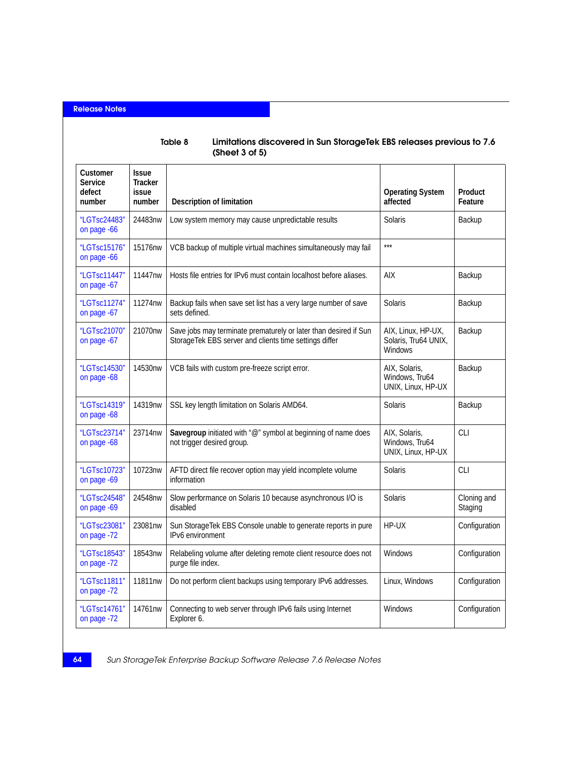Table 8 Limitations discovered in Sun StorageTek EBS releases previous to 7.6 (Sheet 3 of 5)

| Customer Service defect number | Issue Tracker issue number | Description of limitation | Operating System affected | Product Feature |
|---|---|---|---|---|
| "LGTsc24483" on page -66 | 24483nw | Low system memory may cause unpredictable results | Solaris | Backup |
| "LGTsc15176" on page -66 | 15176nw | VCB backup of multiple virtual machines simultaneously may fail | *** | |
| "LGTsc11447" on page -67 | 11447nw | Hosts file entries for IPv6 must contain localhost before aliases. | AIX | Backup |
| "LGTsc11274" on page -67 | 11274nw | Backup fails when save set list has a very large number of save sets defined. | Solaris | Backup |
| "LGTsc21070" on page -67 | 21070nw | Save jobs may terminate prematurely or later than desired if Sun StorageTek EBS server and clients time settings differ | AIX, Linux, HP-UX, Solaris, Tru64 UNIX, Windows | Backup |
| "LGTsc14530" on page -68 | 14530nw | VCB fails with custom pre-freeze script error. | AIX, Solaris, Windows, Tru64 UNIX, Linux, HP-UX | Backup |
| "LGTsc14319" on page -68 | 14319nw | SSL key length limitation on Solaris AMD64. | Solaris | Backup |
| "LGTsc23714" on page -68 | 23714nw | **Savegroup** initiated with "@" symbol at beginning of name does not trigger desired group. | AIX, Solaris, Windows, Tru64 UNIX, Linux, HP-UX | CLI |
| "LGTsc10723" on page -69 | 10723nw | AFTD direct file recover option may yield incomplete volume information | Solaris | CLI |
| "LGTsc24548" on page -69 | 24548nw | Slow performance on Solaris 10 because asynchronous I/O is disabled | Solaris | Cloning and Staging |
| "LGTsc23081" on page -72 | 23081nw | Sun StorageTek EBS Console unable to generate reports in pure IPv6 environment | HP-UX | Configuration |
| "LGTsc18543" on page -72 | 18543nw | Relabeling volume after deleting remote client resource does not purge file index. | Windows | Configuration |
| "LGTsc11811" on page -72 | 11811nw | Do not perform client backups using temporary IPv6 addresses. | Linux, Windows | Configuration |
| "LGTsc14761" on page -72 | 14761nw | Connecting to web server through IPv6 fails using Internet Explorer 6. | Windows | Configuration |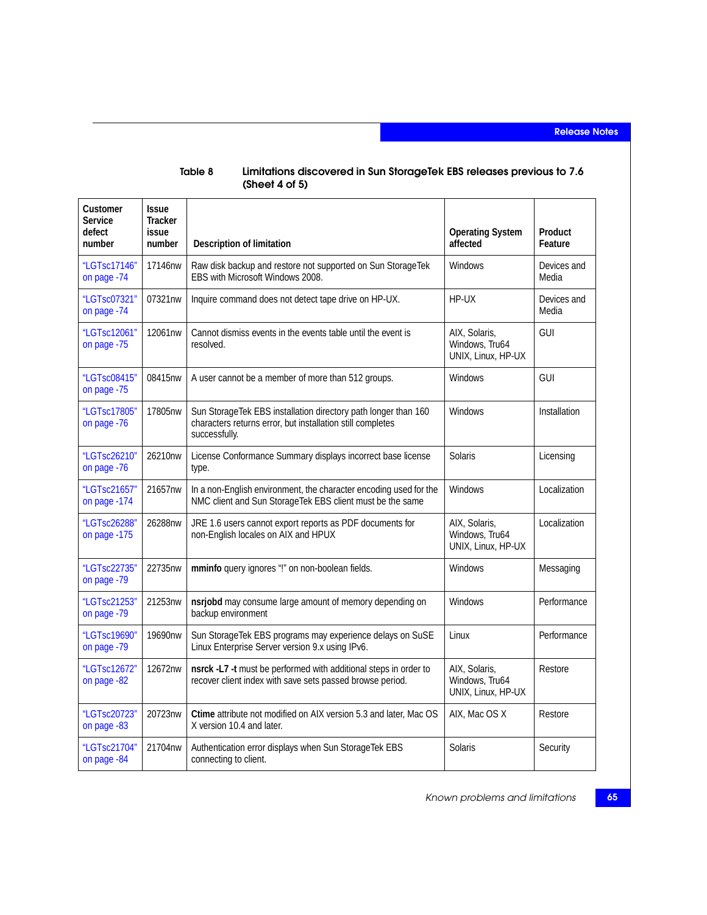Table 8 Limitations discovered in Sun StorageTek EBS releases previous to 7.6 (Sheet 4 of 5)

| Customer Service defect number | Issue Tracker issue number | Description of limitation | Operating System affected | Product Feature |
|---|---|---|---|---|
| "LGTsc17146" on page -74 | 17146nw | Raw disk backup and restore not supported on Sun StorageTek EBS with Microsoft Windows 2008. | Windows | Devices and Media |
| "LGTsc07321" on page -74 | 07321nw | Inquire command does not detect tape drive on HP-UX. | HP-UX | Devices and Media |
| "LGTsc12061" on page -75 | 12061nw | Cannot dismiss events in the events table until the event is resolved. | AIX, Solaris, Windows, Tru64 UNIX, Linux, HP-UX | GUI |
| "LGTsc08415" on page -75 | 08415nw | A user cannot be a member of more than 512 groups. | Windows | GUI |
| "LGTsc17805" on page -76 | 17805nw | Sun StorageTek EBS installation directory path longer than 160 characters returns error, but installation still completes successfully. | Windows | Installation |
| "LGTsc26210" on page -76 | 26210nw | License Conformance Summary displays incorrect base license type. | Solaris | Licensing |
| "LGTsc21657" on page -174 | 21657nw | In a non-English environment, the character encoding used for the NMC client and Sun StorageTek EBS client must be the same | Windows | Localization |
| "LGTsc26288" on page -175 | 26288nw | JRE 1.6 users cannot export reports as PDF documents for non-English locales on AIX and HPUX | AIX, Solaris, Windows, Tru64 UNIX, Linux, HP-UX | Localization |
| "LGTsc22735" on page -79 | 22735nw | **mminfo** query ignores "!" on non-boolean fields. | Windows | Messaging |
| "LGTsc21253" on page -79 | 21253nw | **nsrjobd** may consume large amount of memory depending on backup environment | Windows | Performance |
| "LGTsc19690" on page -79 | 19690nw | Sun StorageTek EBS programs may experience delays on SuSE Linux Enterprise Server version 9.x using IPv6. | Linux | Performance |
| "LGTsc12672" on page -82 | 12672nw | **nsrck -L7 -t** must be performed with additional steps in order to recover client index with save sets passed browse period. | AIX, Solaris, Windows, Tru64 UNIX, Linux, HP-UX | Restore |
| "LGTsc20723" on page -83 | 20723nw | **Ctime** attribute not modified on AIX version 5.3 and later, Mac OS X version 10.4 and later. | AIX, Mac OS X | Restore |
| "LGTsc21704" on page -84 | 21704nw | Authentication error displays when Sun StorageTek EBS connecting to client. | Solaris | Security |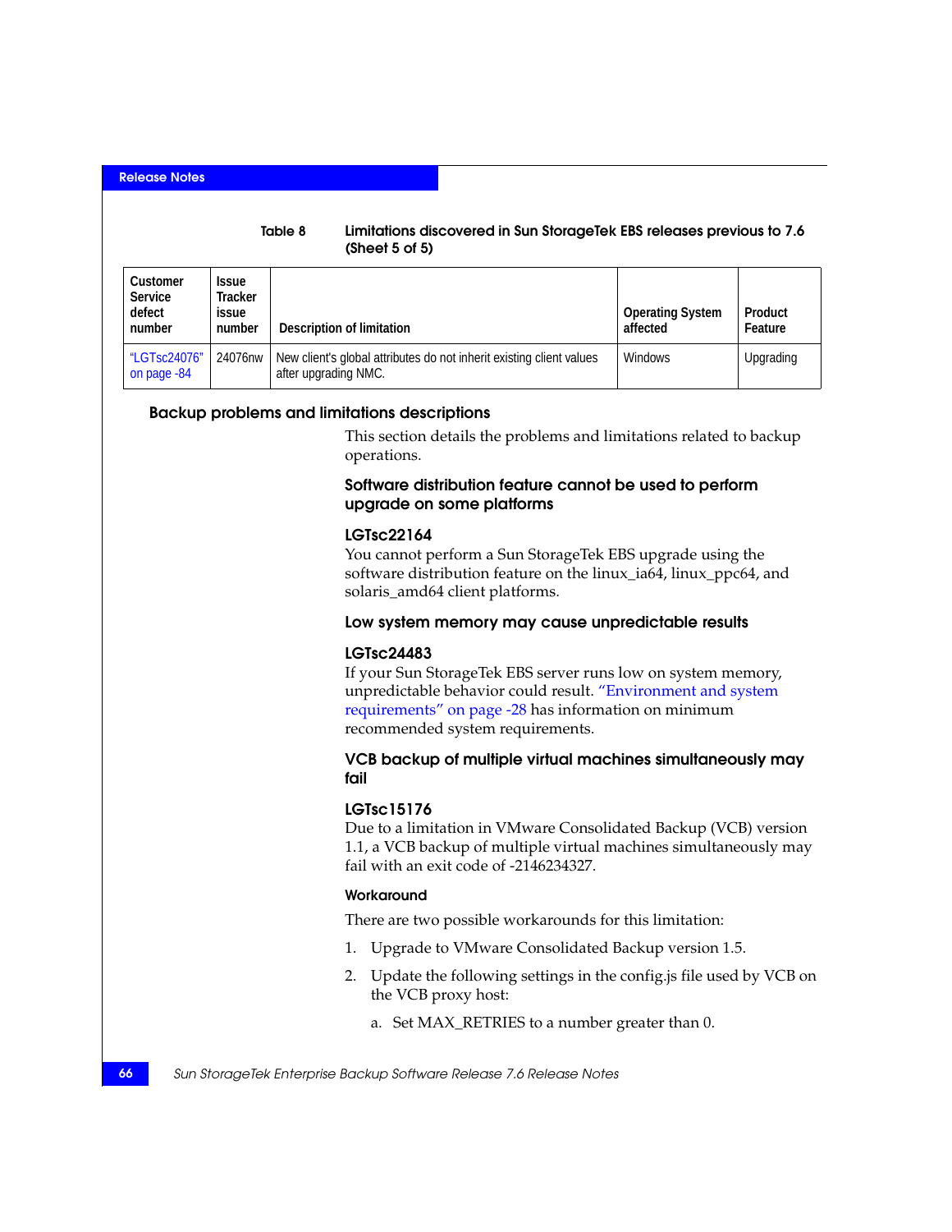Table 8 Limitations discovered in Sun StorageTek EBS releases previous to 7.6 (Sheet 5 of 5)

| Customer Service defect number | Issue Tracker issue number | Description of limitation | Operating System affected | Product Feature |
|---|---|---|---|---|
| "LGTsc24076" on page -84 | 24076nw | New client's global attributes do not inherit existing client values after upgrading NMC. | Windows | Upgrading |

## Backup problems and limitations descriptions

This section details the problems and limitations related to backup operations.

### Software distribution feature cannot be used to perform upgrade on some platforms

#### LGTsc22164

You cannot perform a Sun StorageTek EBS upgrade using the software distribution feature on the linux_ia64, linux_ppc64, and solaris_amd64 client platforms.

### Low system memory may cause unpredictable results

#### LGTsc24483

If your Sun StorageTek EBS server runs low on system memory, unpredictable behavior could result. "Environment and system requirements" on page -28 has information on minimum recommended system requirements.

### VCB backup of multiple virtual machines simultaneously may fail

#### LGTsc15176

Due to a limitation in VMware Consolidated Backup (VCB) version 1.1, a VCB backup of multiple virtual machines simultaneously may fail with an exit code of -2146234327.

#### Workaround

There are two possible workarounds for this limitation:

1. Upgrade to VMware Consolidated Backup version 1.5.
2. Update the following settings in the config.js file used by VCB on the VCB proxy host:
   a. Set MAX_RETRIES to a number greater than 0.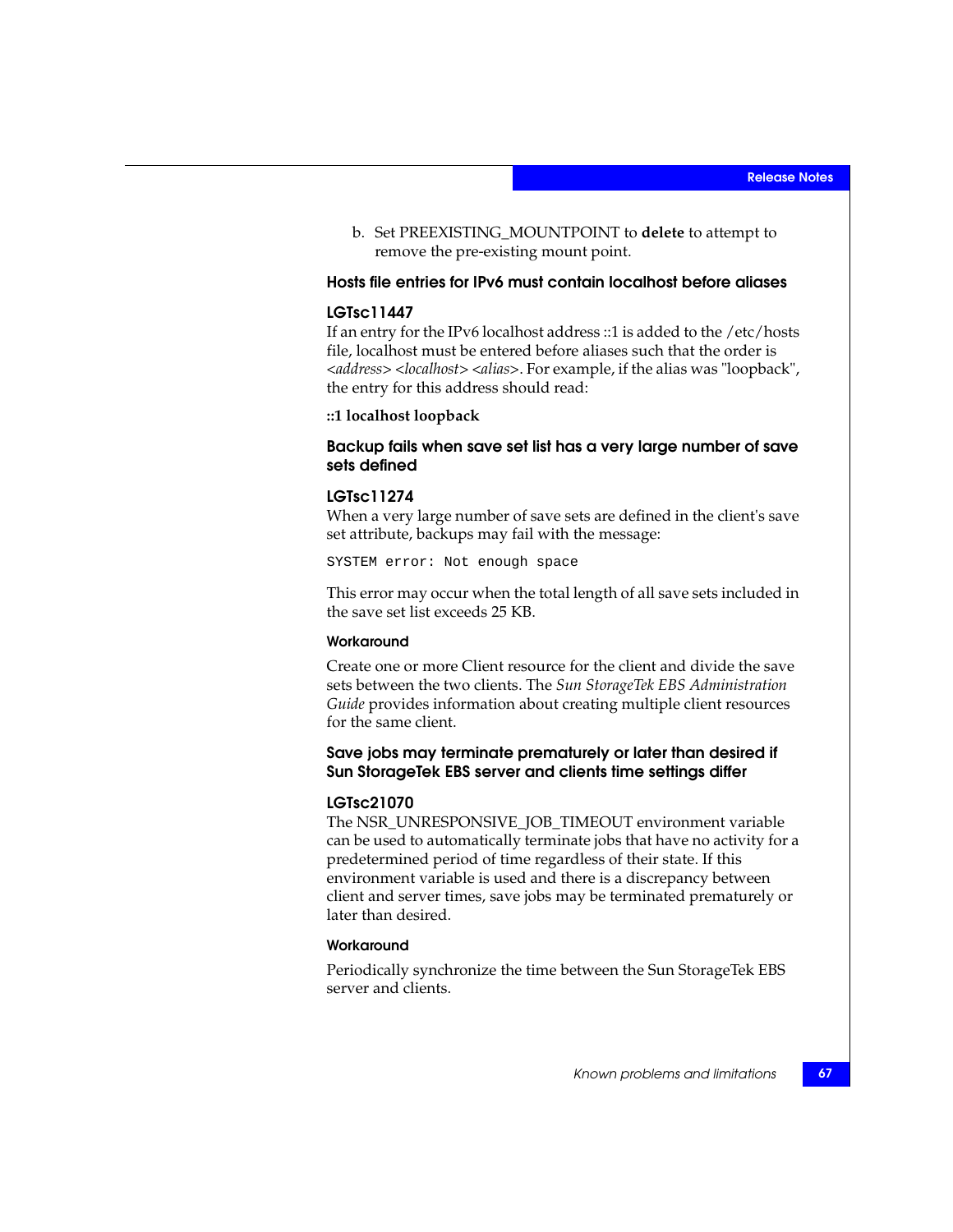b. Set PREEXISTING_MOUNTPOINT to **delete** to attempt to remove the pre-existing mount point.

### Hosts file entries for IPv6 must contain localhost before aliases

#### LGTsc11447

If an entry for the IPv6 localhost address ::1 is added to the /etc/hosts file, localhost must be entered before aliases such that the order is *<address>* *<localhost>* *<alias>*. For example, if the alias was "loopback", the entry for this address should read:

**::1 localhost loopback**

### Backup fails when save set list has a very large number of save sets defined

#### LGTsc11274

When a very large number of save sets are defined in the client's save set attribute, backups may fail with the message:

```
SYSTEM error: Not enough space
```

This error may occur when the total length of all save sets included in the save set list exceeds 25 KB.

##### Workaround

Create one or more Client resource for the client and divide the save sets between the two clients. The *Sun StorageTek EBS Administration Guide* provides information about creating multiple client resources for the same client.

### Save jobs may terminate prematurely or later than desired if Sun StorageTek EBS server and clients time settings differ

#### LGTsc21070

The NSR_UNRESPONSIVE_JOB_TIMEOUT environment variable can be used to automatically terminate jobs that have no activity for a predetermined period of time regardless of their state. If this environment variable is used and there is a discrepancy between client and server times, save jobs may be terminated prematurely or later than desired.

##### Workaround

Periodically synchronize the time between the Sun StorageTek EBS server and clients.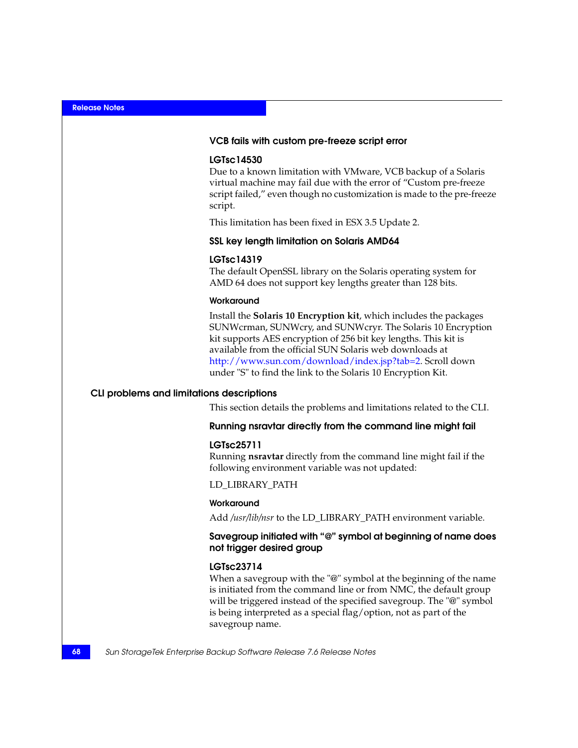#### VCB fails with custom pre-freeze script error

#### LGTsc14530

Due to a known limitation with VMware, VCB backup of a Solaris virtual machine may fail due with the error of "Custom pre-freeze script failed," even though no customization is made to the pre-freeze script.

This limitation has been fixed in ESX 3.5 Update 2.

#### SSL key length limitation on Solaris AMD64

#### LGTsc14319

The default OpenSSL library on the Solaris operating system for AMD 64 does not support key lengths greater than 128 bits.

##### Workaround

Install the **Solaris 10 Encryption kit**, which includes the packages SUNWcrman, SUNWcry, and SUNWcryr. The Solaris 10 Encryption kit supports AES encryption of 256 bit key lengths. This kit is available from the official SUN Solaris web downloads at http://www.sun.com/download/index.jsp?tab=2. Scroll down under "S" to find the link to the Solaris 10 Encryption Kit.

### CLI problems and limitations descriptions

This section details the problems and limitations related to the CLI.

#### Running nsravtar directly from the command line might fail

#### LGTsc25711

Running **nsravtar** directly from the command line might fail if the following environment variable was not updated:

LD_LIBRARY_PATH

##### Workaround

Add */usr/lib/nsr* to the LD_LIBRARY_PATH environment variable.

#### Savegroup initiated with "@" symbol at beginning of name does not trigger desired group

#### LGTsc23714

When a savegroup with the "@" symbol at the beginning of the name is initiated from the command line or from NMC, the default group will be triggered instead of the specified savegroup. The "@" symbol is being interpreted as a special flag/option, not as part of the savegroup name.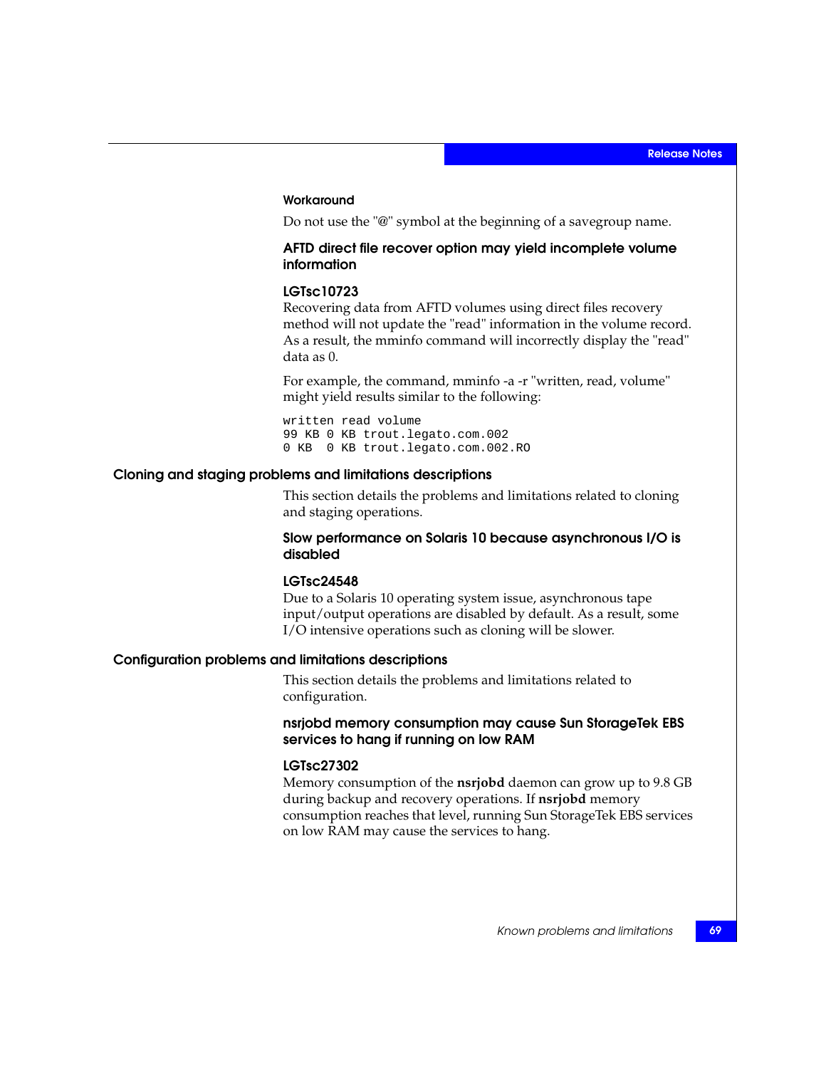#### Workaround

Do not use the "@" symbol at the beginning of a savegroup name.

### AFTD direct file recover option may yield incomplete volume information

#### LGTsc10723

Recovering data from AFTD volumes using direct files recovery method will not update the "read" information in the volume record. As a result, the mminfo command will incorrectly display the "read" data as 0.

For example, the command, mminfo -a -r "written, read, volume" might yield results similar to the following:

```
written read volume
99 KB 0 KB trout.legato.com.002
0 KB  0 KB trout.legato.com.002.RO
```

## Cloning and staging problems and limitations descriptions

This section details the problems and limitations related to cloning and staging operations.

### Slow performance on Solaris 10 because asynchronous I/O is disabled

#### LGTsc24548

Due to a Solaris 10 operating system issue, asynchronous tape input/output operations are disabled by default. As a result, some I/O intensive operations such as cloning will be slower.

## Configuration problems and limitations descriptions

This section details the problems and limitations related to configuration.

### nsrjobd memory consumption may cause Sun StorageTek EBS services to hang if running on low RAM

#### LGTsc27302

Memory consumption of the **nsrjobd** daemon can grow up to 9.8 GB during backup and recovery operations. If **nsrjobd** memory consumption reaches that level, running Sun StorageTek EBS services on low RAM may cause the services to hang.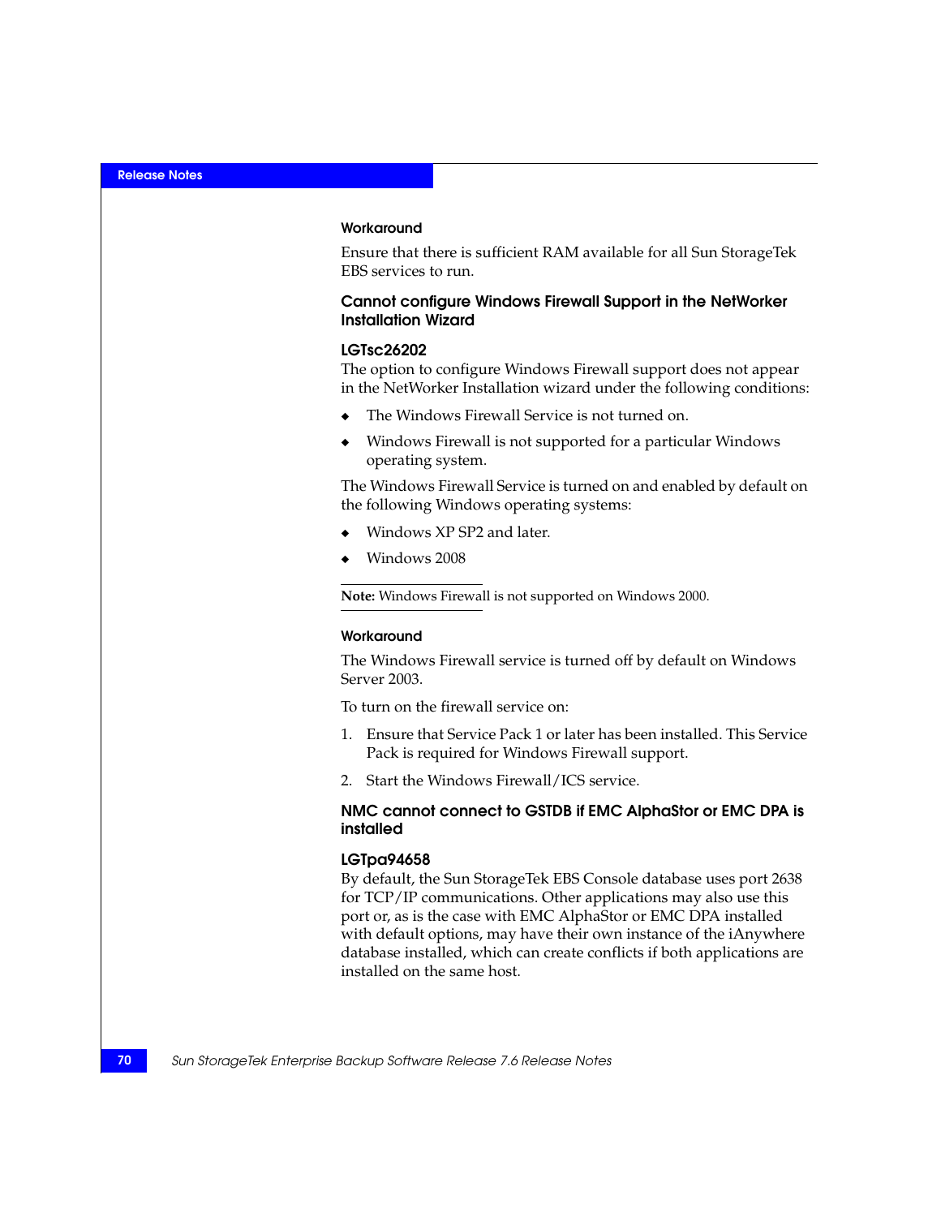#### Workaround

Ensure that there is sufficient RAM available for all Sun StorageTek EBS services to run.

### Cannot configure Windows Firewall Support in the NetWorker Installation Wizard

#### LGTsc26202

The option to configure Windows Firewall support does not appear in the NetWorker Installation wizard under the following conditions:

- The Windows Firewall Service is not turned on.
- Windows Firewall is not supported for a particular Windows operating system.

The Windows Firewall Service is turned on and enabled by default on the following Windows operating systems:

- Windows XP SP2 and later.
- Windows 2008

**Note:** Windows Firewall is not supported on Windows 2000.

#### Workaround

The Windows Firewall service is turned off by default on Windows Server 2003.

To turn on the firewall service on:

1. Ensure that Service Pack 1 or later has been installed. This Service Pack is required for Windows Firewall support.
2. Start the Windows Firewall/ICS service.

### NMC cannot connect to GSTDB if EMC AlphaStor or EMC DPA is installed

#### LGTpa94658

By default, the Sun StorageTek EBS Console database uses port 2638 for TCP/IP communications. Other applications may also use this port or, as is the case with EMC AlphaStor or EMC DPA installed with default options, may have their own instance of the iAnywhere database installed, which can create conflicts if both applications are installed on the same host.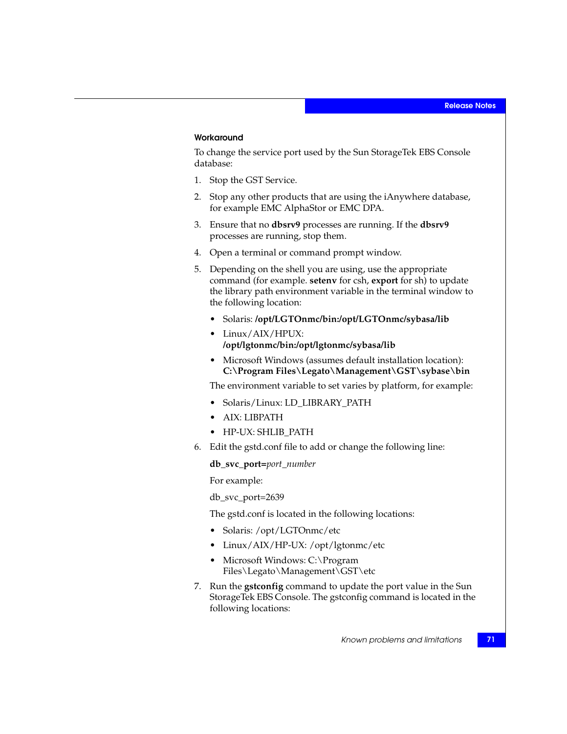#### Workaround

To change the service port used by the Sun StorageTek EBS Console database:

1. Stop the GST Service.
2. Stop any other products that are using the iAnywhere database, for example EMC AlphaStor or EMC DPA.
3. Ensure that no **dbsrv9** processes are running. If the **dbsrv9** processes are running, stop them.
4. Open a terminal or command prompt window.
5. Depending on the shell you are using, use the appropriate command (for example. **setenv** for csh, **export** for sh) to update the library path environment variable in the terminal window to the following location:

   - Solaris: **/opt/LGTOnmc/bin:/opt/LGTOnmc/sybasa/lib**
   - Linux/AIX/HPUX: **/opt/lgtonmc/bin:/opt/lgtonmc/sybasa/lib**
   - Microsoft Windows (assumes default installation location): **C:\Program Files\Legato\Management\GST\sybase\bin**

   The environment variable to set varies by platform, for example:

   - Solaris/Linux: LD_LIBRARY_PATH
   - AIX: LIBPATH
   - HP-UX: SHLIB_PATH

6. Edit the gstd.conf file to add or change the following line:

   **db_svc_port=***port_number*

   For example:

   db_svc_port=2639

   The gstd.conf is located in the following locations:

   - Solaris: /opt/LGTOnmc/etc
   - Linux/AIX/HP-UX: /opt/lgtonmc/etc
   - Microsoft Windows: C:\Program Files\Legato\Management\GST\etc

7. Run the **gstconfig** command to update the port value in the Sun StorageTek EBS Console. The gstconfig command is located in the following locations: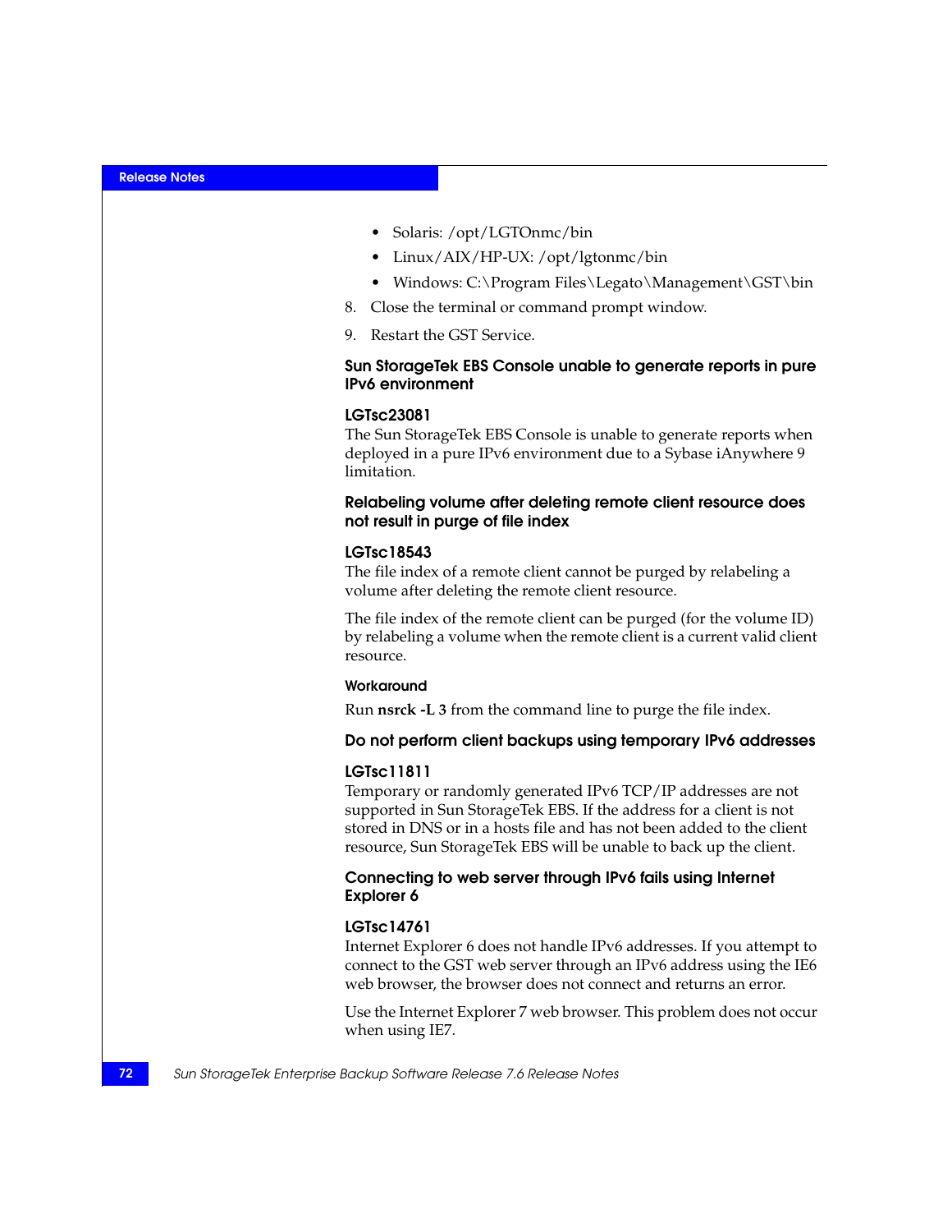- Solaris: /opt/LGTOnmc/bin
- Linux/AIX/HP-UX: /opt/lgtonmc/bin
- Windows: C:\Program Files\Legato\Management\GST\bin

8. Close the terminal or command prompt window.
9. Restart the GST Service.

### Sun StorageTek EBS Console unable to generate reports in pure IPv6 environment

**LGTsc23081**

The Sun StorageTek EBS Console is unable to generate reports when deployed in a pure IPv6 environment due to a Sybase iAnywhere 9 limitation.

### Relabeling volume after deleting remote client resource does not result in purge of file index

**LGTsc18543**

The file index of a remote client cannot be purged by relabeling a volume after deleting the remote client resource.

The file index of the remote client can be purged (for the volume ID) by relabeling a volume when the remote client is a current valid client resource.

#### Workaround

Run **nsrck -L 3** from the command line to purge the file index.

### Do not perform client backups using temporary IPv6 addresses

**LGTsc11811**

Temporary or randomly generated IPv6 TCP/IP addresses are not supported in Sun StorageTek EBS. If the address for a client is not stored in DNS or in a hosts file and has not been added to the client resource, Sun StorageTek EBS will be unable to back up the client.

### Connecting to web server through IPv6 fails using Internet Explorer 6

**LGTsc14761**

Internet Explorer 6 does not handle IPv6 addresses. If you attempt to connect to the GST web server through an IPv6 address using the IE6 web browser, the browser does not connect and returns an error.

Use the Internet Explorer 7 web browser. This problem does not occur when using IE7.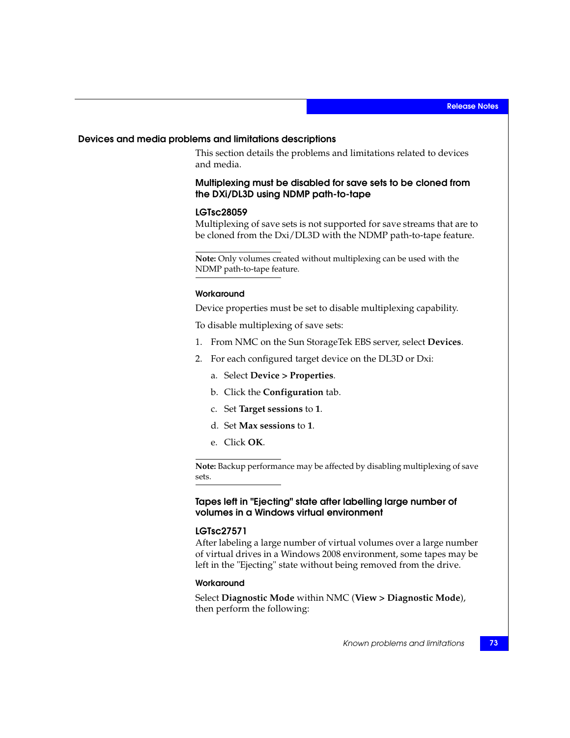## Devices and media problems and limitations descriptions

This section details the problems and limitations related to devices and media.

### Multiplexing must be disabled for save sets to be cloned from the DXi/DL3D using NDMP path-to-tape

#### LGTsc28059

Multiplexing of save sets is not supported for save streams that are to be cloned from the Dxi/DL3D with the NDMP path-to-tape feature.

---

**Note:** Only volumes created without multiplexing can be used with the NDMP path-to-tape feature.

---

##### Workaround

Device properties must be set to disable multiplexing capability.

To disable multiplexing of save sets:

1. From NMC on the Sun StorageTek EBS server, select **Devices**.
2. For each configured target device on the DL3D or Dxi:
   a. Select **Device > Properties**.
   b. Click the **Configuration** tab.
   c. Set **Target sessions** to **1**.
   d. Set **Max sessions** to **1**.
   e. Click **OK**.

---

**Note:** Backup performance may be affected by disabling multiplexing of save sets.

---

### Tapes left in "Ejecting" state after labelling large number of volumes in a Windows virtual environment

#### LGTsc27571

After labeling a large number of virtual volumes over a large number of virtual drives in a Windows 2008 environment, some tapes may be left in the "Ejecting" state without being removed from the drive.

##### Workaround

Select **Diagnostic Mode** within NMC (**View > Diagnostic Mode**), then perform the following: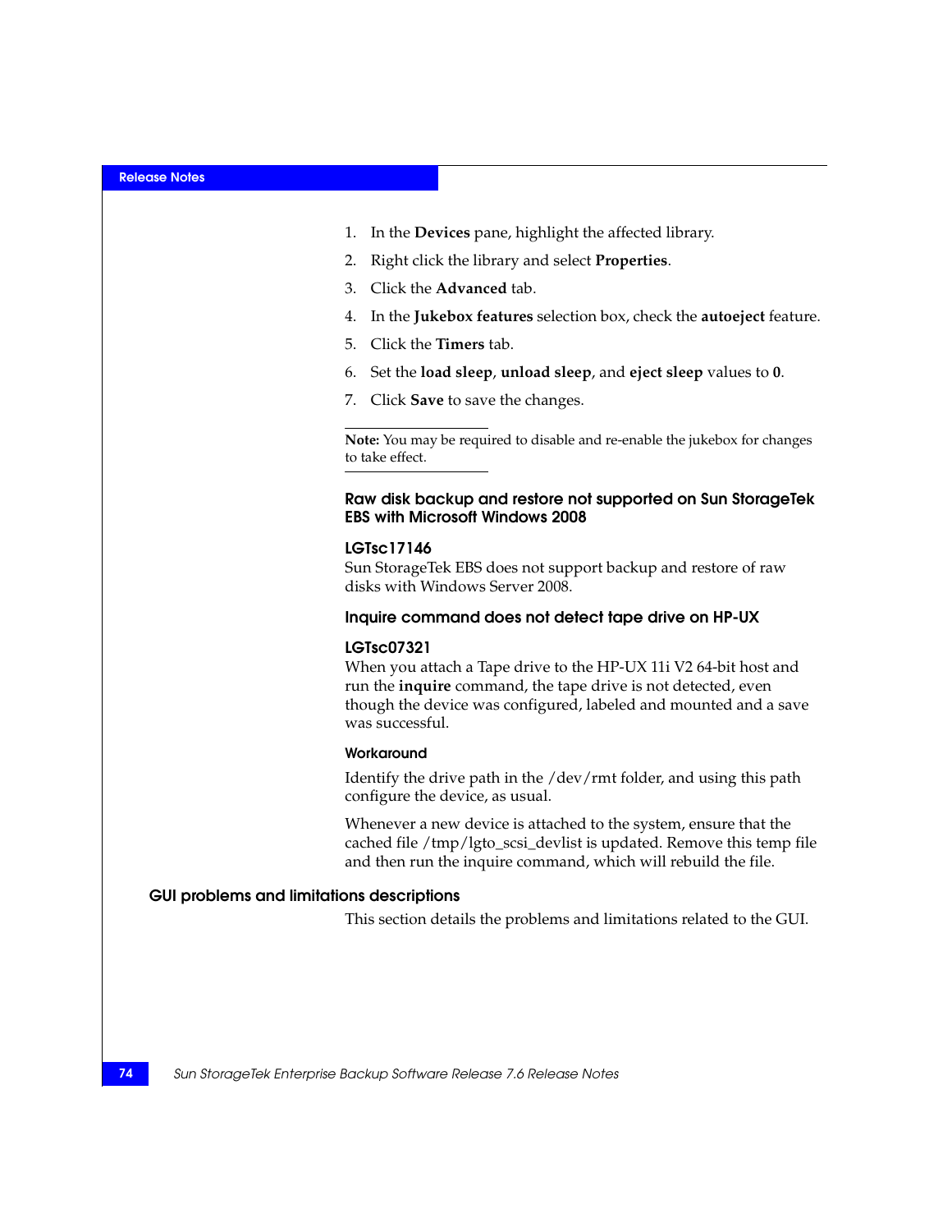1. In the **Devices** pane, highlight the affected library.
2. Right click the library and select **Properties**.
3. Click the **Advanced** tab.
4. In the **Jukebox features** selection box, check the **autoeject** feature.
5. Click the **Timers** tab.
6. Set the **load sleep**, **unload sleep**, and **eject sleep** values to **0**.
7. Click **Save** to save the changes.

---

**Note:** You may be required to disable and re-enable the jukebox for changes to take effect.

---

### Raw disk backup and restore not supported on Sun StorageTek EBS with Microsoft Windows 2008

#### LGTsc17146

Sun StorageTek EBS does not support backup and restore of raw disks with Windows Server 2008.

### Inquire command does not detect tape drive on HP-UX

#### LGTsc07321

When you attach a Tape drive to the HP-UX 11i V2 64-bit host and run the **inquire** command, the tape drive is not detected, even though the device was configured, labeled and mounted and a save was successful.

##### Workaround

Identify the drive path in the /dev/rmt folder, and using this path configure the device, as usual.

Whenever a new device is attached to the system, ensure that the cached file /tmp/lgto_scsi_devlist is updated. Remove this temp file and then run the inquire command, which will rebuild the file.

## GUI problems and limitations descriptions

This section details the problems and limitations related to the GUI.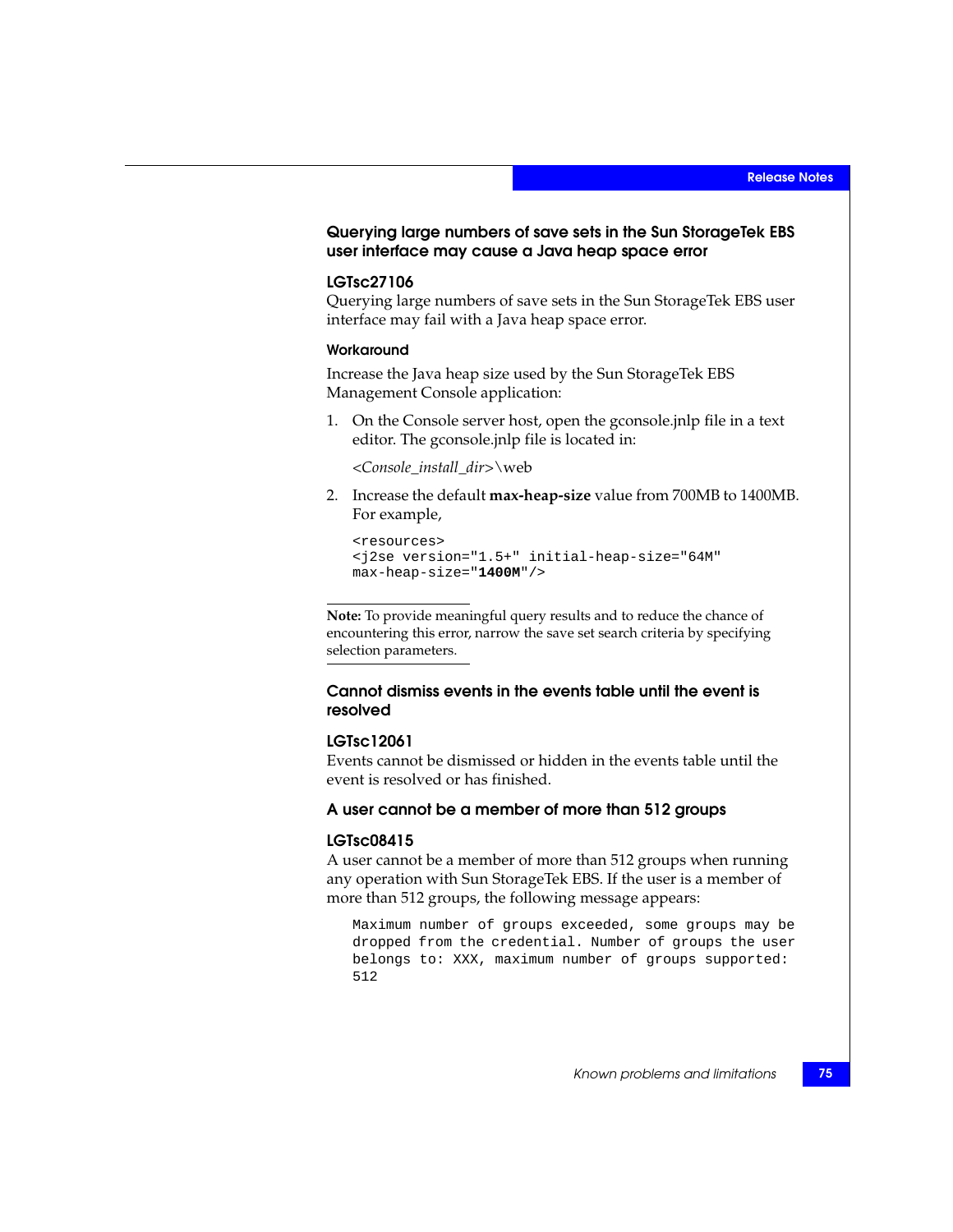### Querying large numbers of save sets in the Sun StorageTek EBS user interface may cause a Java heap space error

#### LGTsc27106

Querying large numbers of save sets in the Sun StorageTek EBS user interface may fail with a Java heap space error.

##### Workaround

Increase the Java heap size used by the Sun StorageTek EBS Management Console application:

1. On the Console server host, open the gconsole.jnlp file in a text editor. The gconsole.jnlp file is located in:

   *<Console_install_dir>*\web

2. Increase the default **max-heap-size** value from 700MB to 1400MB. For example,

   ```
   <resources>
   <j2se version="1.5+" initial-heap-size="64M"
   max-heap-size="1400M"/>
   ```

**Note:** To provide meaningful query results and to reduce the chance of encountering this error, narrow the save set search criteria by specifying selection parameters.

### Cannot dismiss events in the events table until the event is resolved

#### LGTsc12061

Events cannot be dismissed or hidden in the events table until the event is resolved or has finished.

### A user cannot be a member of more than 512 groups

#### LGTsc08415

A user cannot be a member of more than 512 groups when running any operation with Sun StorageTek EBS. If the user is a member of more than 512 groups, the following message appears:

```
Maximum number of groups exceeded, some groups may be
dropped from the credential. Number of groups the user
belongs to: XXX, maximum number of groups supported:
512
```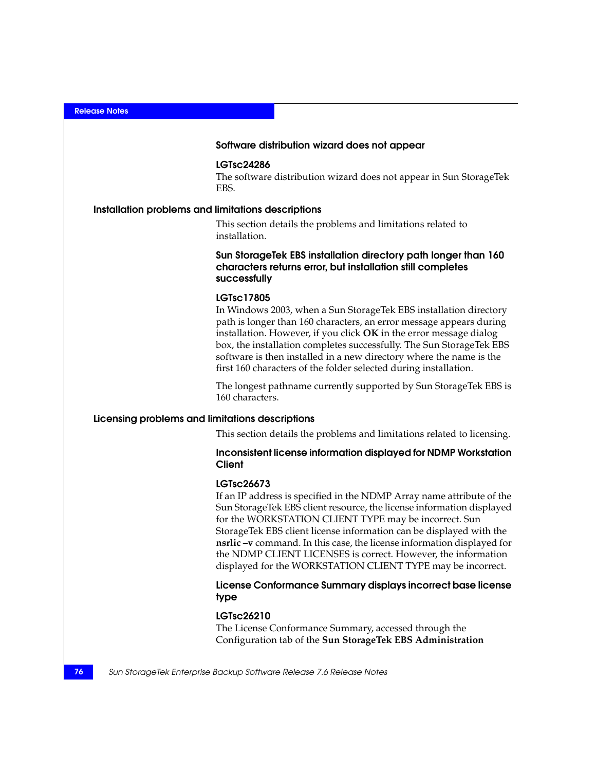#### Software distribution wizard does not appear

#### LGTsc24286

The software distribution wizard does not appear in Sun StorageTek EBS.

### Installation problems and limitations descriptions

This section details the problems and limitations related to installation.

#### Sun StorageTek EBS installation directory path longer than 160 characters returns error, but installation still completes successfully

#### LGTsc17805

In Windows 2003, when a Sun StorageTek EBS installation directory path is longer than 160 characters, an error message appears during installation. However, if you click **OK** in the error message dialog box, the installation completes successfully. The Sun StorageTek EBS software is then installed in a new directory where the name is the first 160 characters of the folder selected during installation.

The longest pathname currently supported by Sun StorageTek EBS is 160 characters.

### Licensing problems and limitations descriptions

This section details the problems and limitations related to licensing.

#### Inconsistent license information displayed for NDMP Workstation Client

#### LGTsc26673

If an IP address is specified in the NDMP Array name attribute of the Sun StorageTek EBS client resource, the license information displayed for the WORKSTATION CLIENT TYPE may be incorrect. Sun StorageTek EBS client license information can be displayed with the **nsrlic –v** command. In this case, the license information displayed for the NDMP CLIENT LICENSES is correct. However, the information displayed for the WORKSTATION CLIENT TYPE may be incorrect.

#### License Conformance Summary displays incorrect base license type

#### LGTsc26210

The License Conformance Summary, accessed through the Configuration tab of the **Sun StorageTek EBS Administration**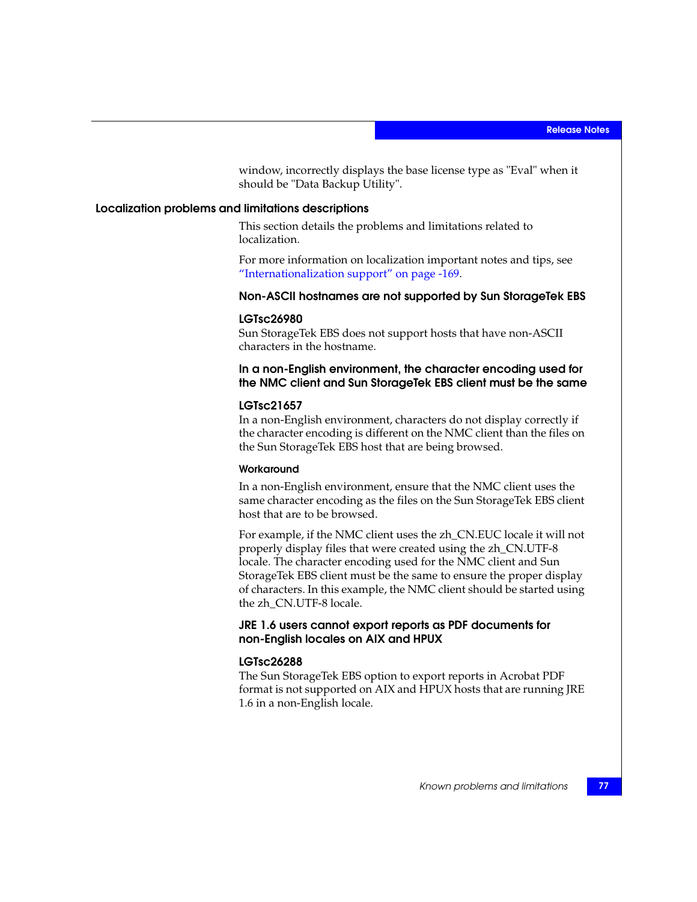window, incorrectly displays the base license type as "Eval" when it should be "Data Backup Utility".

## Localization problems and limitations descriptions

This section details the problems and limitations related to localization.

For more information on localization important notes and tips, see "Internationalization support" on page -169.

### Non-ASCII hostnames are not supported by Sun StorageTek EBS

**LGTsc26980**

Sun StorageTek EBS does not support hosts that have non-ASCII characters in the hostname.

### In a non-English environment, the character encoding used for the NMC client and Sun StorageTek EBS client must be the same

**LGTsc21657**

In a non-English environment, characters do not display correctly if the character encoding is different on the NMC client than the files on the Sun StorageTek EBS host that are being browsed.

#### Workaround

In a non-English environment, ensure that the NMC client uses the same character encoding as the files on the Sun StorageTek EBS client host that are to be browsed.

For example, if the NMC client uses the zh_CN.EUC locale it will not properly display files that were created using the zh_CN.UTF-8 locale. The character encoding used for the NMC client and Sun StorageTek EBS client must be the same to ensure the proper display of characters. In this example, the NMC client should be started using the zh_CN.UTF-8 locale.

### JRE 1.6 users cannot export reports as PDF documents for non-English locales on AIX and HPUX

**LGTsc26288**

The Sun StorageTek EBS option to export reports in Acrobat PDF format is not supported on AIX and HPUX hosts that are running JRE 1.6 in a non-English locale.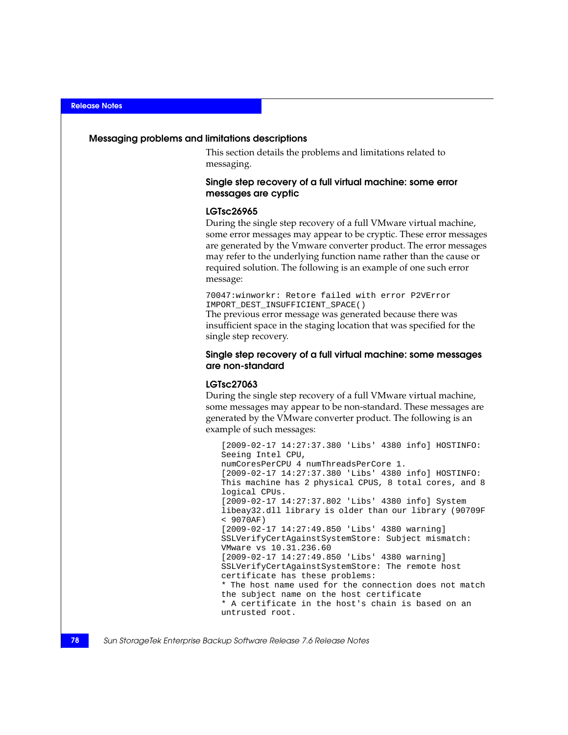## Messaging problems and limitations descriptions

This section details the problems and limitations related to messaging.

### Single step recovery of a full virtual machine: some error messages are cyptic

#### LGTsc26965

During the single step recovery of a full VMware virtual machine, some error messages may appear to be cryptic. These error messages are generated by the Vmware converter product. The error messages may refer to the underlying function name rather than the cause or required solution. The following is an example of one such error message:

```
70047:winworkr: Retore failed with error P2VError
IMPORT_DEST_INSUFFICIENT_SPACE()
```

The previous error message was generated because there was insufficient space in the staging location that was specified for the single step recovery.

### Single step recovery of a full virtual machine: some messages are non-standard

#### LGTsc27063

During the single step recovery of a full VMware virtual machine, some messages may appear to be non-standard. These messages are generated by the VMware converter product. The following is an example of such messages:

```
[2009-02-17 14:27:37.380 'Libs' 4380 info] HOSTINFO:
Seeing Intel CPU,
numCoresPerCPU 4 numThreadsPerCore 1.
[2009-02-17 14:27:37.380 'Libs' 4380 info] HOSTINFO:
This machine has 2 physical CPUS, 8 total cores, and 8
logical CPUs.
[2009-02-17 14:27:37.802 'Libs' 4380 info] System
libeay32.dll library is older than our library (90709F
< 9070AF)
[2009-02-17 14:27:49.850 'Libs' 4380 warning]
SSLVerifyCertAgainstSystemStore: Subject mismatch:
VMware vs 10.31.236.60
[2009-02-17 14:27:49.850 'Libs' 4380 warning]
SSLVerifyCertAgainstSystemStore: The remote host
certificate has these problems:
* The host name used for the connection does not match
the subject name on the host certificate
* A certificate in the host's chain is based on an
untrusted root.
```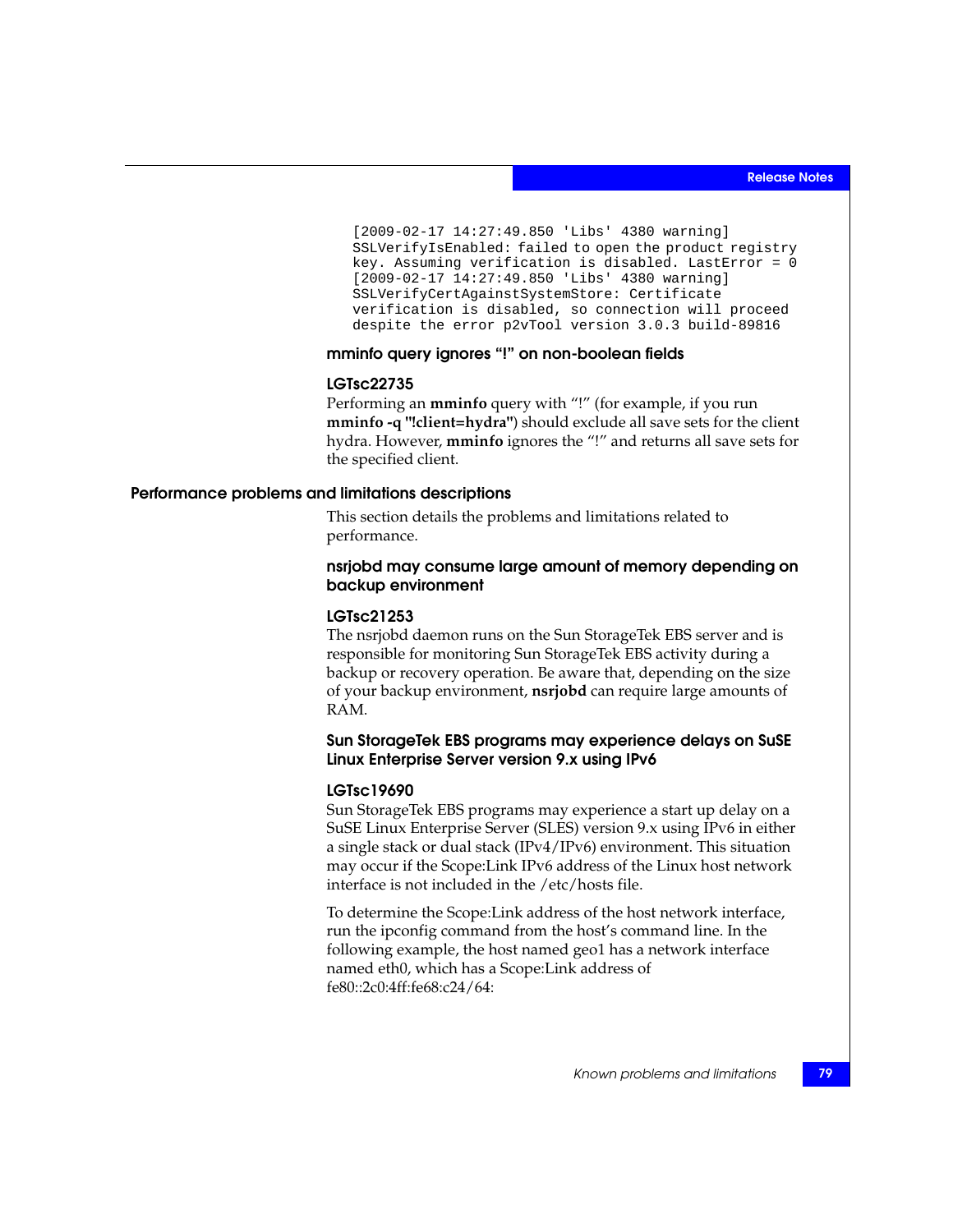```
[2009-02-17 14:27:49.850 'Libs' 4380 warning]
SSLVerifyIsEnabled: failed to open the product registry
key. Assuming verification is disabled. LastError = 0
[2009-02-17 14:27:49.850 'Libs' 4380 warning]
SSLVerifyCertAgainstSystemStore: Certificate
verification is disabled, so connection will proceed
despite the error p2vTool version 3.0.3 build-89816
```

### mminfo query ignores "!" on non-boolean fields

#### LGTsc22735

Performing an **mminfo** query with "!" (for example, if you run **mminfo -q "!client=hydra"**) should exclude all save sets for the client hydra. However, **mminfo** ignores the "!" and returns all save sets for the specified client.

## Performance problems and limitations descriptions

This section details the problems and limitations related to performance.

### nsrjobd may consume large amount of memory depending on backup environment

#### LGTsc21253

The nsrjobd daemon runs on the Sun StorageTek EBS server and is responsible for monitoring Sun StorageTek EBS activity during a backup or recovery operation. Be aware that, depending on the size of your backup environment, **nsrjobd** can require large amounts of RAM.

### Sun StorageTek EBS programs may experience delays on SuSE Linux Enterprise Server version 9.x using IPv6

#### LGTsc19690

Sun StorageTek EBS programs may experience a start up delay on a SuSE Linux Enterprise Server (SLES) version 9.x using IPv6 in either a single stack or dual stack (IPv4/IPv6) environment. This situation may occur if the Scope:Link IPv6 address of the Linux host network interface is not included in the /etc/hosts file.

To determine the Scope:Link address of the host network interface, run the ipconfig command from the host's command line. In the following example, the host named geo1 has a network interface named eth0, which has a Scope:Link address of fe80::2c0:4ff:fe68:c24/64: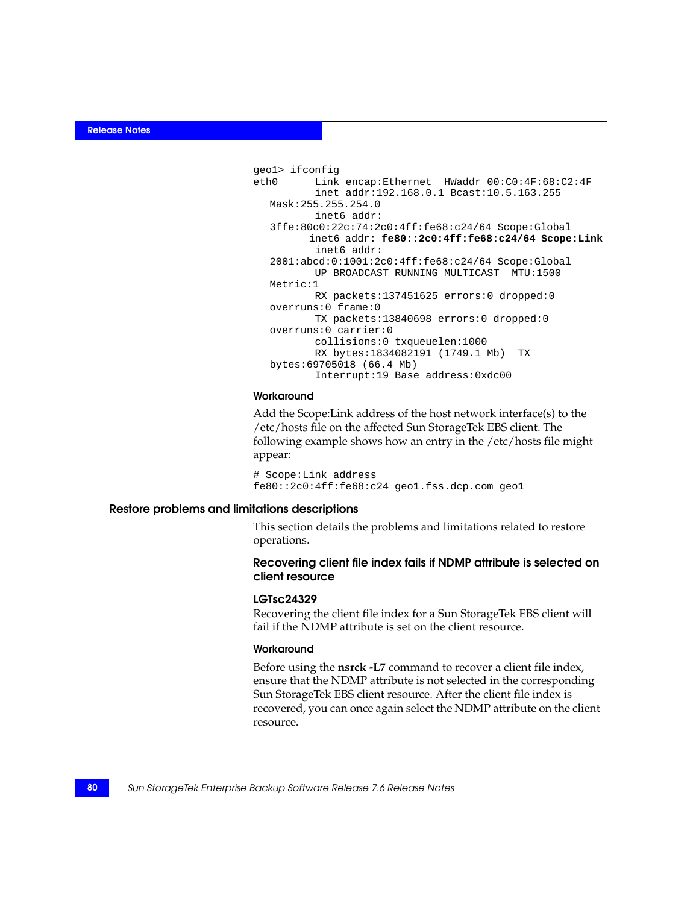```
geo1> ifconfig
eth0      Link encap:Ethernet  HWaddr 00:C0:4F:68:C2:4F
          inet addr:192.168.0.1 Bcast:10.5.163.255
   Mask:255.255.254.0
          inet6 addr:
   3ffe:80c0:22c:74:2c0:4ff:fe68:c24/64 Scope:Global
         inet6 addr: fe80::2c0:4ff:fe68:c24/64 Scope:Link
          inet6 addr:
   2001:abcd:0:1001:2c0:4ff:fe68:c24/64 Scope:Global
          UP BROADCAST RUNNING MULTICAST  MTU:1500
   Metric:1
          RX packets:137451625 errors:0 dropped:0
   overruns:0 frame:0
          TX packets:13840698 errors:0 dropped:0
   overruns:0 carrier:0
          collisions:0 txqueuelen:1000
          RX bytes:1834082191 (1749.1 Mb)  TX
   bytes:69705018 (66.4 Mb)
          Interrupt:19 Base address:0xdc00
```

#### Workaround

Add the Scope:Link address of the host network interface(s) to the /etc/hosts file on the affected Sun StorageTek EBS client. The following example shows how an entry in the /etc/hosts file might appear:

```
# Scope:Link address
fe80::2c0:4ff:fe68:c24 geo1.fss.dcp.com geo1
```

## Restore problems and limitations descriptions

This section details the problems and limitations related to restore operations.

### Recovering client file index fails if NDMP attribute is selected on client resource

#### LGTsc24329

Recovering the client file index for a Sun StorageTek EBS client will fail if the NDMP attribute is set on the client resource.

#### Workaround

Before using the **nsrck -L7** command to recover a client file index, ensure that the NDMP attribute is not selected in the corresponding Sun StorageTek EBS client resource. After the client file index is recovered, you can once again select the NDMP attribute on the client resource.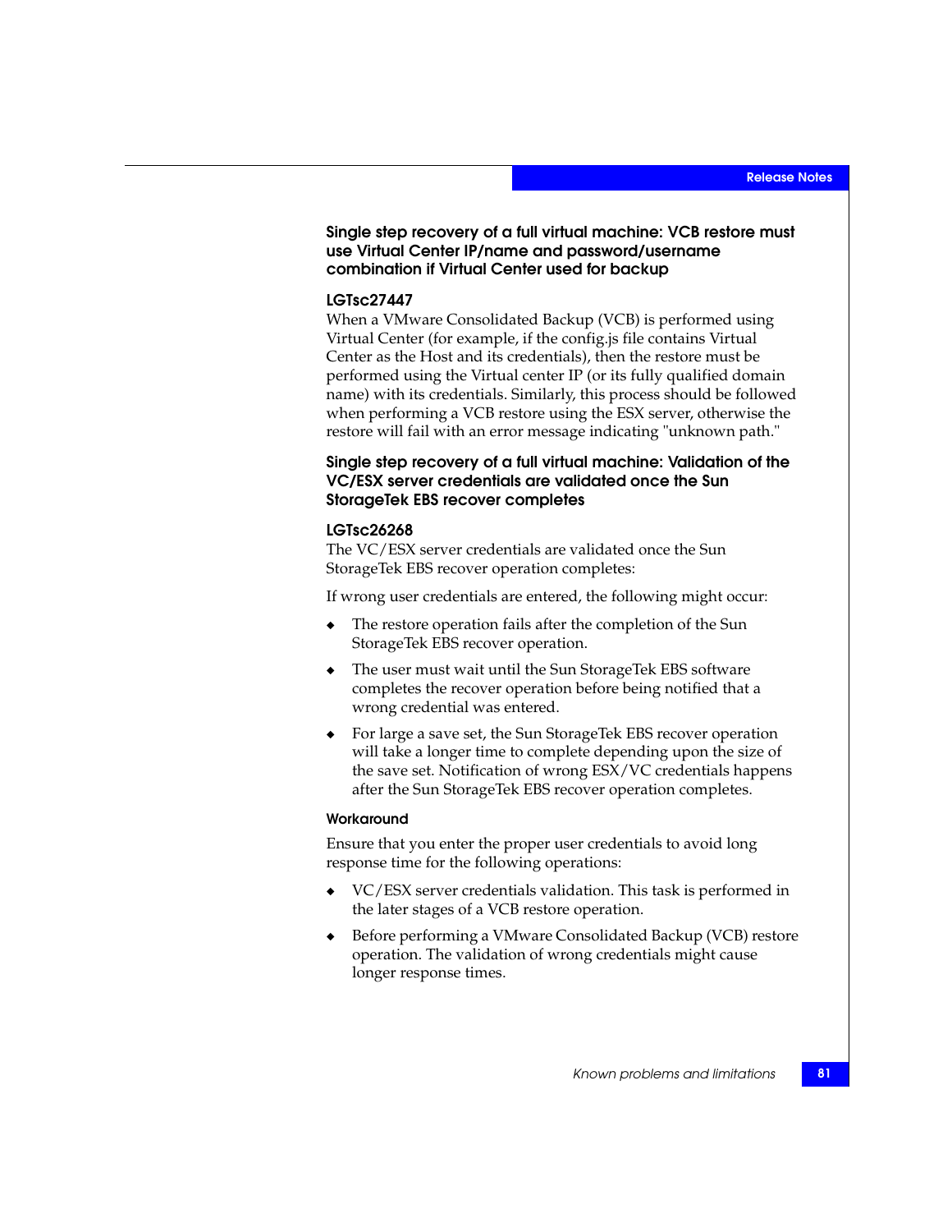### Single step recovery of a full virtual machine: VCB restore must use Virtual Center IP/name and password/username combination if Virtual Center used for backup

#### LGTsc27447

When a VMware Consolidated Backup (VCB) is performed using Virtual Center (for example, if the config.js file contains Virtual Center as the Host and its credentials), then the restore must be performed using the Virtual center IP (or its fully qualified domain name) with its credentials. Similarly, this process should be followed when performing a VCB restore using the ESX server, otherwise the restore will fail with an error message indicating "unknown path."

### Single step recovery of a full virtual machine: Validation of the VC/ESX server credentials are validated once the Sun StorageTek EBS recover completes

#### LGTsc26268

The VC/ESX server credentials are validated once the Sun StorageTek EBS recover operation completes:

If wrong user credentials are entered, the following might occur:

- The restore operation fails after the completion of the Sun StorageTek EBS recover operation.
- The user must wait until the Sun StorageTek EBS software completes the recover operation before being notified that a wrong credential was entered.
- For large a save set, the Sun StorageTek EBS recover operation will take a longer time to complete depending upon the size of the save set. Notification of wrong ESX/VC credentials happens after the Sun StorageTek EBS recover operation completes.

##### Workaround

Ensure that you enter the proper user credentials to avoid long response time for the following operations:

- VC/ESX server credentials validation. This task is performed in the later stages of a VCB restore operation.
- Before performing a VMware Consolidated Backup (VCB) restore operation. The validation of wrong credentials might cause longer response times.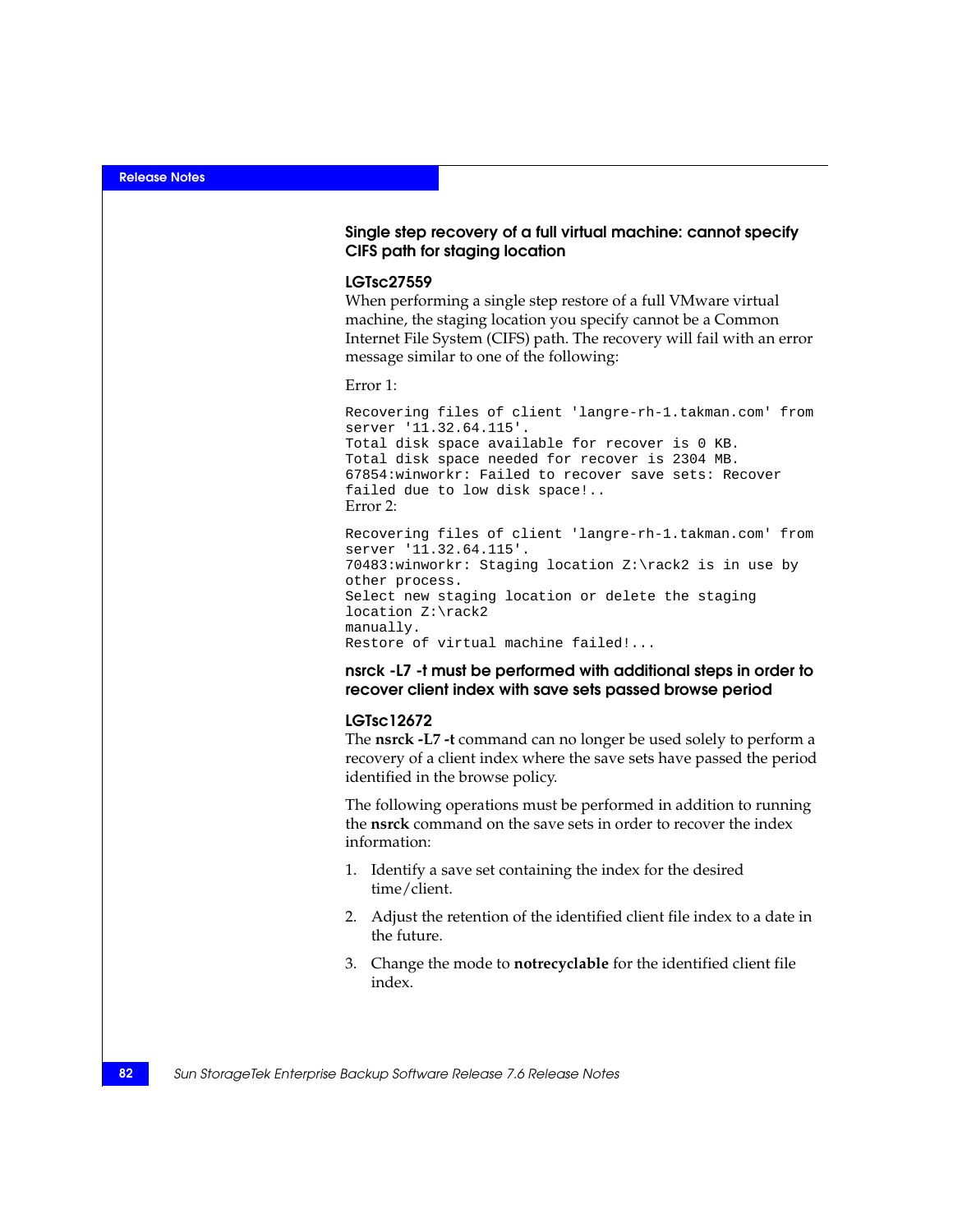### Single step recovery of a full virtual machine: cannot specify CIFS path for staging location

#### LGTsc27559

When performing a single step restore of a full VMware virtual machine, the staging location you specify cannot be a Common Internet File System (CIFS) path. The recovery will fail with an error message similar to one of the following:

Error 1:

```
Recovering files of client 'langre-rh-1.takman.com' from
server '11.32.64.115'.
Total disk space available for recover is 0 KB.
Total disk space needed for recover is 2304 MB.
67854:winworkr: Failed to recover save sets: Recover
failed due to low disk space!..
```

Error 2:

```
Recovering files of client 'langre-rh-1.takman.com' from
server '11.32.64.115'.
70483:winworkr: Staging location Z:\rack2 is in use by
other process.
Select new staging location or delete the staging
location Z:\rack2
manually.
Restore of virtual machine failed!...
```

### nsrck -L7 -t must be performed with additional steps in order to recover client index with save sets passed browse period

#### LGTsc12672

The **nsrck -L7 -t** command can no longer be used solely to perform a recovery of a client index where the save sets have passed the period identified in the browse policy.

The following operations must be performed in addition to running the **nsrck** command on the save sets in order to recover the index information:

1. Identify a save set containing the index for the desired time/client.
2. Adjust the retention of the identified client file index to a date in the future.
3. Change the mode to **notrecyclable** for the identified client file index.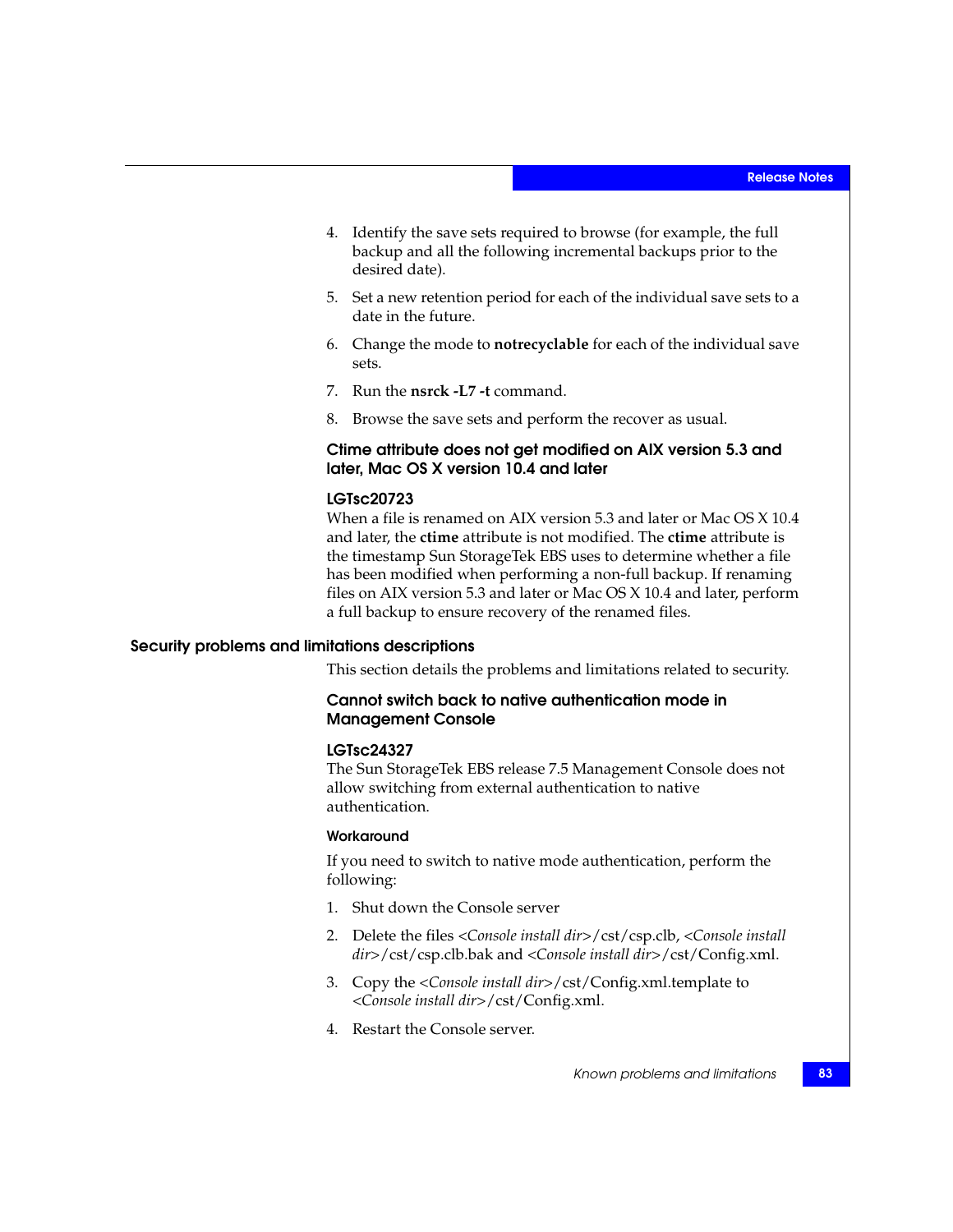4. Identify the save sets required to browse (for example, the full backup and all the following incremental backups prior to the desired date).
5. Set a new retention period for each of the individual save sets to a date in the future.
6. Change the mode to **notrecyclable** for each of the individual save sets.
7. Run the **nsrck -L7 -t** command.
8. Browse the save sets and perform the recover as usual.

### Ctime attribute does not get modified on AIX version 5.3 and later, Mac OS X version 10.4 and later

#### LGTsc20723

When a file is renamed on AIX version 5.3 and later or Mac OS X 10.4 and later, the **ctime** attribute is not modified. The **ctime** attribute is the timestamp Sun StorageTek EBS uses to determine whether a file has been modified when performing a non-full backup. If renaming files on AIX version 5.3 and later or Mac OS X 10.4 and later, perform a full backup to ensure recovery of the renamed files.

## Security problems and limitations descriptions

This section details the problems and limitations related to security.

### Cannot switch back to native authentication mode in Management Console

#### LGTsc24327

The Sun StorageTek EBS release 7.5 Management Console does not allow switching from external authentication to native authentication.

##### Workaround

If you need to switch to native mode authentication, perform the following:

1. Shut down the Console server
2. Delete the files <*Console install dir*>/cst/csp.clb, <*Console install dir*>/cst/csp.clb.bak and <*Console install dir*>/cst/Config.xml.
3. Copy the <*Console install dir*>/cst/Config.xml.template to <*Console install dir*>/cst/Config.xml.
4. Restart the Console server.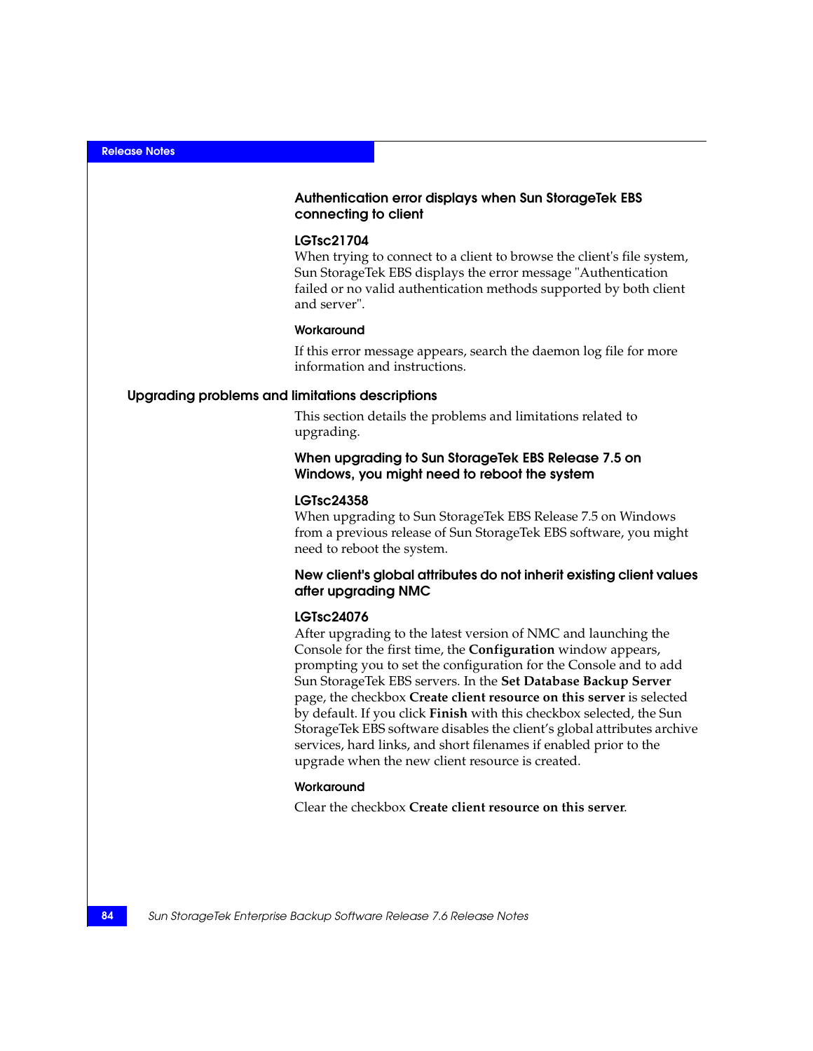### Authentication error displays when Sun StorageTek EBS connecting to client

#### LGTsc21704

When trying to connect to a client to browse the client's file system, Sun StorageTek EBS displays the error message "Authentication failed or no valid authentication methods supported by both client and server".

##### Workaround

If this error message appears, search the daemon log file for more information and instructions.

## Upgrading problems and limitations descriptions

This section details the problems and limitations related to upgrading.

### When upgrading to Sun StorageTek EBS Release 7.5 on Windows, you might need to reboot the system

#### LGTsc24358

When upgrading to Sun StorageTek EBS Release 7.5 on Windows from a previous release of Sun StorageTek EBS software, you might need to reboot the system.

### New client's global attributes do not inherit existing client values after upgrading NMC

#### LGTsc24076

After upgrading to the latest version of NMC and launching the Console for the first time, the **Configuration** window appears, prompting you to set the configuration for the Console and to add Sun StorageTek EBS servers. In the **Set Database Backup Server** page, the checkbox **Create client resource on this server** is selected by default. If you click **Finish** with this checkbox selected, the Sun StorageTek EBS software disables the client's global attributes archive services, hard links, and short filenames if enabled prior to the upgrade when the new client resource is created.

##### Workaround

Clear the checkbox **Create client resource on this server**.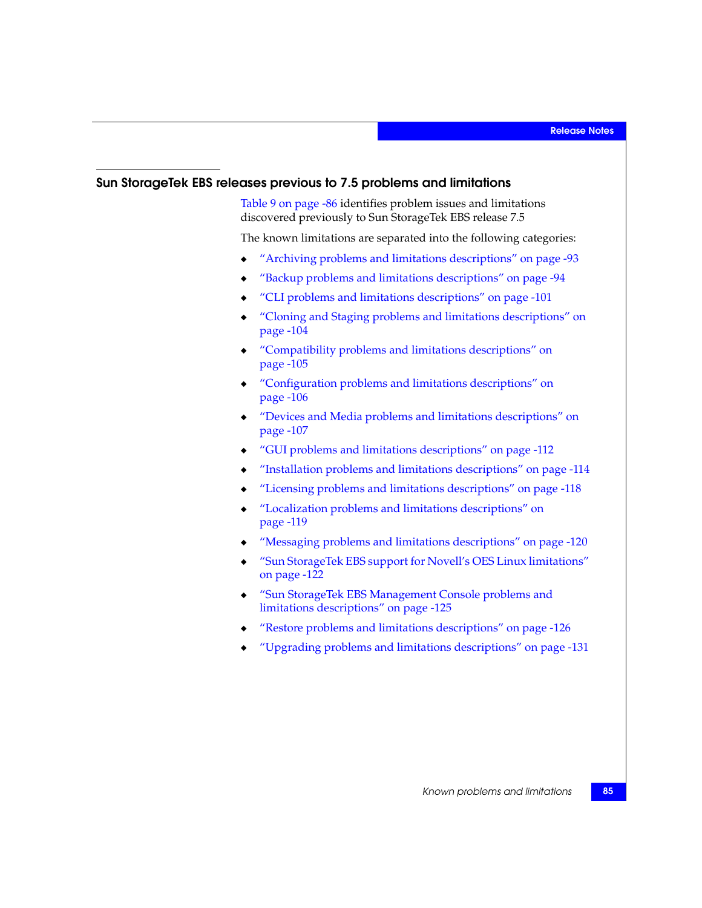## Sun StorageTek EBS releases previous to 7.5 problems and limitations

Table 9 on page -86 identifies problem issues and limitations discovered previously to Sun StorageTek EBS release 7.5

The known limitations are separated into the following categories:

- "Archiving problems and limitations descriptions" on page -93
- "Backup problems and limitations descriptions" on page -94
- "CLI problems and limitations descriptions" on page -101
- "Cloning and Staging problems and limitations descriptions" on page -104
- "Compatibility problems and limitations descriptions" on page -105
- "Configuration problems and limitations descriptions" on page -106
- "Devices and Media problems and limitations descriptions" on page -107
- "GUI problems and limitations descriptions" on page -112
- "Installation problems and limitations descriptions" on page -114
- "Licensing problems and limitations descriptions" on page -118
- "Localization problems and limitations descriptions" on page -119
- "Messaging problems and limitations descriptions" on page -120
- "Sun StorageTek EBS support for Novell's OES Linux limitations" on page -122
- "Sun StorageTek EBS Management Console problems and limitations descriptions" on page -125
- "Restore problems and limitations descriptions" on page -126
- "Upgrading problems and limitations descriptions" on page -131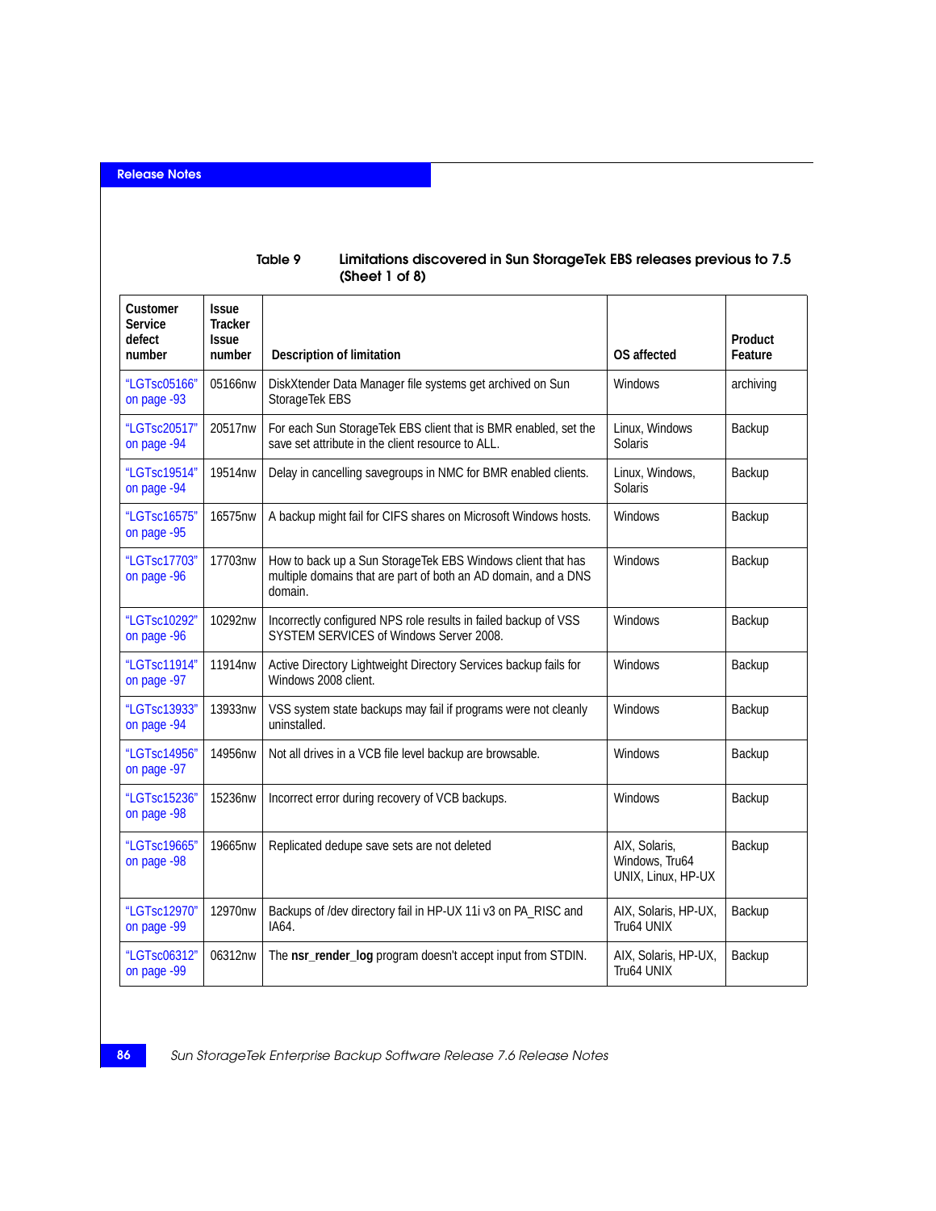Table 9 **Limitations discovered in Sun StorageTek EBS releases previous to 7.5 (Sheet 1 of 8)**

| Customer Service defect number | Issue Tracker Issue number | Description of limitation | OS affected | Product Feature |
|---|---|---|---|---|
| "LGTsc05166" on page -93 | 05166nw | DiskXtender Data Manager file systems get archived on Sun StorageTek EBS | Windows | archiving |
| "LGTsc20517" on page -94 | 20517nw | For each Sun StorageTek EBS client that is BMR enabled, set the save set attribute in the client resource to ALL. | Linux, Windows Solaris | Backup |
| "LGTsc19514" on page -94 | 19514nw | Delay in cancelling savegroups in NMC for BMR enabled clients. | Linux, Windows, Solaris | Backup |
| "LGTsc16575" on page -95 | 16575nw | A backup might fail for CIFS shares on Microsoft Windows hosts. | Windows | Backup |
| "LGTsc17703" on page -96 | 17703nw | How to back up a Sun StorageTek EBS Windows client that has multiple domains that are part of both an AD domain, and a DNS domain. | Windows | Backup |
| "LGTsc10292" on page -96 | 10292nw | Incorrectly configured NPS role results in failed backup of VSS SYSTEM SERVICES of Windows Server 2008. | Windows | Backup |
| "LGTsc11914" on page -97 | 11914nw | Active Directory Lightweight Directory Services backup fails for Windows 2008 client. | Windows | Backup |
| "LGTsc13933" on page -94 | 13933nw | VSS system state backups may fail if programs were not cleanly uninstalled. | Windows | Backup |
| "LGTsc14956" on page -97 | 14956nw | Not all drives in a VCB file level backup are browsable. | Windows | Backup |
| "LGTsc15236" on page -98 | 15236nw | Incorrect error during recovery of VCB backups. | Windows | Backup |
| "LGTsc19665" on page -98 | 19665nw | Replicated dedupe save sets are not deleted | AIX, Solaris, Windows, Tru64 UNIX, Linux, HP-UX | Backup |
| "LGTsc12970" on page -99 | 12970nw | Backups of /dev directory fail in HP-UX 11i v3 on PA_RISC and IA64. | AIX, Solaris, HP-UX, Tru64 UNIX | Backup |
| "LGTsc06312" on page -99 | 06312nw | The **nsr_render_log** program doesn't accept input from STDIN. | AIX, Solaris, HP-UX, Tru64 UNIX | Backup |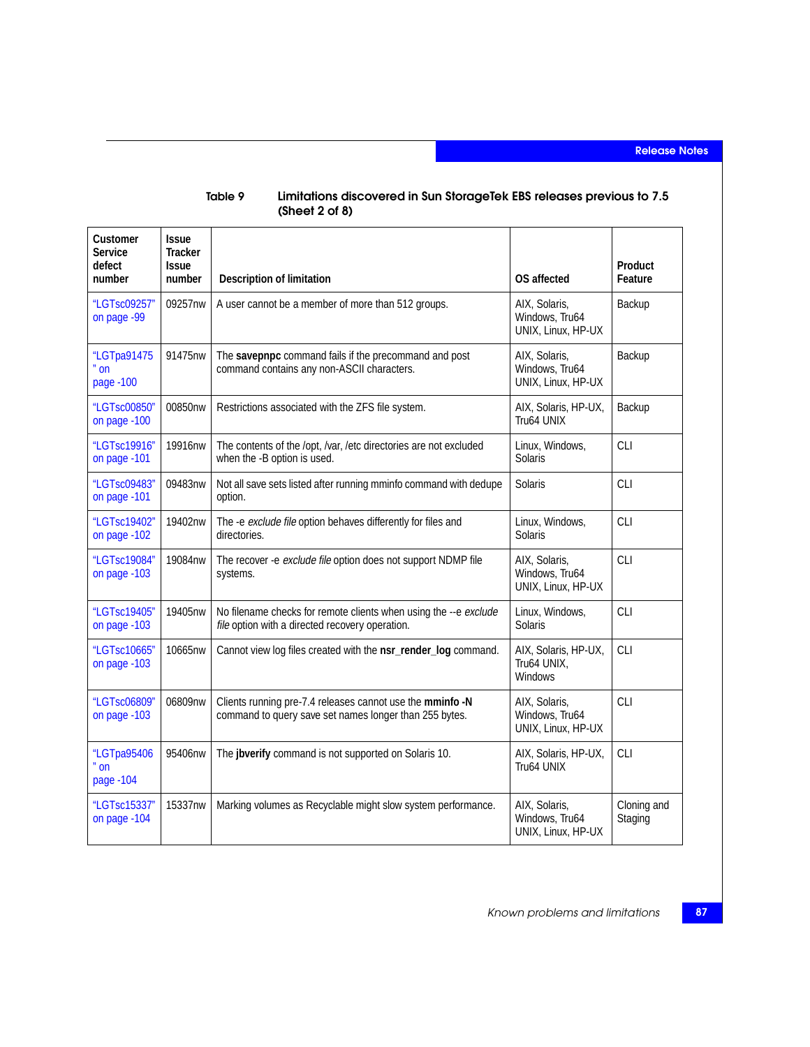Table 9 Limitations discovered in Sun StorageTek EBS releases previous to 7.5 (Sheet 2 of 8)

| Customer Service defect number | Issue Tracker Issue number | Description of limitation | OS affected | Product Feature |
|---|---|---|---|---|
| "LGTsc09257" on page -99 | 09257nw | A user cannot be a member of more than 512 groups. | AIX, Solaris, Windows, Tru64 UNIX, Linux, HP-UX | Backup |
| "LGTpa91475" on page -100 | 91475nw | The **savepnpc** command fails if the precommand and post command contains any non-ASCII characters. | AIX, Solaris, Windows, Tru64 UNIX, Linux, HP-UX | Backup |
| "LGTsc00850" on page -100 | 00850nw | Restrictions associated with the ZFS file system. | AIX, Solaris, HP-UX, Tru64 UNIX | Backup |
| "LGTsc19916" on page -101 | 19916nw | The contents of the /opt, /var, /etc directories are not excluded when the -B option is used. | Linux, Windows, Solaris | CLI |
| "LGTsc09483" on page -101 | 09483nw | Not all save sets listed after running mminfo command with dedupe option. | Solaris | CLI |
| "LGTsc19402" on page -102 | 19402nw | The -e *exclude file* option behaves differently for files and directories. | Linux, Windows, Solaris | CLI |
| "LGTsc19084" on page -103 | 19084nw | The recover -e *exclude file* option does not support NDMP file systems. | AIX, Solaris, Windows, Tru64 UNIX, Linux, HP-UX | CLI |
| "LGTsc19405" on page -103 | 19405nw | No filename checks for remote clients when using the --e *exclude file* option with a directed recovery operation. | Linux, Windows, Solaris | CLI |
| "LGTsc10665" on page -103 | 10665nw | Cannot view log files created with the **nsr_render_log** command. | AIX, Solaris, HP-UX, Tru64 UNIX, Windows | CLI |
| "LGTsc06809" on page -103 | 06809nw | Clients running pre-7.4 releases cannot use the **mminfo -N** command to query save set names longer than 255 bytes. | AIX, Solaris, Windows, Tru64 UNIX, Linux, HP-UX | CLI |
| "LGTpa95406" on page -104 | 95406nw | The **jbverify** command is not supported on Solaris 10. | AIX, Solaris, HP-UX, Tru64 UNIX | CLI |
| "LGTsc15337" on page -104 | 15337nw | Marking volumes as Recyclable might slow system performance. | AIX, Solaris, Windows, Tru64 UNIX, Linux, HP-UX | Cloning and Staging |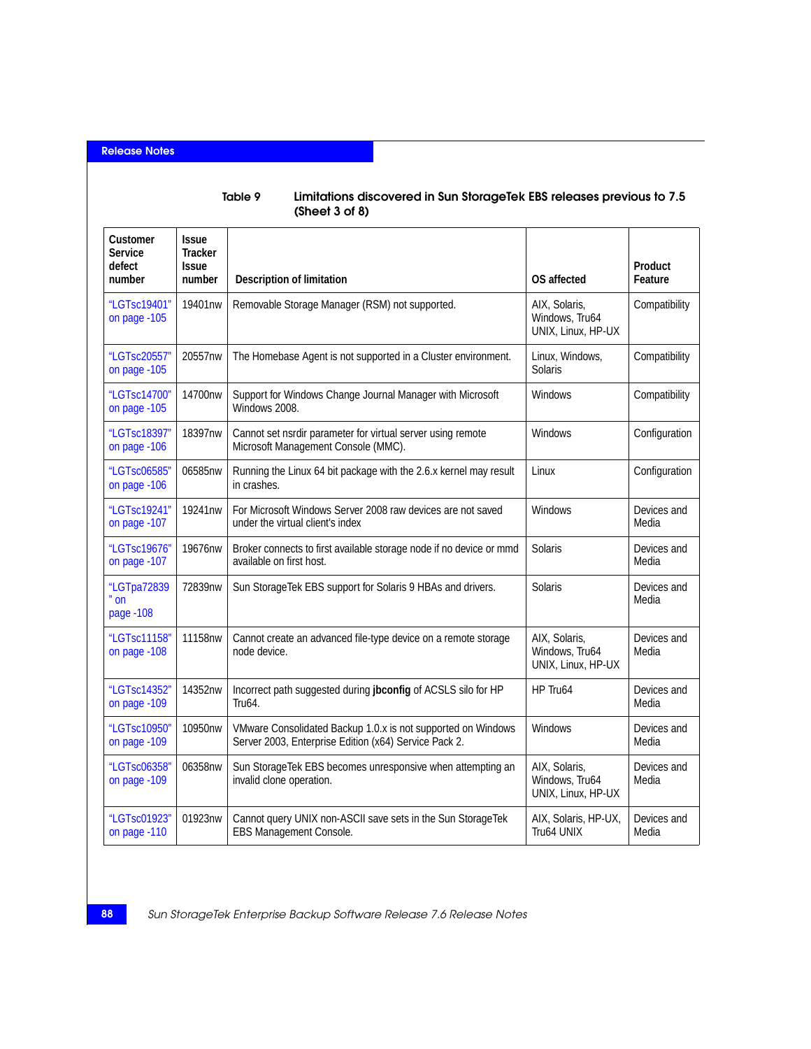Table 9 Limitations discovered in Sun StorageTek EBS releases previous to 7.5 (Sheet 3 of 8)

| Customer Service defect number | Issue Tracker Issue number | Description of limitation | OS affected | Product Feature |
|---|---|---|---|---|
| "LGTsc19401" on page -105 | 19401nw | Removable Storage Manager (RSM) not supported. | AIX, Solaris, Windows, Tru64 UNIX, Linux, HP-UX | Compatibility |
| "LGTsc20557" on page -105 | 20557nw | The Homebase Agent is not supported in a Cluster environment. | Linux, Windows, Solaris | Compatibility |
| "LGTsc14700" on page -105 | 14700nw | Support for Windows Change Journal Manager with Microsoft Windows 2008. | Windows | Compatibility |
| "LGTsc18397" on page -106 | 18397nw | Cannot set nsrdir parameter for virtual server using remote Microsoft Management Console (MMC). | Windows | Configuration |
| "LGTsc06585" on page -106 | 06585nw | Running the Linux 64 bit package with the 2.6.x kernel may result in crashes. | Linux | Configuration |
| "LGTsc19241" on page -107 | 19241nw | For Microsoft Windows Server 2008 raw devices are not saved under the virtual client's index | Windows | Devices and Media |
| "LGTsc19676" on page -107 | 19676nw | Broker connects to first available storage node if no device or mmd available on first host. | Solaris | Devices and Media |
| "LGTpa72839" on page -108 | 72839nw | Sun StorageTek EBS support for Solaris 9 HBAs and drivers. | Solaris | Devices and Media |
| "LGTsc11158" on page -108 | 11158nw | Cannot create an advanced file-type device on a remote storage node device. | AIX, Solaris, Windows, Tru64 UNIX, Linux, HP-UX | Devices and Media |
| "LGTsc14352" on page -109 | 14352nw | Incorrect path suggested during **jbconfig** of ACSLS silo for HP Tru64. | HP Tru64 | Devices and Media |
| "LGTsc10950" on page -109 | 10950nw | VMware Consolidated Backup 1.0.x is not supported on Windows Server 2003, Enterprise Edition (x64) Service Pack 2. | Windows | Devices and Media |
| "LGTsc06358" on page -109 | 06358nw | Sun StorageTek EBS becomes unresponsive when attempting an invalid clone operation. | AIX, Solaris, Windows, Tru64 UNIX, Linux, HP-UX | Devices and Media |
| "LGTsc01923" on page -110 | 01923nw | Cannot query UNIX non-ASCII save sets in the Sun StorageTek EBS Management Console. | AIX, Solaris, HP-UX, Tru64 UNIX | Devices and Media |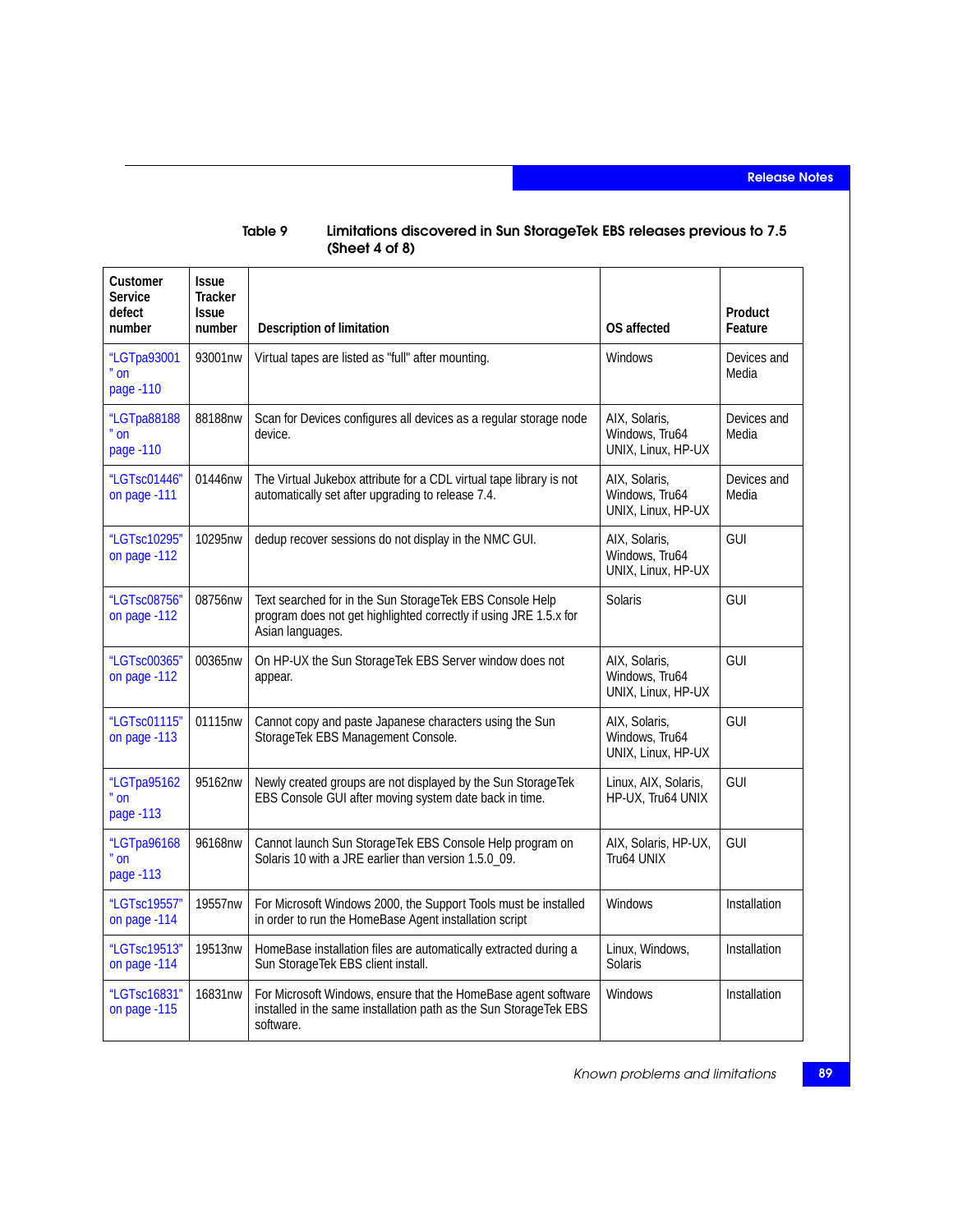Table 9 Limitations discovered in Sun StorageTek EBS releases previous to 7.5 (Sheet 4 of 8)

| Customer Service defect number | Issue Tracker Issue number | Description of limitation | OS affected | Product Feature |
|---|---|---|---|---|
| "LGTpa93001" on page -110 | 93001nw | Virtual tapes are listed as "full" after mounting. | Windows | Devices and Media |
| "LGTpa88188" on page -110 | 88188nw | Scan for Devices configures all devices as a regular storage node device. | AIX, Solaris, Windows, Tru64 UNIX, Linux, HP-UX | Devices and Media |
| "LGTsc01446" on page -111 | 01446nw | The Virtual Jukebox attribute for a CDL virtual tape library is not automatically set after upgrading to release 7.4. | AIX, Solaris, Windows, Tru64 UNIX, Linux, HP-UX | Devices and Media |
| "LGTsc10295" on page -112 | 10295nw | dedup recover sessions do not display in the NMC GUI. | AIX, Solaris, Windows, Tru64 UNIX, Linux, HP-UX | GUI |
| "LGTsc08756" on page -112 | 08756nw | Text searched for in the Sun StorageTek EBS Console Help program does not get highlighted correctly if using JRE 1.5.x for Asian languages. | Solaris | GUI |
| "LGTsc00365" on page -112 | 00365nw | On HP-UX the Sun StorageTek EBS Server window does not appear. | AIX, Solaris, Windows, Tru64 UNIX, Linux, HP-UX | GUI |
| "LGTsc01115" on page -113 | 01115nw | Cannot copy and paste Japanese characters using the Sun StorageTek EBS Management Console. | AIX, Solaris, Windows, Tru64 UNIX, Linux, HP-UX | GUI |
| "LGTpa95162" on page -113 | 95162nw | Newly created groups are not displayed by the Sun StorageTek EBS Console GUI after moving system date back in time. | Linux, AIX, Solaris, HP-UX, Tru64 UNIX | GUI |
| "LGTpa96168" on page -113 | 96168nw | Cannot launch Sun StorageTek EBS Console Help program on Solaris 10 with a JRE earlier than version 1.5.0_09. | AIX, Solaris, HP-UX, Tru64 UNIX | GUI |
| "LGTsc19557" on page -114 | 19557nw | For Microsoft Windows 2000, the Support Tools must be installed in order to run the HomeBase Agent installation script | Windows | Installation |
| "LGTsc19513" on page -114 | 19513nw | HomeBase installation files are automatically extracted during a Sun StorageTek EBS client install. | Linux, Windows, Solaris | Installation |
| "LGTsc16831" on page -115 | 16831nw | For Microsoft Windows, ensure that the HomeBase agent software installed in the same installation path as the Sun StorageTek EBS software. | Windows | Installation |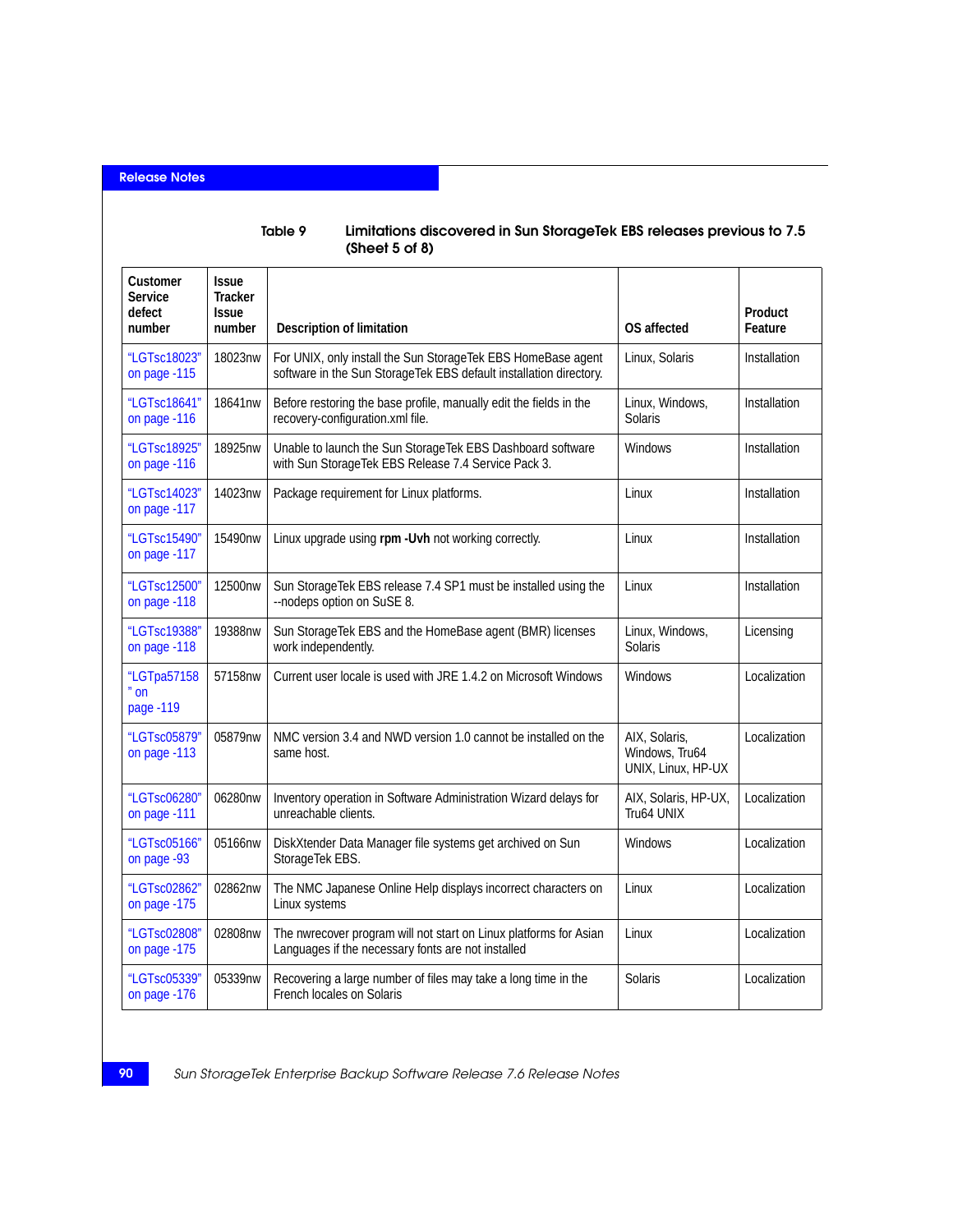Table 9 Limitations discovered in Sun StorageTek EBS releases previous to 7.5 (Sheet 5 of 8)

| Customer Service defect number | Issue Tracker Issue number | Description of limitation | OS affected | Product Feature |
|---|---|---|---|---|
| "LGTsc18023" on page -115 | 18023nw | For UNIX, only install the Sun StorageTek EBS HomeBase agent software in the Sun StorageTek EBS default installation directory. | Linux, Solaris | Installation |
| "LGTsc18641" on page -116 | 18641nw | Before restoring the base profile, manually edit the fields in the recovery-configuration.xml file. | Linux, Windows, Solaris | Installation |
| "LGTsc18925" on page -116 | 18925nw | Unable to launch the Sun StorageTek EBS Dashboard software with Sun StorageTek EBS Release 7.4 Service Pack 3. | Windows | Installation |
| "LGTsc14023" on page -117 | 14023nw | Package requirement for Linux platforms. | Linux | Installation |
| "LGTsc15490" on page -117 | 15490nw | Linux upgrade using **rpm -Uvh** not working correctly. | Linux | Installation |
| "LGTsc12500" on page -118 | 12500nw | Sun StorageTek EBS release 7.4 SP1 must be installed using the --nodeps option on SuSE 8. | Linux | Installation |
| "LGTsc19388" on page -118 | 19388nw | Sun StorageTek EBS and the HomeBase agent (BMR) licenses work independently. | Linux, Windows, Solaris | Licensing |
| "LGTpa57158" on page -119 | 57158nw | Current user locale is used with JRE 1.4.2 on Microsoft Windows | Windows | Localization |
| "LGTsc05879" on page -113 | 05879nw | NMC version 3.4 and NWD version 1.0 cannot be installed on the same host. | AIX, Solaris, Windows, Tru64 UNIX, Linux, HP-UX | Localization |
| "LGTsc06280" on page -111 | 06280nw | Inventory operation in Software Administration Wizard delays for unreachable clients. | AIX, Solaris, HP-UX, Tru64 UNIX | Localization |
| "LGTsc05166" on page -93 | 05166nw | DiskXtender Data Manager file systems get archived on Sun StorageTek EBS. | Windows | Localization |
| "LGTsc02862" on page -175 | 02862nw | The NMC Japanese Online Help displays incorrect characters on Linux systems | Linux | Localization |
| "LGTsc02808" on page -175 | 02808nw | The nwrecover program will not start on Linux platforms for Asian Languages if the necessary fonts are not installed | Linux | Localization |
| "LGTsc05339" on page -176 | 05339nw | Recovering a large number of files may take a long time in the French locales on Solaris | Solaris | Localization |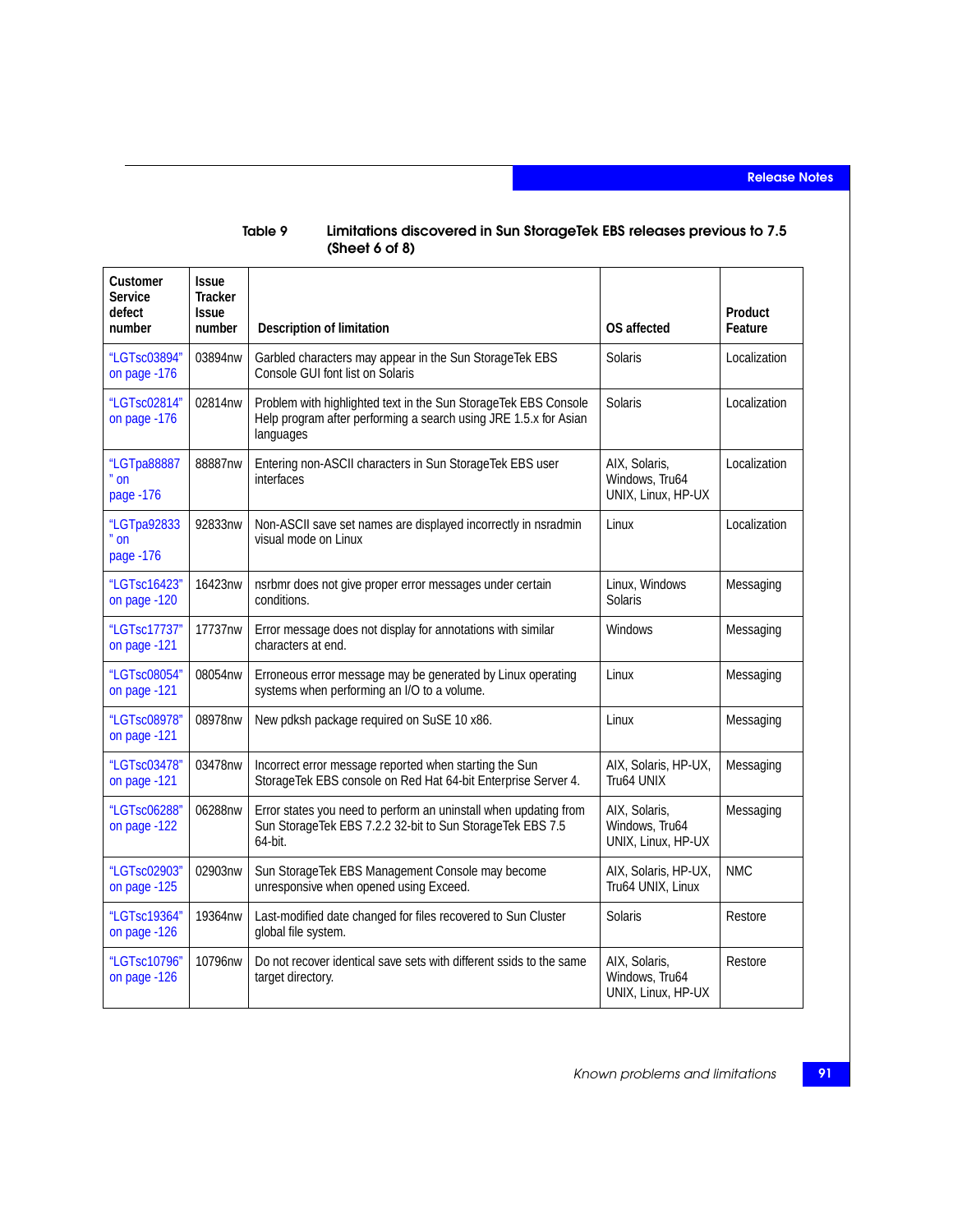**Table 9 Limitations discovered in Sun StorageTek EBS releases previous to 7.5 (Sheet 6 of 8)**

| Customer Service defect number | Issue Tracker Issue number | Description of limitation | OS affected | Product Feature |
|---|---|---|---|---|
| "LGTsc03894" on page -176 | 03894nw | Garbled characters may appear in the Sun StorageTek EBS Console GUI font list on Solaris | Solaris | Localization |
| "LGTsc02814" on page -176 | 02814nw | Problem with highlighted text in the Sun StorageTek EBS Console Help program after performing a search using JRE 1.5.x for Asian languages | Solaris | Localization |
| "LGTpa88887" on page -176 | 88887nw | Entering non-ASCII characters in Sun StorageTek EBS user interfaces | AIX, Solaris, Windows, Tru64 UNIX, Linux, HP-UX | Localization |
| "LGTpa92833" on page -176 | 92833nw | Non-ASCII save set names are displayed incorrectly in nsradmin visual mode on Linux | Linux | Localization |
| "LGTsc16423" on page -120 | 16423nw | nsrbmr does not give proper error messages under certain conditions. | Linux, Windows Solaris | Messaging |
| "LGTsc17737" on page -121 | 17737nw | Error message does not display for annotations with similar characters at end. | Windows | Messaging |
| "LGTsc08054" on page -121 | 08054nw | Erroneous error message may be generated by Linux operating systems when performing an I/O to a volume. | Linux | Messaging |
| "LGTsc08978" on page -121 | 08978nw | New pdksh package required on SuSE 10 x86. | Linux | Messaging |
| "LGTsc03478" on page -121 | 03478nw | Incorrect error message reported when starting the Sun StorageTek EBS console on Red Hat 64-bit Enterprise Server 4. | AIX, Solaris, HP-UX, Tru64 UNIX | Messaging |
| "LGTsc06288" on page -122 | 06288nw | Error states you need to perform an uninstall when updating from Sun StorageTek EBS 7.2.2 32-bit to Sun StorageTek EBS 7.5 64-bit. | AIX, Solaris, Windows, Tru64 UNIX, Linux, HP-UX | Messaging |
| "LGTsc02903" on page -125 | 02903nw | Sun StorageTek EBS Management Console may become unresponsive when opened using Exceed. | AIX, Solaris, HP-UX, Tru64 UNIX, Linux | NMC |
| "LGTsc19364" on page -126 | 19364nw | Last-modified date changed for files recovered to Sun Cluster global file system. | Solaris | Restore |
| "LGTsc10796" on page -126 | 10796nw | Do not recover identical save sets with different ssids to the same target directory. | AIX, Solaris, Windows, Tru64 UNIX, Linux, HP-UX | Restore |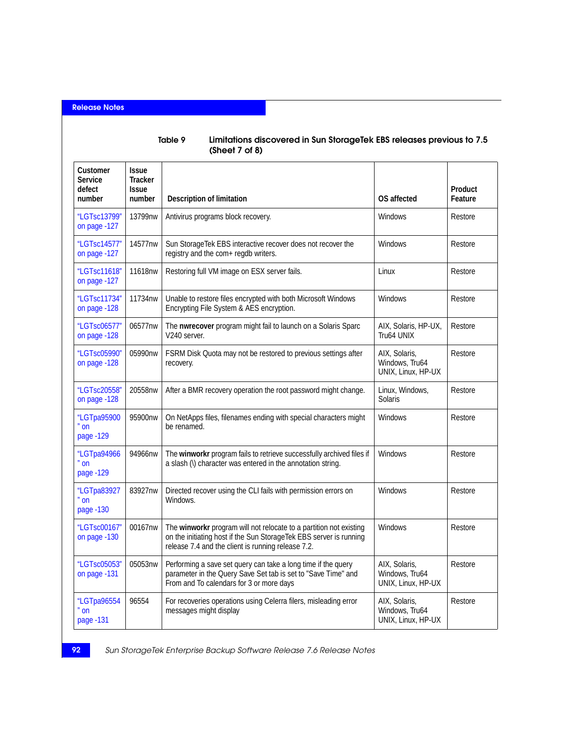Table 9 Limitations discovered in Sun StorageTek EBS releases previous to 7.5 (Sheet 7 of 8)

| Customer Service defect number | Issue Tracker Issue number | Description of limitation | OS affected | Product Feature |
|---|---|---|---|---|
| "LGTsc13799" on page -127 | 13799nw | Antivirus programs block recovery. | Windows | Restore |
| "LGTsc14577" on page -127 | 14577nw | Sun StorageTek EBS interactive recover does not recover the registry and the com+ regdb writers. | Windows | Restore |
| "LGTsc11618" on page -127 | 11618nw | Restoring full VM image on ESX server fails. | Linux | Restore |
| "LGTsc11734" on page -128 | 11734nw | Unable to restore files encrypted with both Microsoft Windows Encrypting File System & AES encryption. | Windows | Restore |
| "LGTsc06577" on page -128 | 06577nw | The **nwrecover** program might fail to launch on a Solaris Sparc V240 server. | AIX, Solaris, HP-UX, Tru64 UNIX | Restore |
| "LGTsc05990" on page -128 | 05990nw | FSRM Disk Quota may not be restored to previous settings after recovery. | AIX, Solaris, Windows, Tru64 UNIX, Linux, HP-UX | Restore |
| "LGTsc20558" on page -128 | 20558nw | After a BMR recovery operation the root password might change. | Linux, Windows, Solaris | Restore |
| "LGTpa95900" on page -129 | 95900nw | On NetApps files, filenames ending with special characters might be renamed. | Windows | Restore |
| "LGTpa94966" on page -129 | 94966nw | The **winworkr** program fails to retrieve successfully archived files if a slash (\) character was entered in the annotation string. | Windows | Restore |
| "LGTpa83927" on page -130 | 83927nw | Directed recover using the CLI fails with permission errors on Windows. | Windows | Restore |
| "LGTsc00167" on page -130 | 00167nw | The **winworkr** program will not relocate to a partition not existing on the initiating host if the Sun StorageTek EBS server is running release 7.4 and the client is running release 7.2. | Windows | Restore |
| "LGTsc05053" on page -131 | 05053nw | Performing a save set query can take a long time if the query parameter in the Query Save Set tab is set to "Save Time" and From and To calendars for 3 or more days | AIX, Solaris, Windows, Tru64 UNIX, Linux, HP-UX | Restore |
| "LGTpa96554" on page -131 | 96554 | For recoveries operations using Celerra filers, misleading error messages might display | AIX, Solaris, Windows, Tru64 UNIX, Linux, HP-UX | Restore |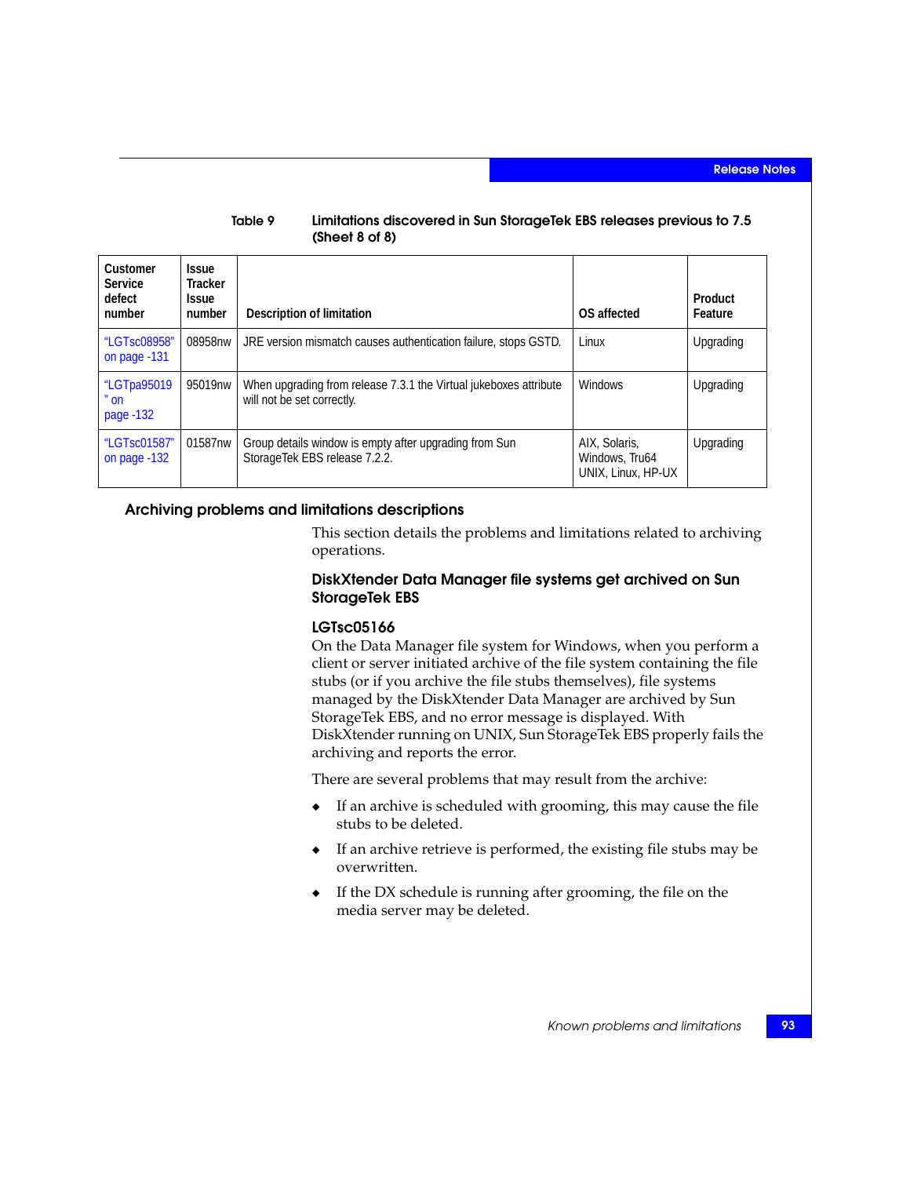Table 9 Limitations discovered in Sun StorageTek EBS releases previous to 7.5 (Sheet 8 of 8)

| Customer Service defect number | Issue Tracker Issue number | Description of limitation | OS affected | Product Feature |
|---|---|---|---|---|
| "LGTsc08958" on page -131 | 08958nw | JRE version mismatch causes authentication failure, stops GSTD. | Linux | Upgrading |
| "LGTpa95019" on page -132 | 95019nw | When upgrading from release 7.3.1 the Virtual jukeboxes attribute will not be set correctly. | Windows | Upgrading |
| "LGTsc01587" on page -132 | 01587nw | Group details window is empty after upgrading from Sun StorageTek EBS release 7.2.2. | AIX, Solaris, Windows, Tru64 UNIX, Linux, HP-UX | Upgrading |

## Archiving problems and limitations descriptions

This section details the problems and limitations related to archiving operations.

### DiskXtender Data Manager file systems get archived on Sun StorageTek EBS

#### LGTsc05166

On the Data Manager file system for Windows, when you perform a client or server initiated archive of the file system containing the file stubs (or if you archive the file stubs themselves), file systems managed by the DiskXtender Data Manager are archived by Sun StorageTek EBS, and no error message is displayed. With DiskXtender running on UNIX, Sun StorageTek EBS properly fails the archiving and reports the error.

There are several problems that may result from the archive:

- If an archive is scheduled with grooming, this may cause the file stubs to be deleted.
- If an archive retrieve is performed, the existing file stubs may be overwritten.
- If the DX schedule is running after grooming, the file on the media server may be deleted.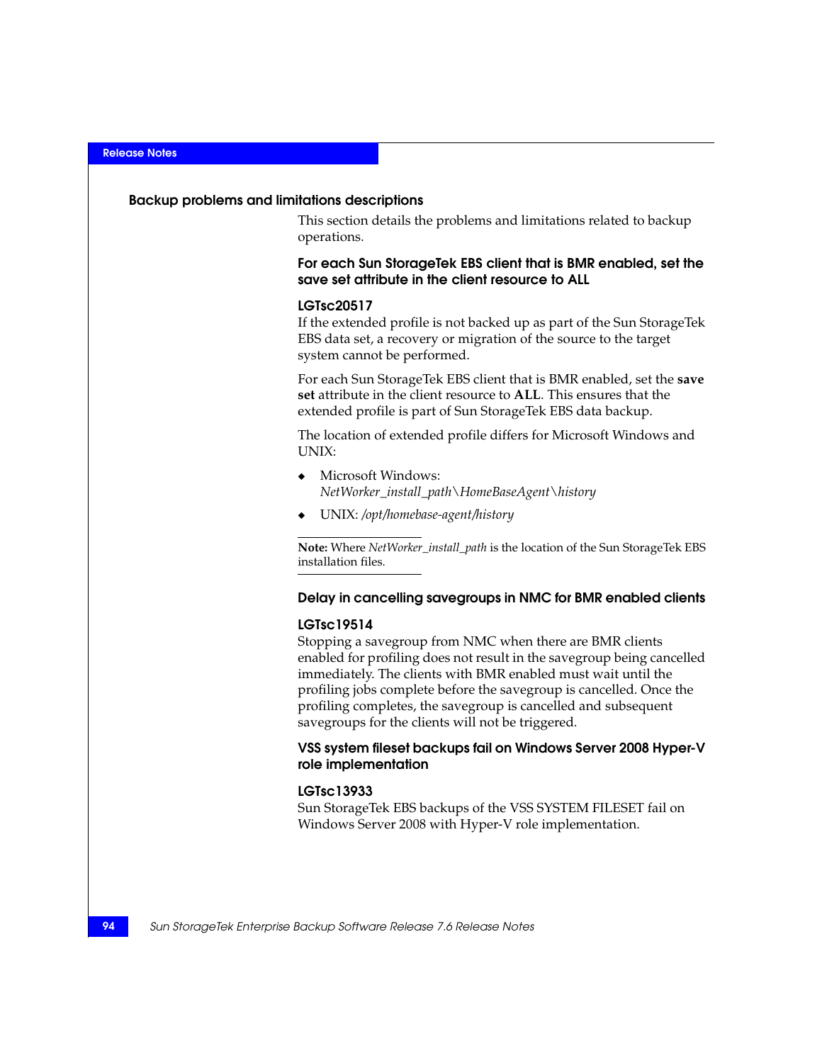## Backup problems and limitations descriptions

This section details the problems and limitations related to backup operations.

### For each Sun StorageTek EBS client that is BMR enabled, set the save set attribute in the client resource to ALL

#### LGTsc20517

If the extended profile is not backed up as part of the Sun StorageTek EBS data set, a recovery or migration of the source to the target system cannot be performed.

For each Sun StorageTek EBS client that is BMR enabled, set the **save set** attribute in the client resource to **ALL**. This ensures that the extended profile is part of Sun StorageTek EBS data backup.

The location of extended profile differs for Microsoft Windows and UNIX:

- Microsoft Windows: *NetWorker_install_path\HomeBaseAgent\history*
- UNIX: */opt/homebase-agent/history*

**Note:** Where *NetWorker_install_path* is the location of the Sun StorageTek EBS installation files.

### Delay in cancelling savegroups in NMC for BMR enabled clients

#### LGTsc19514

Stopping a savegroup from NMC when there are BMR clients enabled for profiling does not result in the savegroup being cancelled immediately. The clients with BMR enabled must wait until the profiling jobs complete before the savegroup is cancelled. Once the profiling completes, the savegroup is cancelled and subsequent savegroups for the clients will not be triggered.

### VSS system fileset backups fail on Windows Server 2008 Hyper-V role implementation

#### LGTsc13933

Sun StorageTek EBS backups of the VSS SYSTEM FILESET fail on Windows Server 2008 with Hyper-V role implementation.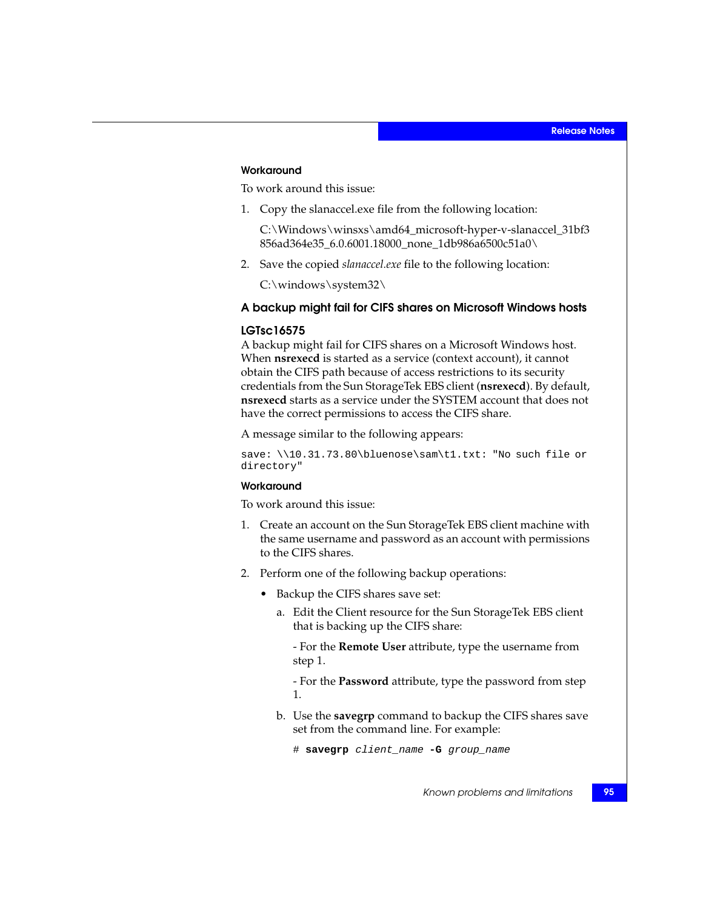#### Workaround

To work around this issue:

1. Copy the slanaccel.exe file from the following location:

   C:\Windows\winsxs\amd64_microsoft-hyper-v-slanaccel_31bf3856ad364e35_6.0.6001.18000_none_1db986a6500c51a0\

2. Save the copied *slanaccel.exe* file to the following location:

   C:\windows\system32\

### A backup might fail for CIFS shares on Microsoft Windows hosts

#### LGTsc16575

A backup might fail for CIFS shares on a Microsoft Windows host. When **nsrexecd** is started as a service (context account), it cannot obtain the CIFS path because of access restrictions to its security credentials from the Sun StorageTek EBS client (**nsrexecd**). By default, **nsrexecd** starts as a service under the SYSTEM account that does not have the correct permissions to access the CIFS share.

A message similar to the following appears:

```
save: \\10.31.73.80\bluenose\sam\t1.txt: "No such file or directory"
```

#### Workaround

To work around this issue:

1. Create an account on the Sun StorageTek EBS client machine with the same username and password as an account with permissions to the CIFS shares.

2. Perform one of the following backup operations:

   - Backup the CIFS shares save set:

     a. Edit the Client resource for the Sun StorageTek EBS client that is backing up the CIFS share:

        - For the **Remote User** attribute, type the username from step 1.

        - For the **Password** attribute, type the password from step 1.

     b. Use the **savegrp** command to backup the CIFS shares save set from the command line. For example:

        ```
        # savegrp client_name -G group_name
        ```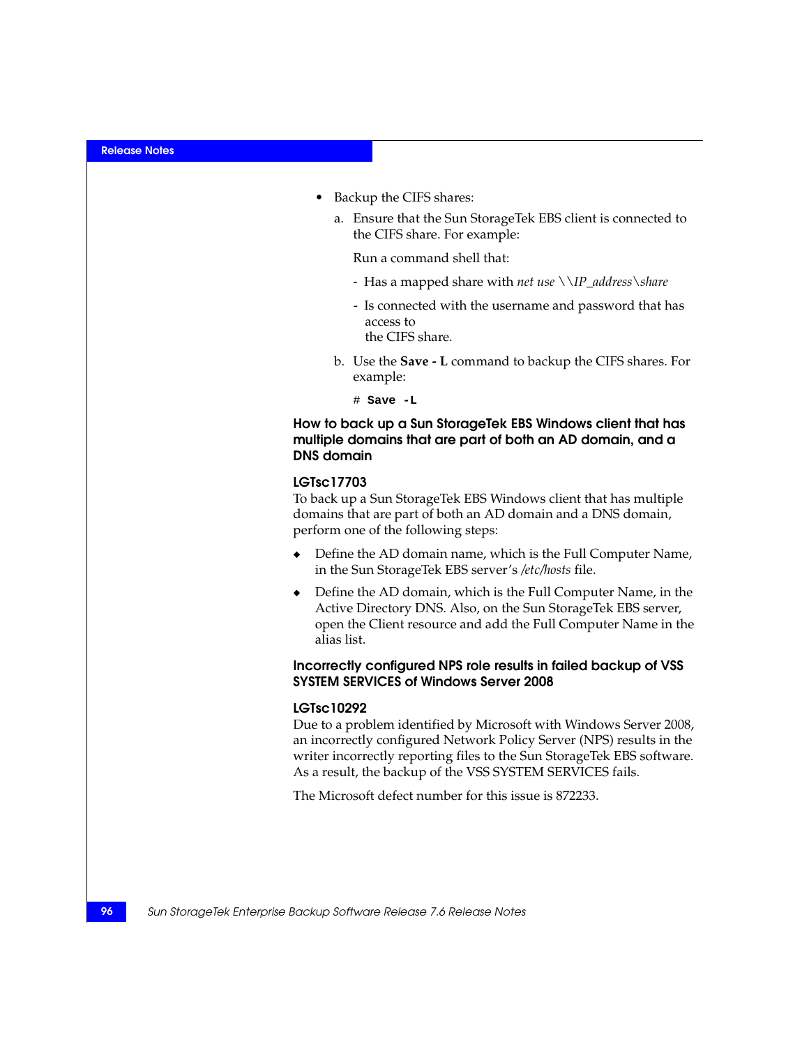- Backup the CIFS shares:
  a. Ensure that the Sun StorageTek EBS client is connected to the CIFS share. For example:

     Run a command shell that:

     - Has a mapped share with *net use \\IP_address\share*
     - Is connected with the username and password that has access to the CIFS share.

  b. Use the **Save - L** command to backup the CIFS shares. For example:

     ```
     # Save -L
     ```

### How to back up a Sun StorageTek EBS Windows client that has multiple domains that are part of both an AD domain, and a DNS domain

#### LGTsc17703

To back up a Sun StorageTek EBS Windows client that has multiple domains that are part of both an AD domain and a DNS domain, perform one of the following steps:

- Define the AD domain name, which is the Full Computer Name, in the Sun StorageTek EBS server's */etc/hosts* file.
- Define the AD domain, which is the Full Computer Name, in the Active Directory DNS. Also, on the Sun StorageTek EBS server, open the Client resource and add the Full Computer Name in the alias list.

### Incorrectly configured NPS role results in failed backup of VSS SYSTEM SERVICES of Windows Server 2008

#### LGTsc10292

Due to a problem identified by Microsoft with Windows Server 2008, an incorrectly configured Network Policy Server (NPS) results in the writer incorrectly reporting files to the Sun StorageTek EBS software. As a result, the backup of the VSS SYSTEM SERVICES fails.

The Microsoft defect number for this issue is 872233.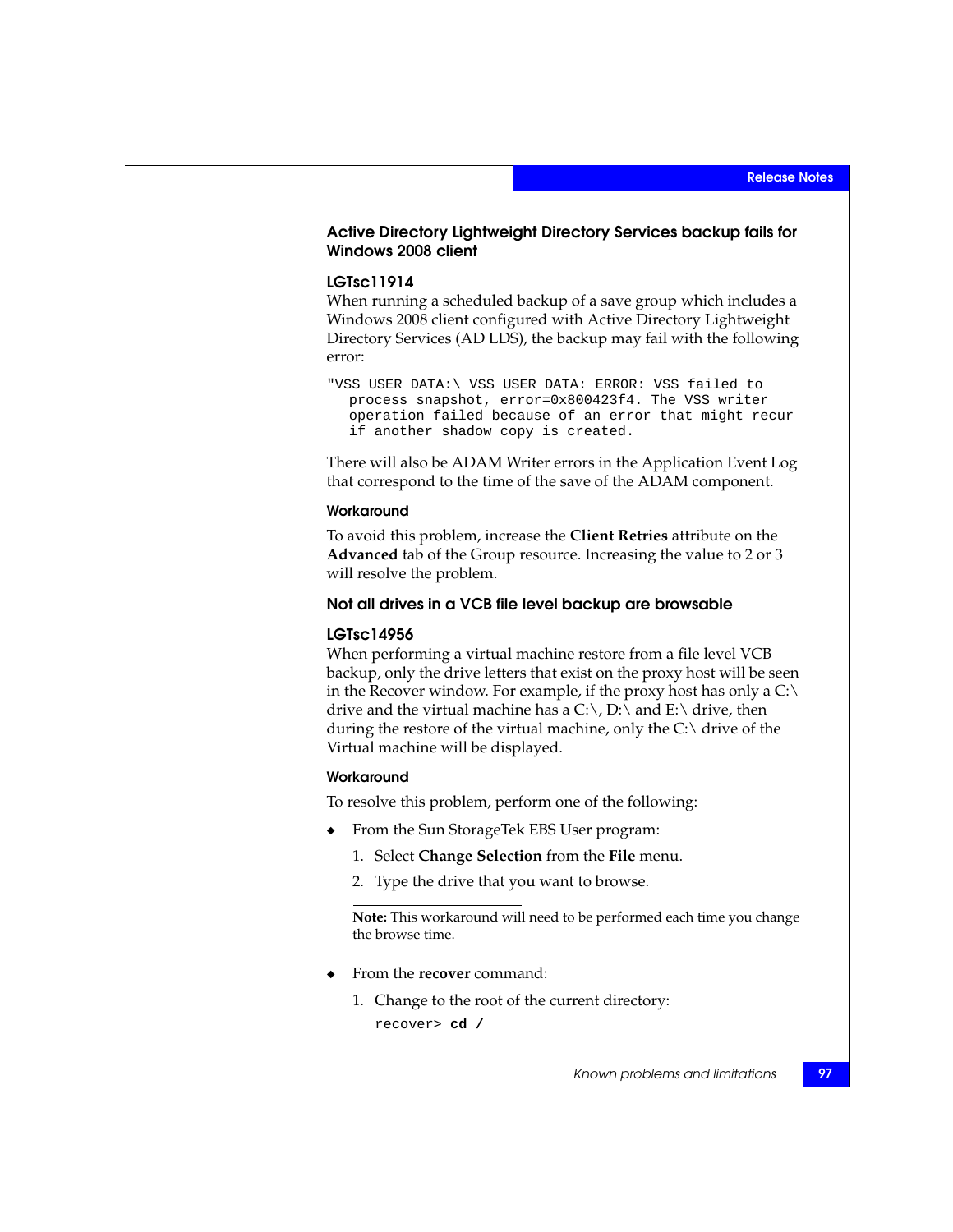### Active Directory Lightweight Directory Services backup fails for Windows 2008 client

#### LGTsc11914

When running a scheduled backup of a save group which includes a Windows 2008 client configured with Active Directory Lightweight Directory Services (AD LDS), the backup may fail with the following error:

```
"VSS USER DATA:\ VSS USER DATA: ERROR: VSS failed to
   process snapshot, error=0x800423f4. The VSS writer
   operation failed because of an error that might recur
   if another shadow copy is created.
```

There will also be ADAM Writer errors in the Application Event Log that correspond to the time of the save of the ADAM component.

##### Workaround

To avoid this problem, increase the **Client Retries** attribute on the **Advanced** tab of the Group resource. Increasing the value to 2 or 3 will resolve the problem.

### Not all drives in a VCB file level backup are browsable

#### LGTsc14956

When performing a virtual machine restore from a file level VCB backup, only the drive letters that exist on the proxy host will be seen in the Recover window. For example, if the proxy host has only a C:\ drive and the virtual machine has a C:\, D:\ and E:\ drive, then during the restore of the virtual machine, only the C:\ drive of the Virtual machine will be displayed.

##### Workaround

To resolve this problem, perform one of the following:

- From the Sun StorageTek EBS User program:
  1. Select **Change Selection** from the **File** menu.
  2. Type the drive that you want to browse.

  **Note:** This workaround will need to be performed each time you change the browse time.

- From the **recover** command:
  1. Change to the root of the current directory:

     recover> **cd /**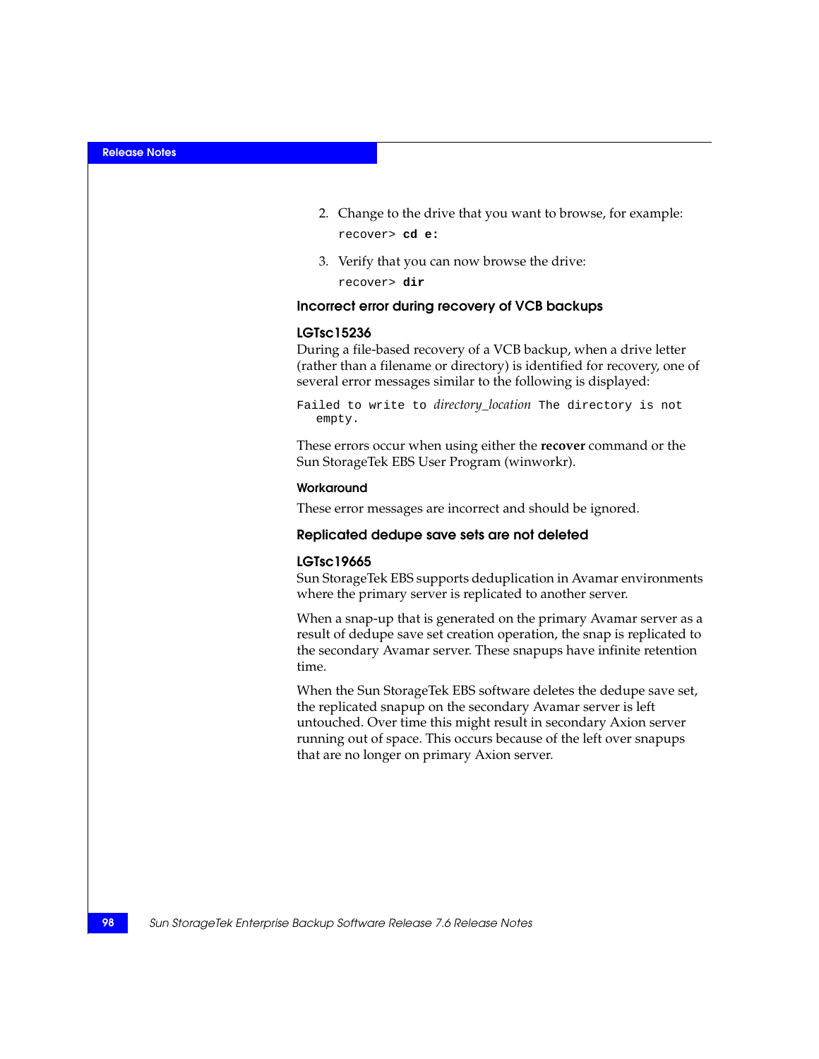2. Change to the drive that you want to browse, for example:

   ```
   recover> cd e:
   ```

3. Verify that you can now browse the drive:

   ```
   recover> dir
   ```

### Incorrect error during recovery of VCB backups

#### LGTsc15236

During a file-based recovery of a VCB backup, when a drive letter (rather than a filename or directory) is identified for recovery, one of several error messages similar to the following is displayed:

```
Failed to write to directory_location The directory is not
   empty.
```

These errors occur when using either the **recover** command or the Sun StorageTek EBS User Program (winworkr).

#### Workaround

These error messages are incorrect and should be ignored.

### Replicated dedupe save sets are not deleted

#### LGTsc19665

Sun StorageTek EBS supports deduplication in Avamar environments where the primary server is replicated to another server.

When a snap-up that is generated on the primary Avamar server as a result of dedupe save set creation operation, the snap is replicated to the secondary Avamar server. These snapups have infinite retention time.

When the Sun StorageTek EBS software deletes the dedupe save set, the replicated snapup on the secondary Avamar server is left untouched. Over time this might result in secondary Axion server running out of space. This occurs because of the left over snapups that are no longer on primary Axion server.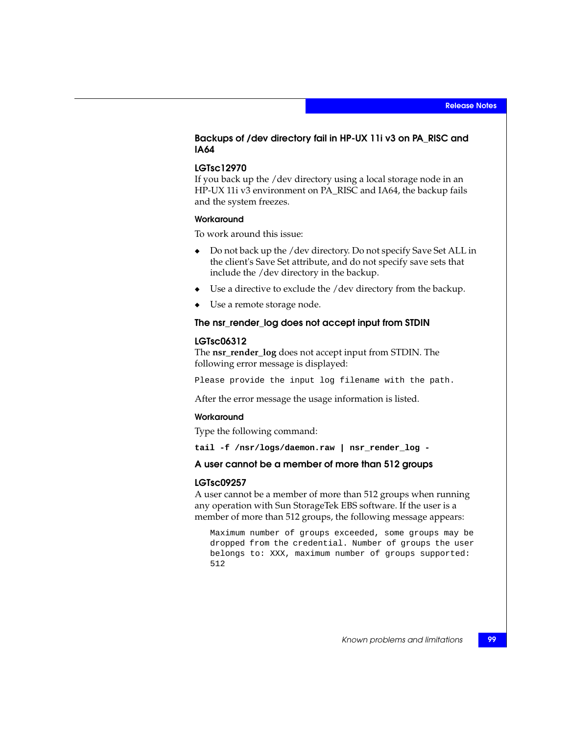### Backups of /dev directory fail in HP-UX 11i v3 on PA_RISC and IA64

#### LGTsc12970

If you back up the /dev directory using a local storage node in an HP-UX 11i v3 environment on PA_RISC and IA64, the backup fails and the system freezes.

##### Workaround

To work around this issue:

- Do not back up the /dev directory. Do not specify Save Set ALL in the client's Save Set attribute, and do not specify save sets that include the /dev directory in the backup.
- Use a directive to exclude the /dev directory from the backup.
- Use a remote storage node.

### The nsr_render_log does not accept input from STDIN

#### LGTsc06312

The **nsr_render_log** does not accept input from STDIN. The following error message is displayed:

```
Please provide the input log filename with the path.
```

After the error message the usage information is listed.

##### Workaround

Type the following command:

```
tail -f /nsr/logs/daemon.raw | nsr_render_log -
```

### A user cannot be a member of more than 512 groups

#### LGTsc09257

A user cannot be a member of more than 512 groups when running any operation with Sun StorageTek EBS software. If the user is a member of more than 512 groups, the following message appears:

```
Maximum number of groups exceeded, some groups may be
dropped from the credential. Number of groups the user
belongs to: XXX, maximum number of groups supported:
512
```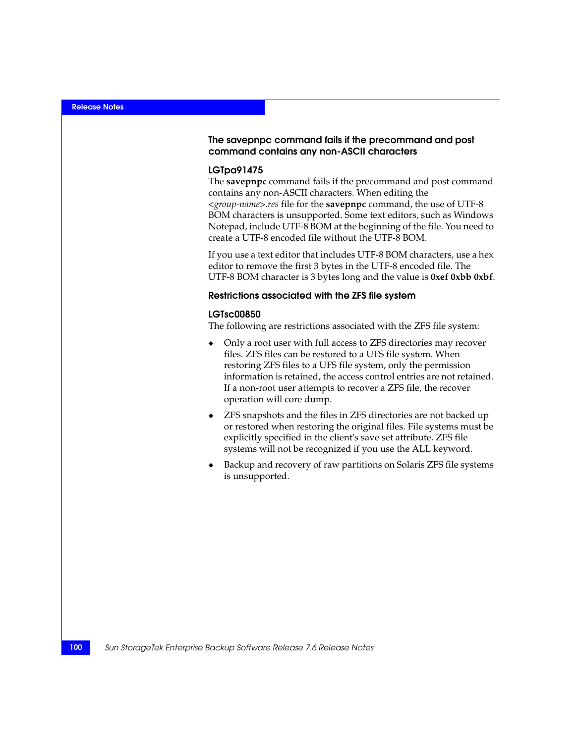### The savepnpc command fails if the precommand and post command contains any non-ASCII characters

#### LGTpa91475

The **savepnpc** command fails if the precommand and post command contains any non-ASCII characters. When editing the <*group-name*>*.res* file for the **savepnpc** command, the use of UTF-8 BOM characters is unsupported. Some text editors, such as Windows Notepad, include UTF-8 BOM at the beginning of the file. You need to create a UTF-8 encoded file without the UTF-8 BOM.

If you use a text editor that includes UTF-8 BOM characters, use a hex editor to remove the first 3 bytes in the UTF-8 encoded file. The UTF-8 BOM character is 3 bytes long and the value is **0xef 0xbb 0xbf**.

### Restrictions associated with the ZFS file system

#### LGTsc00850

The following are restrictions associated with the ZFS file system:

- Only a root user with full access to ZFS directories may recover files. ZFS files can be restored to a UFS file system. When restoring ZFS files to a UFS file system, only the permission information is retained, the access control entries are not retained. If a non-root user attempts to recover a ZFS file, the recover operation will core dump.
- ZFS snapshots and the files in ZFS directories are not backed up or restored when restoring the original files. File systems must be explicitly specified in the client's save set attribute. ZFS file systems will not be recognized if you use the ALL keyword.
- Backup and recovery of raw partitions on Solaris ZFS file systems is unsupported.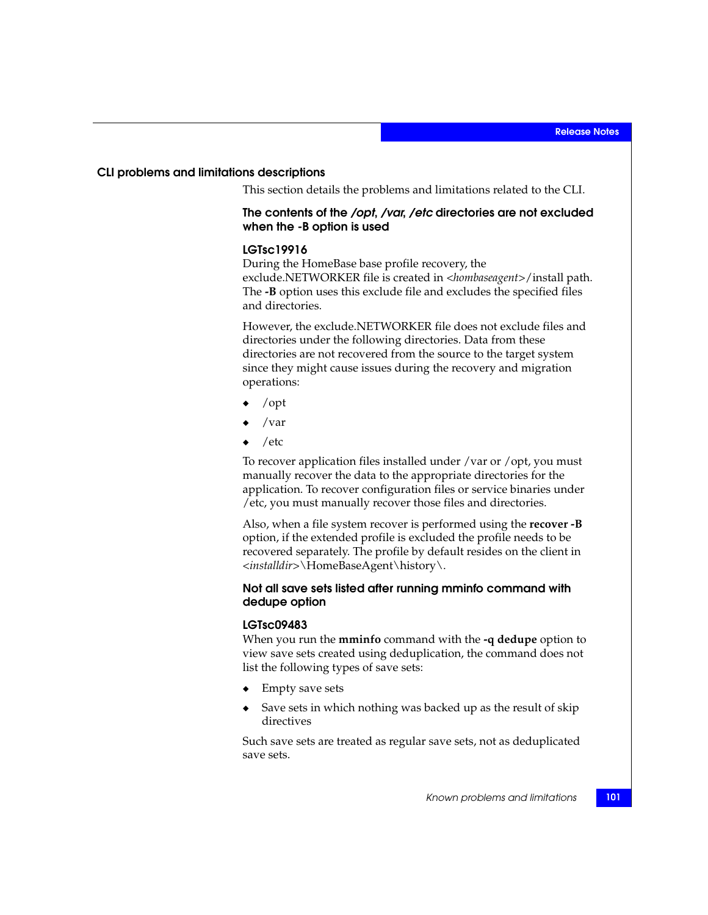## CLI problems and limitations descriptions

This section details the problems and limitations related to the CLI.

### The contents of the */opt*, */var*, */etc* directories are not excluded when the -B option is used

#### LGTsc19916

During the HomeBase base profile recovery, the exclude.NETWORKER file is created in <*hombaseagent*>/install path. The **-B** option uses this exclude file and excludes the specified files and directories.

However, the exclude.NETWORKER file does not exclude files and directories under the following directories. Data from these directories are not recovered from the source to the target system since they might cause issues during the recovery and migration operations:

- /opt
- /var
- /etc

To recover application files installed under /var or /opt, you must manually recover the data to the appropriate directories for the application. To recover configuration files or service binaries under /etc, you must manually recover those files and directories.

Also, when a file system recover is performed using the **recover -B** option, if the extended profile is excluded the profile needs to be recovered separately. The profile by default resides on the client in <*installdir*>\HomeBaseAgent\history\.

### Not all save sets listed after running mminfo command with dedupe option

#### LGTsc09483

When you run the **mminfo** command with the **-q dedupe** option to view save sets created using deduplication, the command does not list the following types of save sets:

- Empty save sets
- Save sets in which nothing was backed up as the result of skip directives

Such save sets are treated as regular save sets, not as deduplicated save sets.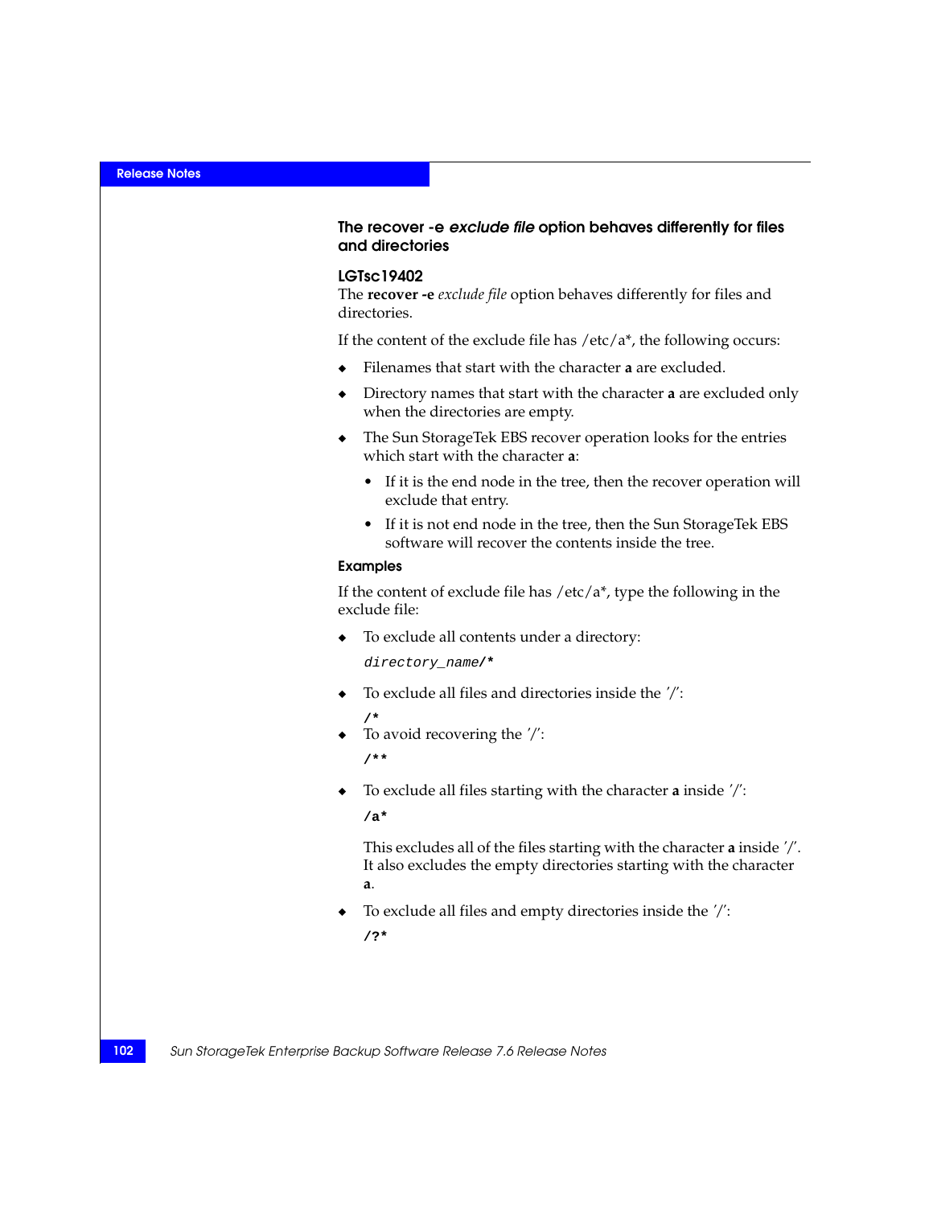## The recover -e *exclude file* option behaves differently for files and directories

### LGTsc19402

The **recover -e** *exclude file* option behaves differently for files and directories.

If the content of the exclude file has /etc/a*, the following occurs:

- Filenames that start with the character **a** are excluded.
- Directory names that start with the character **a** are excluded only when the directories are empty.
- The Sun StorageTek EBS recover operation looks for the entries which start with the character **a**:
  - If it is the end node in the tree, then the recover operation will exclude that entry.
  - If it is not end node in the tree, then the Sun StorageTek EBS software will recover the contents inside the tree.

#### Examples

If the content of exclude file has /etc/a*, type the following in the exclude file:

- To exclude all contents under a directory:

  *directory_name*/*

- To exclude all files and directories inside the '/':

  /*

- To avoid recovering the '/':

  /**

- To exclude all files starting with the character **a** inside '/':

  /a*

  This excludes all of the files starting with the character **a** inside '/'. It also excludes the empty directories starting with the character **a**.

- To exclude all files and empty directories inside the '/':

  /?*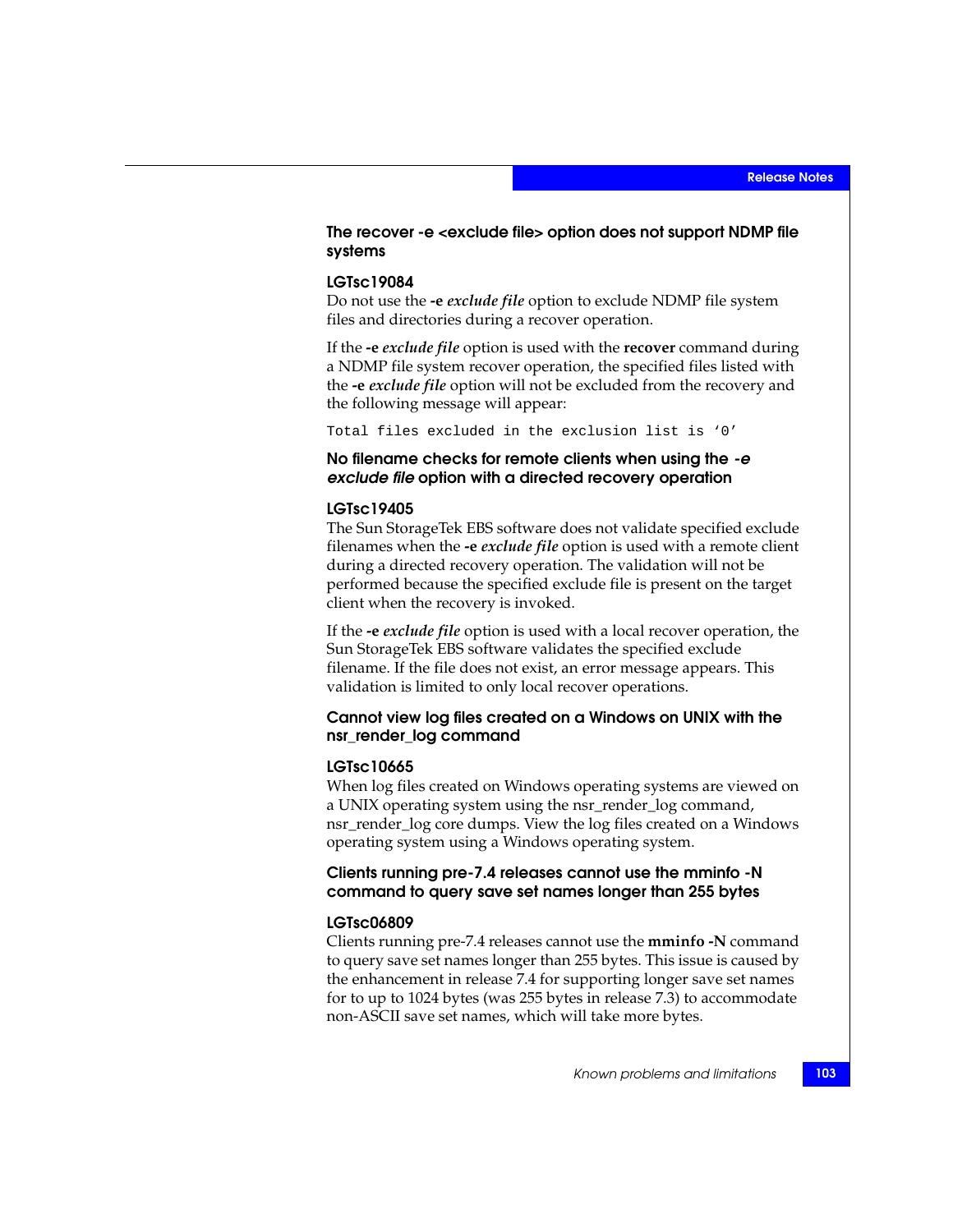### The recover -e <exclude file> option does not support NDMP file systems

#### LGTsc19084

Do not use the **-e** ***exclude file*** option to exclude NDMP file system files and directories during a recover operation.

If the **-e** ***exclude file*** option is used with the **recover** command during a NDMP file system recover operation, the specified files listed with the **-e** ***exclude file*** option will not be excluded from the recovery and the following message will appear:

```
Total files excluded in the exclusion list is '0'
```

### No filename checks for remote clients when using the *-e exclude file* option with a directed recovery operation

#### LGTsc19405

The Sun StorageTek EBS software does not validate specified exclude filenames when the **-e** ***exclude file*** option is used with a remote client during a directed recovery operation. The validation will not be performed because the specified exclude file is present on the target client when the recovery is invoked.

If the **-e** ***exclude file*** option is used with a local recover operation, the Sun StorageTek EBS software validates the specified exclude filename. If the file does not exist, an error message appears. This validation is limited to only local recover operations.

### Cannot view log files created on a Windows on UNIX with the nsr_render_log command

#### LGTsc10665

When log files created on Windows operating systems are viewed on a UNIX operating system using the nsr_render_log command, nsr_render_log core dumps. View the log files created on a Windows operating system using a Windows operating system.

### Clients running pre-7.4 releases cannot use the mminfo -N command to query save set names longer than 255 bytes

#### LGTsc06809

Clients running pre-7.4 releases cannot use the **mminfo -N** command to query save set names longer than 255 bytes. This issue is caused by the enhancement in release 7.4 for supporting longer save set names for to up to 1024 bytes (was 255 bytes in release 7.3) to accommodate non-ASCII save set names, which will take more bytes.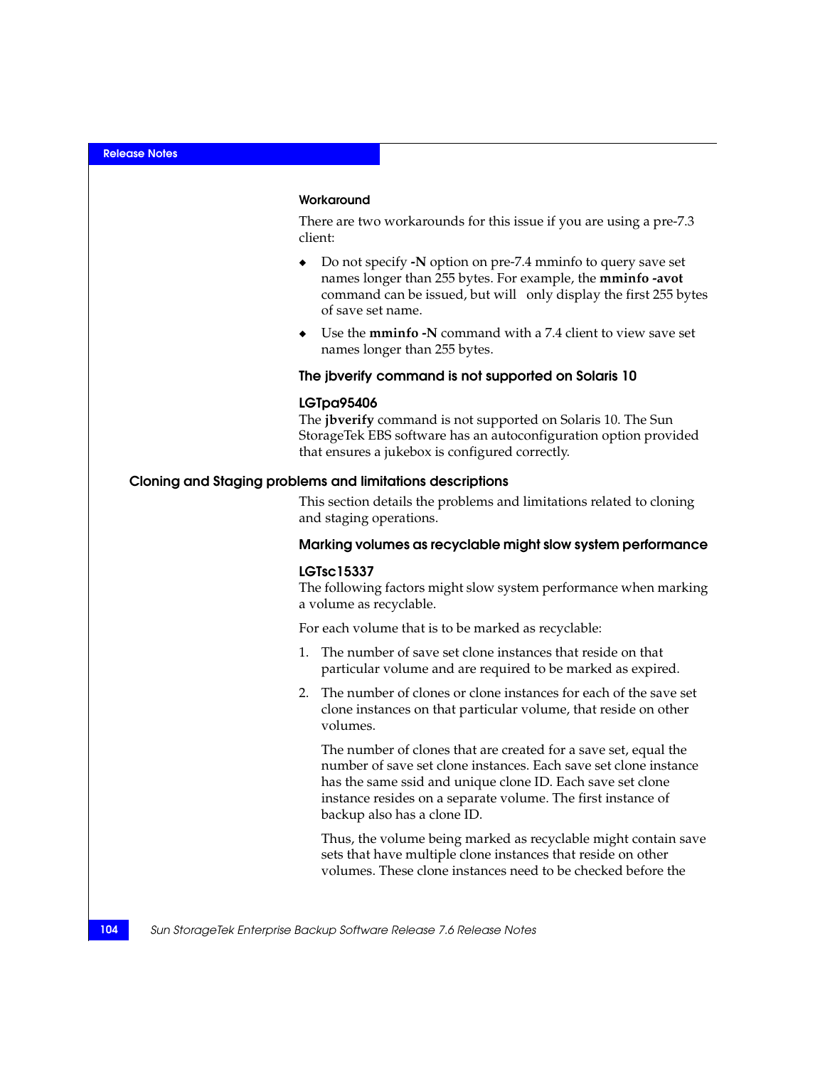#### Workaround

There are two workarounds for this issue if you are using a pre-7.3 client:

- Do not specify **-N** option on pre-7.4 mminfo to query save set names longer than 255 bytes. For example, the **mminfo -avot** command can be issued, but will only display the first 255 bytes of save set name.
- Use the **mminfo -N** command with a 7.4 client to view save set names longer than 255 bytes.

### The jbverify command is not supported on Solaris 10

#### LGTpa95406

The **jbverify** command is not supported on Solaris 10. The Sun StorageTek EBS software has an autoconfiguration option provided that ensures a jukebox is configured correctly.

## Cloning and Staging problems and limitations descriptions

This section details the problems and limitations related to cloning and staging operations.

### Marking volumes as recyclable might slow system performance

#### LGTsc15337

The following factors might slow system performance when marking a volume as recyclable.

For each volume that is to be marked as recyclable:

1. The number of save set clone instances that reside on that particular volume and are required to be marked as expired.
2. The number of clones or clone instances for each of the save set clone instances on that particular volume, that reside on other volumes.

   The number of clones that are created for a save set, equal the number of save set clone instances. Each save set clone instance has the same ssid and unique clone ID. Each save set clone instance resides on a separate volume. The first instance of backup also has a clone ID.

   Thus, the volume being marked as recyclable might contain save sets that have multiple clone instances that reside on other volumes. These clone instances need to be checked before the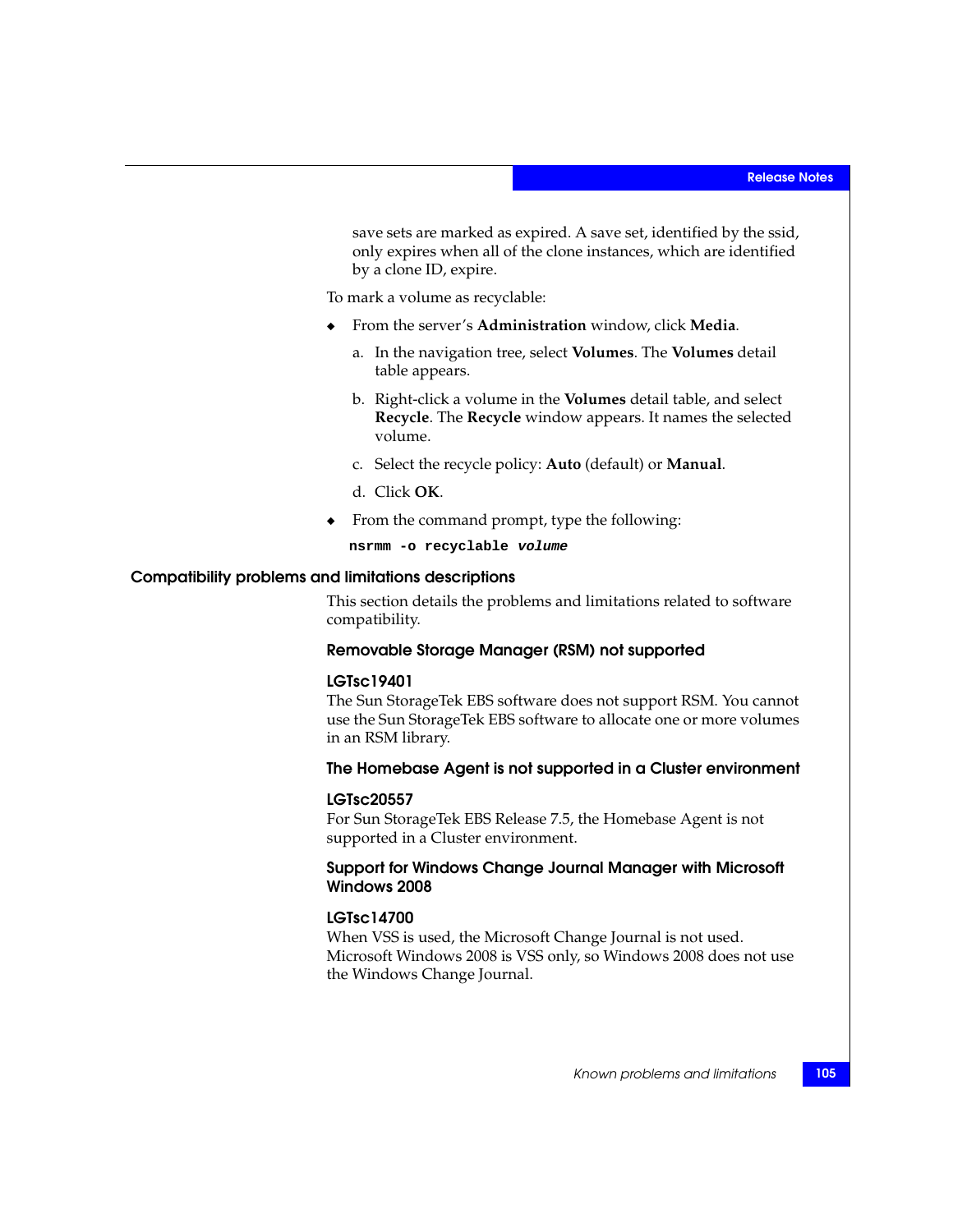save sets are marked as expired. A save set, identified by the ssid, only expires when all of the clone instances, which are identified by a clone ID, expire.

To mark a volume as recyclable:

- From the server's **Administration** window, click **Media**.
  a. In the navigation tree, select **Volumes**. The **Volumes** detail table appears.
  b. Right-click a volume in the **Volumes** detail table, and select **Recycle**. The **Recycle** window appears. It names the selected volume.
  c. Select the recycle policy: **Auto** (default) or **Manual**.
  d. Click **OK**.
- From the command prompt, type the following:

```
nsrmm -o recyclable volume
```

## Compatibility problems and limitations descriptions

This section details the problems and limitations related to software compatibility.

### Removable Storage Manager (RSM) not supported

#### LGTsc19401

The Sun StorageTek EBS software does not support RSM. You cannot use the Sun StorageTek EBS software to allocate one or more volumes in an RSM library.

### The Homebase Agent is not supported in a Cluster environment

#### LGTsc20557

For Sun StorageTek EBS Release 7.5, the Homebase Agent is not supported in a Cluster environment.

### Support for Windows Change Journal Manager with Microsoft Windows 2008

#### LGTsc14700

When VSS is used, the Microsoft Change Journal is not used. Microsoft Windows 2008 is VSS only, so Windows 2008 does not use the Windows Change Journal.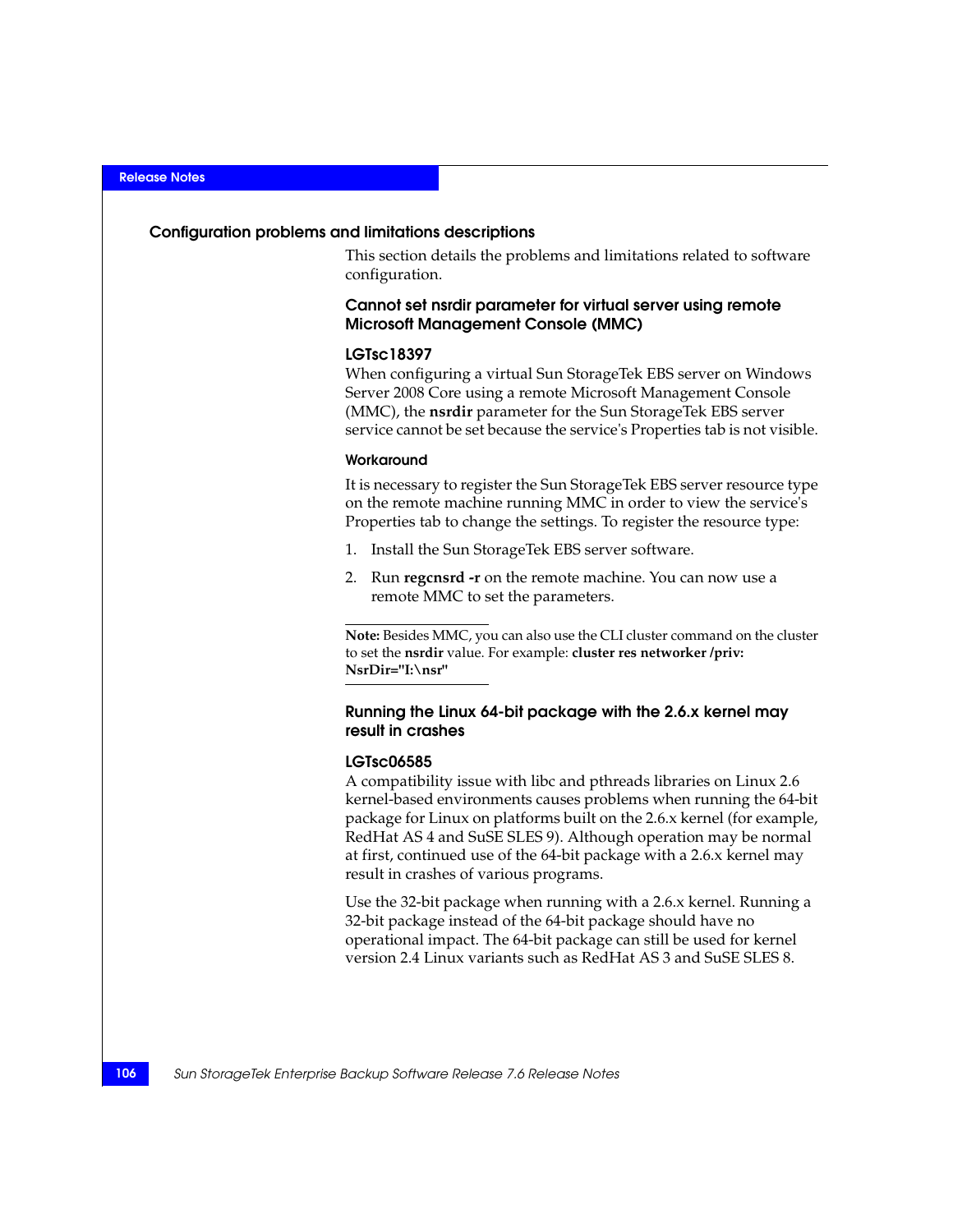## Configuration problems and limitations descriptions

This section details the problems and limitations related to software configuration.

### Cannot set nsrdir parameter for virtual server using remote Microsoft Management Console (MMC)

#### LGTsc18397

When configuring a virtual Sun StorageTek EBS server on Windows Server 2008 Core using a remote Microsoft Management Console (MMC), the **nsrdir** parameter for the Sun StorageTek EBS server service cannot be set because the service's Properties tab is not visible.

##### Workaround

It is necessary to register the Sun StorageTek EBS server resource type on the remote machine running MMC in order to view the service's Properties tab to change the settings. To register the resource type:

1. Install the Sun StorageTek EBS server software.
2. Run **regcnsrd -r** on the remote machine. You can now use a remote MMC to set the parameters.

---

**Note:** Besides MMC, you can also use the CLI cluster command on the cluster to set the **nsrdir** value. For example: **cluster res networker /priv: NsrDir="I:\nsr"**

---

### Running the Linux 64-bit package with the 2.6.x kernel may result in crashes

#### LGTsc06585

A compatibility issue with libc and pthreads libraries on Linux 2.6 kernel-based environments causes problems when running the 64-bit package for Linux on platforms built on the 2.6.x kernel (for example, RedHat AS 4 and SuSE SLES 9). Although operation may be normal at first, continued use of the 64-bit package with a 2.6.x kernel may result in crashes of various programs.

Use the 32-bit package when running with a 2.6.x kernel. Running a 32-bit package instead of the 64-bit package should have no operational impact. The 64-bit package can still be used for kernel version 2.4 Linux variants such as RedHat AS 3 and SuSE SLES 8.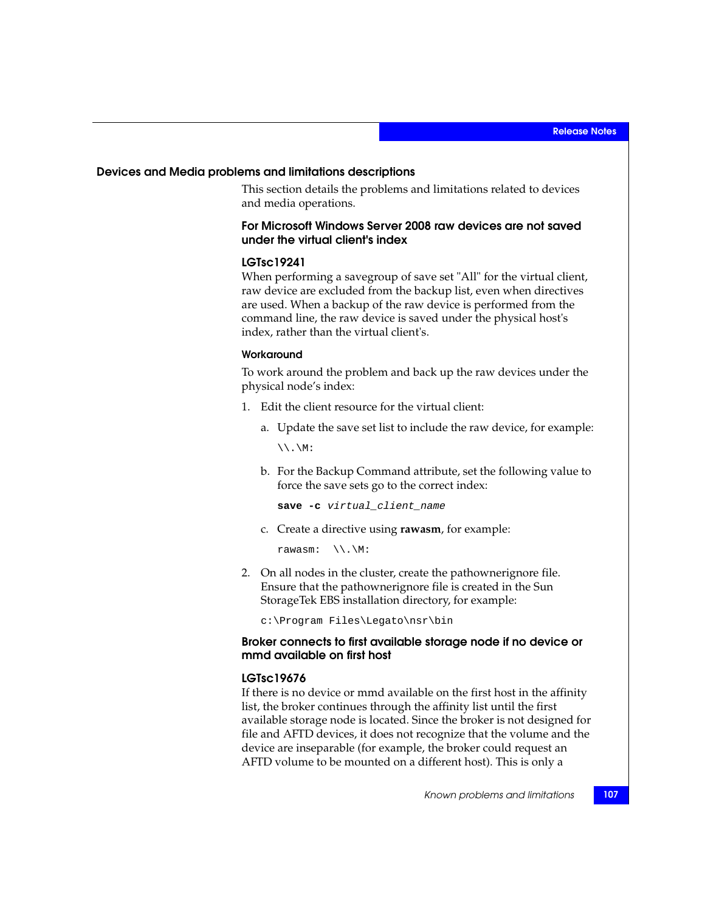## Devices and Media problems and limitations descriptions

This section details the problems and limitations related to devices and media operations.

### For Microsoft Windows Server 2008 raw devices are not saved under the virtual client's index

#### LGTsc19241

When performing a savegroup of save set "All" for the virtual client, raw device are excluded from the backup list, even when directives are used. When a backup of the raw device is performed from the command line, the raw device is saved under the physical host's index, rather than the virtual client's.

##### Workaround

To work around the problem and back up the raw devices under the physical node's index:

1. Edit the client resource for the virtual client:

   a. Update the save set list to include the raw device, for example:

   ```
   \\.\M:
   ```

   b. For the Backup Command attribute, set the following value to force the save sets go to the correct index:

   **save -c** *virtual_client_name*

   c. Create a directive using **rawasm**, for example:

   ```
   rawasm:  \\.\M:
   ```

2. On all nodes in the cluster, create the pathownerignore file. Ensure that the pathownerignore file is created in the Sun StorageTek EBS installation directory, for example:

   ```
   c:\Program Files\Legato\nsr\bin
   ```

### Broker connects to first available storage node if no device or mmd available on first host

#### LGTsc19676

If there is no device or mmd available on the first host in the affinity list, the broker continues through the affinity list until the first available storage node is located. Since the broker is not designed for file and AFTD devices, it does not recognize that the volume and the device are inseparable (for example, the broker could request an AFTD volume to be mounted on a different host). This is only a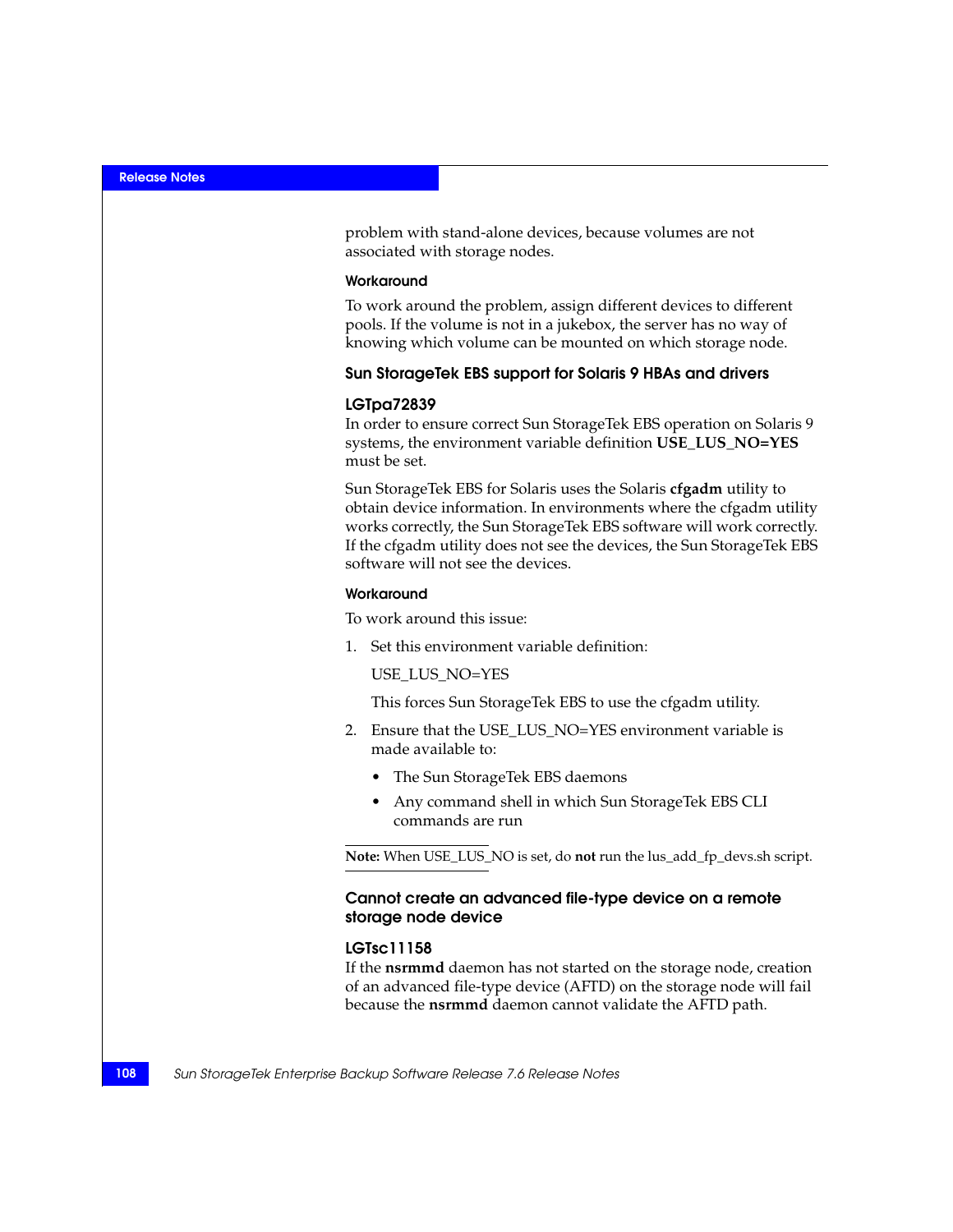problem with stand-alone devices, because volumes are not associated with storage nodes.

#### Workaround

To work around the problem, assign different devices to different pools. If the volume is not in a jukebox, the server has no way of knowing which volume can be mounted on which storage node.

### Sun StorageTek EBS support for Solaris 9 HBAs and drivers

#### LGTpa72839

In order to ensure correct Sun StorageTek EBS operation on Solaris 9 systems, the environment variable definition **USE_LUS_NO=YES** must be set.

Sun StorageTek EBS for Solaris uses the Solaris **cfgadm** utility to obtain device information. In environments where the cfgadm utility works correctly, the Sun StorageTek EBS software will work correctly. If the cfgadm utility does not see the devices, the Sun StorageTek EBS software will not see the devices.

#### Workaround

To work around this issue:

1. Set this environment variable definition:

   USE_LUS_NO=YES

   This forces Sun StorageTek EBS to use the cfgadm utility.

2. Ensure that the USE_LUS_NO=YES environment variable is made available to:

   - The Sun StorageTek EBS daemons
   - Any command shell in which Sun StorageTek EBS CLI commands are run

**Note:** When USE_LUS_NO is set, do **not** run the lus_add_fp_devs.sh script.

### Cannot create an advanced file-type device on a remote storage node device

#### LGTsc11158

If the **nsrmmd** daemon has not started on the storage node, creation of an advanced file-type device (AFTD) on the storage node will fail because the **nsrmmd** daemon cannot validate the AFTD path.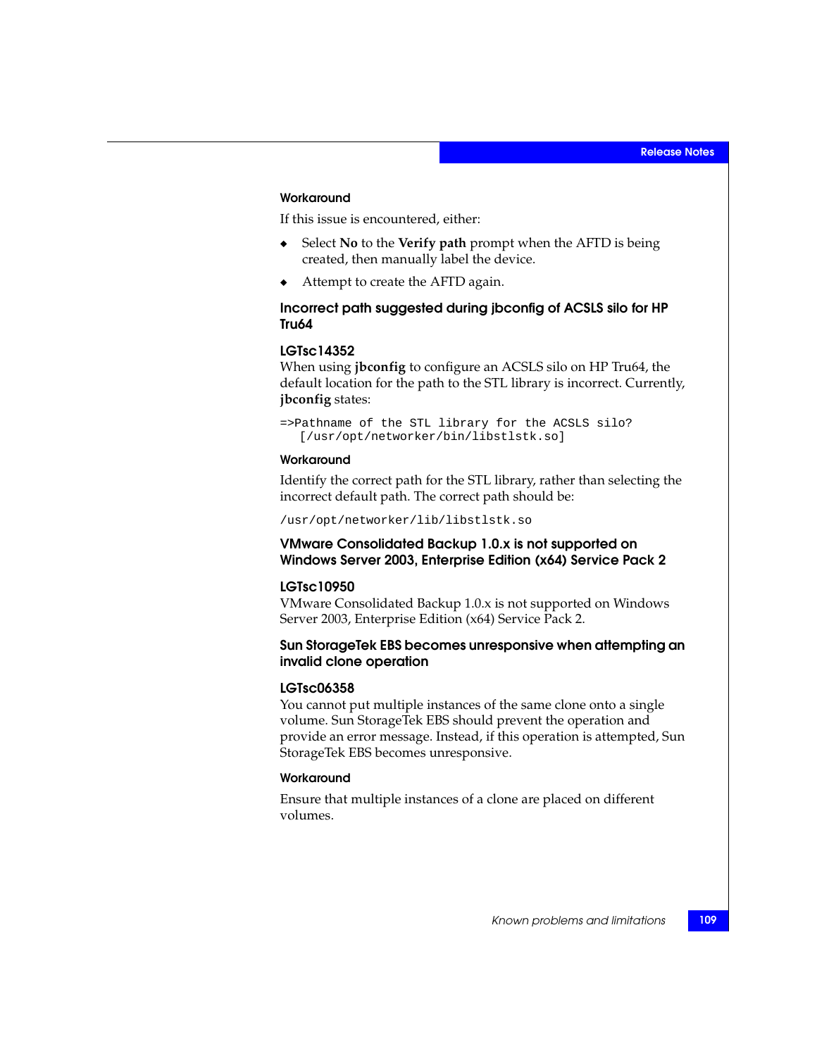#### Workaround

If this issue is encountered, either:

- Select **No** to the **Verify path** prompt when the AFTD is being created, then manually label the device.
- Attempt to create the AFTD again.

### Incorrect path suggested during jbconfig of ACSLS silo for HP Tru64

#### LGTsc14352

When using **jbconfig** to configure an ACSLS silo on HP Tru64, the default location for the path to the STL library is incorrect. Currently, **jbconfig** states:

```
=>Pathname of the STL library for the ACSLS silo?
   [/usr/opt/networker/bin/libstlstk.so]
```

#### Workaround

Identify the correct path for the STL library, rather than selecting the incorrect default path. The correct path should be:

```
/usr/opt/networker/lib/libstlstk.so
```

### VMware Consolidated Backup 1.0.x is not supported on Windows Server 2003, Enterprise Edition (x64) Service Pack 2

#### LGTsc10950

VMware Consolidated Backup 1.0.x is not supported on Windows Server 2003, Enterprise Edition (x64) Service Pack 2.

### Sun StorageTek EBS becomes unresponsive when attempting an invalid clone operation

#### LGTsc06358

You cannot put multiple instances of the same clone onto a single volume. Sun StorageTek EBS should prevent the operation and provide an error message. Instead, if this operation is attempted, Sun StorageTek EBS becomes unresponsive.

#### Workaround

Ensure that multiple instances of a clone are placed on different volumes.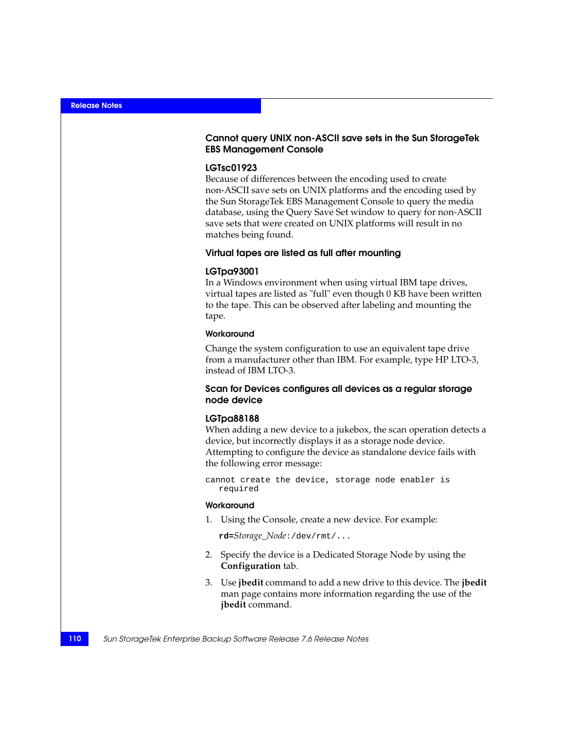### Cannot query UNIX non-ASCII save sets in the Sun StorageTek EBS Management Console

#### LGTsc01923

Because of differences between the encoding used to create non-ASCII save sets on UNIX platforms and the encoding used by the Sun StorageTek EBS Management Console to query the media database, using the Query Save Set window to query for non-ASCII save sets that were created on UNIX platforms will result in no matches being found.

### Virtual tapes are listed as full after mounting

#### LGTpa93001

In a Windows environment when using virtual IBM tape drives, virtual tapes are listed as "full" even though 0 KB have been written to the tape. This can be observed after labeling and mounting the tape.

##### Workaround

Change the system configuration to use an equivalent tape drive from a manufacturer other than IBM. For example, type HP LTO-3, instead of IBM LTO-3.

### Scan for Devices configures all devices as a regular storage node device

#### LGTpa88188

When adding a new device to a jukebox, the scan operation detects a device, but incorrectly displays it as a storage node device. Attempting to configure the device as standalone device fails with the following error message:

```
cannot create the device, storage node enabler is
   required
```

##### Workaround

1. Using the Console, create a new device. For example:

   **rd=***Storage_Node*:/dev/rmt/...

2. Specify the device is a Dedicated Storage Node by using the **Configuration** tab.

3. Use **jbedit** command to add a new drive to this device. The **jbedit** man page contains more information regarding the use of the **jbedit** command.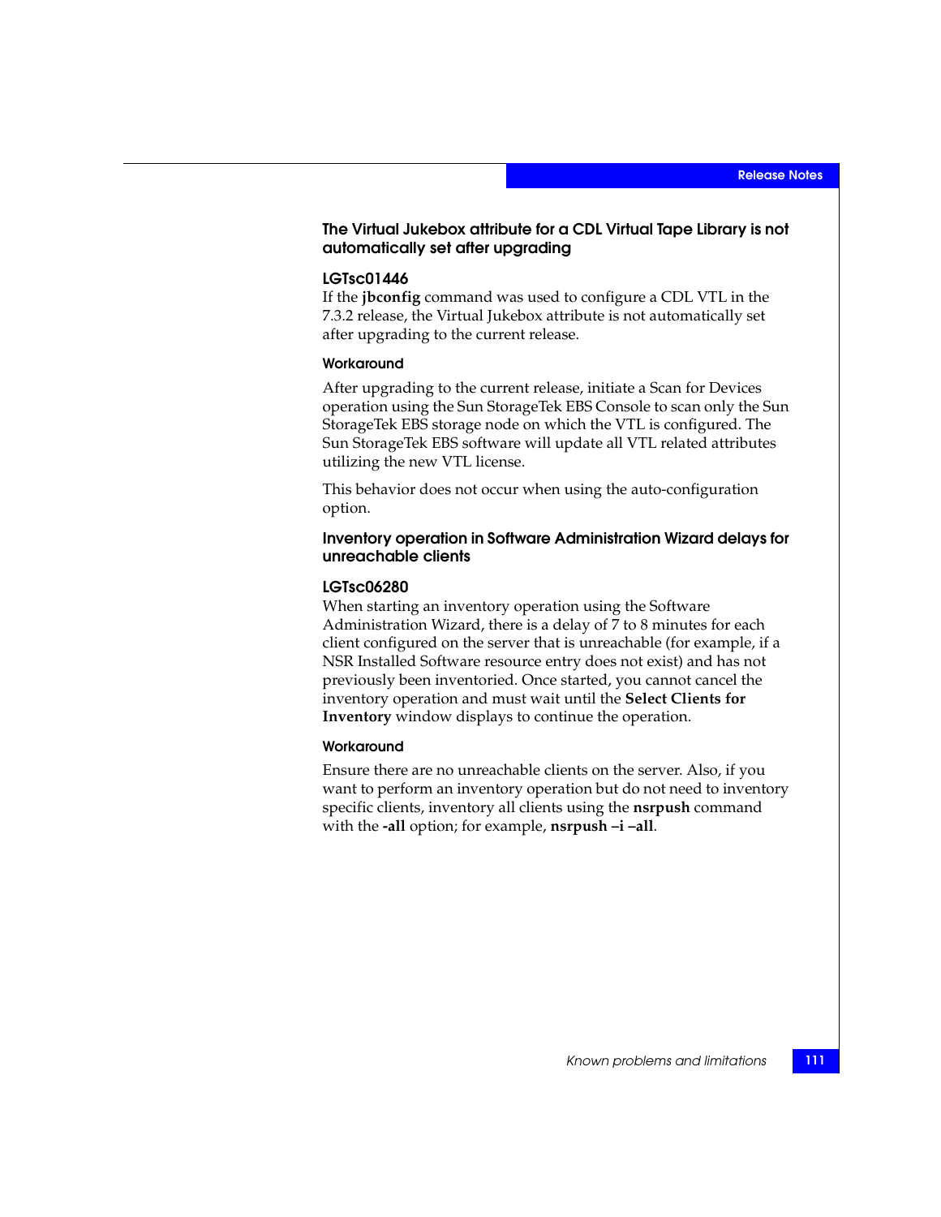### The Virtual Jukebox attribute for a CDL Virtual Tape Library is not automatically set after upgrading

#### LGTsc01446

If the **jbconfig** command was used to configure a CDL VTL in the 7.3.2 release, the Virtual Jukebox attribute is not automatically set after upgrading to the current release.

##### Workaround

After upgrading to the current release, initiate a Scan for Devices operation using the Sun StorageTek EBS Console to scan only the Sun StorageTek EBS storage node on which the VTL is configured. The Sun StorageTek EBS software will update all VTL related attributes utilizing the new VTL license.

This behavior does not occur when using the auto-configuration option.

### Inventory operation in Software Administration Wizard delays for unreachable clients

#### LGTsc06280

When starting an inventory operation using the Software Administration Wizard, there is a delay of 7 to 8 minutes for each client configured on the server that is unreachable (for example, if a NSR Installed Software resource entry does not exist) and has not previously been inventoried. Once started, you cannot cancel the inventory operation and must wait until the **Select Clients for Inventory** window displays to continue the operation.

##### Workaround

Ensure there are no unreachable clients on the server. Also, if you want to perform an inventory operation but do not need to inventory specific clients, inventory all clients using the **nsrpush** command with the **-all** option; for example, **nsrpush –i –all**.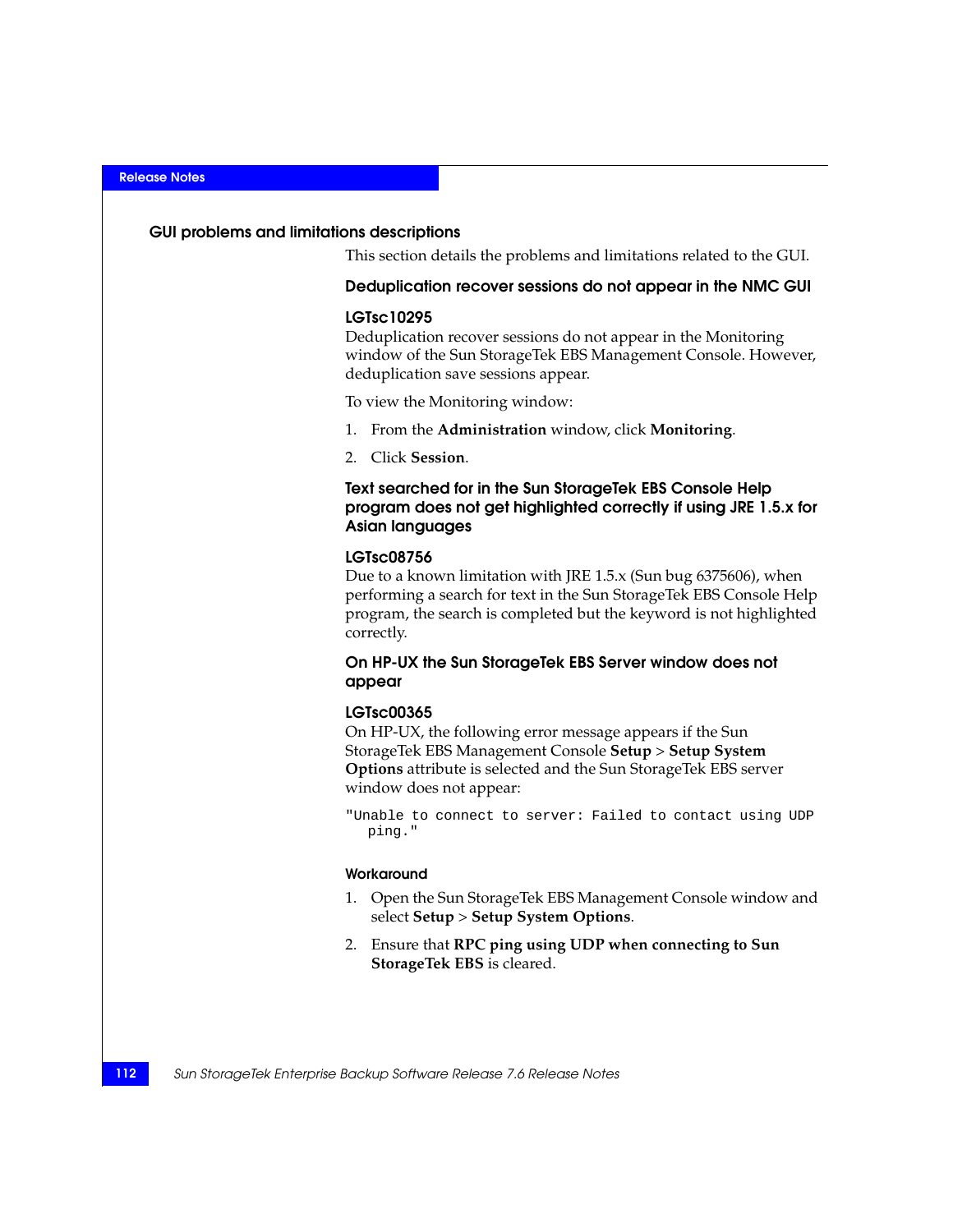## GUI problems and limitations descriptions

This section details the problems and limitations related to the GUI.

### Deduplication recover sessions do not appear in the NMC GUI

#### LGTsc10295

Deduplication recover sessions do not appear in the Monitoring window of the Sun StorageTek EBS Management Console. However, deduplication save sessions appear.

To view the Monitoring window:

1. From the **Administration** window, click **Monitoring**.
2. Click **Session**.

### Text searched for in the Sun StorageTek EBS Console Help program does not get highlighted correctly if using JRE 1.5.x for Asian languages

#### LGTsc08756

Due to a known limitation with JRE 1.5.x (Sun bug 6375606), when performing a search for text in the Sun StorageTek EBS Console Help program, the search is completed but the keyword is not highlighted correctly.

### On HP-UX the Sun StorageTek EBS Server window does not appear

#### LGTsc00365

On HP-UX, the following error message appears if the Sun StorageTek EBS Management Console **Setup** > **Setup System Options** attribute is selected and the Sun StorageTek EBS server window does not appear:

```
"Unable to connect to server: Failed to contact using UDP
  ping."
```

#### Workaround

1. Open the Sun StorageTek EBS Management Console window and select **Setup** > **Setup System Options**.
2. Ensure that **RPC ping using UDP when connecting to Sun StorageTek EBS** is cleared.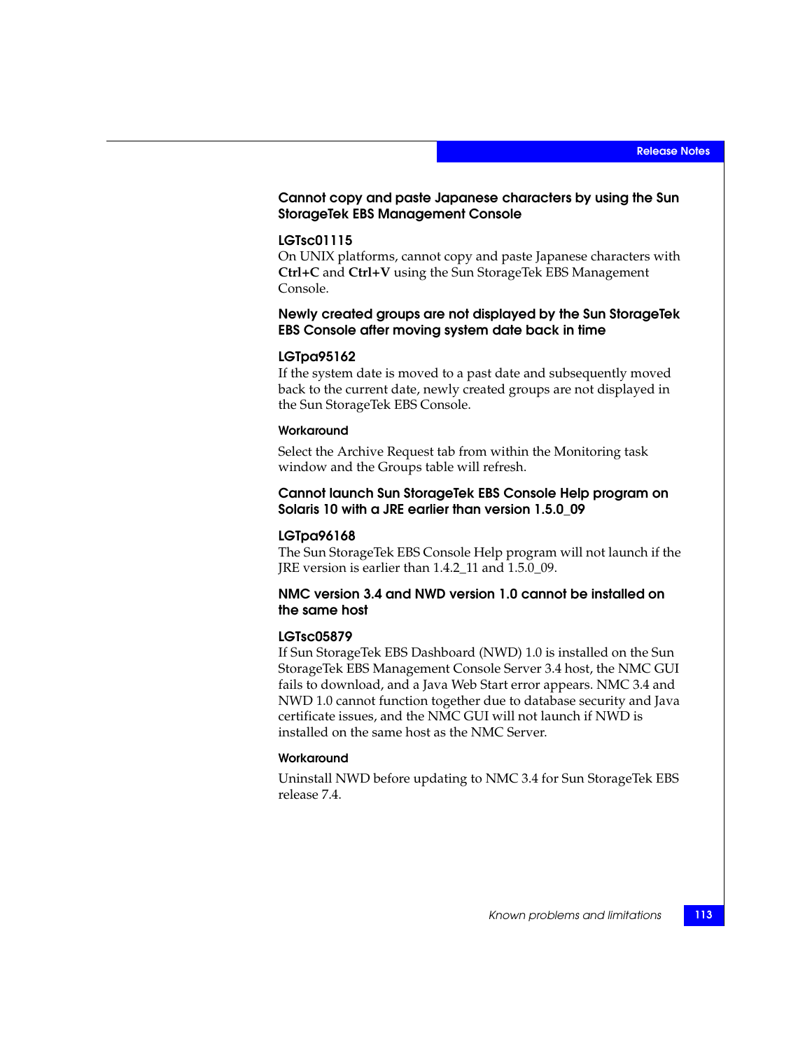### Cannot copy and paste Japanese characters by using the Sun StorageTek EBS Management Console

#### LGTsc01115

On UNIX platforms, cannot copy and paste Japanese characters with **Ctrl+C** and **Ctrl+V** using the Sun StorageTek EBS Management Console.

### Newly created groups are not displayed by the Sun StorageTek EBS Console after moving system date back in time

#### LGTpa95162

If the system date is moved to a past date and subsequently moved back to the current date, newly created groups are not displayed in the Sun StorageTek EBS Console.

##### Workaround

Select the Archive Request tab from within the Monitoring task window and the Groups table will refresh.

### Cannot launch Sun StorageTek EBS Console Help program on Solaris 10 with a JRE earlier than version 1.5.0_09

#### LGTpa96168

The Sun StorageTek EBS Console Help program will not launch if the JRE version is earlier than 1.4.2_11 and 1.5.0_09.

### NMC version 3.4 and NWD version 1.0 cannot be installed on the same host

#### LGTsc05879

If Sun StorageTek EBS Dashboard (NWD) 1.0 is installed on the Sun StorageTek EBS Management Console Server 3.4 host, the NMC GUI fails to download, and a Java Web Start error appears. NMC 3.4 and NWD 1.0 cannot function together due to database security and Java certificate issues, and the NMC GUI will not launch if NWD is installed on the same host as the NMC Server.

##### Workaround

Uninstall NWD before updating to NMC 3.4 for Sun StorageTek EBS release 7.4.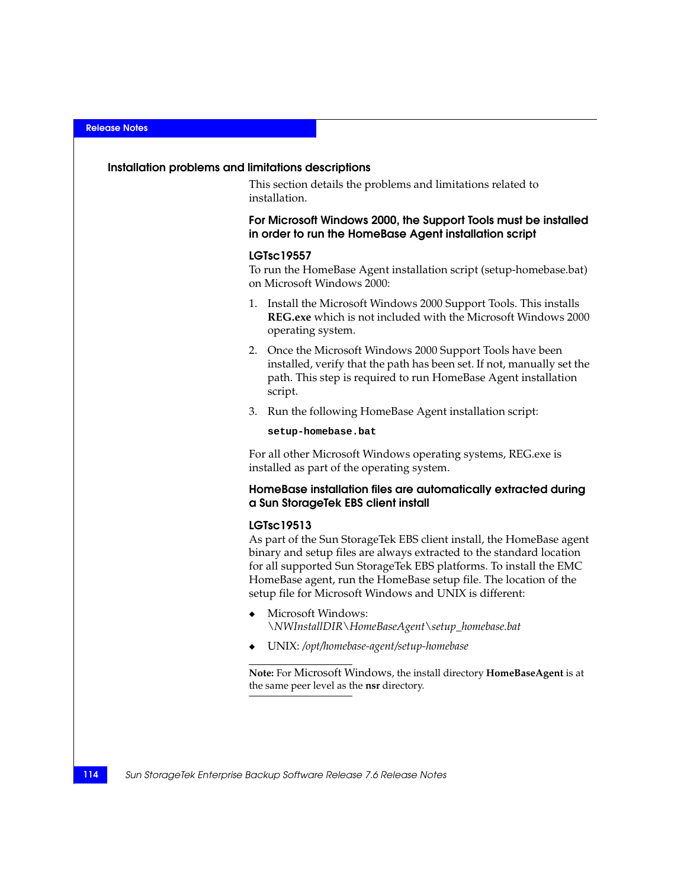## Installation problems and limitations descriptions

This section details the problems and limitations related to installation.

### For Microsoft Windows 2000, the Support Tools must be installed in order to run the HomeBase Agent installation script

#### LGTsc19557

To run the HomeBase Agent installation script (setup-homebase.bat) on Microsoft Windows 2000:

1. Install the Microsoft Windows 2000 Support Tools. This installs **REG.exe** which is not included with the Microsoft Windows 2000 operating system.
2. Once the Microsoft Windows 2000 Support Tools have been installed, verify that the path has been set. If not, manually set the path. This step is required to run HomeBase Agent installation script.
3. Run the following HomeBase Agent installation script:

   ```
   setup-homebase.bat
   ```

For all other Microsoft Windows operating systems, REG.exe is installed as part of the operating system.

### HomeBase installation files are automatically extracted during a Sun StorageTek EBS client install

#### LGTsc19513

As part of the Sun StorageTek EBS client install, the HomeBase agent binary and setup files are always extracted to the standard location for all supported Sun StorageTek EBS platforms. To install the EMC HomeBase agent, run the HomeBase setup file. The location of the setup file for Microsoft Windows and UNIX is different:

- Microsoft Windows: *\NWInstallDIR\HomeBaseAgent\setup_homebase.bat*
- UNIX: */opt/homebase-agent/setup-homebase*

**Note:** For Microsoft Windows, the install directory **HomeBaseAgent** is at the same peer level as the **nsr** directory.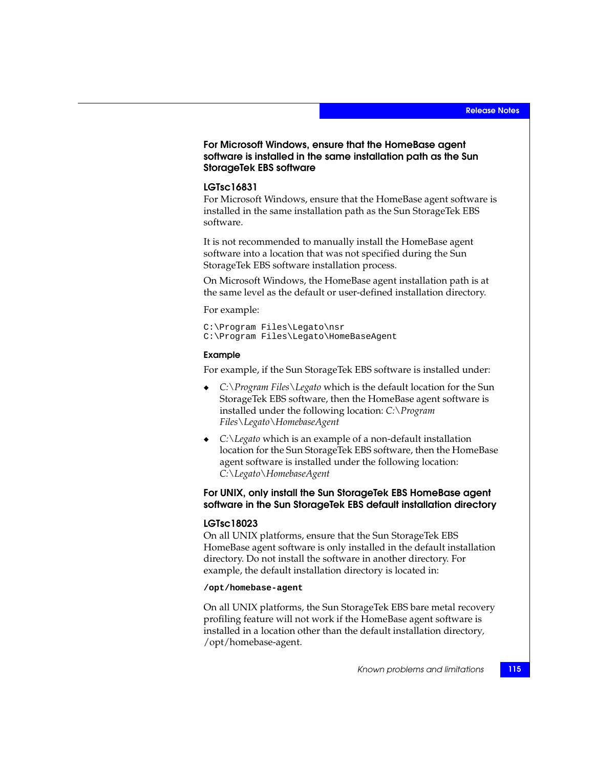### For Microsoft Windows, ensure that the HomeBase agent software is installed in the same installation path as the Sun StorageTek EBS software

#### LGTsc16831

For Microsoft Windows, ensure that the HomeBase agent software is installed in the same installation path as the Sun StorageTek EBS software.

It is not recommended to manually install the HomeBase agent software into a location that was not specified during the Sun StorageTek EBS software installation process.

On Microsoft Windows, the HomeBase agent installation path is at the same level as the default or user-defined installation directory.

For example:

```
C:\Program Files\Legato\nsr
C:\Program Files\Legato\HomeBaseAgent
```

#### Example

For example, if the Sun StorageTek EBS software is installed under:

- *C:\Program Files\Legato* which is the default location for the Sun StorageTek EBS software, then the HomeBase agent software is installed under the following location: *C:\Program Files\Legato\HomebaseAgent*
- *C:\Legato* which is an example of a non-default installation location for the Sun StorageTek EBS software, then the HomeBase agent software is installed under the following location: *C:\Legato\HomebaseAgent*

### For UNIX, only install the Sun StorageTek EBS HomeBase agent software in the Sun StorageTek EBS default installation directory

#### LGTsc18023

On all UNIX platforms, ensure that the Sun StorageTek EBS HomeBase agent software is only installed in the default installation directory. Do not install the software in another directory. For example, the default installation directory is located in:

```
/opt/homebase-agent
```

On all UNIX platforms, the Sun StorageTek EBS bare metal recovery profiling feature will not work if the HomeBase agent software is installed in a location other than the default installation directory, /opt/homebase-agent.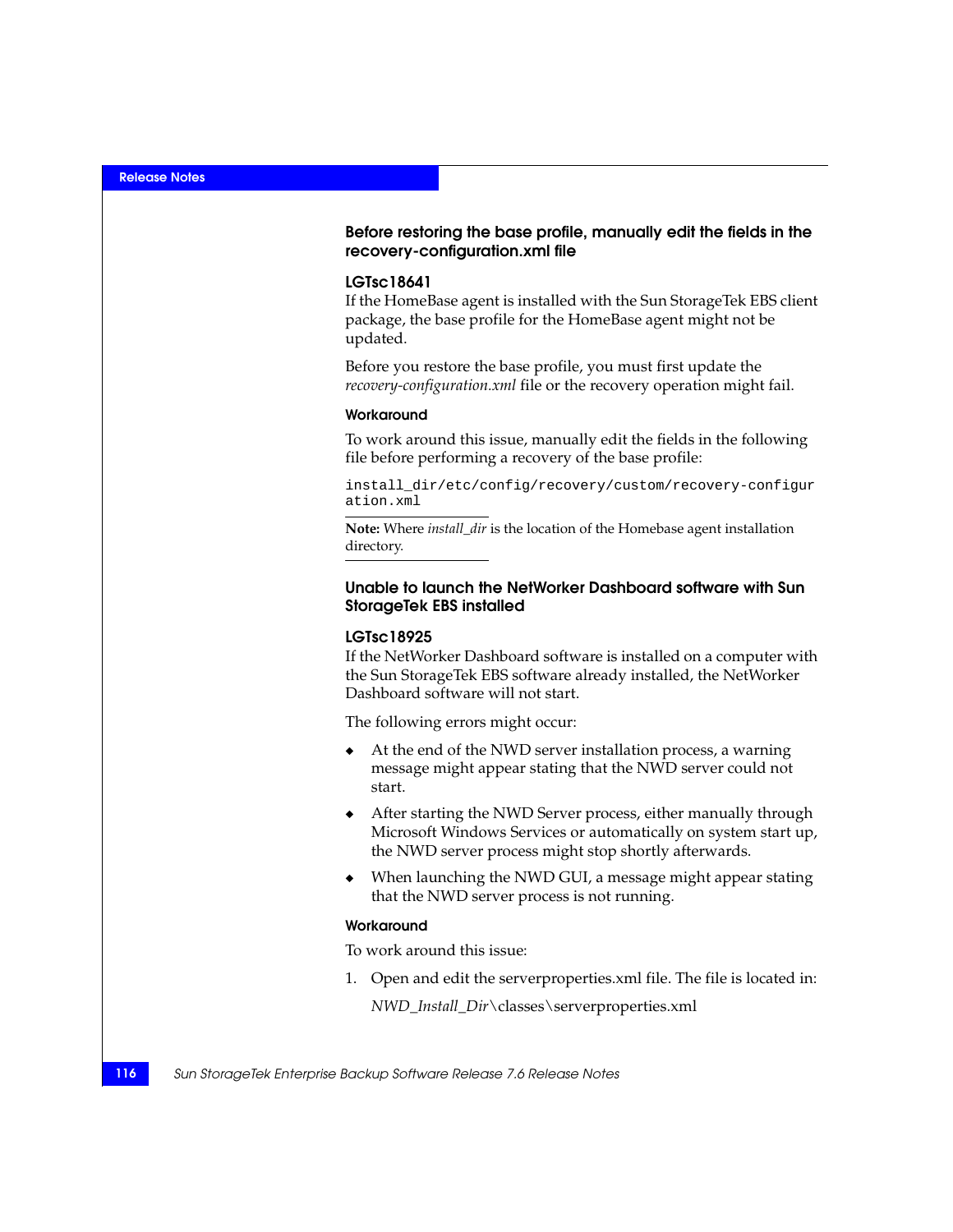### Before restoring the base profile, manually edit the fields in the recovery-configuration.xml file

#### LGTsc18641

If the HomeBase agent is installed with the Sun StorageTek EBS client package, the base profile for the HomeBase agent might not be updated.

Before you restore the base profile, you must first update the *recovery-configuration.xml* file or the recovery operation might fail.

#### Workaround

To work around this issue, manually edit the fields in the following file before performing a recovery of the base profile:

```
install_dir/etc/config/recovery/custom/recovery-configur
ation.xml
```

---

**Note:** Where *install_dir* is the location of the Homebase agent installation directory.

---

### Unable to launch the NetWorker Dashboard software with Sun StorageTek EBS installed

#### LGTsc18925

If the NetWorker Dashboard software is installed on a computer with the Sun StorageTek EBS software already installed, the NetWorker Dashboard software will not start.

The following errors might occur:

- At the end of the NWD server installation process, a warning message might appear stating that the NWD server could not start.
- After starting the NWD Server process, either manually through Microsoft Windows Services or automatically on system start up, the NWD server process might stop shortly afterwards.
- When launching the NWD GUI, a message might appear stating that the NWD server process is not running.

#### Workaround

To work around this issue:

1. Open and edit the serverproperties.xml file. The file is located in:

   *NWD_Install_Dir*\classes\serverproperties.xml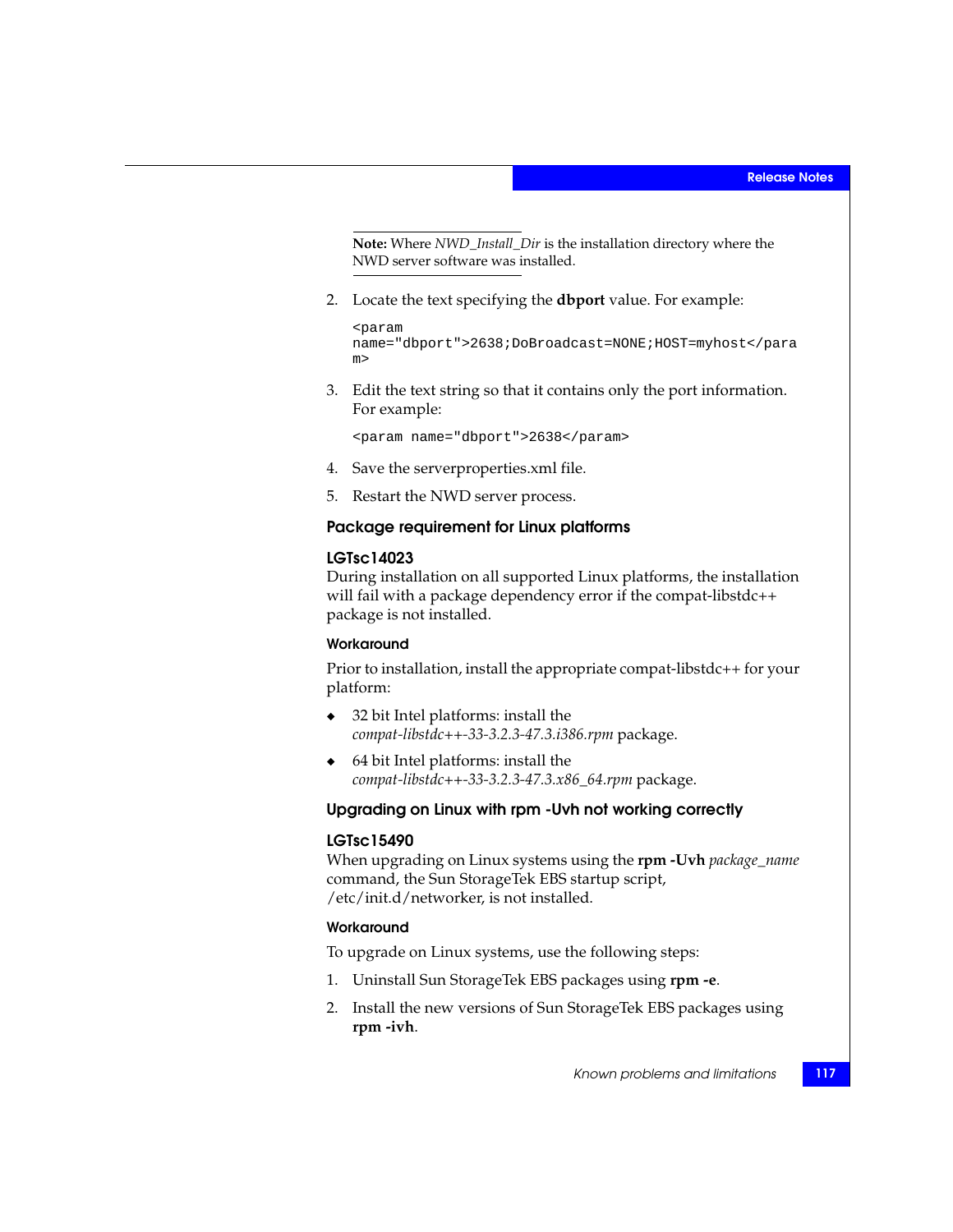**Note:** Where *NWD_Install_Dir* is the installation directory where the NWD server software was installed.

2. Locate the text specifying the **dbport** value. For example:

```
<param
name="dbport">2638;DoBroadcast=NONE;HOST=myhost</para
m>
```

3. Edit the text string so that it contains only the port information. For example:

```
<param name="dbport">2638</param>
```

4. Save the serverproperties.xml file.
5. Restart the NWD server process.

## Package requirement for Linux platforms

### LGTsc14023

During installation on all supported Linux platforms, the installation will fail with a package dependency error if the compat-libstdc++ package is not installed.

#### Workaround

Prior to installation, install the appropriate compat-libstdc++ for your platform:

- 32 bit Intel platforms: install the *compat-libstdc++-33-3.2.3-47.3.i386.rpm* package.
- 64 bit Intel platforms: install the *compat-libstdc++-33-3.2.3-47.3.x86_64.rpm* package.

## Upgrading on Linux with rpm -Uvh not working correctly

### LGTsc15490

When upgrading on Linux systems using the **rpm -Uvh** *package_name* command, the Sun StorageTek EBS startup script, /etc/init.d/networker, is not installed.

#### Workaround

To upgrade on Linux systems, use the following steps:

1. Uninstall Sun StorageTek EBS packages using **rpm -e**.
2. Install the new versions of Sun StorageTek EBS packages using **rpm -ivh**.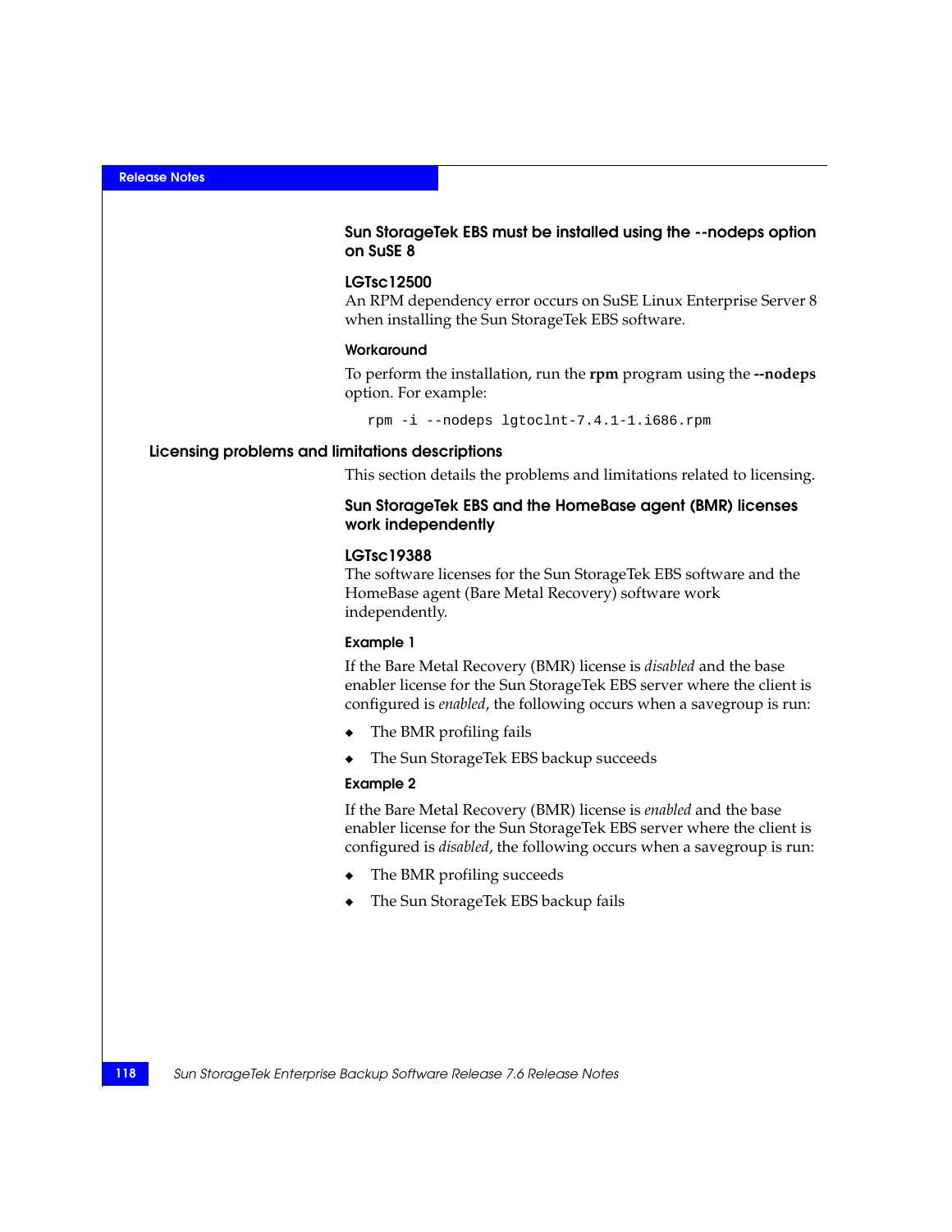### Sun StorageTek EBS must be installed using the --nodeps option on SuSE 8

**LGTsc12500**
An RPM dependency error occurs on SuSE Linux Enterprise Server 8 when installing the Sun StorageTek EBS software.

#### Workaround

To perform the installation, run the **rpm** program using the **--nodeps** option. For example:

```
rpm -i --nodeps lgtoclnt-7.4.1-1.i686.rpm
```

## Licensing problems and limitations descriptions

This section details the problems and limitations related to licensing.

### Sun StorageTek EBS and the HomeBase agent (BMR) licenses work independently

**LGTsc19388**
The software licenses for the Sun StorageTek EBS software and the HomeBase agent (Bare Metal Recovery) software work independently.

#### Example 1

If the Bare Metal Recovery (BMR) license is *disabled* and the base enabler license for the Sun StorageTek EBS server where the client is configured is *enabled*, the following occurs when a savegroup is run:

- The BMR profiling fails
- The Sun StorageTek EBS backup succeeds

#### Example 2

If the Bare Metal Recovery (BMR) license is *enabled* and the base enabler license for the Sun StorageTek EBS server where the client is configured is *disabled*, the following occurs when a savegroup is run:

- The BMR profiling succeeds
- The Sun StorageTek EBS backup fails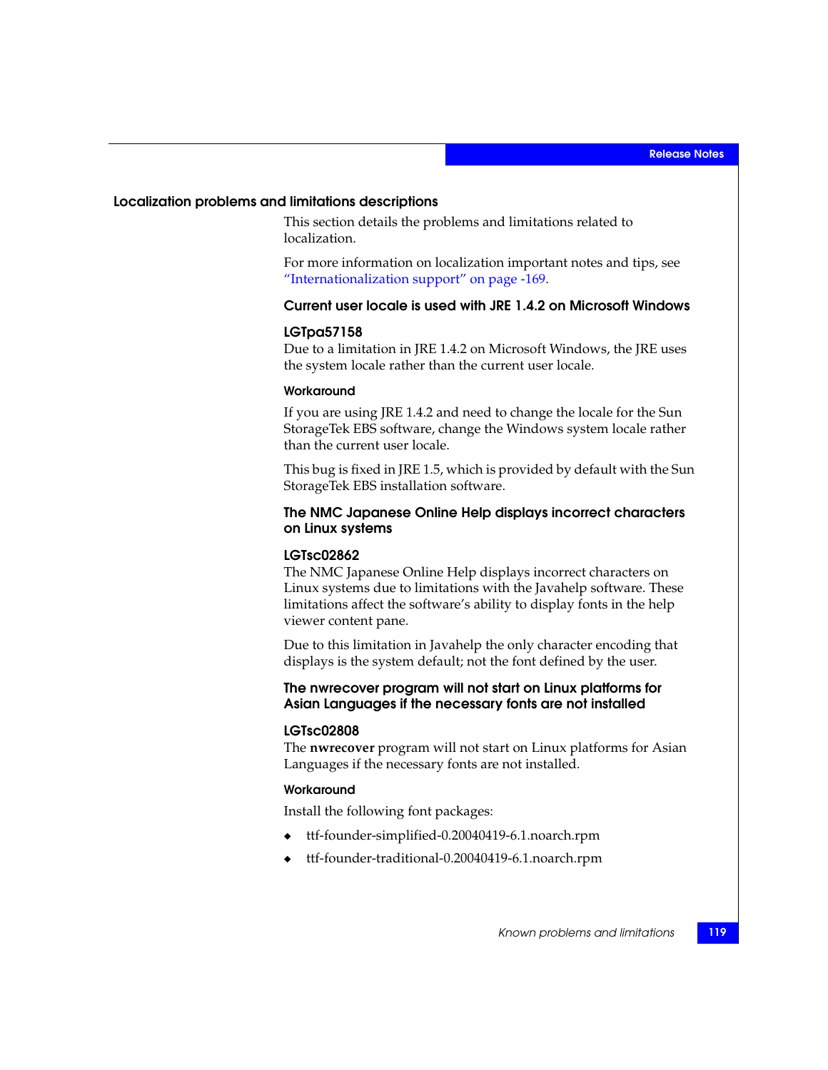## Localization problems and limitations descriptions

This section details the problems and limitations related to localization.

For more information on localization important notes and tips, see "Internationalization support" on page -169.

### Current user locale is used with JRE 1.4.2 on Microsoft Windows

#### LGTpa57158

Due to a limitation in JRE 1.4.2 on Microsoft Windows, the JRE uses the system locale rather than the current user locale.

##### Workaround

If you are using JRE 1.4.2 and need to change the locale for the Sun StorageTek EBS software, change the Windows system locale rather than the current user locale.

This bug is fixed in JRE 1.5, which is provided by default with the Sun StorageTek EBS installation software.

### The NMC Japanese Online Help displays incorrect characters on Linux systems

#### LGTsc02862

The NMC Japanese Online Help displays incorrect characters on Linux systems due to limitations with the Javahelp software. These limitations affect the software's ability to display fonts in the help viewer content pane.

Due to this limitation in Javahelp the only character encoding that displays is the system default; not the font defined by the user.

### The nwrecover program will not start on Linux platforms for Asian Languages if the necessary fonts are not installed

#### LGTsc02808

The **nwrecover** program will not start on Linux platforms for Asian Languages if the necessary fonts are not installed.

##### Workaround

Install the following font packages:

- ttf-founder-simplified-0.20040419-6.1.noarch.rpm
- ttf-founder-traditional-0.20040419-6.1.noarch.rpm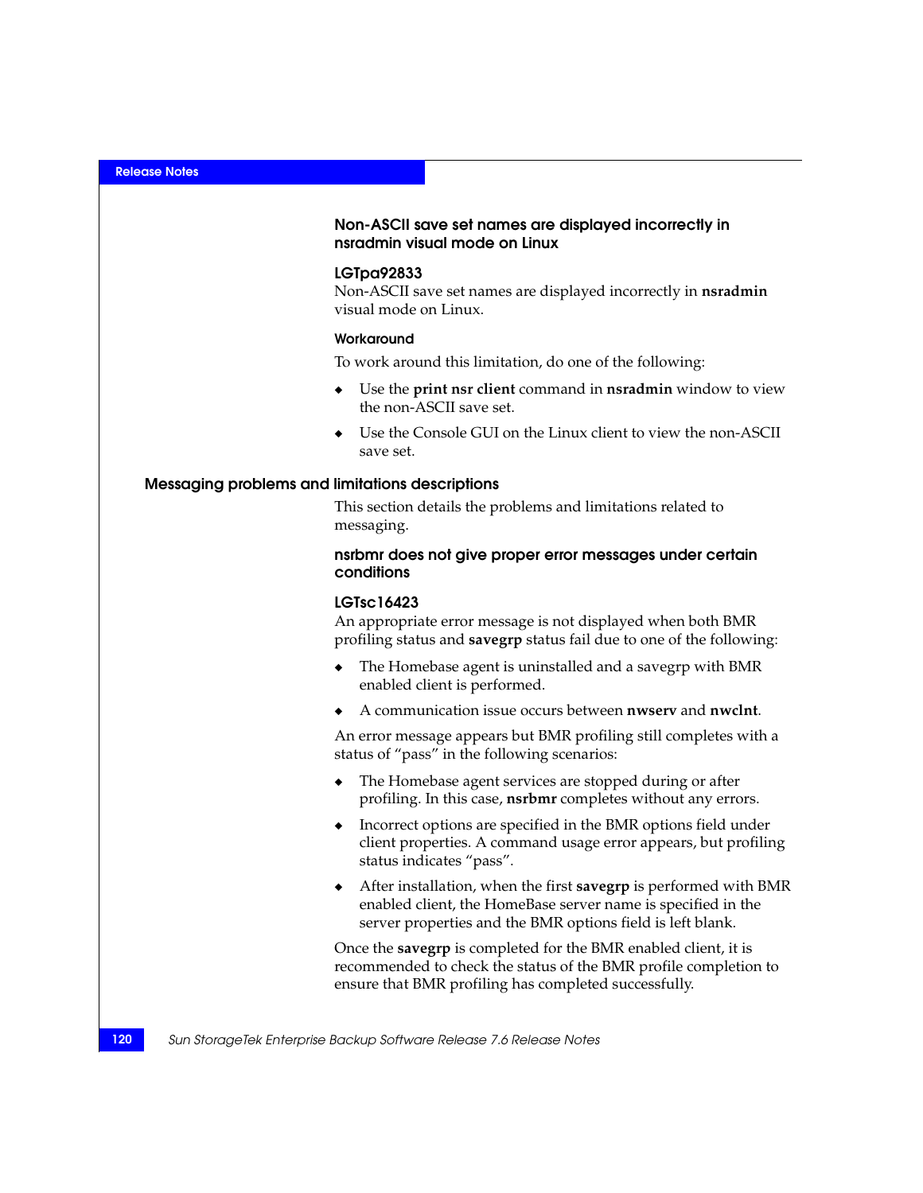### Non-ASCII save set names are displayed incorrectly in nsradmin visual mode on Linux

#### LGTpa92833

Non-ASCII save set names are displayed incorrectly in **nsradmin** visual mode on Linux.

##### Workaround

To work around this limitation, do one of the following:

- Use the **print nsr client** command in **nsradmin** window to view the non-ASCII save set.
- Use the Console GUI on the Linux client to view the non-ASCII save set.

## Messaging problems and limitations descriptions

This section details the problems and limitations related to messaging.

### nsrbmr does not give proper error messages under certain conditions

#### LGTsc16423

An appropriate error message is not displayed when both BMR profiling status and **savegrp** status fail due to one of the following:

- The Homebase agent is uninstalled and a savegrp with BMR enabled client is performed.
- A communication issue occurs between **nwserv** and **nwclnt**.

An error message appears but BMR profiling still completes with a status of "pass" in the following scenarios:

- The Homebase agent services are stopped during or after profiling. In this case, **nsrbmr** completes without any errors.
- Incorrect options are specified in the BMR options field under client properties. A command usage error appears, but profiling status indicates "pass".
- After installation, when the first **savegrp** is performed with BMR enabled client, the HomeBase server name is specified in the server properties and the BMR options field is left blank.

Once the **savegrp** is completed for the BMR enabled client, it is recommended to check the status of the BMR profile completion to ensure that BMR profiling has completed successfully.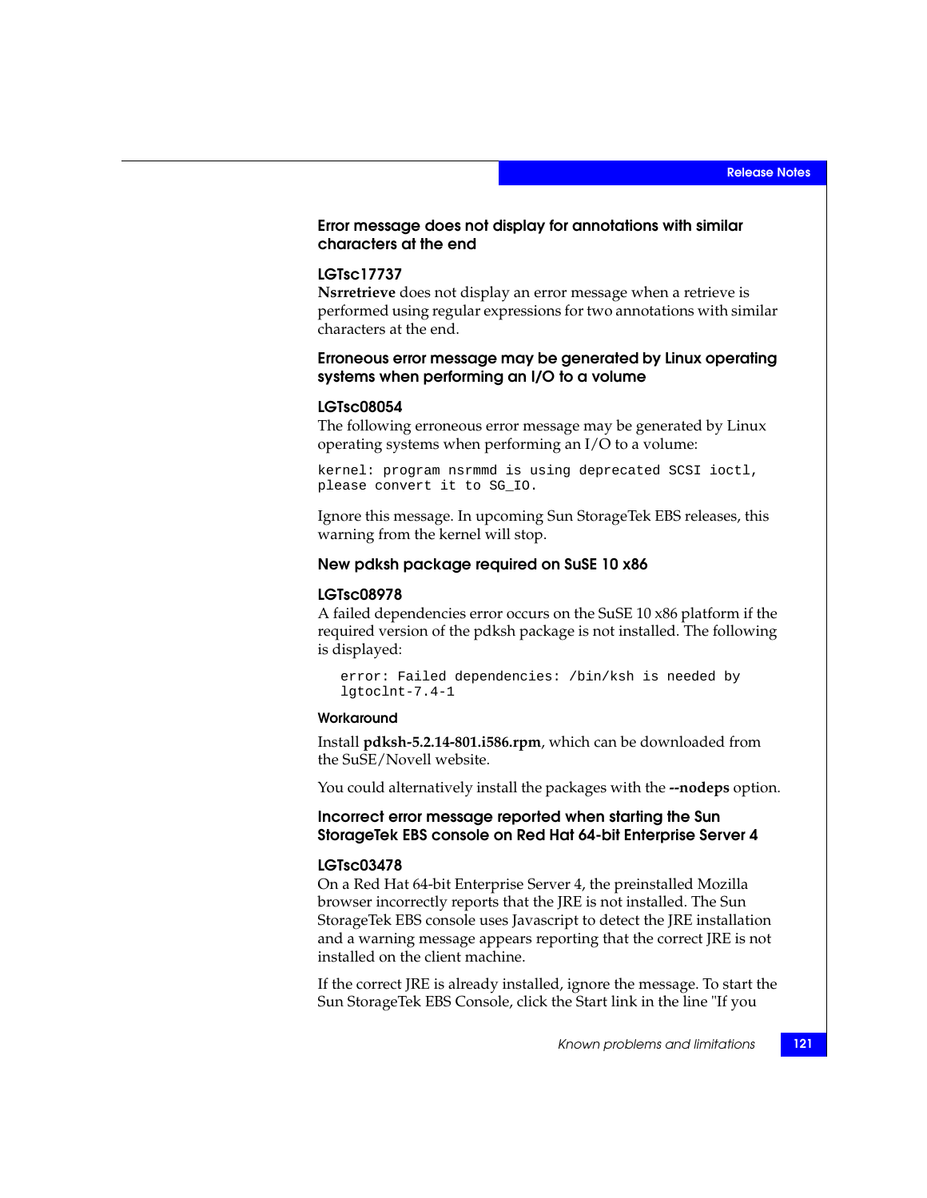### Error message does not display for annotations with similar characters at the end

#### LGTsc17737

**Nsrretrieve** does not display an error message when a retrieve is performed using regular expressions for two annotations with similar characters at the end.

### Erroneous error message may be generated by Linux operating systems when performing an I/O to a volume

#### LGTsc08054

The following erroneous error message may be generated by Linux operating systems when performing an I/O to a volume:

```
kernel: program nsrmmd is using deprecated SCSI ioctl,
please convert it to SG_IO.
```

Ignore this message. In upcoming Sun StorageTek EBS releases, this warning from the kernel will stop.

### New pdksh package required on SuSE 10 x86

#### LGTsc08978

A failed dependencies error occurs on the SuSE 10 x86 platform if the required version of the pdksh package is not installed. The following is displayed:

```
error: Failed dependencies: /bin/ksh is needed by
lgtoclnt-7.4-1
```

#### Workaround

Install **pdksh-5.2.14-801.i586.rpm**, which can be downloaded from the SuSE/Novell website.

You could alternatively install the packages with the **--nodeps** option.

### Incorrect error message reported when starting the Sun StorageTek EBS console on Red Hat 64-bit Enterprise Server 4

#### LGTsc03478

On a Red Hat 64-bit Enterprise Server 4, the preinstalled Mozilla browser incorrectly reports that the JRE is not installed. The Sun StorageTek EBS console uses Javascript to detect the JRE installation and a warning message appears reporting that the correct JRE is not installed on the client machine.

If the correct JRE is already installed, ignore the message. To start the Sun StorageTek EBS Console, click the Start link in the line "If you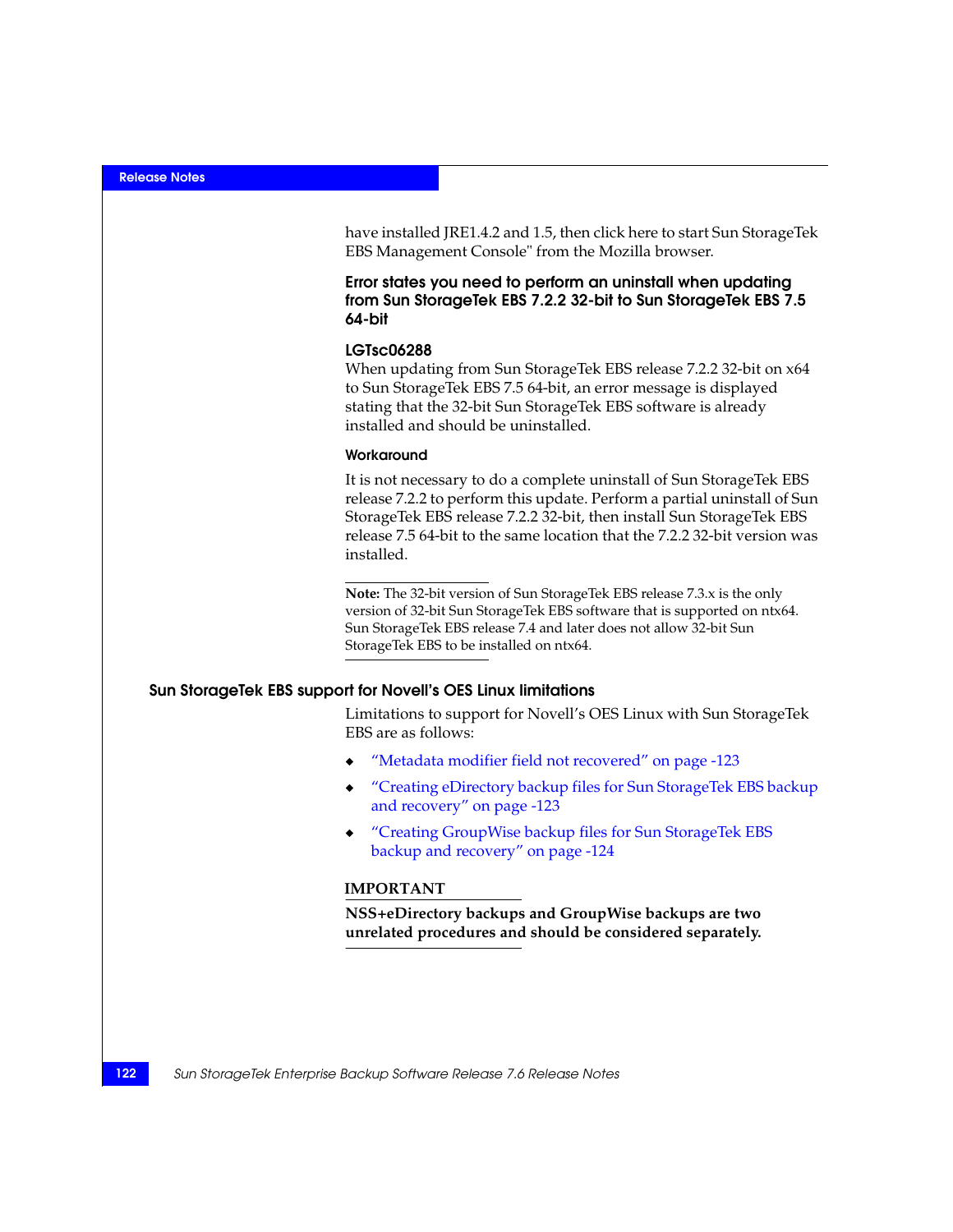have installed JRE1.4.2 and 1.5, then click here to start Sun StorageTek EBS Management Console" from the Mozilla browser.

### Error states you need to perform an uninstall when updating from Sun StorageTek EBS 7.2.2 32-bit to Sun StorageTek EBS 7.5 64-bit

#### LGTsc06288

When updating from Sun StorageTek EBS release 7.2.2 32-bit on x64 to Sun StorageTek EBS 7.5 64-bit, an error message is displayed stating that the 32-bit Sun StorageTek EBS software is already installed and should be uninstalled.

##### Workaround

It is not necessary to do a complete uninstall of Sun StorageTek EBS release 7.2.2 to perform this update. Perform a partial uninstall of Sun StorageTek EBS release 7.2.2 32-bit, then install Sun StorageTek EBS release 7.5 64-bit to the same location that the 7.2.2 32-bit version was installed.

**Note:** The 32-bit version of Sun StorageTek EBS release 7.3.x is the only version of 32-bit Sun StorageTek EBS software that is supported on ntx64. Sun StorageTek EBS release 7.4 and later does not allow 32-bit Sun StorageTek EBS to be installed on ntx64.

## Sun StorageTek EBS support for Novell's OES Linux limitations

Limitations to support for Novell's OES Linux with Sun StorageTek EBS are as follows:

- "Metadata modifier field not recovered" on page -123
- "Creating eDirectory backup files for Sun StorageTek EBS backup and recovery" on page -123
- "Creating GroupWise backup files for Sun StorageTek EBS backup and recovery" on page -124

**IMPORTANT**

**NSS+eDirectory backups and GroupWise backups are two unrelated procedures and should be considered separately.**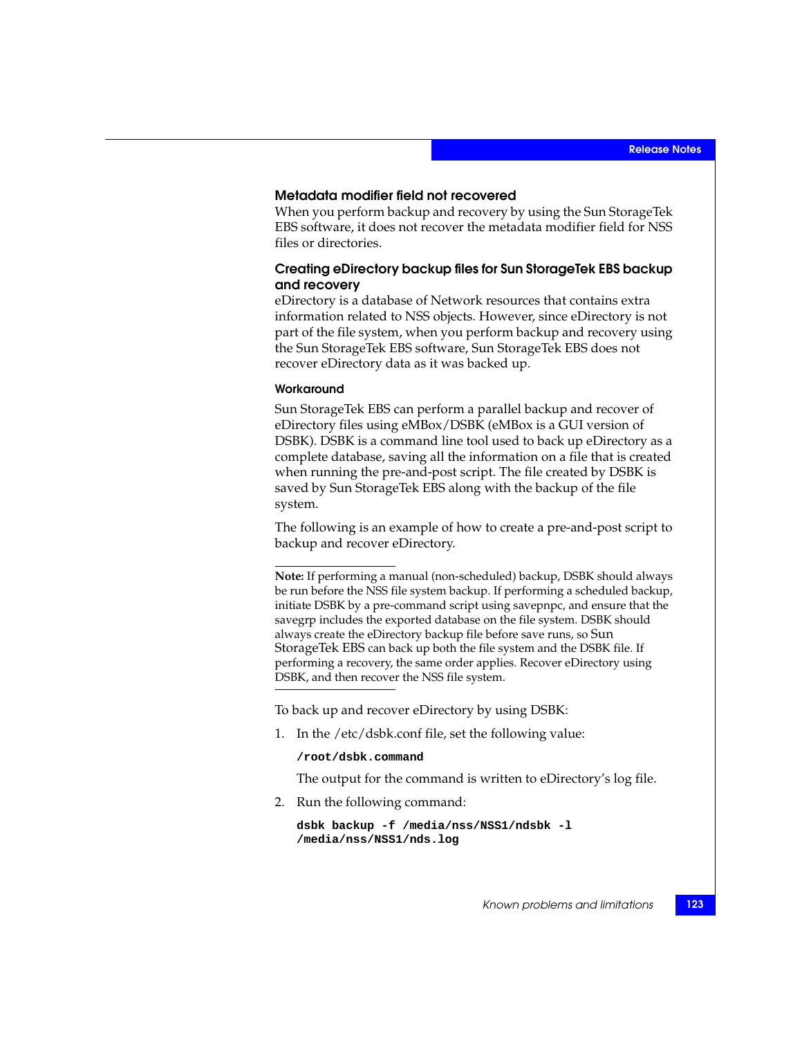### Metadata modifier field not recovered

When you perform backup and recovery by using the Sun StorageTek EBS software, it does not recover the metadata modifier field for NSS files or directories.

### Creating eDirectory backup files for Sun StorageTek EBS backup and recovery

eDirectory is a database of Network resources that contains extra information related to NSS objects. However, since eDirectory is not part of the file system, when you perform backup and recovery using the Sun StorageTek EBS software, Sun StorageTek EBS does not recover eDirectory data as it was backed up.

#### Workaround

Sun StorageTek EBS can perform a parallel backup and recover of eDirectory files using eMBox/DSBK (eMBox is a GUI version of DSBK). DSBK is a command line tool used to back up eDirectory as a complete database, saving all the information on a file that is created when running the pre-and-post script. The file created by DSBK is saved by Sun StorageTek EBS along with the backup of the file system.

The following is an example of how to create a pre-and-post script to backup and recover eDirectory.

---

**Note:** If performing a manual (non-scheduled) backup, DSBK should always be run before the NSS file system backup. If performing a scheduled backup, initiate DSBK by a pre-command script using savepnpc, and ensure that the savegrp includes the exported database on the file system. DSBK should always create the eDirectory backup file before save runs, so Sun StorageTek EBS can back up both the file system and the DSBK file. If performing a recovery, the same order applies. Recover eDirectory using DSBK, and then recover the NSS file system.

---

To back up and recover eDirectory by using DSBK:

1. In the /etc/dsbk.conf file, set the following value:

   ```
   /root/dsbk.command
   ```

   The output for the command is written to eDirectory's log file.

2. Run the following command:

   ```
   dsbk backup -f /media/nss/NSS1/ndsbk -l
   /media/nss/NSS1/nds.log
   ```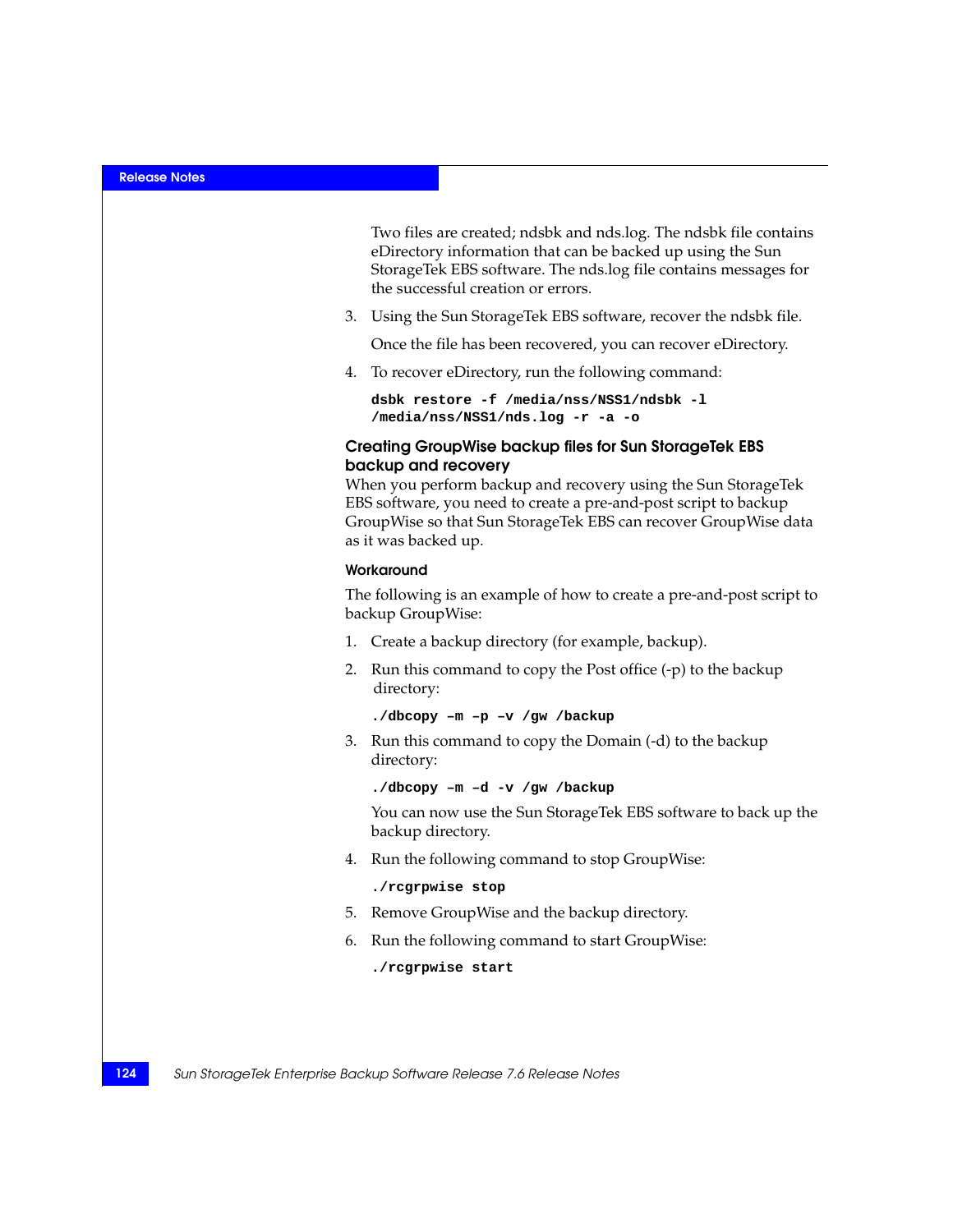Two files are created; ndsbk and nds.log. The ndsbk file contains eDirectory information that can be backed up using the Sun StorageTek EBS software. The nds.log file contains messages for the successful creation or errors.

3. Using the Sun StorageTek EBS software, recover the ndsbk file.

   Once the file has been recovered, you can recover eDirectory.

4. To recover eDirectory, run the following command:

   ```
   dsbk restore -f /media/nss/NSS1/ndsbk -l
   /media/nss/NSS1/nds.log -r -a -o
   ```

### Creating GroupWise backup files for Sun StorageTek EBS backup and recovery

When you perform backup and recovery using the Sun StorageTek EBS software, you need to create a pre-and-post script to backup GroupWise so that Sun StorageTek EBS can recover GroupWise data as it was backed up.

#### Workaround

The following is an example of how to create a pre-and-post script to backup GroupWise:

1. Create a backup directory (for example, backup).

2. Run this command to copy the Post office (-p) to the backup directory:

   ```
   ./dbcopy –m –p –v /gw /backup
   ```

3. Run this command to copy the Domain (-d) to the backup directory:

   ```
   ./dbcopy –m –d -v /gw /backup
   ```

   You can now use the Sun StorageTek EBS software to back up the backup directory.

4. Run the following command to stop GroupWise:

   ```
   ./rcgrpwise stop
   ```

5. Remove GroupWise and the backup directory.

6. Run the following command to start GroupWise:

   ```
   ./rcgrpwise start
   ```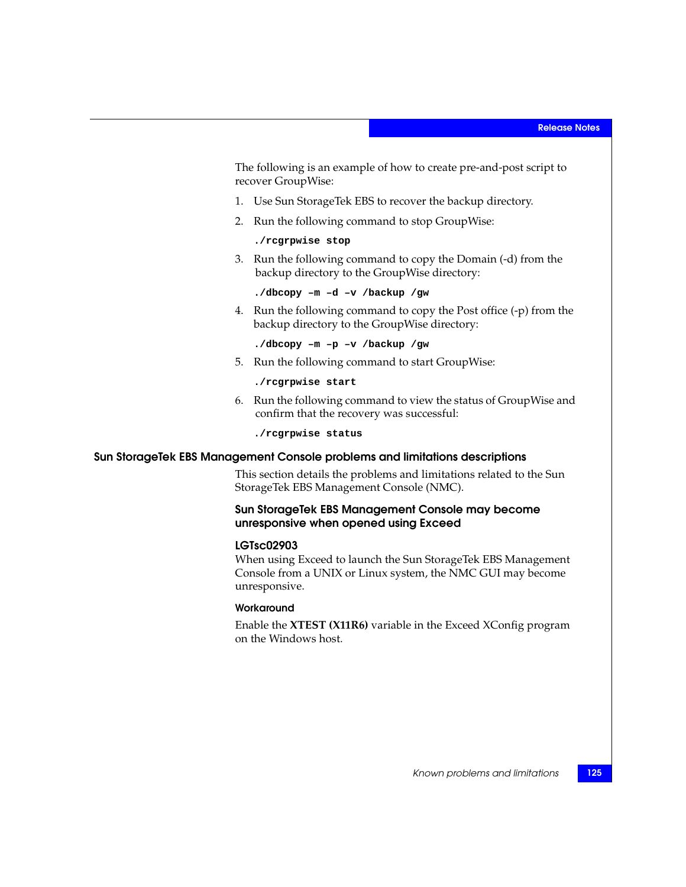The following is an example of how to create pre-and-post script to recover GroupWise:

1. Use Sun StorageTek EBS to recover the backup directory.
2. Run the following command to stop GroupWise:

   ```
   ./rcgrpwise stop
   ```

3. Run the following command to copy the Domain (-d) from the backup directory to the GroupWise directory:

   ```
   ./dbcopy –m –d –v /backup /gw
   ```

4. Run the following command to copy the Post office (-p) from the backup directory to the GroupWise directory:

   ```
   ./dbcopy –m –p –v /backup /gw
   ```

5. Run the following command to start GroupWise:

   ```
   ./rcgrpwise start
   ```

6. Run the following command to view the status of GroupWise and confirm that the recovery was successful:

   ```
   ./rcgrpwise status
   ```

## Sun StorageTek EBS Management Console problems and limitations descriptions

This section details the problems and limitations related to the Sun StorageTek EBS Management Console (NMC).

### Sun StorageTek EBS Management Console may become unresponsive when opened using Exceed

#### LGTsc02903

When using Exceed to launch the Sun StorageTek EBS Management Console from a UNIX or Linux system, the NMC GUI may become unresponsive.

##### Workaround

Enable the **XTEST (X11R6)** variable in the Exceed XConfig program on the Windows host.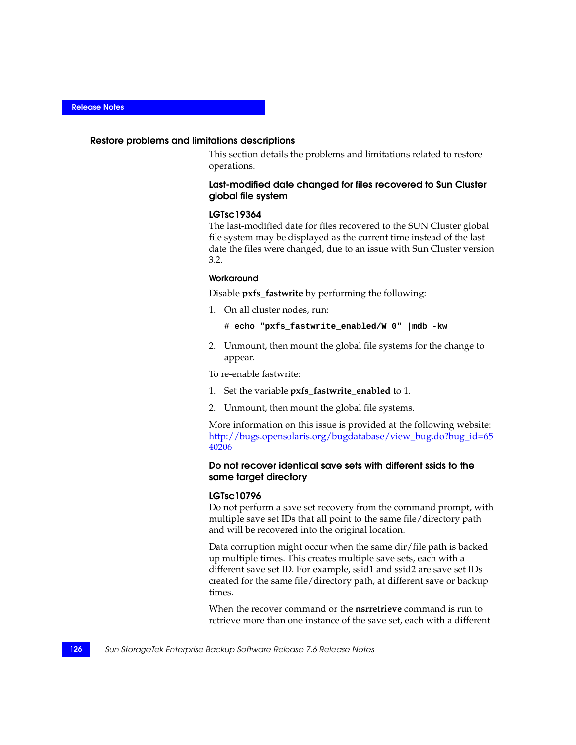## Restore problems and limitations descriptions

This section details the problems and limitations related to restore operations.

### Last-modified date changed for files recovered to Sun Cluster global file system

#### LGTsc19364

The last-modified date for files recovered to the SUN Cluster global file system may be displayed as the current time instead of the last date the files were changed, due to an issue with Sun Cluster version 3.2.

##### Workaround

Disable **pxfs_fastwrite** by performing the following:

1. On all cluster nodes, run:

```
# echo "pxfs_fastwrite_enabled/W 0" |mdb -kw
```

2. Unmount, then mount the global file systems for the change to appear.

To re-enable fastwrite:

1. Set the variable **pxfs_fastwrite_enabled** to 1.
2. Unmount, then mount the global file systems.

More information on this issue is provided at the following website: http://bugs.opensolaris.org/bugdatabase/view_bug.do?bug_id=6540206

### Do not recover identical save sets with different ssids to the same target directory

#### LGTsc10796

Do not perform a save set recovery from the command prompt, with multiple save set IDs that all point to the same file/directory path and will be recovered into the original location.

Data corruption might occur when the same dir/file path is backed up multiple times. This creates multiple save sets, each with a different save set ID. For example, ssid1 and ssid2 are save set IDs created for the same file/directory path, at different save or backup times.

When the recover command or the **nsrretrieve** command is run to retrieve more than one instance of the save set, each with a different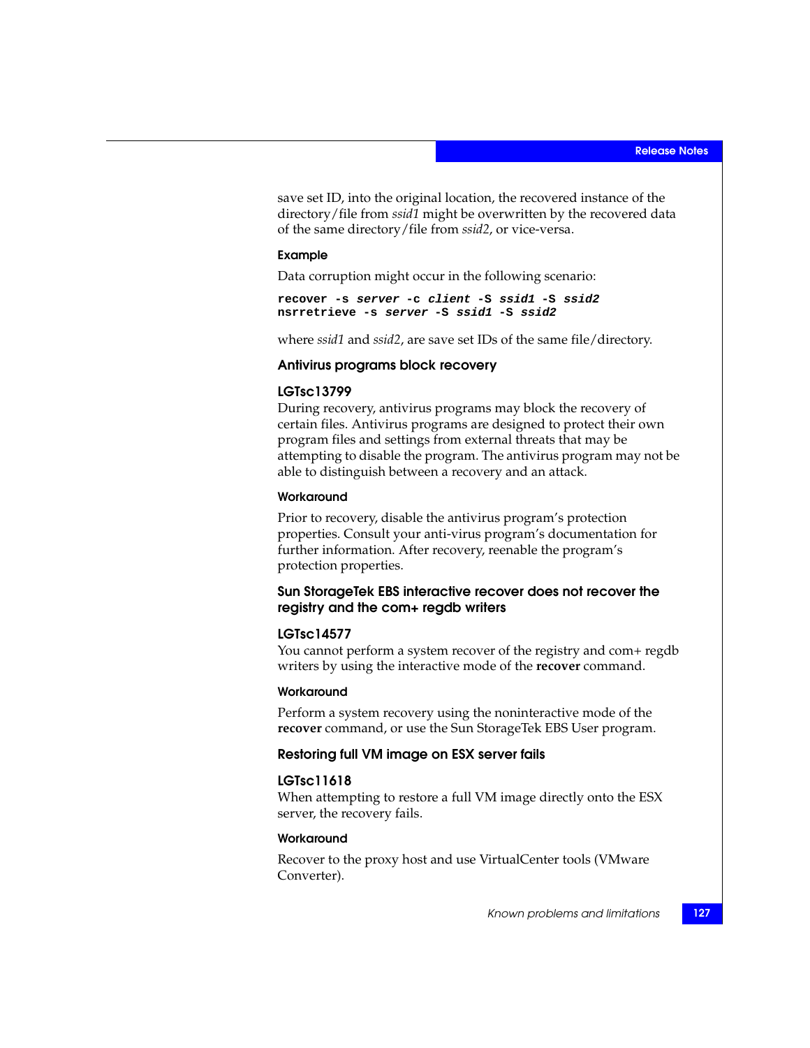save set ID, into the original location, the recovered instance of the directory/file from *ssid1* might be overwritten by the recovered data of the same directory/file from *ssid2*, or vice-versa.

#### Example

Data corruption might occur in the following scenario:

```
recover -s server -c client -S ssid1 -S ssid2
nsrretrieve -s server -S ssid1 -S ssid2
```

where *ssid1* and *ssid2*, are save set IDs of the same file/directory.

### Antivirus programs block recovery

### LGTsc13799

During recovery, antivirus programs may block the recovery of certain files. Antivirus programs are designed to protect their own program files and settings from external threats that may be attempting to disable the program. The antivirus program may not be able to distinguish between a recovery and an attack.

#### Workaround

Prior to recovery, disable the antivirus program's protection properties. Consult your anti-virus program's documentation for further information. After recovery, reenable the program's protection properties.

### Sun StorageTek EBS interactive recover does not recover the registry and the com+ regdb writers

### LGTsc14577

You cannot perform a system recover of the registry and com+ regdb writers by using the interactive mode of the **recover** command.

#### Workaround

Perform a system recovery using the noninteractive mode of the **recover** command, or use the Sun StorageTek EBS User program.

### Restoring full VM image on ESX server fails

### LGTsc11618

When attempting to restore a full VM image directly onto the ESX server, the recovery fails.

#### Workaround

Recover to the proxy host and use VirtualCenter tools (VMware Converter).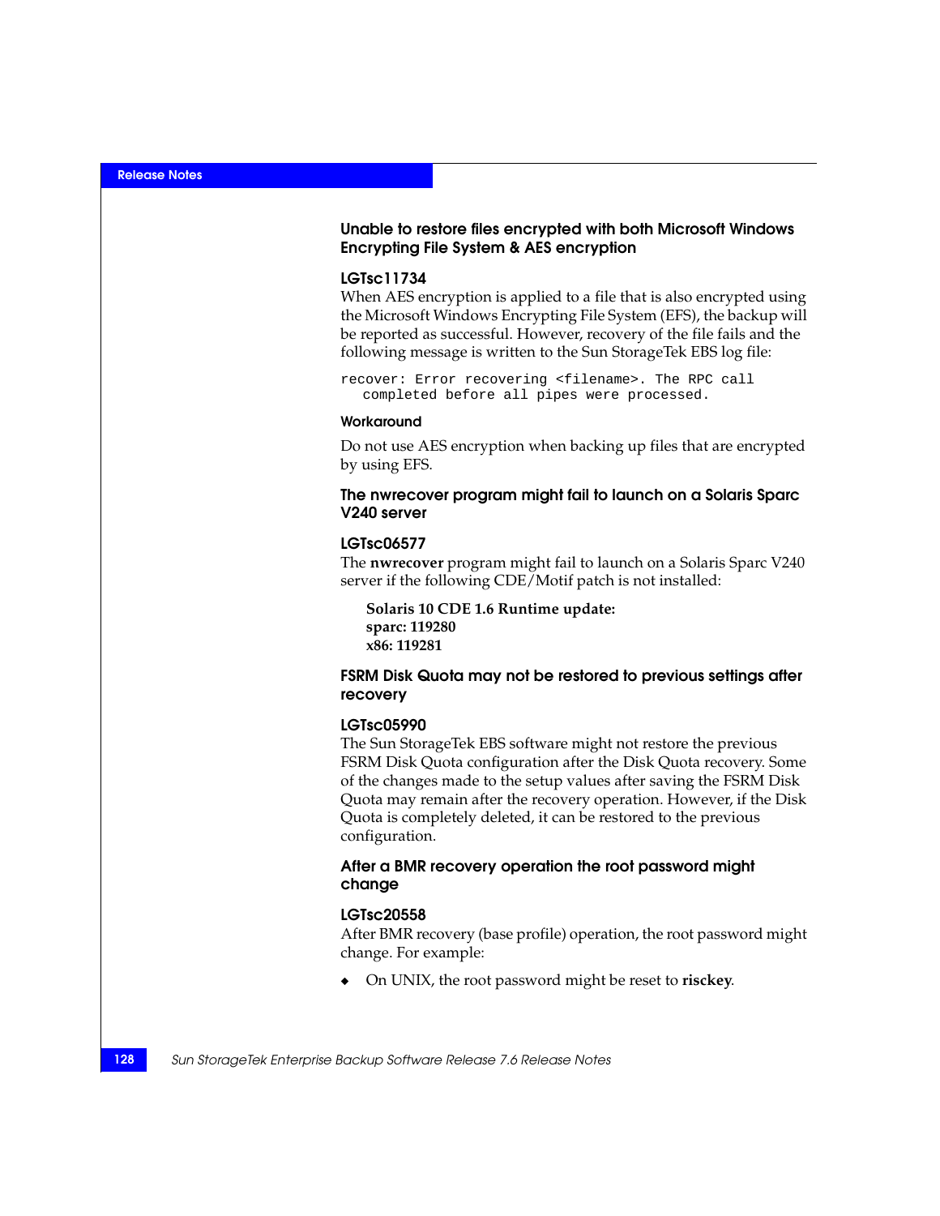### Unable to restore files encrypted with both Microsoft Windows Encrypting File System & AES encryption

#### LGTsc11734

When AES encryption is applied to a file that is also encrypted using the Microsoft Windows Encrypting File System (EFS), the backup will be reported as successful. However, recovery of the file fails and the following message is written to the Sun StorageTek EBS log file:

```
recover: Error recovering <filename>. The RPC call
   completed before all pipes were processed.
```

##### Workaround

Do not use AES encryption when backing up files that are encrypted by using EFS.

### The nwrecover program might fail to launch on a Solaris Sparc V240 server

#### LGTsc06577

The **nwrecover** program might fail to launch on a Solaris Sparc V240 server if the following CDE/Motif patch is not installed:

**Solaris 10 CDE 1.6 Runtime update:**
**sparc: 119280**
**x86: 119281**

### FSRM Disk Quota may not be restored to previous settings after recovery

#### LGTsc05990

The Sun StorageTek EBS software might not restore the previous FSRM Disk Quota configuration after the Disk Quota recovery. Some of the changes made to the setup values after saving the FSRM Disk Quota may remain after the recovery operation. However, if the Disk Quota is completely deleted, it can be restored to the previous configuration.

### After a BMR recovery operation the root password might change

#### LGTsc20558

After BMR recovery (base profile) operation, the root password might change. For example:

- On UNIX, the root password might be reset to **risckey**.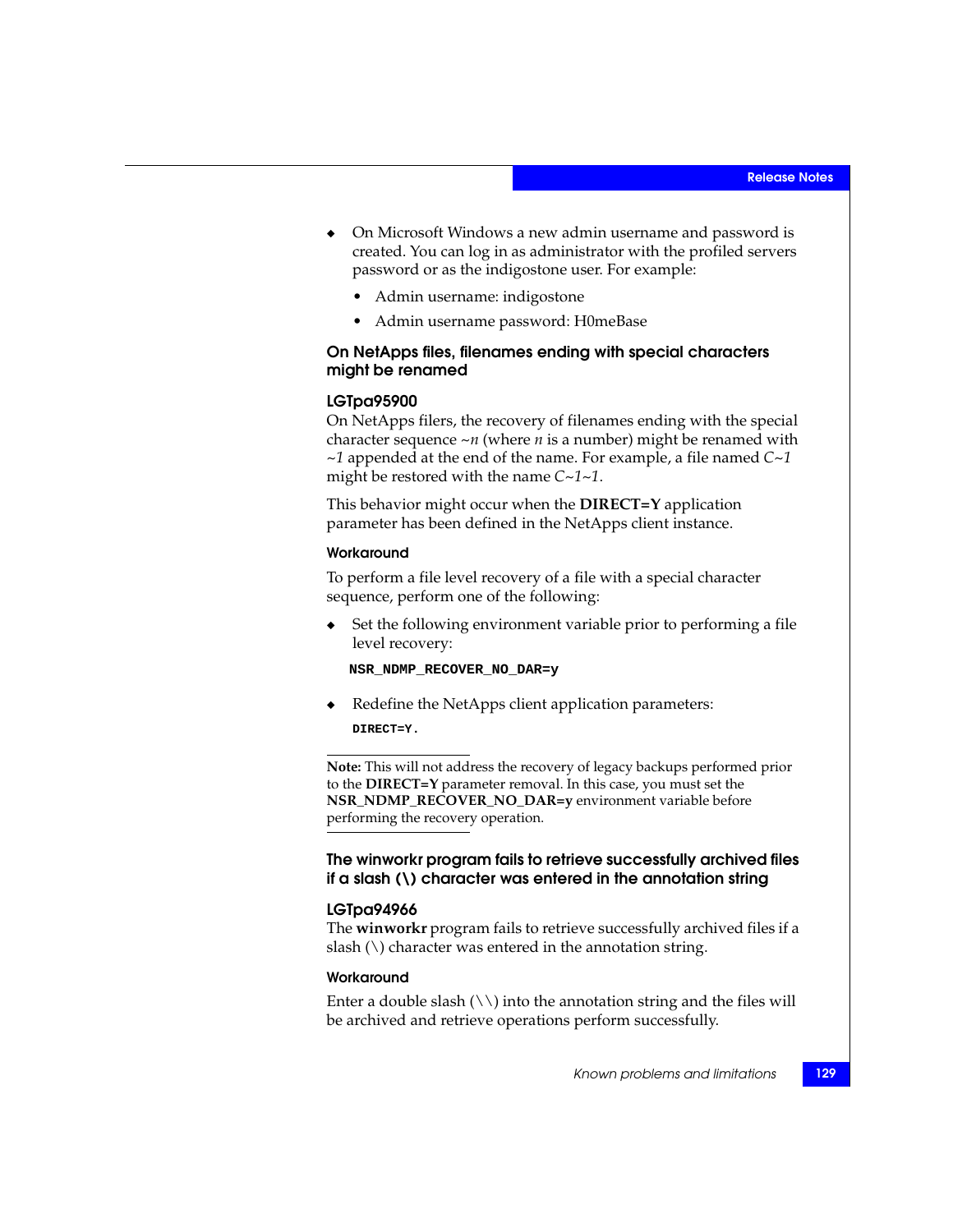- On Microsoft Windows a new admin username and password is created. You can log in as administrator with the profiled servers password or as the indigostone user. For example:
  - Admin username: indigostone
  - Admin username password: H0meBase

## On NetApps files, filenames ending with special characters might be renamed

### LGTpa95900

On NetApps filers, the recovery of filenames ending with the special character sequence *~n* (where *n* is a number) might be renamed with *~1* appended at the end of the name. For example, a file named *C~1* might be restored with the name *C~1~1*.

This behavior might occur when the **DIRECT=Y** application parameter has been defined in the NetApps client instance.

#### Workaround

To perform a file level recovery of a file with a special character sequence, perform one of the following:

- Set the following environment variable prior to performing a file level recovery:

  ```
  NSR_NDMP_RECOVER_NO_DAR=y
  ```

- Redefine the NetApps client application parameters:

  ```
  DIRECT=Y.
  ```

**Note:** This will not address the recovery of legacy backups performed prior to the **DIRECT=Y** parameter removal. In this case, you must set the **NSR_NDMP_RECOVER_NO_DAR=y** environment variable before performing the recovery operation.

## The winworkr program fails to retrieve successfully archived files if a slash (\) character was entered in the annotation string

### LGTpa94966

The **winworkr** program fails to retrieve successfully archived files if a slash (\) character was entered in the annotation string.

#### Workaround

Enter a double slash (\\) into the annotation string and the files will be archived and retrieve operations perform successfully.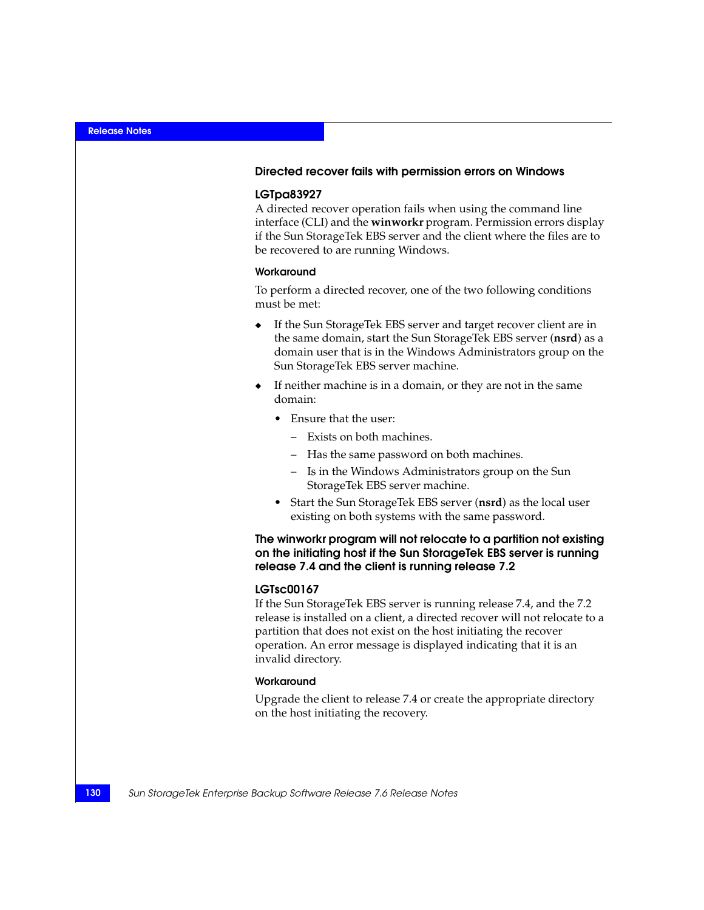### Directed recover fails with permission errors on Windows

#### LGTpa83927

A directed recover operation fails when using the command line interface (CLI) and the **winworkr** program. Permission errors display if the Sun StorageTek EBS server and the client where the files are to be recovered to are running Windows.

##### Workaround

To perform a directed recover, one of the two following conditions must be met:

- If the Sun StorageTek EBS server and target recover client are in the same domain, start the Sun StorageTek EBS server (**nsrd**) as a domain user that is in the Windows Administrators group on the Sun StorageTek EBS server machine.
- If neither machine is in a domain, or they are not in the same domain:
  - Ensure that the user:
    - Exists on both machines.
    - Has the same password on both machines.
    - Is in the Windows Administrators group on the Sun StorageTek EBS server machine.
  - Start the Sun StorageTek EBS server (**nsrd**) as the local user existing on both systems with the same password.

### The winworkr program will not relocate to a partition not existing on the initiating host if the Sun StorageTek EBS server is running release 7.4 and the client is running release 7.2

#### LGTsc00167

If the Sun StorageTek EBS server is running release 7.4, and the 7.2 release is installed on a client, a directed recover will not relocate to a partition that does not exist on the host initiating the recover operation. An error message is displayed indicating that it is an invalid directory.

##### Workaround

Upgrade the client to release 7.4 or create the appropriate directory on the host initiating the recovery.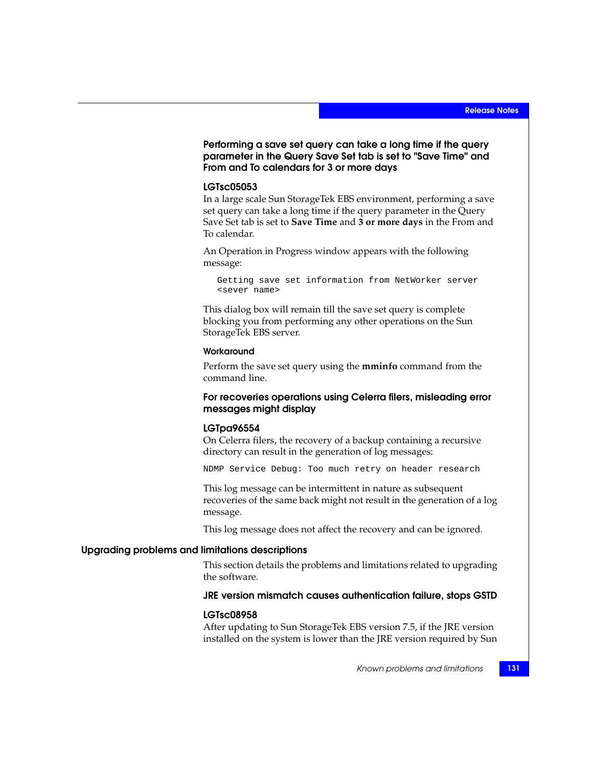### Performing a save set query can take a long time if the query parameter in the Query Save Set tab is set to "Save Time" and From and To calendars for 3 or more days

#### LGTsc05053

In a large scale Sun StorageTek EBS environment, performing a save set query can take a long time if the query parameter in the Query Save Set tab is set to **Save Time** and **3 or more days** in the From and To calendar.

An Operation in Progress window appears with the following message:

```
Getting save set information from NetWorker server
<sever name>
```

This dialog box will remain till the save set query is complete blocking you from performing any other operations on the Sun StorageTek EBS server.

#### Workaround

Perform the save set query using the **mminfo** command from the command line.

### For recoveries operations using Celerra filers, misleading error messages might display

#### LGTpa96554

On Celerra filers, the recovery of a backup containing a recursive directory can result in the generation of log messages:

```
NDMP Service Debug: Too much retry on header research
```

This log message can be intermittent in nature as subsequent recoveries of the same back might not result in the generation of a log message.

This log message does not affect the recovery and can be ignored.

## Upgrading problems and limitations descriptions

This section details the problems and limitations related to upgrading the software.

### JRE version mismatch causes authentication failure, stops GSTD

#### LGTsc08958

After updating to Sun StorageTek EBS version 7.5, if the JRE version installed on the system is lower than the JRE version required by Sun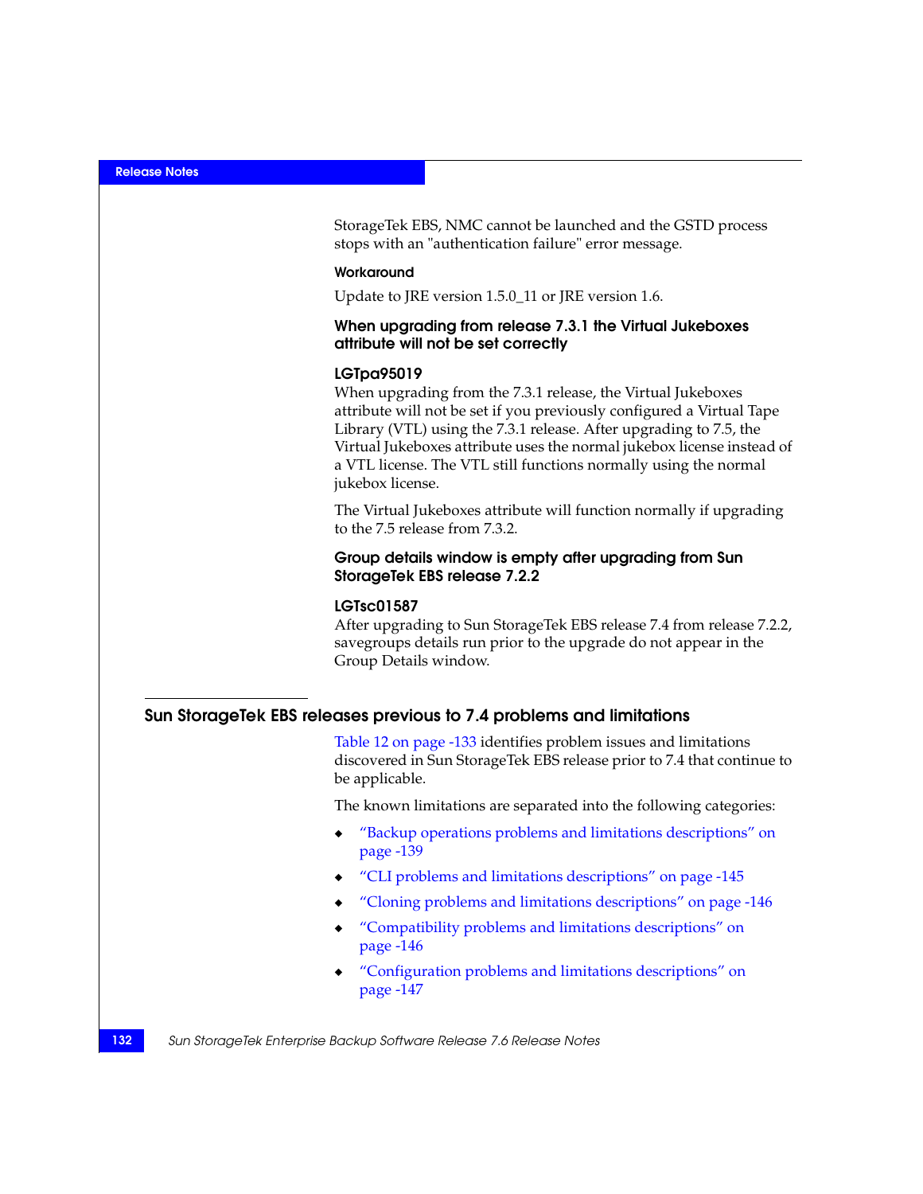StorageTek EBS, NMC cannot be launched and the GSTD process stops with an "authentication failure" error message.

#### Workaround

Update to JRE version 1.5.0_11 or JRE version 1.6.

### When upgrading from release 7.3.1 the Virtual Jukeboxes attribute will not be set correctly

#### LGTpa95019

When upgrading from the 7.3.1 release, the Virtual Jukeboxes attribute will not be set if you previously configured a Virtual Tape Library (VTL) using the 7.3.1 release. After upgrading to 7.5, the Virtual Jukeboxes attribute uses the normal jukebox license instead of a VTL license. The VTL still functions normally using the normal jukebox license.

The Virtual Jukeboxes attribute will function normally if upgrading to the 7.5 release from 7.3.2.

### Group details window is empty after upgrading from Sun StorageTek EBS release 7.2.2

#### LGTsc01587

After upgrading to Sun StorageTek EBS release 7.4 from release 7.2.2, savegroups details run prior to the upgrade do not appear in the Group Details window.

## Sun StorageTek EBS releases previous to 7.4 problems and limitations

Table 12 on page -133 identifies problem issues and limitations discovered in Sun StorageTek EBS release prior to 7.4 that continue to be applicable.

The known limitations are separated into the following categories:

- "Backup operations problems and limitations descriptions" on page -139
- "CLI problems and limitations descriptions" on page -145
- "Cloning problems and limitations descriptions" on page -146
- "Compatibility problems and limitations descriptions" on page -146
- "Configuration problems and limitations descriptions" on page -147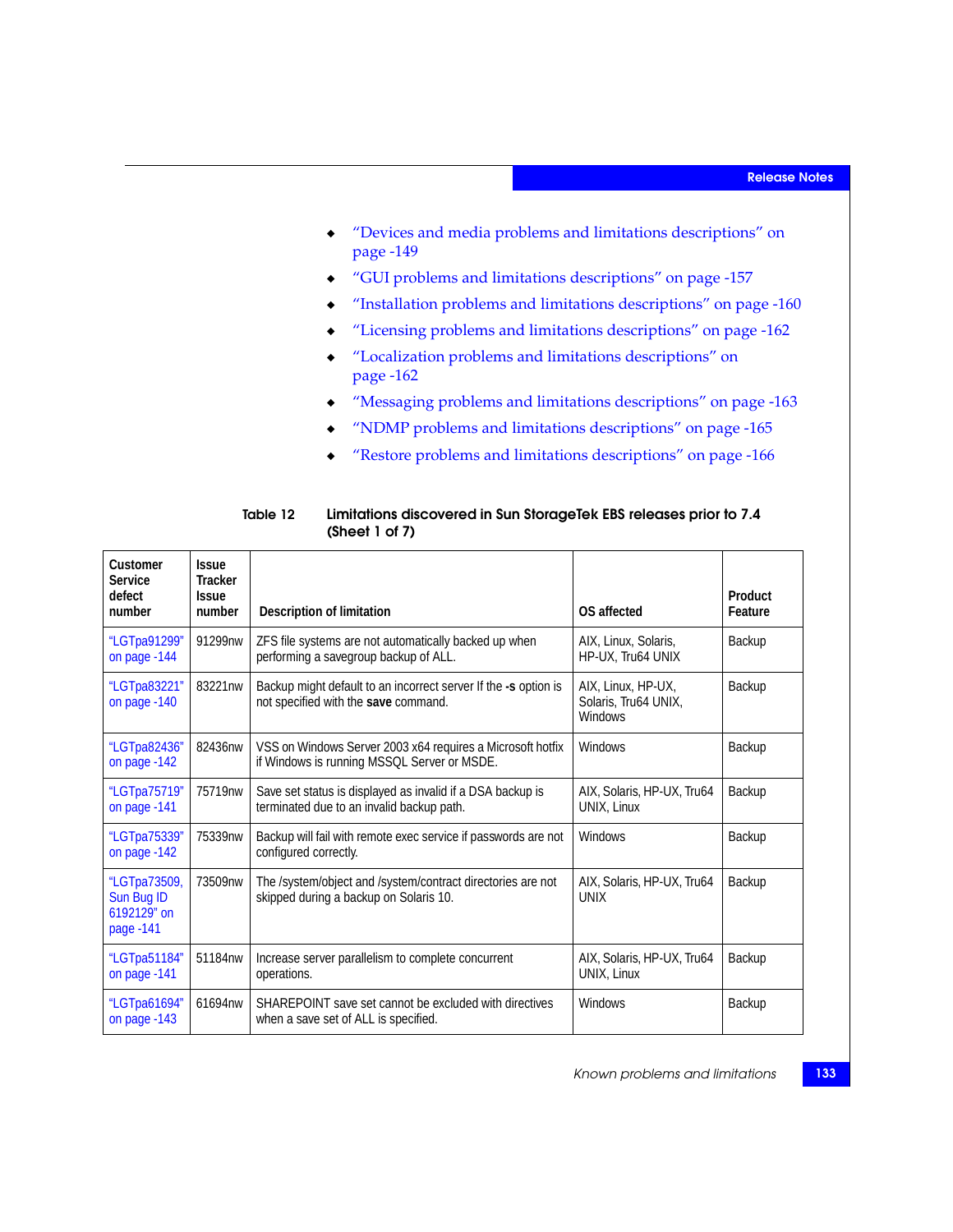- "Devices and media problems and limitations descriptions" on page -149
- "GUI problems and limitations descriptions" on page -157
- "Installation problems and limitations descriptions" on page -160
- "Licensing problems and limitations descriptions" on page -162
- "Localization problems and limitations descriptions" on page -162
- "Messaging problems and limitations descriptions" on page -163
- "NDMP problems and limitations descriptions" on page -165
- "Restore problems and limitations descriptions" on page -166

**Table 12 Limitations discovered in Sun StorageTek EBS releases prior to 7.4 (Sheet 1 of 7)**

| Customer Service defect number | Issue Tracker Issue number | Description of limitation | OS affected | Product Feature |
|---|---|---|---|---|
| "LGTpa91299" on page -144 | 91299nw | ZFS file systems are not automatically backed up when performing a savegroup backup of ALL. | AIX, Linux, Solaris, HP-UX, Tru64 UNIX | Backup |
| "LGTpa83221" on page -140 | 83221nw | Backup might default to an incorrect server If the **-s** option is not specified with the **save** command. | AIX, Linux, HP-UX, Solaris, Tru64 UNIX, Windows | Backup |
| "LGTpa82436" on page -142 | 82436nw | VSS on Windows Server 2003 x64 requires a Microsoft hotfix if Windows is running MSSQL Server or MSDE. | Windows | Backup |
| "LGTpa75719" on page -141 | 75719nw | Save set status is displayed as invalid if a DSA backup is terminated due to an invalid backup path. | AIX, Solaris, HP-UX, Tru64 UNIX, Linux | Backup |
| "LGTpa75339" on page -142 | 75339nw | Backup will fail with remote exec service if passwords are not configured correctly. | Windows | Backup |
| "LGTpa73509, Sun Bug ID 6192129" on page -141 | 73509nw | The /system/object and /system/contract directories are not skipped during a backup on Solaris 10. | AIX, Solaris, HP-UX, Tru64 UNIX | Backup |
| "LGTpa51184" on page -141 | 51184nw | Increase server parallelism to complete concurrent operations. | AIX, Solaris, HP-UX, Tru64 UNIX, Linux | Backup |
| "LGTpa61694" on page -143 | 61694nw | SHAREPOINT save set cannot be excluded with directives when a save set of ALL is specified. | Windows | Backup |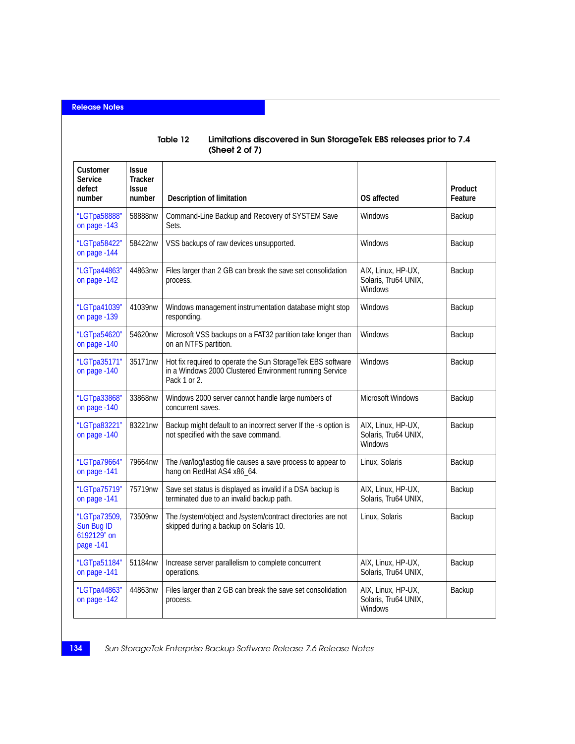Table 12 Limitations discovered in Sun StorageTek EBS releases prior to 7.4 (Sheet 2 of 7)

| Customer Service defect number | Issue Tracker Issue number | Description of limitation | OS affected | Product Feature |
|---|---|---|---|---|
| "LGTpa58888" on page -143 | 58888nw | Command-Line Backup and Recovery of SYSTEM Save Sets. | Windows | Backup |
| "LGTpa58422" on page -144 | 58422nw | VSS backups of raw devices unsupported. | Windows | Backup |
| "LGTpa44863" on page -142 | 44863nw | Files larger than 2 GB can break the save set consolidation process. | AIX, Linux, HP-UX, Solaris, Tru64 UNIX, Windows | Backup |
| "LGTpa41039" on page -139 | 41039nw | Windows management instrumentation database might stop responding. | Windows | Backup |
| "LGTpa54620" on page -140 | 54620nw | Microsoft VSS backups on a FAT32 partition take longer than on an NTFS partition. | Windows | Backup |
| "LGTpa35171" on page -140 | 35171nw | Hot fix required to operate the Sun StorageTek EBS software in a Windows 2000 Clustered Environment running Service Pack 1 or 2. | Windows | Backup |
| "LGTpa33868" on page -140 | 33868nw | Windows 2000 server cannot handle large numbers of concurrent saves. | Microsoft Windows | Backup |
| "LGTpa83221" on page -140 | 83221nw | Backup might default to an incorrect server If the -s option is not specified with the save command. | AIX, Linux, HP-UX, Solaris, Tru64 UNIX, Windows | Backup |
| "LGTpa79664" on page -141 | 79664nw | The /var/log/lastlog file causes a save process to appear to hang on RedHat AS4 x86_64. | Linux, Solaris | Backup |
| "LGTpa75719" on page -141 | 75719nw | Save set status is displayed as invalid if a DSA backup is terminated due to an invalid backup path. | AIX, Linux, HP-UX, Solaris, Tru64 UNIX, | Backup |
| "LGTpa73509, Sun Bug ID 6192129" on page -141 | 73509nw | The /system/object and /system/contract directories are not skipped during a backup on Solaris 10. | Linux, Solaris | Backup |
| "LGTpa51184" on page -141 | 51184nw | Increase server parallelism to complete concurrent operations. | AIX, Linux, HP-UX, Solaris, Tru64 UNIX, | Backup |
| "LGTpa44863" on page -142 | 44863nw | Files larger than 2 GB can break the save set consolidation process. | AIX, Linux, HP-UX, Solaris, Tru64 UNIX, Windows | Backup |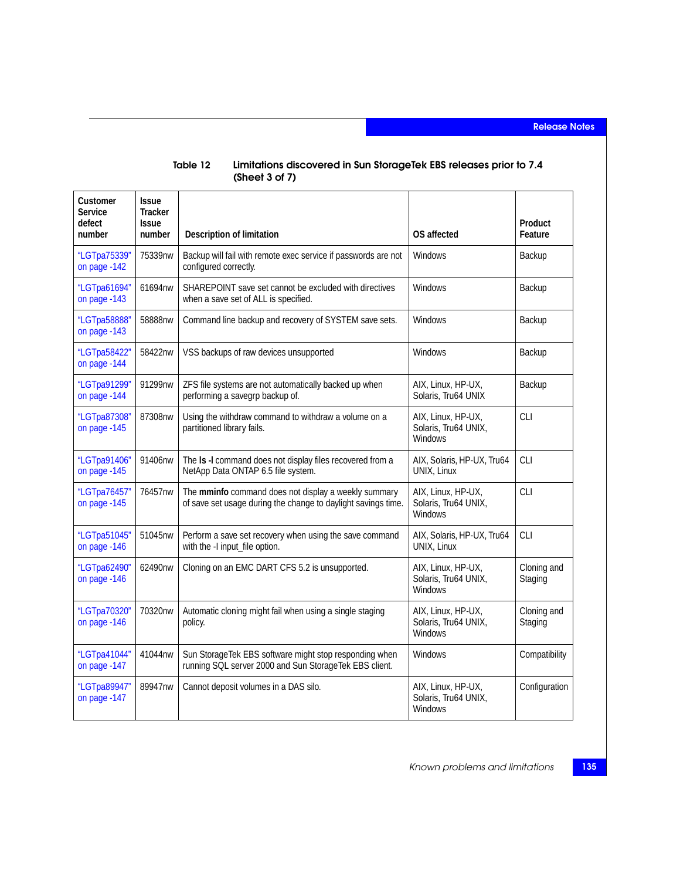Table 12 Limitations discovered in Sun StorageTek EBS releases prior to 7.4 (Sheet 3 of 7)

| Customer Service defect number | Issue Tracker Issue number | Description of limitation | OS affected | Product Feature |
|---|---|---|---|---|
| "LGTpa75339" on page -142 | 75339nw | Backup will fail with remote exec service if passwords are not configured correctly. | Windows | Backup |
| "LGTpa61694" on page -143 | 61694nw | SHAREPOINT save set cannot be excluded with directives when a save set of ALL is specified. | Windows | Backup |
| "LGTpa58888" on page -143 | 58888nw | Command line backup and recovery of SYSTEM save sets. | Windows | Backup |
| "LGTpa58422" on page -144 | 58422nw | VSS backups of raw devices unsupported | Windows | Backup |
| "LGTpa91299" on page -144 | 91299nw | ZFS file systems are not automatically backed up when performing a savegrp backup of. | AIX, Linux, HP-UX, Solaris, Tru64 UNIX | Backup |
| "LGTpa87308" on page -145 | 87308nw | Using the withdraw command to withdraw a volume on a partitioned library fails. | AIX, Linux, HP-UX, Solaris, Tru64 UNIX, Windows | CLI |
| "LGTpa91406" on page -145 | 91406nw | The **ls -l** command does not display files recovered from a NetApp Data ONTAP 6.5 file system. | AIX, Solaris, HP-UX, Tru64 UNIX, Linux | CLI |
| "LGTpa76457" on page -145 | 76457nw | The **mminfo** command does not display a weekly summary of save set usage during the change to daylight savings time. | AIX, Linux, HP-UX, Solaris, Tru64 UNIX, Windows | CLI |
| "LGTpa51045" on page -146 | 51045nw | Perform a save set recovery when using the save command with the -I input_file option. | AIX, Solaris, HP-UX, Tru64 UNIX, Linux | CLI |
| "LGTpa62490" on page -146 | 62490nw | Cloning on an EMC DART CFS 5.2 is unsupported. | AIX, Linux, HP-UX, Solaris, Tru64 UNIX, Windows | Cloning and Staging |
| "LGTpa70320" on page -146 | 70320nw | Automatic cloning might fail when using a single staging policy. | AIX, Linux, HP-UX, Solaris, Tru64 UNIX, Windows | Cloning and Staging |
| "LGTpa41044" on page -147 | 41044nw | Sun StorageTek EBS software might stop responding when running SQL server 2000 and Sun StorageTek EBS client. | Windows | Compatibility |
| "LGTpa89947" on page -147 | 89947nw | Cannot deposit volumes in a DAS silo. | AIX, Linux, HP-UX, Solaris, Tru64 UNIX, Windows | Configuration |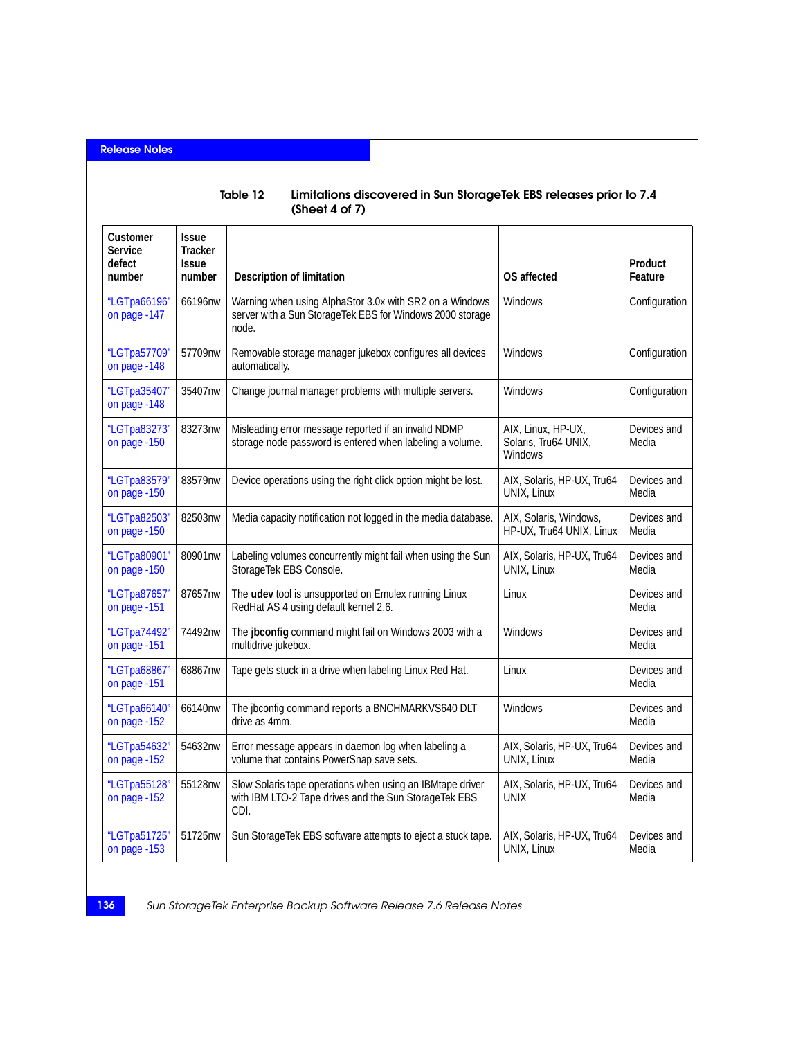Table 12 Limitations discovered in Sun StorageTek EBS releases prior to 7.4 (Sheet 4 of 7)

| Customer Service defect number | Issue Tracker Issue number | Description of limitation | OS affected | Product Feature |
|---|---|---|---|---|
| "LGTpa66196" on page -147 | 66196nw | Warning when using AlphaStor 3.0x with SR2 on a Windows server with a Sun StorageTek EBS for Windows 2000 storage node. | Windows | Configuration |
| "LGTpa57709" on page -148 | 57709nw | Removable storage manager jukebox configures all devices automatically. | Windows | Configuration |
| "LGTpa35407" on page -148 | 35407nw | Change journal manager problems with multiple servers. | Windows | Configuration |
| "LGTpa83273" on page -150 | 83273nw | Misleading error message reported if an invalid NDMP storage node password is entered when labeling a volume. | AIX, Linux, HP-UX, Solaris, Tru64 UNIX, Windows | Devices and Media |
| "LGTpa83579" on page -150 | 83579nw | Device operations using the right click option might be lost. | AIX, Solaris, HP-UX, Tru64 UNIX, Linux | Devices and Media |
| "LGTpa82503" on page -150 | 82503nw | Media capacity notification not logged in the media database. | AIX, Solaris, Windows, HP-UX, Tru64 UNIX, Linux | Devices and Media |
| "LGTpa80901" on page -150 | 80901nw | Labeling volumes concurrently might fail when using the Sun StorageTek EBS Console. | AIX, Solaris, HP-UX, Tru64 UNIX, Linux | Devices and Media |
| "LGTpa87657" on page -151 | 87657nw | The **udev** tool is unsupported on Emulex running Linux RedHat AS 4 using default kernel 2.6. | Linux | Devices and Media |
| "LGTpa74492" on page -151 | 74492nw | The **jbconfig** command might fail on Windows 2003 with a multidrive jukebox. | Windows | Devices and Media |
| "LGTpa68867" on page -151 | 68867nw | Tape gets stuck in a drive when labeling Linux Red Hat. | Linux | Devices and Media |
| "LGTpa66140" on page -152 | 66140nw | The jbconfig command reports a BNCHMARKVS640 DLT drive as 4mm. | Windows | Devices and Media |
| "LGTpa54632" on page -152 | 54632nw | Error message appears in daemon log when labeling a volume that contains PowerSnap save sets. | AIX, Solaris, HP-UX, Tru64 UNIX, Linux | Devices and Media |
| "LGTpa55128" on page -152 | 55128nw | Slow Solaris tape operations when using an IBMtape driver with IBM LTO-2 Tape drives and the Sun StorageTek EBS CDI. | AIX, Solaris, HP-UX, Tru64 UNIX | Devices and Media |
| "LGTpa51725" on page -153 | 51725nw | Sun StorageTek EBS software attempts to eject a stuck tape. | AIX, Solaris, HP-UX, Tru64 UNIX, Linux | Devices and Media |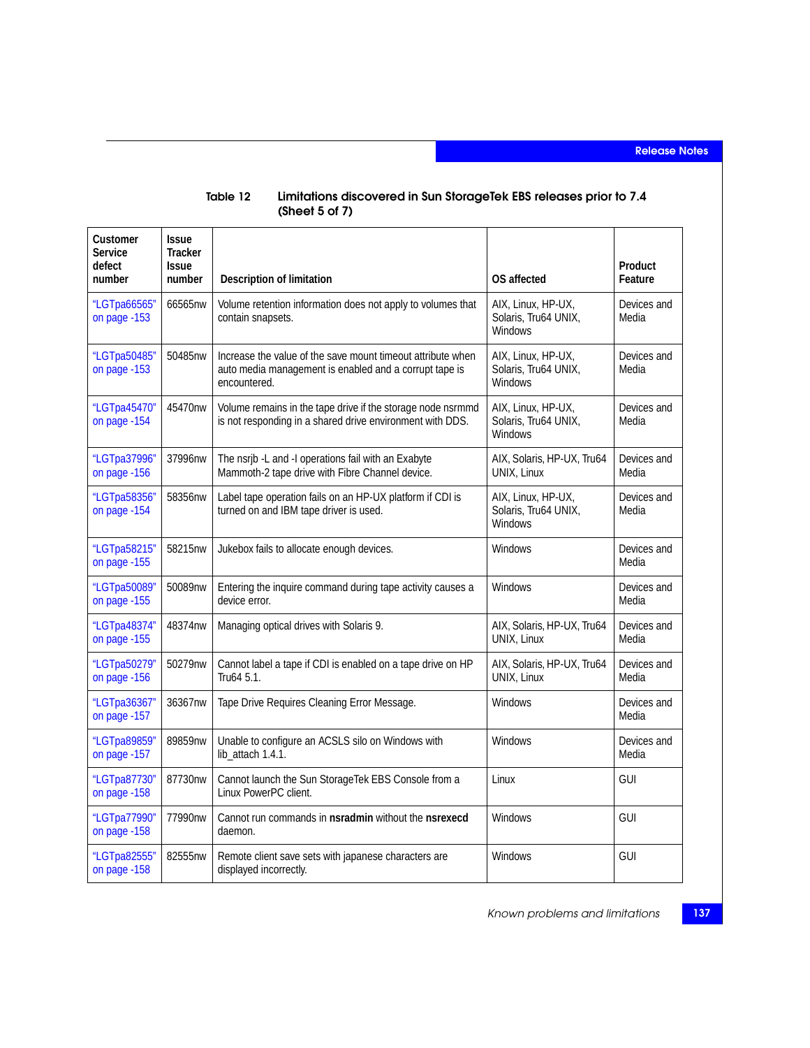Table 12 Limitations discovered in Sun StorageTek EBS releases prior to 7.4 (Sheet 5 of 7)

| Customer Service defect number | Issue Tracker Issue number | Description of limitation | OS affected | Product Feature |
|---|---|---|---|---|
| "LGTpa66565" on page -153 | 66565nw | Volume retention information does not apply to volumes that contain snapsets. | AIX, Linux, HP-UX, Solaris, Tru64 UNIX, Windows | Devices and Media |
| "LGTpa50485" on page -153 | 50485nw | Increase the value of the save mount timeout attribute when auto media management is enabled and a corrupt tape is encountered. | AIX, Linux, HP-UX, Solaris, Tru64 UNIX, Windows | Devices and Media |
| "LGTpa45470" on page -154 | 45470nw | Volume remains in the tape drive if the storage node nsrmmd is not responding in a shared drive environment with DDS. | AIX, Linux, HP-UX, Solaris, Tru64 UNIX, Windows | Devices and Media |
| "LGTpa37996" on page -156 | 37996nw | The nsrjb -L and -I operations fail with an Exabyte Mammoth-2 tape drive with Fibre Channel device. | AIX, Solaris, HP-UX, Tru64 UNIX, Linux | Devices and Media |
| "LGTpa58356" on page -154 | 58356nw | Label tape operation fails on an HP-UX platform if CDI is turned on and IBM tape driver is used. | AIX, Linux, HP-UX, Solaris, Tru64 UNIX, Windows | Devices and Media |
| "LGTpa58215" on page -155 | 58215nw | Jukebox fails to allocate enough devices. | Windows | Devices and Media |
| "LGTpa50089" on page -155 | 50089nw | Entering the inquire command during tape activity causes a device error. | Windows | Devices and Media |
| "LGTpa48374" on page -155 | 48374nw | Managing optical drives with Solaris 9. | AIX, Solaris, HP-UX, Tru64 UNIX, Linux | Devices and Media |
| "LGTpa50279" on page -156 | 50279nw | Cannot label a tape if CDI is enabled on a tape drive on HP Tru64 5.1. | AIX, Solaris, HP-UX, Tru64 UNIX, Linux | Devices and Media |
| "LGTpa36367" on page -157 | 36367nw | Tape Drive Requires Cleaning Error Message. | Windows | Devices and Media |
| "LGTpa89859" on page -157 | 89859nw | Unable to configure an ACSLS silo on Windows with lib_attach 1.4.1. | Windows | Devices and Media |
| "LGTpa87730" on page -158 | 87730nw | Cannot launch the Sun StorageTek EBS Console from a Linux PowerPC client. | Linux | GUI |
| "LGTpa77990" on page -158 | 77990nw | Cannot run commands in **nsradmin** without the **nsrexecd** daemon. | Windows | GUI |
| "LGTpa82555" on page -158 | 82555nw | Remote client save sets with japanese characters are displayed incorrectly. | Windows | GUI |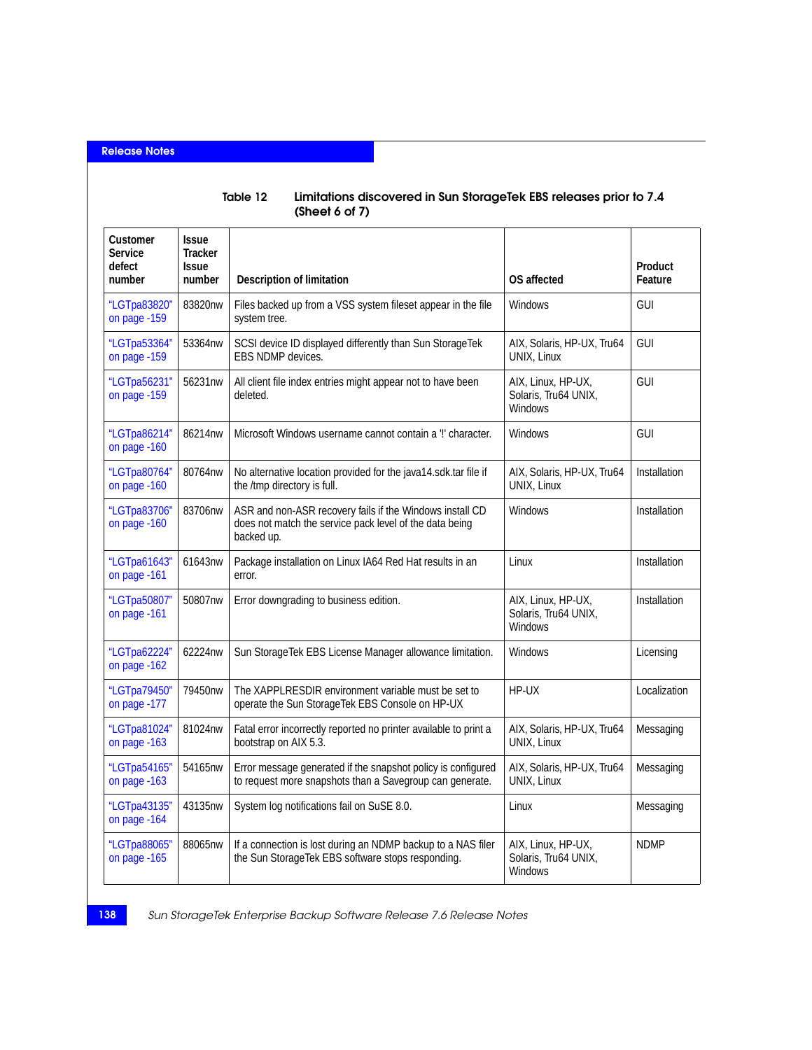Table 12 Limitations discovered in Sun StorageTek EBS releases prior to 7.4 (Sheet 6 of 7)

| Customer Service defect number | Issue Tracker Issue number | Description of limitation | OS affected | Product Feature |
|---|---|---|---|---|
| "LGTpa83820" on page -159 | 83820nw | Files backed up from a VSS system fileset appear in the file system tree. | Windows | GUI |
| "LGTpa53364" on page -159 | 53364nw | SCSI device ID displayed differently than Sun StorageTek EBS NDMP devices. | AIX, Solaris, HP-UX, Tru64 UNIX, Linux | GUI |
| "LGTpa56231" on page -159 | 56231nw | All client file index entries might appear not to have been deleted. | AIX, Linux, HP-UX, Solaris, Tru64 UNIX, Windows | GUI |
| "LGTpa86214" on page -160 | 86214nw | Microsoft Windows username cannot contain a '!' character. | Windows | GUI |
| "LGTpa80764" on page -160 | 80764nw | No alternative location provided for the java14.sdk.tar file if the /tmp directory is full. | AIX, Solaris, HP-UX, Tru64 UNIX, Linux | Installation |
| "LGTpa83706" on page -160 | 83706nw | ASR and non-ASR recovery fails if the Windows install CD does not match the service pack level of the data being backed up. | Windows | Installation |
| "LGTpa61643" on page -161 | 61643nw | Package installation on Linux IA64 Red Hat results in an error. | Linux | Installation |
| "LGTpa50807" on page -161 | 50807nw | Error downgrading to business edition. | AIX, Linux, HP-UX, Solaris, Tru64 UNIX, Windows | Installation |
| "LGTpa62224" on page -162 | 62224nw | Sun StorageTek EBS License Manager allowance limitation. | Windows | Licensing |
| "LGTpa79450" on page -177 | 79450nw | The XAPPLRESDIR environment variable must be set to operate the Sun StorageTek EBS Console on HP-UX | HP-UX | Localization |
| "LGTpa81024" on page -163 | 81024nw | Fatal error incorrectly reported no printer available to print a bootstrap on AIX 5.3. | AIX, Solaris, HP-UX, Tru64 UNIX, Linux | Messaging |
| "LGTpa54165" on page -163 | 54165nw | Error message generated if the snapshot policy is configured to request more snapshots than a Savegroup can generate. | AIX, Solaris, HP-UX, Tru64 UNIX, Linux | Messaging |
| "LGTpa43135" on page -164 | 43135nw | System log notifications fail on SuSE 8.0. | Linux | Messaging |
| "LGTpa88065" on page -165 | 88065nw | If a connection is lost during an NDMP backup to a NAS filer the Sun StorageTek EBS software stops responding. | AIX, Linux, HP-UX, Solaris, Tru64 UNIX, Windows | NDMP |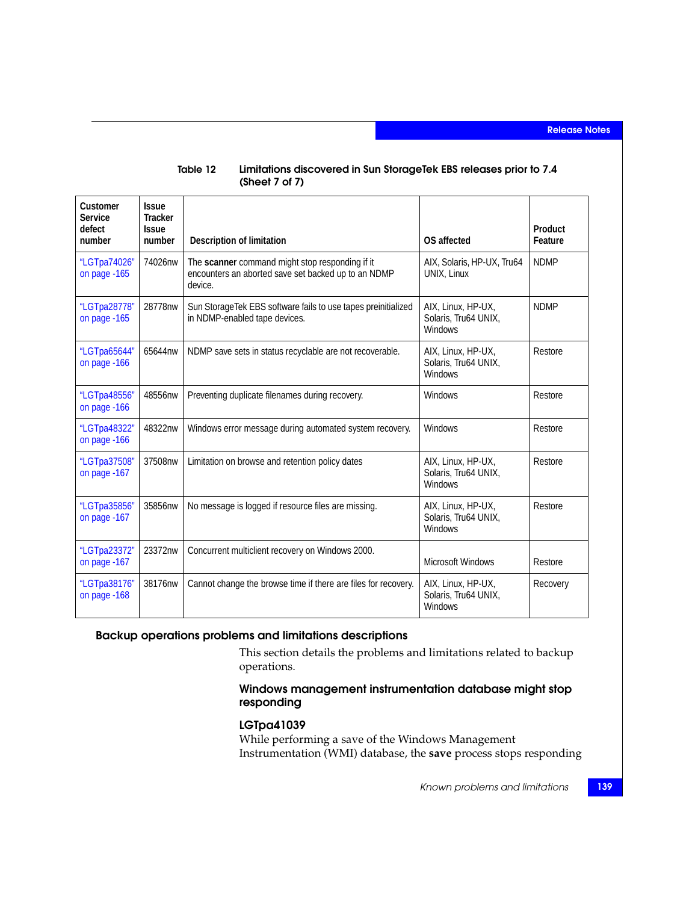Table 12 Limitations discovered in Sun StorageTek EBS releases prior to 7.4 (Sheet 7 of 7)

| Customer Service defect number | Issue Tracker Issue number | Description of limitation | OS affected | Product Feature |
|---|---|---|---|---|
| "LGTpa74026" on page -165 | 74026nw | The **scanner** command might stop responding if it encounters an aborted save set backed up to an NDMP device. | AIX, Solaris, HP-UX, Tru64 UNIX, Linux | NDMP |
| "LGTpa28778" on page -165 | 28778nw | Sun StorageTek EBS software fails to use tapes preinitialized in NDMP-enabled tape devices. | AIX, Linux, HP-UX, Solaris, Tru64 UNIX, Windows | NDMP |
| "LGTpa65644" on page -166 | 65644nw | NDMP save sets in status recyclable are not recoverable. | AIX, Linux, HP-UX, Solaris, Tru64 UNIX, Windows | Restore |
| "LGTpa48556" on page -166 | 48556nw | Preventing duplicate filenames during recovery. | Windows | Restore |
| "LGTpa48322" on page -166 | 48322nw | Windows error message during automated system recovery. | Windows | Restore |
| "LGTpa37508" on page -167 | 37508nw | Limitation on browse and retention policy dates | AIX, Linux, HP-UX, Solaris, Tru64 UNIX, Windows | Restore |
| "LGTpa35856" on page -167 | 35856nw | No message is logged if resource files are missing. | AIX, Linux, HP-UX, Solaris, Tru64 UNIX, Windows | Restore |
| "LGTpa23372" on page -167 | 23372nw | Concurrent multiclient recovery on Windows 2000. | Microsoft Windows | Restore |
| "LGTpa38176" on page -168 | 38176nw | Cannot change the browse time if there are files for recovery. | AIX, Linux, HP-UX, Solaris, Tru64 UNIX, Windows | Recovery |

## Backup operations problems and limitations descriptions

This section details the problems and limitations related to backup operations.

### Windows management instrumentation database might stop responding

#### LGTpa41039

While performing a save of the Windows Management Instrumentation (WMI) database, the **save** process stops responding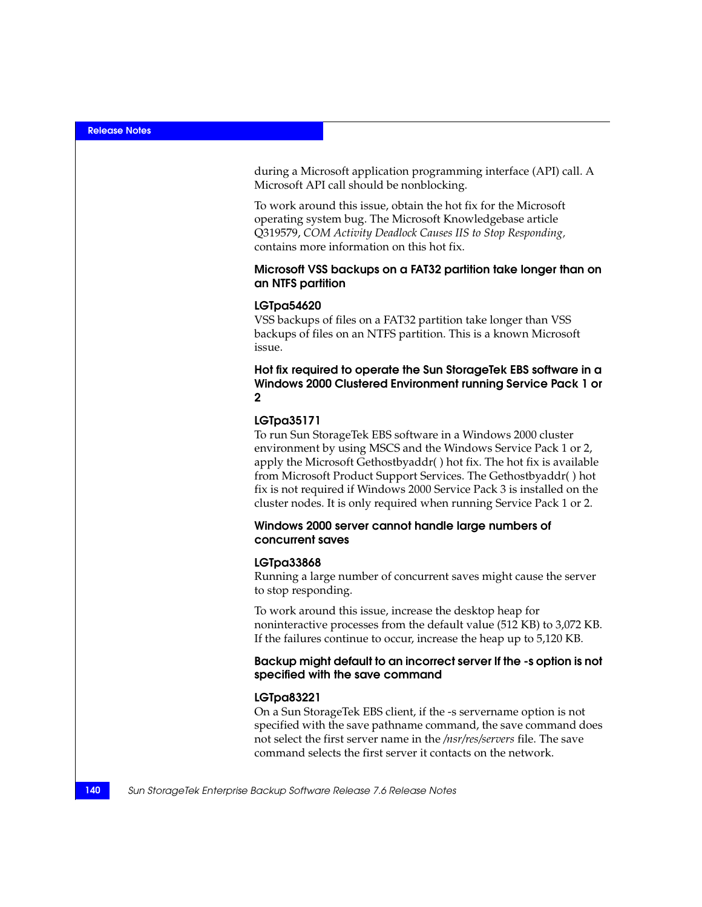during a Microsoft application programming interface (API) call. A Microsoft API call should be nonblocking.

To work around this issue, obtain the hot fix for the Microsoft operating system bug. The Microsoft Knowledgebase article Q319579, *COM Activity Deadlock Causes IIS to Stop Responding*, contains more information on this hot fix.

### Microsoft VSS backups on a FAT32 partition take longer than on an NTFS partition

**LGTpa54620**

VSS backups of files on a FAT32 partition take longer than VSS backups of files on an NTFS partition. This is a known Microsoft issue.

### Hot fix required to operate the Sun StorageTek EBS software in a Windows 2000 Clustered Environment running Service Pack 1 or 2

**LGTpa35171**

To run Sun StorageTek EBS software in a Windows 2000 cluster environment by using MSCS and the Windows Service Pack 1 or 2, apply the Microsoft Gethostbyaddr( ) hot fix. The hot fix is available from Microsoft Product Support Services. The Gethostbyaddr( ) hot fix is not required if Windows 2000 Service Pack 3 is installed on the cluster nodes. It is only required when running Service Pack 1 or 2.

### Windows 2000 server cannot handle large numbers of concurrent saves

**LGTpa33868**

Running a large number of concurrent saves might cause the server to stop responding.

To work around this issue, increase the desktop heap for noninteractive processes from the default value (512 KB) to 3,072 KB. If the failures continue to occur, increase the heap up to 5,120 KB.

### Backup might default to an incorrect server If the -s option is not specified with the save command

**LGTpa83221**

On a Sun StorageTek EBS client, if the -s servername option is not specified with the save pathname command, the save command does not select the first server name in the */nsr/res/servers* file. The save command selects the first server it contacts on the network.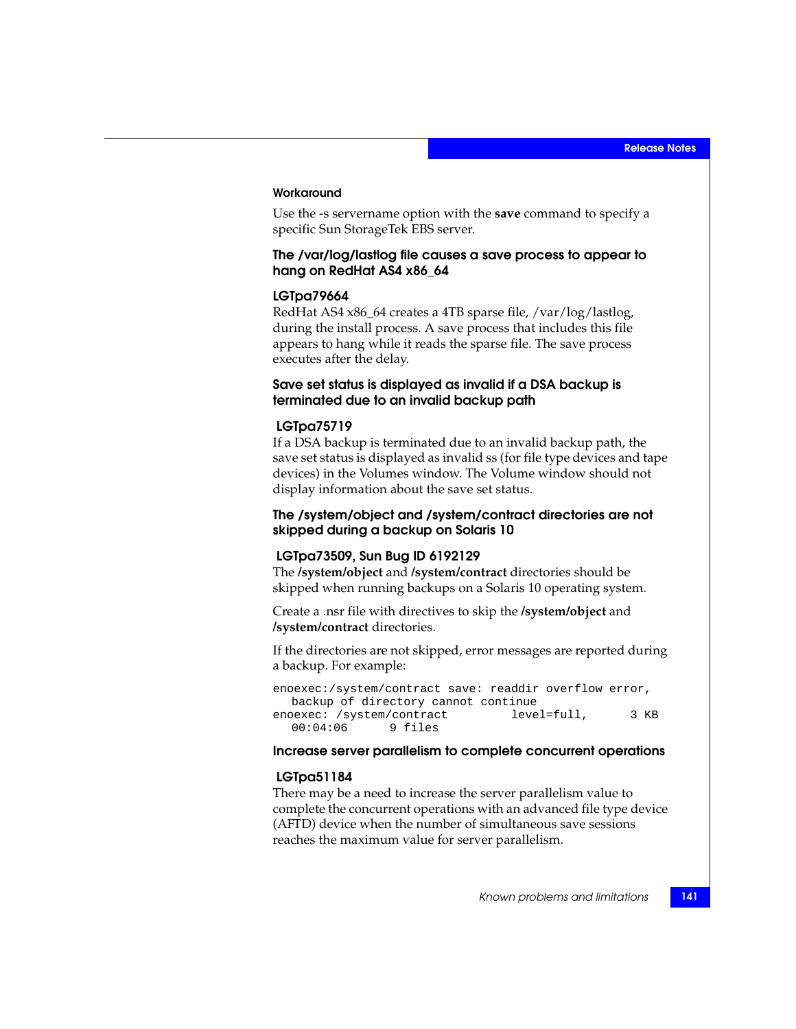#### Workaround

Use the -s servername option with the **save** command to specify a specific Sun StorageTek EBS server.

### The /var/log/lastlog file causes a save process to appear to hang on RedHat AS4 x86_64

#### LGTpa79664

RedHat AS4 x86_64 creates a 4TB sparse file, /var/log/lastlog, during the install process. A save process that includes this file appears to hang while it reads the sparse file. The save process executes after the delay.

### Save set status is displayed as invalid if a DSA backup is terminated due to an invalid backup path

#### LGTpa75719

If a DSA backup is terminated due to an invalid backup path, the save set status is displayed as invalid ss (for file type devices and tape devices) in the Volumes window. The Volume window should not display information about the save set status.

### The /system/object and /system/contract directories are not skipped during a backup on Solaris 10

#### LGTpa73509, Sun Bug ID 6192129

The **/system/object** and **/system/contract** directories should be skipped when running backups on a Solaris 10 operating system.

Create a .nsr file with directives to skip the **/system/object** and **/system/contract** directories.

If the directories are not skipped, error messages are reported during a backup. For example:

```
enoexec:/system/contract save: readdir overflow error,
   backup of directory cannot continue
enoexec: /system/contract         level=full,      3 KB
   00:04:06      9 files
```

### Increase server parallelism to complete concurrent operations

#### LGTpa51184

There may be a need to increase the server parallelism value to complete the concurrent operations with an advanced file type device (AFTD) device when the number of simultaneous save sessions reaches the maximum value for server parallelism.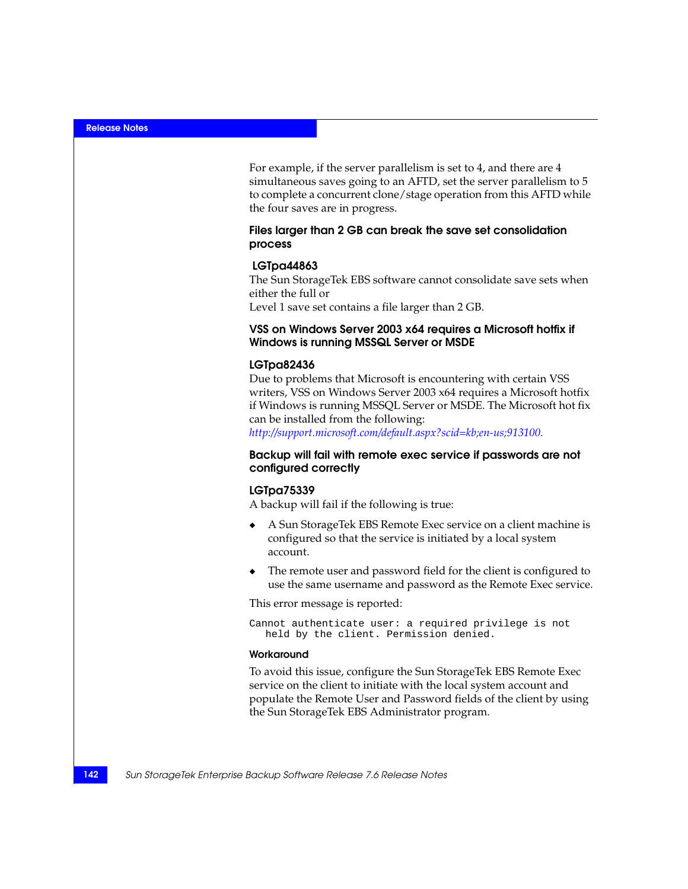For example, if the server parallelism is set to 4, and there are 4 simultaneous saves going to an AFTD, set the server parallelism to 5 to complete a concurrent clone/stage operation from this AFTD while the four saves are in progress.

### Files larger than 2 GB can break the save set consolidation process

**LGTpa44863**

The Sun StorageTek EBS software cannot consolidate save sets when either the full or
Level 1 save set contains a file larger than 2 GB.

### VSS on Windows Server 2003 x64 requires a Microsoft hotfix if Windows is running MSSQL Server or MSDE

**LGTpa82436**

Due to problems that Microsoft is encountering with certain VSS writers, VSS on Windows Server 2003 x64 requires a Microsoft hotfix if Windows is running MSSQL Server or MSDE. The Microsoft hot fix can be installed from the following:
*http://support.microsoft.com/default.aspx?scid=kb;en-us;913100*.

### Backup will fail with remote exec service if passwords are not configured correctly

**LGTpa75339**

A backup will fail if the following is true:

- A Sun StorageTek EBS Remote Exec service on a client machine is configured so that the service is initiated by a local system account.
- The remote user and password field for the client is configured to use the same username and password as the Remote Exec service.

This error message is reported:

```
Cannot authenticate user: a required privilege is not
   held by the client. Permission denied.
```

#### Workaround

To avoid this issue, configure the Sun StorageTek EBS Remote Exec service on the client to initiate with the local system account and populate the Remote User and Password fields of the client by using the Sun StorageTek EBS Administrator program.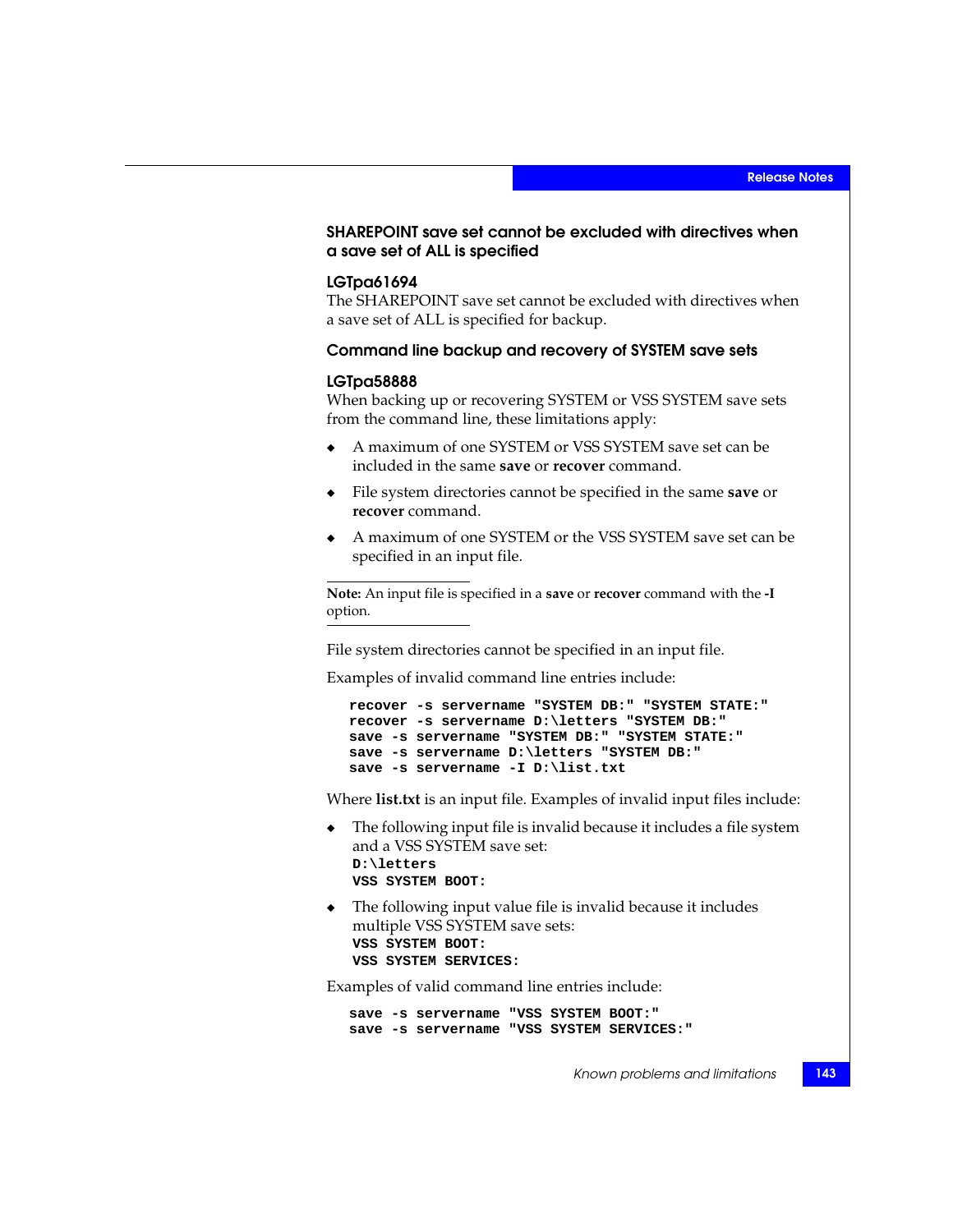### SHAREPOINT save set cannot be excluded with directives when a save set of ALL is specified

#### LGTpa61694

The SHAREPOINT save set cannot be excluded with directives when a save set of ALL is specified for backup.

### Command line backup and recovery of SYSTEM save sets

#### LGTpa58888

When backing up or recovering SYSTEM or VSS SYSTEM save sets from the command line, these limitations apply:

- A maximum of one SYSTEM or VSS SYSTEM save set can be included in the same **save** or **recover** command.
- File system directories cannot be specified in the same **save** or **recover** command.
- A maximum of one SYSTEM or the VSS SYSTEM save set can be specified in an input file.

---

**Note:** An input file is specified in a **save** or **recover** command with the **-I** option.

---

File system directories cannot be specified in an input file.

Examples of invalid command line entries include:

```
recover -s servername "SYSTEM DB:" "SYSTEM STATE:"
recover -s servername D:\letters "SYSTEM DB:"
save -s servername "SYSTEM DB:" "SYSTEM STATE:"
save -s servername D:\letters "SYSTEM DB:"
save -s servername -I D:\list.txt
```

Where **list.txt** is an input file. Examples of invalid input files include:

- The following input file is invalid because it includes a file system and a VSS SYSTEM save set:
  ```
  D:\letters
  VSS SYSTEM BOOT:
  ```
- The following input value file is invalid because it includes multiple VSS SYSTEM save sets:
  ```
  VSS SYSTEM BOOT:
  VSS SYSTEM SERVICES:
  ```

Examples of valid command line entries include:

```
save -s servername "VSS SYSTEM BOOT:"
save -s servername "VSS SYSTEM SERVICES:"
```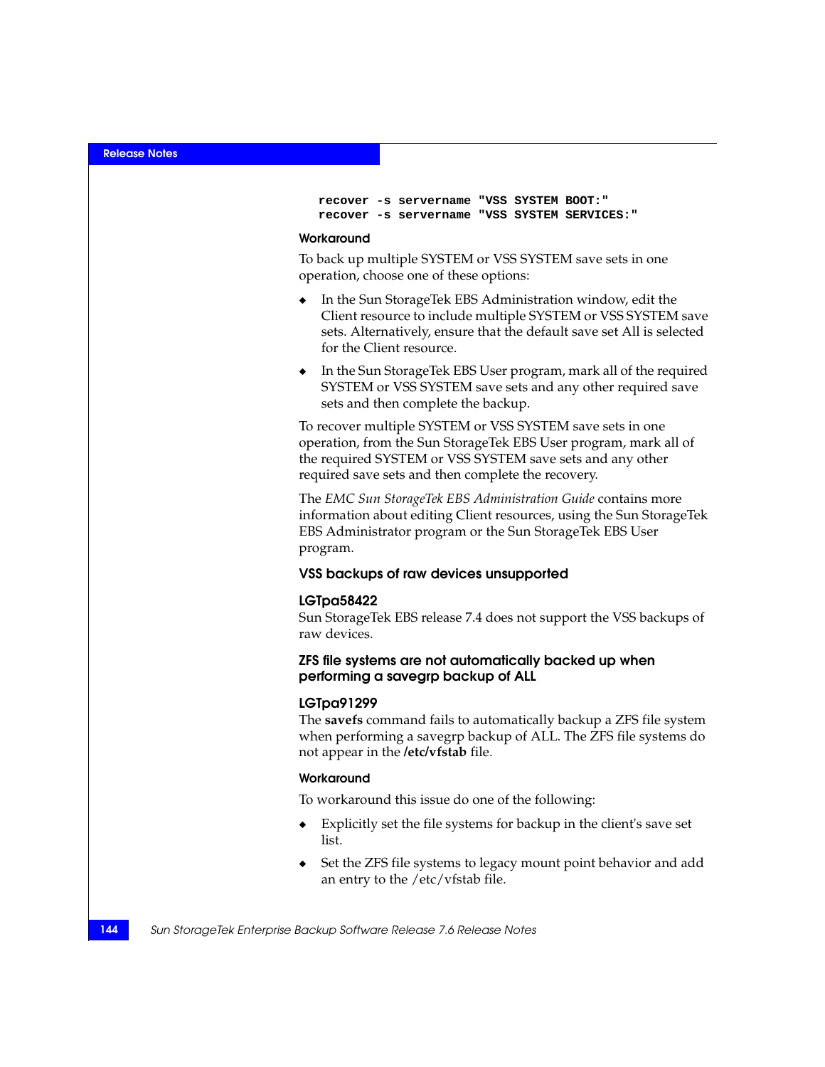```
recover -s servername "VSS SYSTEM BOOT:"
recover -s servername "VSS SYSTEM SERVICES:"
```

#### Workaround

To back up multiple SYSTEM or VSS SYSTEM save sets in one operation, choose one of these options:

- In the Sun StorageTek EBS Administration window, edit the Client resource to include multiple SYSTEM or VSS SYSTEM save sets. Alternatively, ensure that the default save set All is selected for the Client resource.
- In the Sun StorageTek EBS User program, mark all of the required SYSTEM or VSS SYSTEM save sets and any other required save sets and then complete the backup.

To recover multiple SYSTEM or VSS SYSTEM save sets in one operation, from the Sun StorageTek EBS User program, mark all of the required SYSTEM or VSS SYSTEM save sets and any other required save sets and then complete the recovery.

The *EMC Sun StorageTek EBS Administration Guide* contains more information about editing Client resources, using the Sun StorageTek EBS Administrator program or the Sun StorageTek EBS User program.

### VSS backups of raw devices unsupported

#### LGTpa58422

Sun StorageTek EBS release 7.4 does not support the VSS backups of raw devices.

### ZFS file systems are not automatically backed up when performing a savegrp backup of ALL

#### LGTpa91299

The **savefs** command fails to automatically backup a ZFS file system when performing a savegrp backup of ALL. The ZFS file systems do not appear in the **/etc/vfstab** file.

#### Workaround

To workaround this issue do one of the following:

- Explicitly set the file systems for backup in the client's save set list.
- Set the ZFS file systems to legacy mount point behavior and add an entry to the /etc/vfstab file.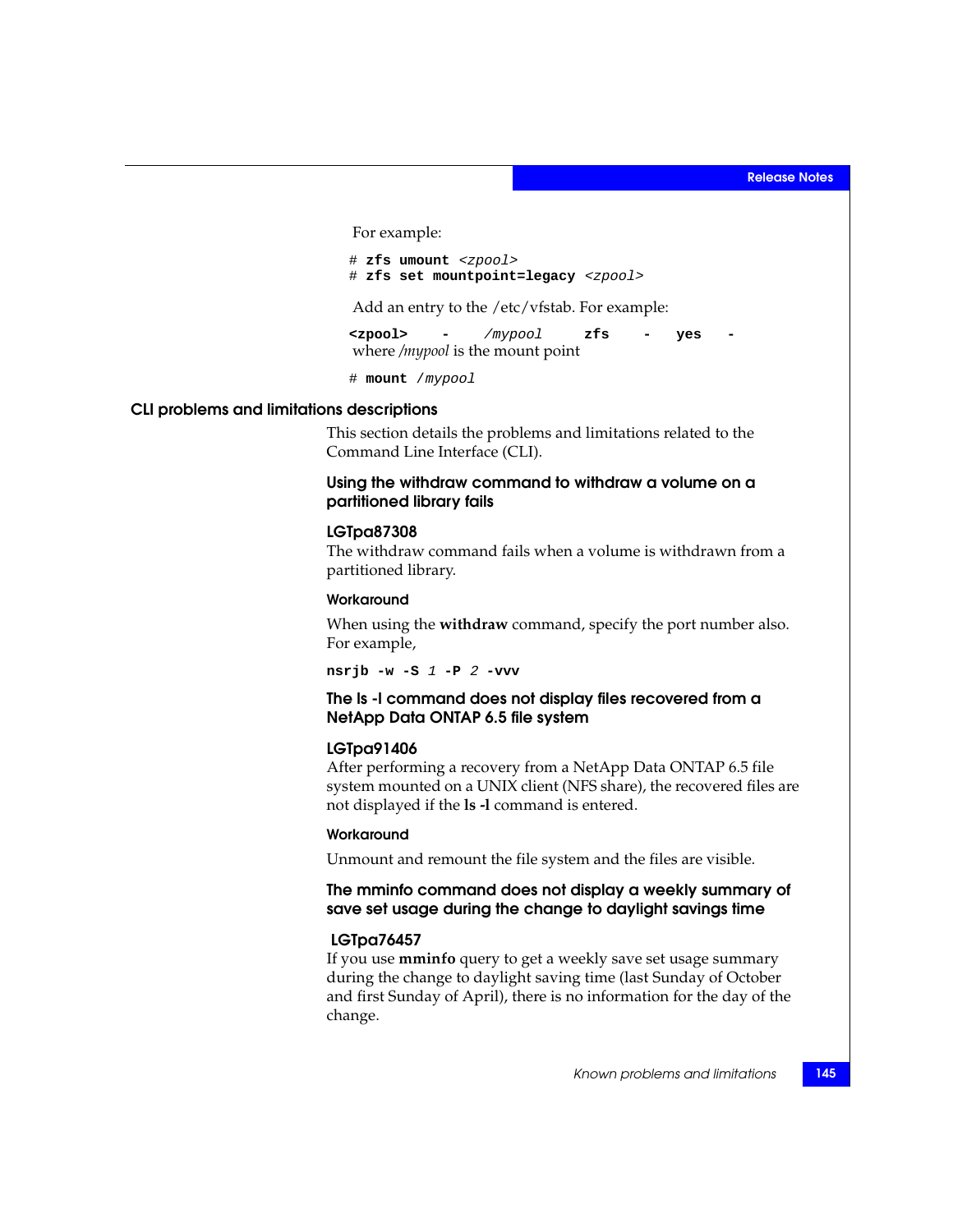For example:

```
# zfs umount <zpool>
# zfs set mountpoint=legacy <zpool>
```

Add an entry to the /etc/vfstab. For example:

```
<zpool>    -    /mypool    zfs    -    yes    -
```

where */mypool* is the mount point

```
# mount /mypool
```

## CLI problems and limitations descriptions

This section details the problems and limitations related to the Command Line Interface (CLI).

### Using the withdraw command to withdraw a volume on a partitioned library fails

#### LGTpa87308

The withdraw command fails when a volume is withdrawn from a partitioned library.

##### Workaround

When using the **withdraw** command, specify the port number also. For example,

```
nsrjb -w -S 1 -P 2 -vvv
```

### The ls -l command does not display files recovered from a NetApp Data ONTAP 6.5 file system

#### LGTpa91406

After performing a recovery from a NetApp Data ONTAP 6.5 file system mounted on a UNIX client (NFS share), the recovered files are not displayed if the **ls -l** command is entered.

##### Workaround

Unmount and remount the file system and the files are visible.

### The mminfo command does not display a weekly summary of save set usage during the change to daylight savings time

#### LGTpa76457

If you use **mminfo** query to get a weekly save set usage summary during the change to daylight saving time (last Sunday of October and first Sunday of April), there is no information for the day of the change.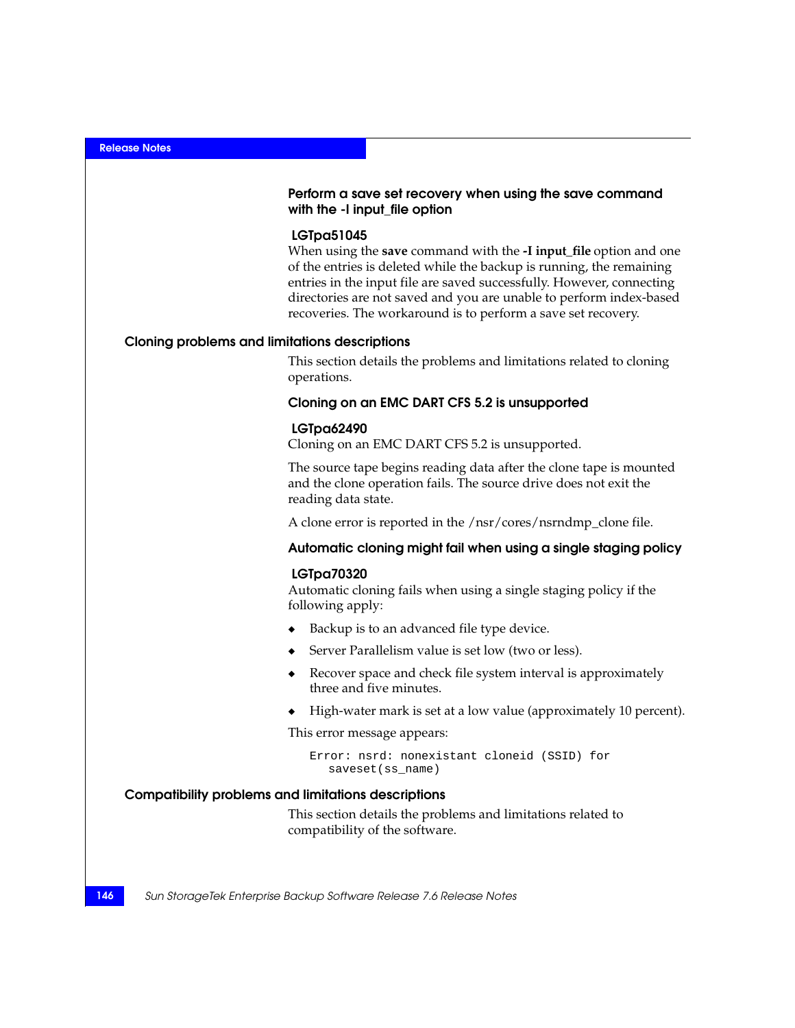### Perform a save set recovery when using the save command with the -I input_file option

#### LGTpa51045

When using the **save** command with the **-I input_file** option and one of the entries is deleted while the backup is running, the remaining entries in the input file are saved successfully. However, connecting directories are not saved and you are unable to perform index-based recoveries. The workaround is to perform a save set recovery.

## Cloning problems and limitations descriptions

This section details the problems and limitations related to cloning operations.

### Cloning on an EMC DART CFS 5.2 is unsupported

#### LGTpa62490

Cloning on an EMC DART CFS 5.2 is unsupported.

The source tape begins reading data after the clone tape is mounted and the clone operation fails. The source drive does not exit the reading data state.

A clone error is reported in the /nsr/cores/nsrndmp_clone file.

### Automatic cloning might fail when using a single staging policy

#### LGTpa70320

Automatic cloning fails when using a single staging policy if the following apply:

- Backup is to an advanced file type device.
- Server Parallelism value is set low (two or less).
- Recover space and check file system interval is approximately three and five minutes.
- High-water mark is set at a low value (approximately 10 percent).

This error message appears:

```
Error: nsrd: nonexistant cloneid (SSID) for
   saveset(ss_name)
```

## Compatibility problems and limitations descriptions

This section details the problems and limitations related to compatibility of the software.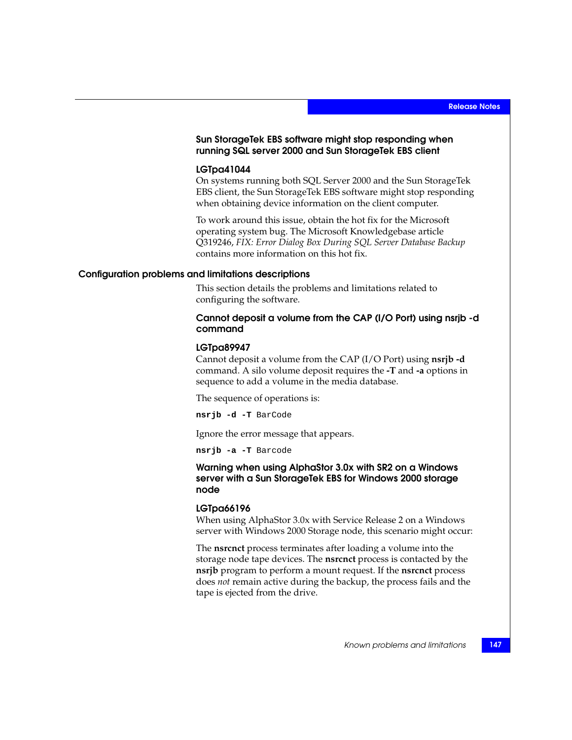### Sun StorageTek EBS software might stop responding when running SQL server 2000 and Sun StorageTek EBS client

#### LGTpa41044

On systems running both SQL Server 2000 and the Sun StorageTek EBS client, the Sun StorageTek EBS software might stop responding when obtaining device information on the client computer.

To work around this issue, obtain the hot fix for the Microsoft operating system bug. The Microsoft Knowledgebase article Q319246, *FIX: Error Dialog Box During SQL Server Database Backup* contains more information on this hot fix.

## Configuration problems and limitations descriptions

This section details the problems and limitations related to configuring the software.

### Cannot deposit a volume from the CAP (I/O Port) using nsrjb -d command

#### LGTpa89947

Cannot deposit a volume from the CAP (I/O Port) using **nsrjb -d** command. A silo volume deposit requires the **-T** and **-a** options in sequence to add a volume in the media database.

The sequence of operations is:

```
nsrjb -d -T BarCode
```

Ignore the error message that appears.

```
nsrjb -a -T Barcode
```

### Warning when using AlphaStor 3.0x with SR2 on a Windows server with a Sun StorageTek EBS for Windows 2000 storage node

#### LGTpa66196

When using AlphaStor 3.0x with Service Release 2 on a Windows server with Windows 2000 Storage node, this scenario might occur:

The **nsrcnct** process terminates after loading a volume into the storage node tape devices. The **nsrcnct** process is contacted by the **nsrjb** program to perform a mount request. If the **nsrcnct** process does *not* remain active during the backup, the process fails and the tape is ejected from the drive.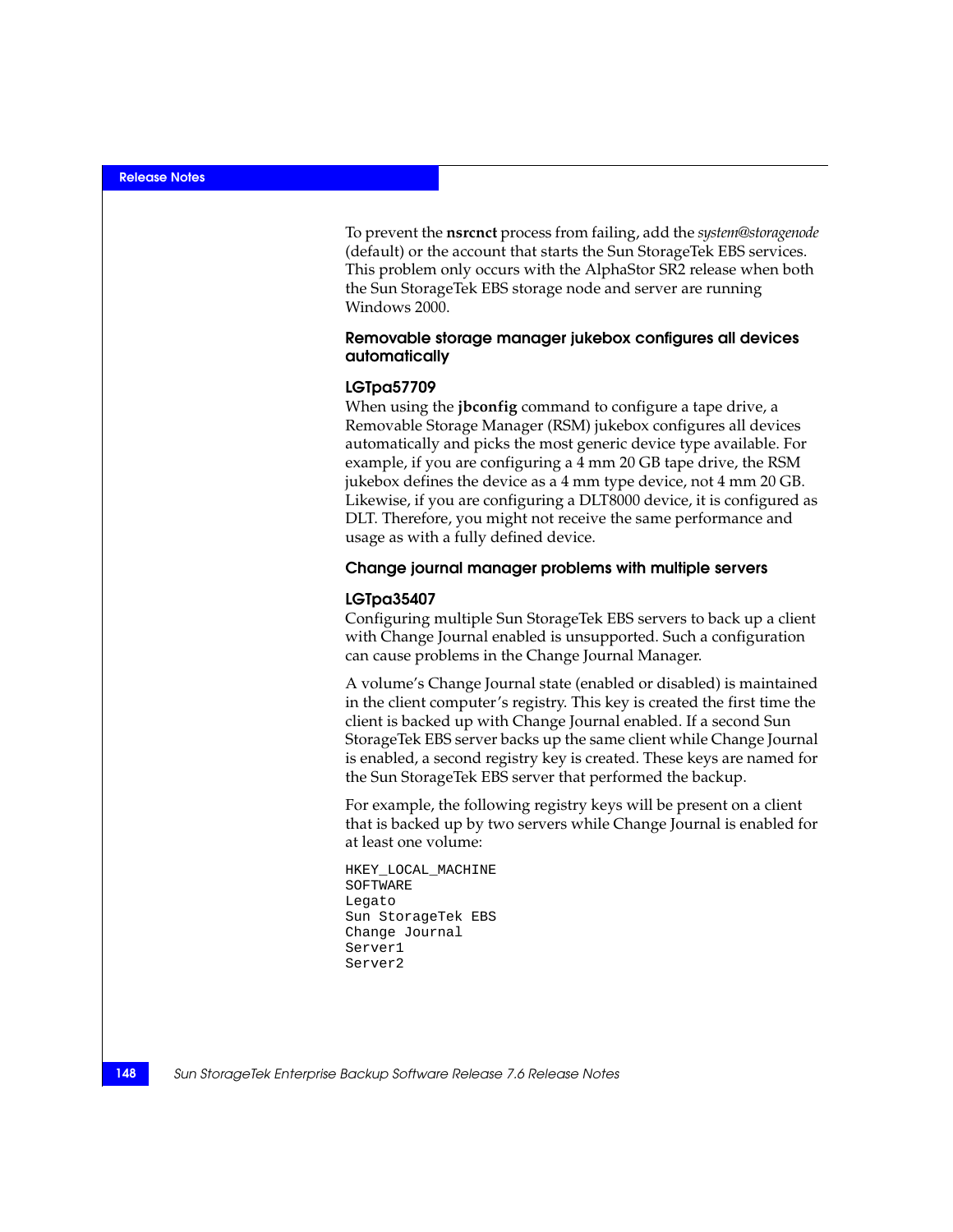To prevent the **nsrcnct** process from failing, add the *system@storagenode* (default) or the account that starts the Sun StorageTek EBS services. This problem only occurs with the AlphaStor SR2 release when both the Sun StorageTek EBS storage node and server are running Windows 2000.

### Removable storage manager jukebox configures all devices automatically

#### LGTpa57709

When using the **jbconfig** command to configure a tape drive, a Removable Storage Manager (RSM) jukebox configures all devices automatically and picks the most generic device type available. For example, if you are configuring a 4 mm 20 GB tape drive, the RSM jukebox defines the device as a 4 mm type device, not 4 mm 20 GB. Likewise, if you are configuring a DLT8000 device, it is configured as DLT. Therefore, you might not receive the same performance and usage as with a fully defined device.

### Change journal manager problems with multiple servers

#### LGTpa35407

Configuring multiple Sun StorageTek EBS servers to back up a client with Change Journal enabled is unsupported. Such a configuration can cause problems in the Change Journal Manager.

A volume's Change Journal state (enabled or disabled) is maintained in the client computer's registry. This key is created the first time the client is backed up with Change Journal enabled. If a second Sun StorageTek EBS server backs up the same client while Change Journal is enabled, a second registry key is created. These keys are named for the Sun StorageTek EBS server that performed the backup.

For example, the following registry keys will be present on a client that is backed up by two servers while Change Journal is enabled for at least one volume:

```
HKEY_LOCAL_MACHINE
SOFTWARE
Legato
Sun StorageTek EBS
Change Journal
Server1
Server2
```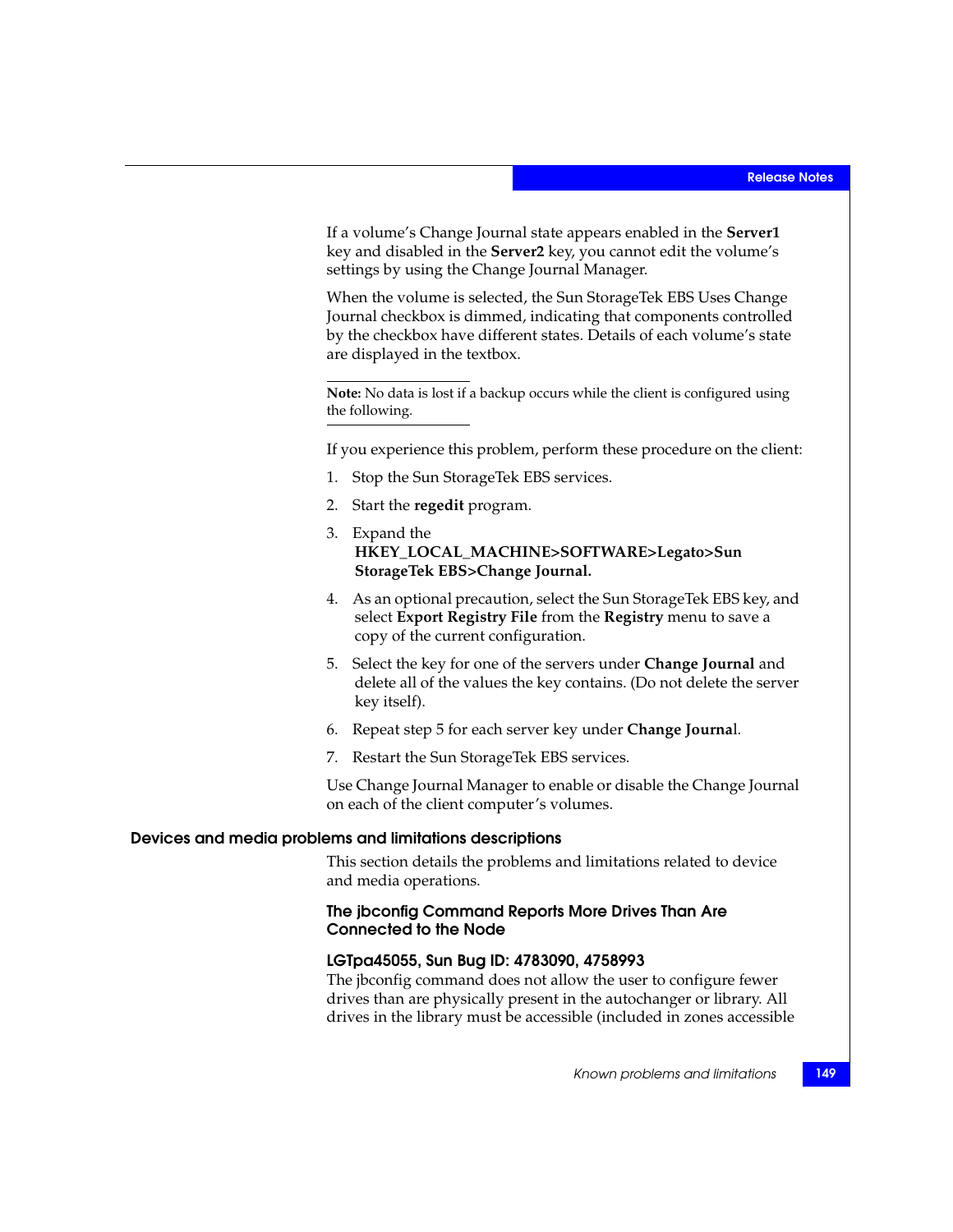If a volume's Change Journal state appears enabled in the **Server1** key and disabled in the **Server2** key, you cannot edit the volume's settings by using the Change Journal Manager.

When the volume is selected, the Sun StorageTek EBS Uses Change Journal checkbox is dimmed, indicating that components controlled by the checkbox have different states. Details of each volume's state are displayed in the textbox.

---

**Note:** No data is lost if a backup occurs while the client is configured using the following.

---

If you experience this problem, perform these procedure on the client:

1. Stop the Sun StorageTek EBS services.
2. Start the **regedit** program.
3. Expand the **HKEY_LOCAL_MACHINE>SOFTWARE>Legato>Sun StorageTek EBS>Change Journal.**
4. As an optional precaution, select the Sun StorageTek EBS key, and select **Export Registry File** from the **Registry** menu to save a copy of the current configuration.
5. Select the key for one of the servers under **Change Journal** and delete all of the values the key contains. (Do not delete the server key itself).
6. Repeat step 5 for each server key under **Change Journa**l.
7. Restart the Sun StorageTek EBS services.

Use Change Journal Manager to enable or disable the Change Journal on each of the client computer's volumes.

## Devices and media problems and limitations descriptions

This section details the problems and limitations related to device and media operations.

### The jbconfig Command Reports More Drives Than Are Connected to the Node

#### LGTpa45055, Sun Bug ID: 4783090, 4758993

The jbconfig command does not allow the user to configure fewer drives than are physically present in the autochanger or library. All drives in the library must be accessible (included in zones accessible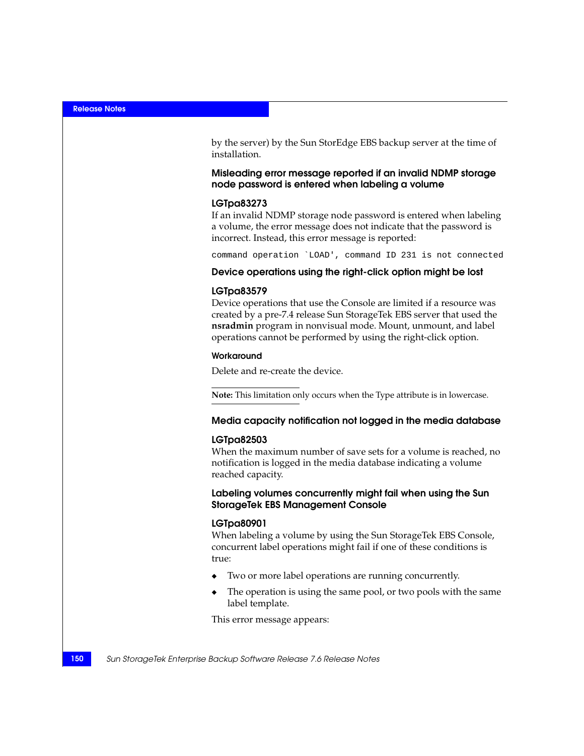by the server) by the Sun StorEdge EBS backup server at the time of installation.

### Misleading error message reported if an invalid NDMP storage node password is entered when labeling a volume

#### LGTpa83273

If an invalid NDMP storage node password is entered when labeling a volume, the error message does not indicate that the password is incorrect. Instead, this error message is reported:

```
command operation `LOAD', command ID 231 is not connected
```

### Device operations using the right-click option might be lost

#### LGTpa83579

Device operations that use the Console are limited if a resource was created by a pre-7.4 release Sun StorageTek EBS server that used the **nsradmin** program in nonvisual mode. Mount, unmount, and label operations cannot be performed by using the right-click option.

##### Workaround

Delete and re-create the device.

**Note:** This limitation only occurs when the Type attribute is in lowercase.

### Media capacity notification not logged in the media database

#### LGTpa82503

When the maximum number of save sets for a volume is reached, no notification is logged in the media database indicating a volume reached capacity.

### Labeling volumes concurrently might fail when using the Sun StorageTek EBS Management Console

#### LGTpa80901

When labeling a volume by using the Sun StorageTek EBS Console, concurrent label operations might fail if one of these conditions is true:

- Two or more label operations are running concurrently.
- The operation is using the same pool, or two pools with the same label template.

This error message appears: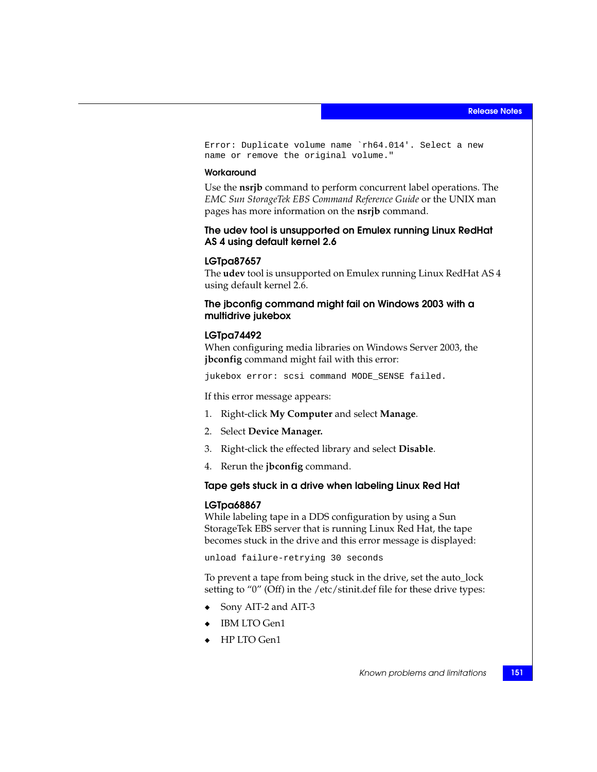```
Error: Duplicate volume name `rh64.014'. Select a new
name or remove the original volume."
```

#### Workaround

Use the **nsrjb** command to perform concurrent label operations. The *EMC Sun StorageTek EBS Command Reference Guide* or the UNIX man pages has more information on the **nsrjb** command.

### The udev tool is unsupported on Emulex running Linux RedHat AS 4 using default kernel 2.6

#### LGTpa87657

The **udev** tool is unsupported on Emulex running Linux RedHat AS 4 using default kernel 2.6.

### The jbconfig command might fail on Windows 2003 with a multidrive jukebox

#### LGTpa74492

When configuring media libraries on Windows Server 2003, the **jbconfig** command might fail with this error:

```
jukebox error: scsi command MODE_SENSE failed.
```

If this error message appears:

1. Right-click **My Computer** and select **Manage**.
2. Select **Device Manager.**
3. Right-click the effected library and select **Disable**.
4. Rerun the **jbconfig** command.

### Tape gets stuck in a drive when labeling Linux Red Hat

#### LGTpa68867

While labeling tape in a DDS configuration by using a Sun StorageTek EBS server that is running Linux Red Hat, the tape becomes stuck in the drive and this error message is displayed:

```
unload failure-retrying 30 seconds
```

To prevent a tape from being stuck in the drive, set the auto_lock setting to “0” (Off) in the /etc/stinit.def file for these drive types:

- Sony AIT-2 and AIT-3
- IBM LTO Gen1
- HP LTO Gen1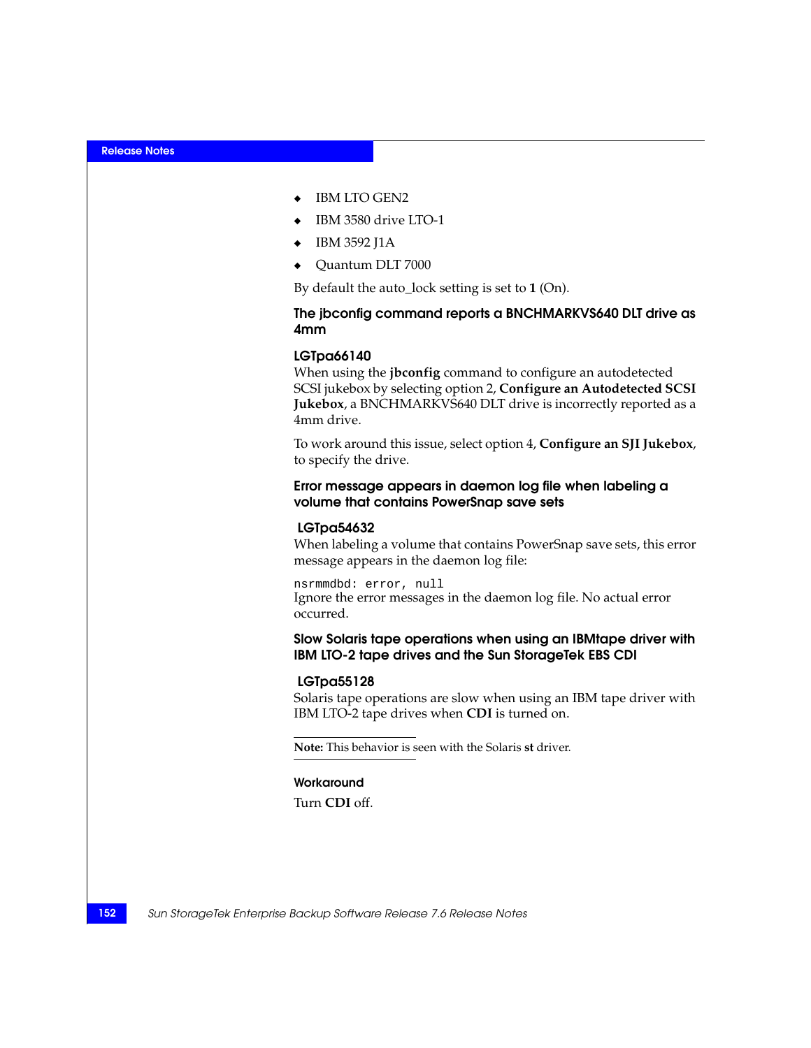- IBM LTO GEN2
- IBM 3580 drive LTO-1
- IBM 3592 J1A
- Quantum DLT 7000

By default the auto_lock setting is set to **1** (On).

### The jbconfig command reports a BNCHMARKVS640 DLT drive as 4mm

#### LGTpa66140

When using the **jbconfig** command to configure an autodetected SCSI jukebox by selecting option 2, **Configure an Autodetected SCSI Jukebox**, a BNCHMARKVS640 DLT drive is incorrectly reported as a 4mm drive.

To work around this issue, select option 4, **Configure an SJI Jukebox**, to specify the drive.

### Error message appears in daemon log file when labeling a volume that contains PowerSnap save sets

#### LGTpa54632

When labeling a volume that contains PowerSnap save sets, this error message appears in the daemon log file:

```
nsrmmdbd: error, null
```

Ignore the error messages in the daemon log file. No actual error occurred.

### Slow Solaris tape operations when using an IBMtape driver with IBM LTO-2 tape drives and the Sun StorageTek EBS CDI

#### LGTpa55128

Solaris tape operations are slow when using an IBM tape driver with IBM LTO-2 tape drives when **CDI** is turned on.

**Note:** This behavior is seen with the Solaris **st** driver.

#### Workaround

Turn **CDI** off.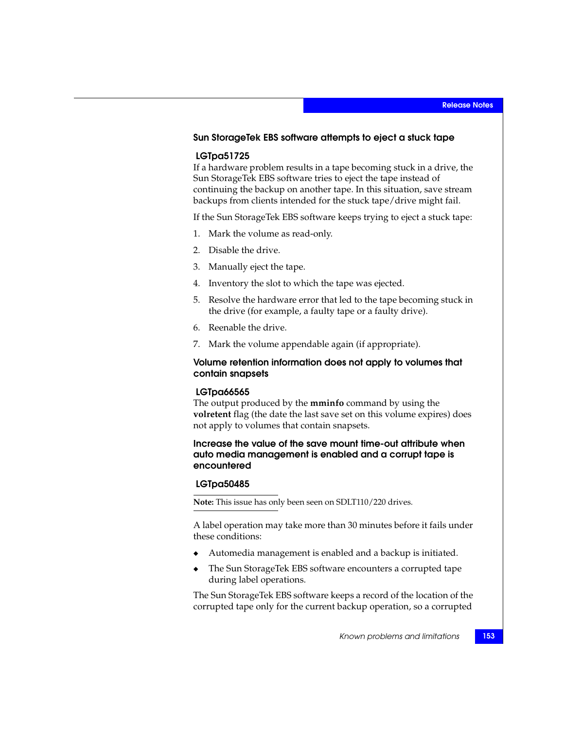### Sun StorageTek EBS software attempts to eject a stuck tape

#### LGTpa51725

If a hardware problem results in a tape becoming stuck in a drive, the Sun StorageTek EBS software tries to eject the tape instead of continuing the backup on another tape. In this situation, save stream backups from clients intended for the stuck tape/drive might fail.

If the Sun StorageTek EBS software keeps trying to eject a stuck tape:

1. Mark the volume as read-only.
2. Disable the drive.
3. Manually eject the tape.
4. Inventory the slot to which the tape was ejected.
5. Resolve the hardware error that led to the tape becoming stuck in the drive (for example, a faulty tape or a faulty drive).
6. Reenable the drive.
7. Mark the volume appendable again (if appropriate).

### Volume retention information does not apply to volumes that contain snapsets

#### LGTpa66565

The output produced by the **mminfo** command by using the **volretent** flag (the date the last save set on this volume expires) does not apply to volumes that contain snapsets.

### Increase the value of the save mount time-out attribute when auto media management is enabled and a corrupt tape is encountered

#### LGTpa50485

**Note:** This issue has only been seen on SDLT110/220 drives.

A label operation may take more than 30 minutes before it fails under these conditions:

- Automedia management is enabled and a backup is initiated.
- The Sun StorageTek EBS software encounters a corrupted tape during label operations.

The Sun StorageTek EBS software keeps a record of the location of the corrupted tape only for the current backup operation, so a corrupted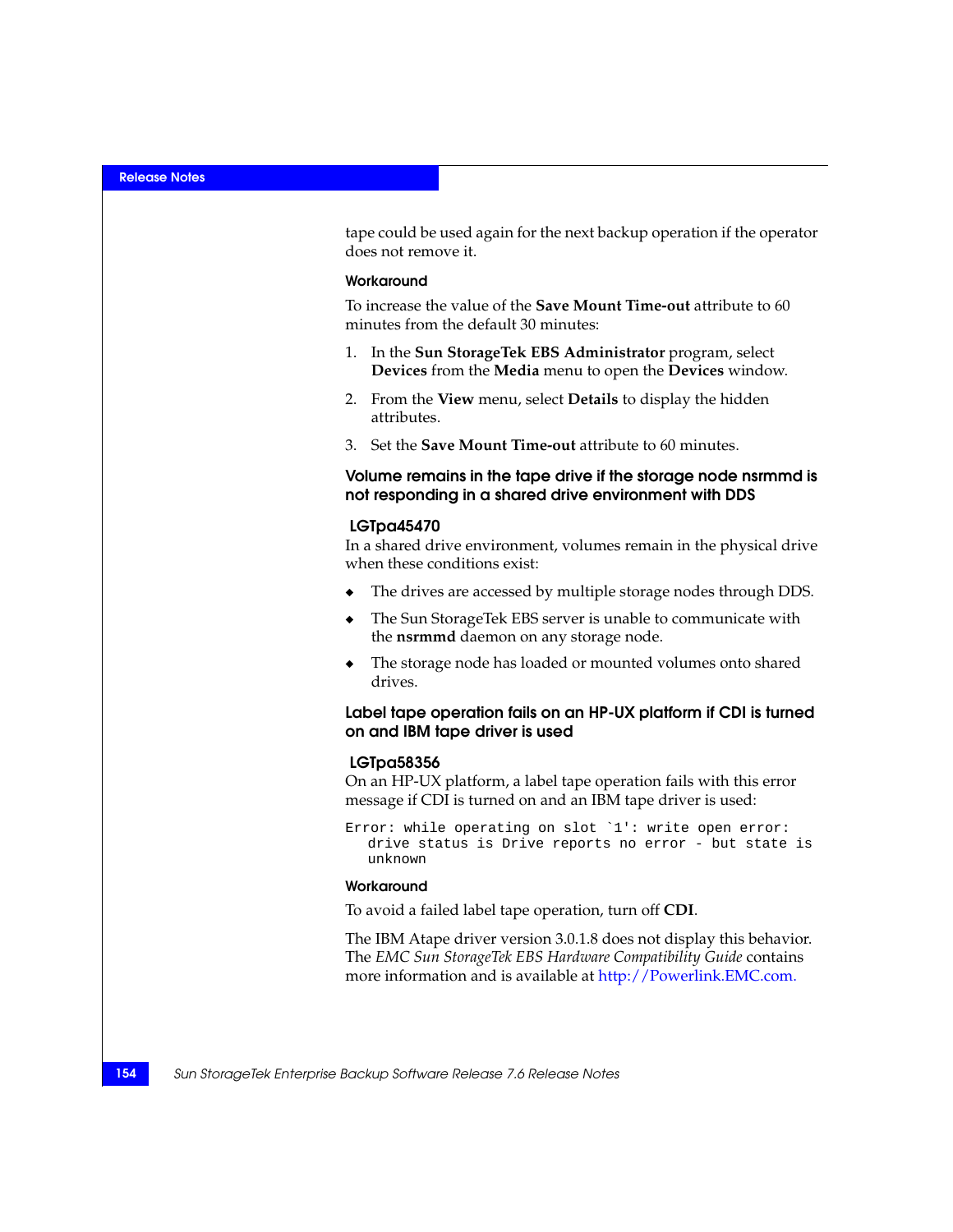tape could be used again for the next backup operation if the operator does not remove it.

#### Workaround

To increase the value of the **Save Mount Time-out** attribute to 60 minutes from the default 30 minutes:

1. In the **Sun StorageTek EBS Administrator** program, select **Devices** from the **Media** menu to open the **Devices** window.
2. From the **View** menu, select **Details** to display the hidden attributes.
3. Set the **Save Mount Time-out** attribute to 60 minutes.

### Volume remains in the tape drive if the storage node nsrmmd is not responding in a shared drive environment with DDS

#### LGTpa45470

In a shared drive environment, volumes remain in the physical drive when these conditions exist:

- The drives are accessed by multiple storage nodes through DDS.
- The Sun StorageTek EBS server is unable to communicate with the **nsrmmd** daemon on any storage node.
- The storage node has loaded or mounted volumes onto shared drives.

### Label tape operation fails on an HP-UX platform if CDI is turned on and IBM tape driver is used

#### LGTpa58356

On an HP-UX platform, a label tape operation fails with this error message if CDI is turned on and an IBM tape driver is used:

```
Error: while operating on slot `1': write open error:
   drive status is Drive reports no error - but state is
   unknown
```

#### Workaround

To avoid a failed label tape operation, turn off **CDI**.

The IBM Atape driver version 3.0.1.8 does not display this behavior. The *EMC Sun StorageTek EBS Hardware Compatibility Guide* contains more information and is available at http://Powerlink.EMC.com.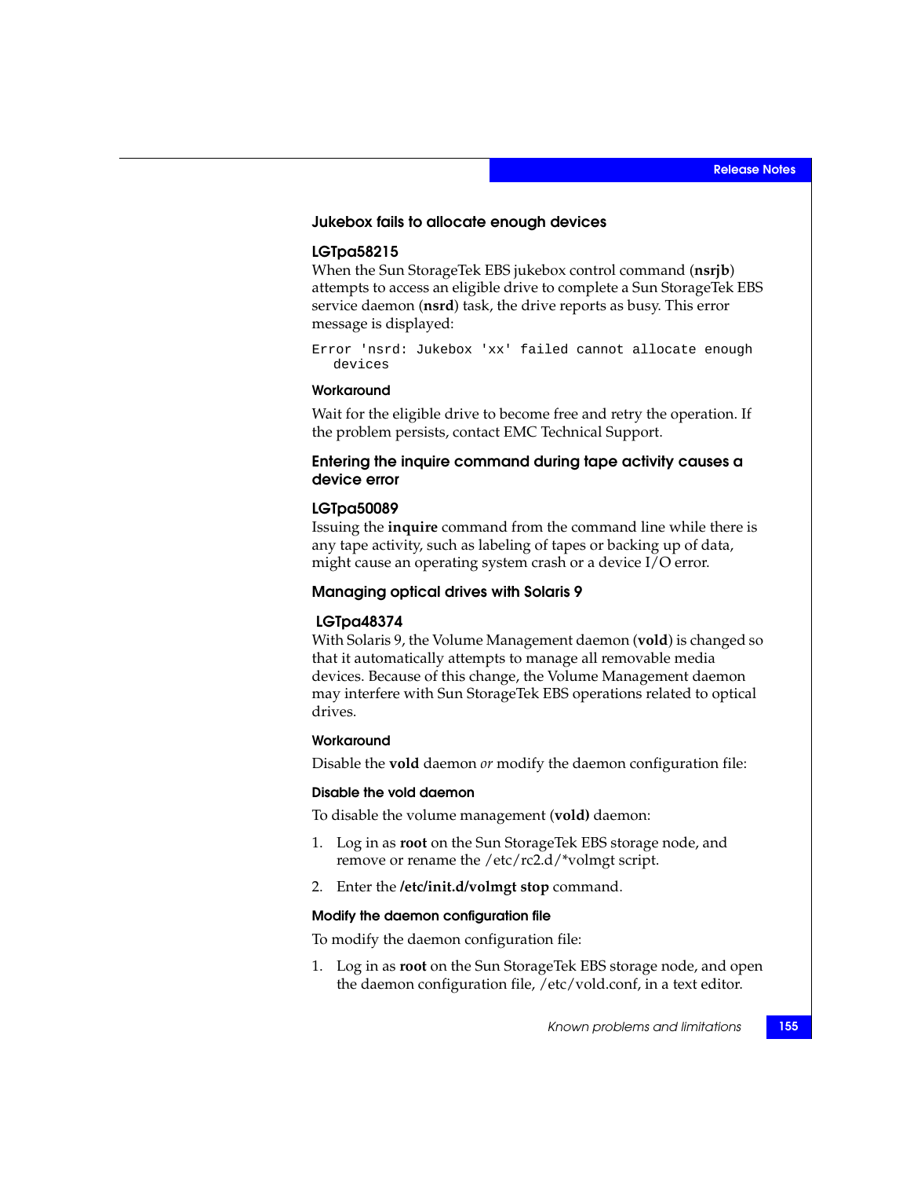### Jukebox fails to allocate enough devices

#### LGTpa58215

When the Sun StorageTek EBS jukebox control command (**nsrjb**) attempts to access an eligible drive to complete a Sun StorageTek EBS service daemon (**nsrd**) task, the drive reports as busy. This error message is displayed:

```
Error 'nsrd: Jukebox 'xx' failed cannot allocate enough
   devices
```

##### Workaround

Wait for the eligible drive to become free and retry the operation. If the problem persists, contact EMC Technical Support.

### Entering the inquire command during tape activity causes a device error

#### LGTpa50089

Issuing the **inquire** command from the command line while there is any tape activity, such as labeling of tapes or backing up of data, might cause an operating system crash or a device I/O error.

### Managing optical drives with Solaris 9

#### LGTpa48374

With Solaris 9, the Volume Management daemon (**vold**) is changed so that it automatically attempts to manage all removable media devices. Because of this change, the Volume Management daemon may interfere with Sun StorageTek EBS operations related to optical drives.

##### Workaround

Disable the **vold** daemon *or* modify the daemon configuration file:

###### Disable the vold daemon

To disable the volume management (**vold)** daemon:

1. Log in as **root** on the Sun StorageTek EBS storage node, and remove or rename the /etc/rc2.d/*volmgt script.
2. Enter the **/etc/init.d/volmgt stop** command.

###### Modify the daemon configuration file

To modify the daemon configuration file:

1. Log in as **root** on the Sun StorageTek EBS storage node, and open the daemon configuration file, /etc/vold.conf, in a text editor.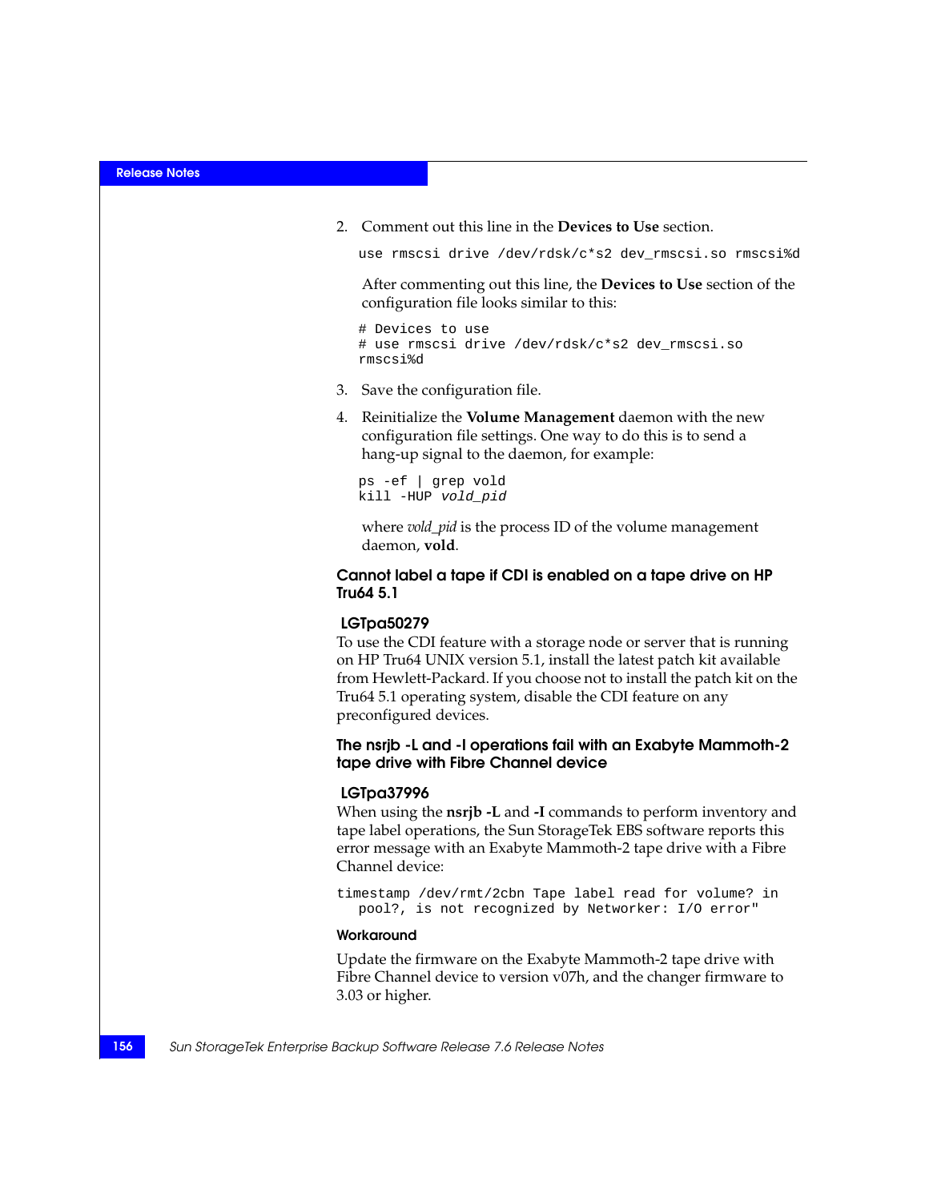2. Comment out this line in the **Devices to Use** section.

```
use rmscsi drive /dev/rdsk/c*s2 dev_rmscsi.so rmscsi%d
```

After commenting out this line, the **Devices to Use** section of the configuration file looks similar to this:

```
# Devices to use
# use rmscsi drive /dev/rdsk/c*s2 dev_rmscsi.so
rmscsi%d
```

3. Save the configuration file.

4. Reinitialize the **Volume Management** daemon with the new configuration file settings. One way to do this is to send a hang-up signal to the daemon, for example:

```
ps -ef | grep vold
kill -HUP vold_pid
```

where *vold_pid* is the process ID of the volume management daemon, **vold**.

### Cannot label a tape if CDI is enabled on a tape drive on HP Tru64 5.1

#### LGTpa50279

To use the CDI feature with a storage node or server that is running on HP Tru64 UNIX version 5.1, install the latest patch kit available from Hewlett-Packard. If you choose not to install the patch kit on the Tru64 5.1 operating system, disable the CDI feature on any preconfigured devices.

### The nsrjb -L and -I operations fail with an Exabyte Mammoth-2 tape drive with Fibre Channel device

#### LGTpa37996

When using the **nsrjb -L** and **-I** commands to perform inventory and tape label operations, the Sun StorageTek EBS software reports this error message with an Exabyte Mammoth-2 tape drive with a Fibre Channel device:

```
timestamp /dev/rmt/2cbn Tape label read for volume? in
   pool?, is not recognized by Networker: I/O error"
```

#### Workaround

Update the firmware on the Exabyte Mammoth-2 tape drive with Fibre Channel device to version v07h, and the changer firmware to 3.03 or higher.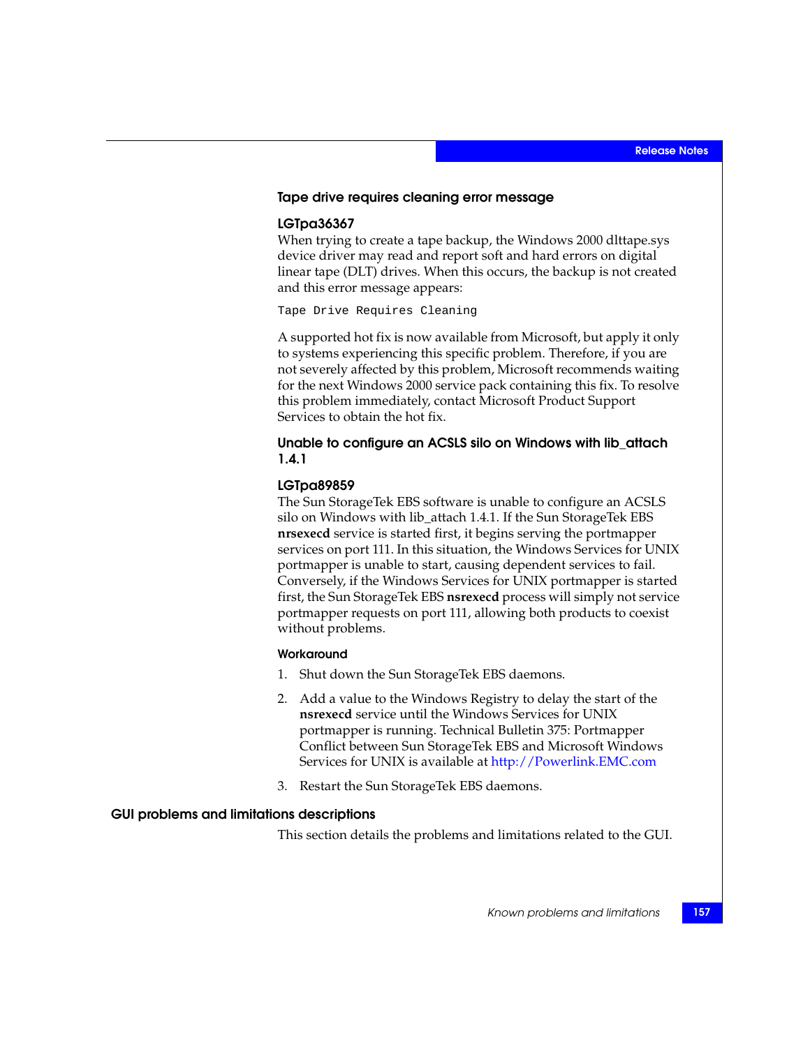### Tape drive requires cleaning error message

#### LGTpa36367

When trying to create a tape backup, the Windows 2000 dlttape.sys device driver may read and report soft and hard errors on digital linear tape (DLT) drives. When this occurs, the backup is not created and this error message appears:

```
Tape Drive Requires Cleaning
```

A supported hot fix is now available from Microsoft, but apply it only to systems experiencing this specific problem. Therefore, if you are not severely affected by this problem, Microsoft recommends waiting for the next Windows 2000 service pack containing this fix. To resolve this problem immediately, contact Microsoft Product Support Services to obtain the hot fix.

### Unable to configure an ACSLS silo on Windows with lib_attach 1.4.1

#### LGTpa89859

The Sun StorageTek EBS software is unable to configure an ACSLS silo on Windows with lib_attach 1.4.1. If the Sun StorageTek EBS **nrsexecd** service is started first, it begins serving the portmapper services on port 111. In this situation, the Windows Services for UNIX portmapper is unable to start, causing dependent services to fail. Conversely, if the Windows Services for UNIX portmapper is started first, the Sun StorageTek EBS **nsrexecd** process will simply not service portmapper requests on port 111, allowing both products to coexist without problems.

##### Workaround

1. Shut down the Sun StorageTek EBS daemons.
2. Add a value to the Windows Registry to delay the start of the **nsrexecd** service until the Windows Services for UNIX portmapper is running. Technical Bulletin 375: Portmapper Conflict between Sun StorageTek EBS and Microsoft Windows Services for UNIX is available at http://Powerlink.EMC.com
3. Restart the Sun StorageTek EBS daemons.

## GUI problems and limitations descriptions

This section details the problems and limitations related to the GUI.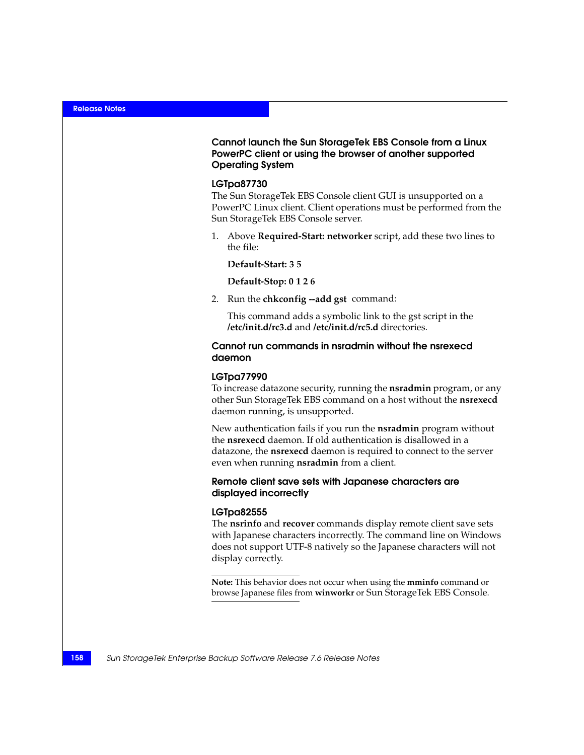### Cannot launch the Sun StorageTek EBS Console from a Linux PowerPC client or using the browser of another supported Operating System

#### LGTpa87730

The Sun StorageTek EBS Console client GUI is unsupported on a PowerPC Linux client. Client operations must be performed from the Sun StorageTek EBS Console server.

1. Above **Required-Start: networker** script, add these two lines to the file:

   **Default-Start: 3 5**

   **Default-Stop: 0 1 2 6**

2. Run the **chkconfig --add gst** command:

   This command adds a symbolic link to the gst script in the **/etc/init.d/rc3.d** and **/etc/init.d/rc5.d** directories.

### Cannot run commands in nsradmin without the nsrexecd daemon

#### LGTpa77990

To increase datazone security, running the **nsradmin** program, or any other Sun StorageTek EBS command on a host without the **nsrexecd** daemon running, is unsupported.

New authentication fails if you run the **nsradmin** program without the **nsrexecd** daemon. If old authentication is disallowed in a datazone, the **nsrexecd** daemon is required to connect to the server even when running **nsradmin** from a client.

### Remote client save sets with Japanese characters are displayed incorrectly

#### LGTpa82555

The **nsrinfo** and **recover** commands display remote client save sets with Japanese characters incorrectly. The command line on Windows does not support UTF-8 natively so the Japanese characters will not display correctly.

---

**Note:** This behavior does not occur when using the **mminfo** command or browse Japanese files from **winworkr** or Sun StorageTek EBS Console.

---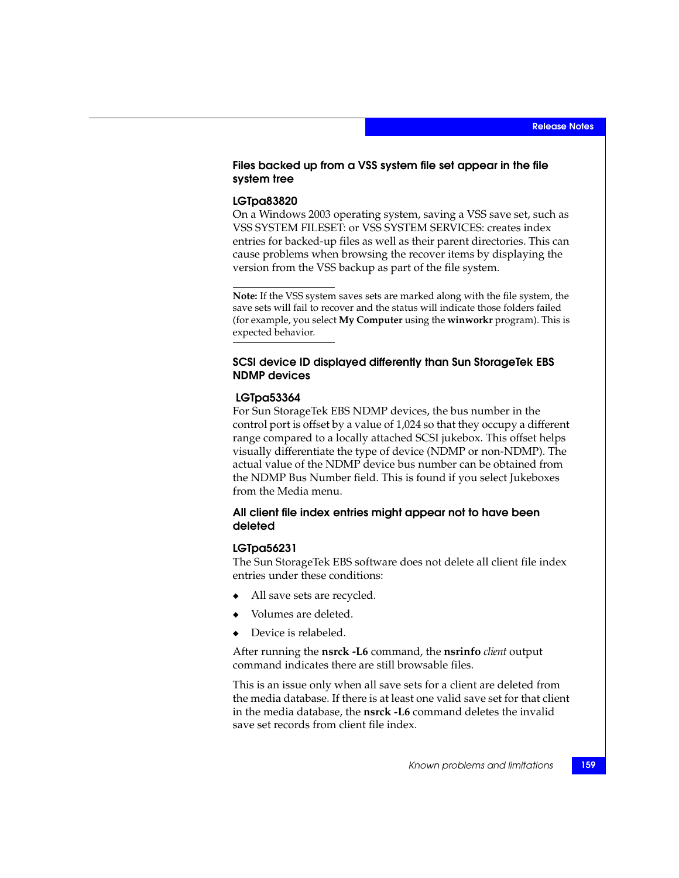### Files backed up from a VSS system file set appear in the file system tree

#### LGTpa83820

On a Windows 2003 operating system, saving a VSS save set, such as VSS SYSTEM FILESET: or VSS SYSTEM SERVICES: creates index entries for backed-up files as well as their parent directories. This can cause problems when browsing the recover items by displaying the version from the VSS backup as part of the file system.

---

**Note:** If the VSS system saves sets are marked along with the file system, the save sets will fail to recover and the status will indicate those folders failed (for example, you select **My Computer** using the **winworkr** program). This is expected behavior.

---

### SCSI device ID displayed differently than Sun StorageTek EBS NDMP devices

#### LGTpa53364

For Sun StorageTek EBS NDMP devices, the bus number in the control port is offset by a value of 1,024 so that they occupy a different range compared to a locally attached SCSI jukebox. This offset helps visually differentiate the type of device (NDMP or non-NDMP). The actual value of the NDMP device bus number can be obtained from the NDMP Bus Number field. This is found if you select Jukeboxes from the Media menu.

### All client file index entries might appear not to have been deleted

#### LGTpa56231

The Sun StorageTek EBS software does not delete all client file index entries under these conditions:

- All save sets are recycled.
- Volumes are deleted.
- Device is relabeled.

After running the **nsrck -L6** command, the **nsrinfo** *client* output command indicates there are still browsable files.

This is an issue only when all save sets for a client are deleted from the media database. If there is at least one valid save set for that client in the media database, the **nsrck -L6** command deletes the invalid save set records from client file index.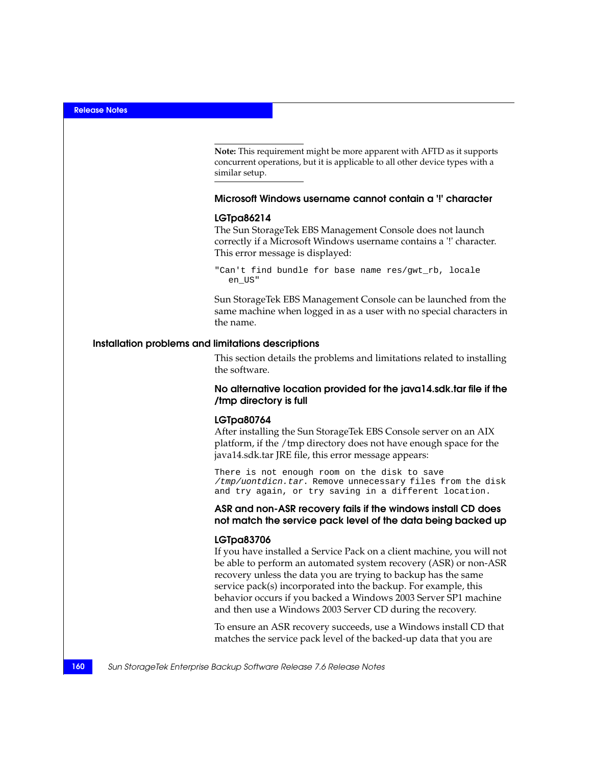**Note:** This requirement might be more apparent with AFTD as it supports concurrent operations, but it is applicable to all other device types with a similar setup.

### Microsoft Windows username cannot contain a '!' character

#### LGTpa86214

The Sun StorageTek EBS Management Console does not launch correctly if a Microsoft Windows username contains a '!' character. This error message is displayed:

```
"Can't find bundle for base name res/gwt_rb, locale
   en_US"
```

Sun StorageTek EBS Management Console can be launched from the same machine when logged in as a user with no special characters in the name.

## Installation problems and limitations descriptions

This section details the problems and limitations related to installing the software.

### No alternative location provided for the java14.sdk.tar file if the /tmp directory is full

#### LGTpa80764

After installing the Sun StorageTek EBS Console server on an AIX platform, if the /tmp directory does not have enough space for the java14.sdk.tar JRE file, this error message appears:

```
There is not enough room on the disk to save
/tmp/uontdicn.tar. Remove unnecessary files from the disk
and try again, or try saving in a different location.
```

### ASR and non-ASR recovery fails if the windows install CD does not match the service pack level of the data being backed up

#### LGTpa83706

If you have installed a Service Pack on a client machine, you will not be able to perform an automated system recovery (ASR) or non-ASR recovery unless the data you are trying to backup has the same service pack(s) incorporated into the backup. For example, this behavior occurs if you backed a Windows 2003 Server SP1 machine and then use a Windows 2003 Server CD during the recovery.

To ensure an ASR recovery succeeds, use a Windows install CD that matches the service pack level of the backed-up data that you are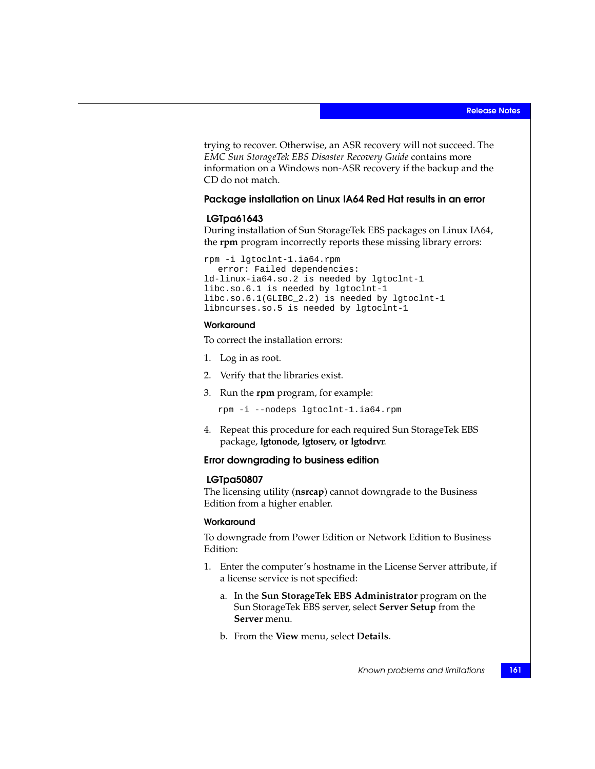trying to recover. Otherwise, an ASR recovery will not succeed. The *EMC Sun StorageTek EBS Disaster Recovery Guide* contains more information on a Windows non-ASR recovery if the backup and the CD do not match.

### Package installation on Linux IA64 Red Hat results in an error

#### LGTpa61643

During installation of Sun StorageTek EBS packages on Linux IA64, the **rpm** program incorrectly reports these missing library errors:

```
rpm -i lgtoclnt-1.ia64.rpm
   error: Failed dependencies:
ld-linux-ia64.so.2 is needed by lgtoclnt-1
libc.so.6.1 is needed by lgtoclnt-1
libc.so.6.1(GLIBC_2.2) is needed by lgtoclnt-1
libncurses.so.5 is needed by lgtoclnt-1
```

##### Workaround

To correct the installation errors:

1. Log in as root.
2. Verify that the libraries exist.
3. Run the **rpm** program, for example:

   ```
   rpm -i --nodeps lgtoclnt-1.ia64.rpm
   ```

4. Repeat this procedure for each required Sun StorageTek EBS package, **lgtonode, lgtoserv, or lgtodrvr**.

### Error downgrading to business edition

#### LGTpa50807

The licensing utility (**nsrcap**) cannot downgrade to the Business Edition from a higher enabler.

##### Workaround

To downgrade from Power Edition or Network Edition to Business Edition:

1. Enter the computer's hostname in the License Server attribute, if a license service is not specified:

   a. In the **Sun StorageTek EBS Administrator** program on the Sun StorageTek EBS server, select **Server Setup** from the **Server** menu.

   b. From the **View** menu, select **Details**.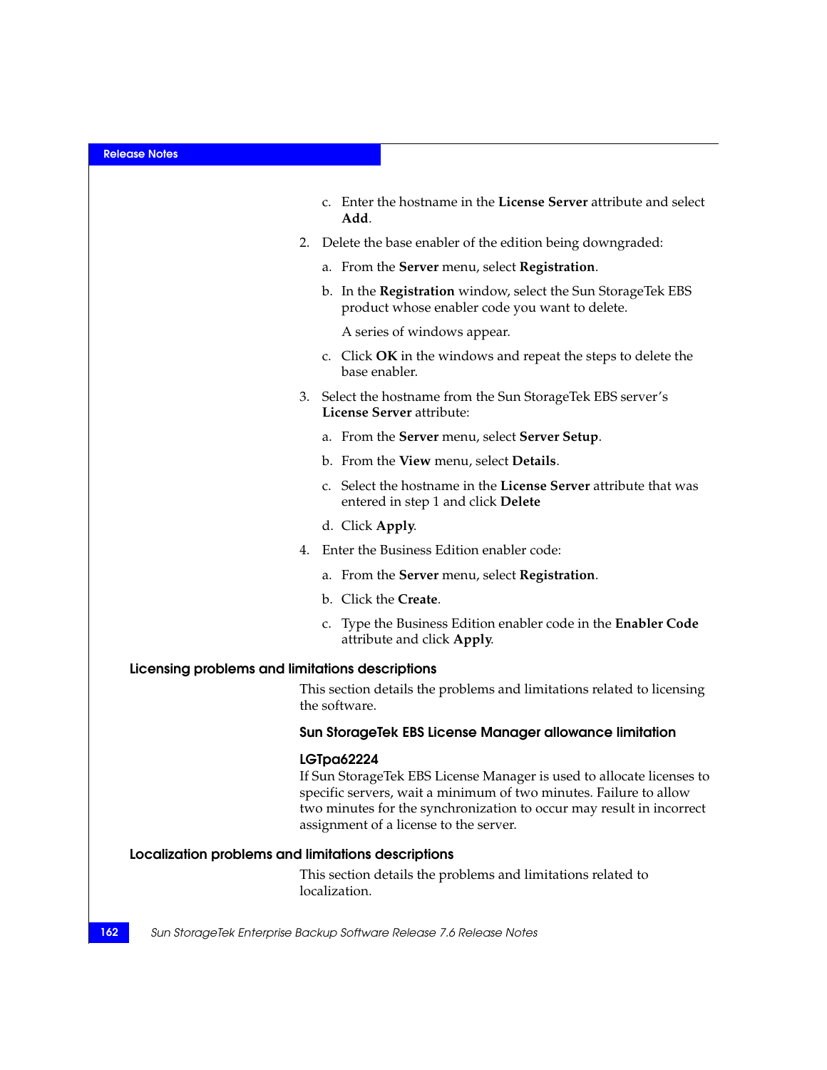c. Enter the hostname in the **License Server** attribute and select **Add**.

2. Delete the base enabler of the edition being downgraded:

   a. From the **Server** menu, select **Registration**.

   b. In the **Registration** window, select the Sun StorageTek EBS product whose enabler code you want to delete.

      A series of windows appear.

   c. Click **OK** in the windows and repeat the steps to delete the base enabler.

3. Select the hostname from the Sun StorageTek EBS server's **License Server** attribute:

   a. From the **Server** menu, select **Server Setup**.

   b. From the **View** menu, select **Details**.

   c. Select the hostname in the **License Server** attribute that was entered in step 1 and click **Delete**

   d. Click **Apply**.

4. Enter the Business Edition enabler code:

   a. From the **Server** menu, select **Registration**.

   b. Click the **Create**.

   c. Type the Business Edition enabler code in the **Enabler Code** attribute and click **Apply**.

## Licensing problems and limitations descriptions

This section details the problems and limitations related to licensing the software.

### Sun StorageTek EBS License Manager allowance limitation

#### LGTpa62224

If Sun StorageTek EBS License Manager is used to allocate licenses to specific servers, wait a minimum of two minutes. Failure to allow two minutes for the synchronization to occur may result in incorrect assignment of a license to the server.

## Localization problems and limitations descriptions

This section details the problems and limitations related to localization.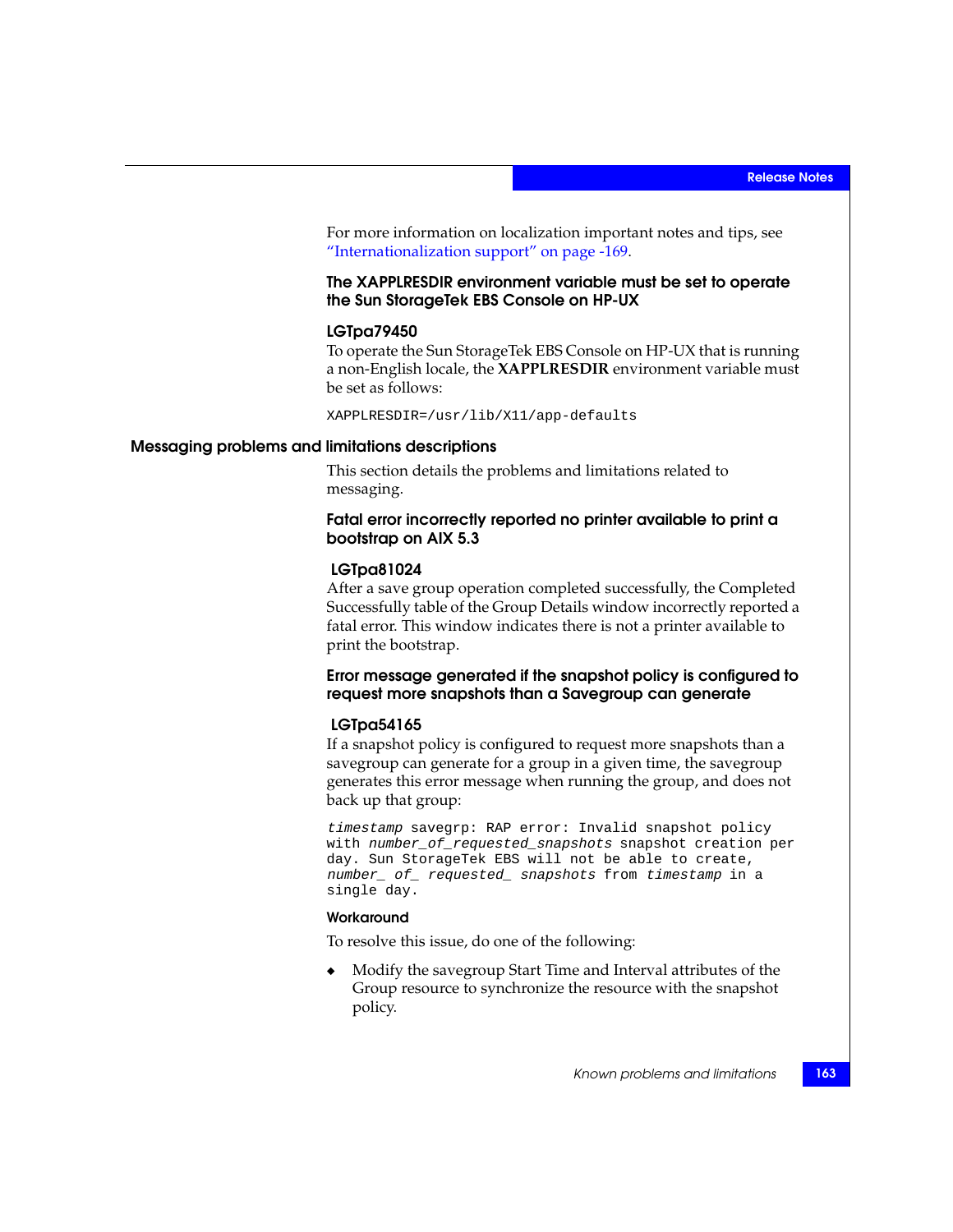For more information on localization important notes and tips, see "Internationalization support" on page -169.

#### The XAPPLRESDIR environment variable must be set to operate the Sun StorageTek EBS Console on HP-UX

##### LGTpa79450

To operate the Sun StorageTek EBS Console on HP-UX that is running a non-English locale, the **XAPPLRESDIR** environment variable must be set as follows:

```
XAPPLRESDIR=/usr/lib/X11/app-defaults
```

### Messaging problems and limitations descriptions

This section details the problems and limitations related to messaging.

#### Fatal error incorrectly reported no printer available to print a bootstrap on AIX 5.3

##### LGTpa81024

After a save group operation completed successfully, the Completed Successfully table of the Group Details window incorrectly reported a fatal error. This window indicates there is not a printer available to print the bootstrap.

#### Error message generated if the snapshot policy is configured to request more snapshots than a Savegroup can generate

##### LGTpa54165

If a snapshot policy is configured to request more snapshots than a savegroup can generate for a group in a given time, the savegroup generates this error message when running the group, and does not back up that group:

```
timestamp savegrp: RAP error: Invalid snapshot policy
with number_of_requested_snapshots snapshot creation per
day. Sun StorageTek EBS will not be able to create,
number_ of_ requested_ snapshots from timestamp in a
single day.
```

##### Workaround

To resolve this issue, do one of the following:

- Modify the savegroup Start Time and Interval attributes of the Group resource to synchronize the resource with the snapshot policy.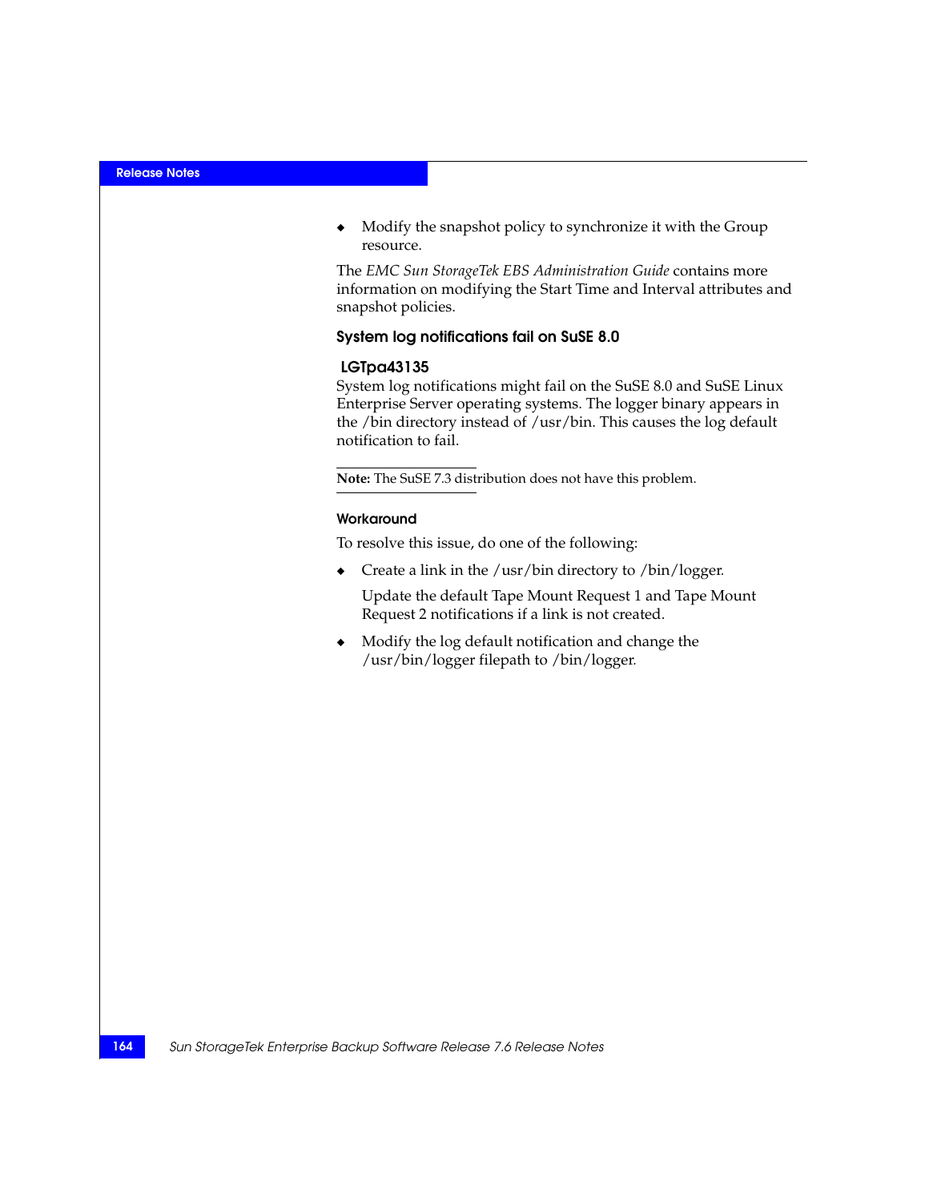- Modify the snapshot policy to synchronize it with the Group resource.

The *EMC Sun StorageTek EBS Administration Guide* contains more information on modifying the Start Time and Interval attributes and snapshot policies.

### System log notifications fail on SuSE 8.0

#### LGTpa43135

System log notifications might fail on the SuSE 8.0 and SuSE Linux Enterprise Server operating systems. The logger binary appears in the /bin directory instead of /usr/bin. This causes the log default notification to fail.

**Note:** The SuSE 7.3 distribution does not have this problem.

#### Workaround

To resolve this issue, do one of the following:

- Create a link in the /usr/bin directory to /bin/logger.

  Update the default Tape Mount Request 1 and Tape Mount Request 2 notifications if a link is not created.

- Modify the log default notification and change the /usr/bin/logger filepath to /bin/logger.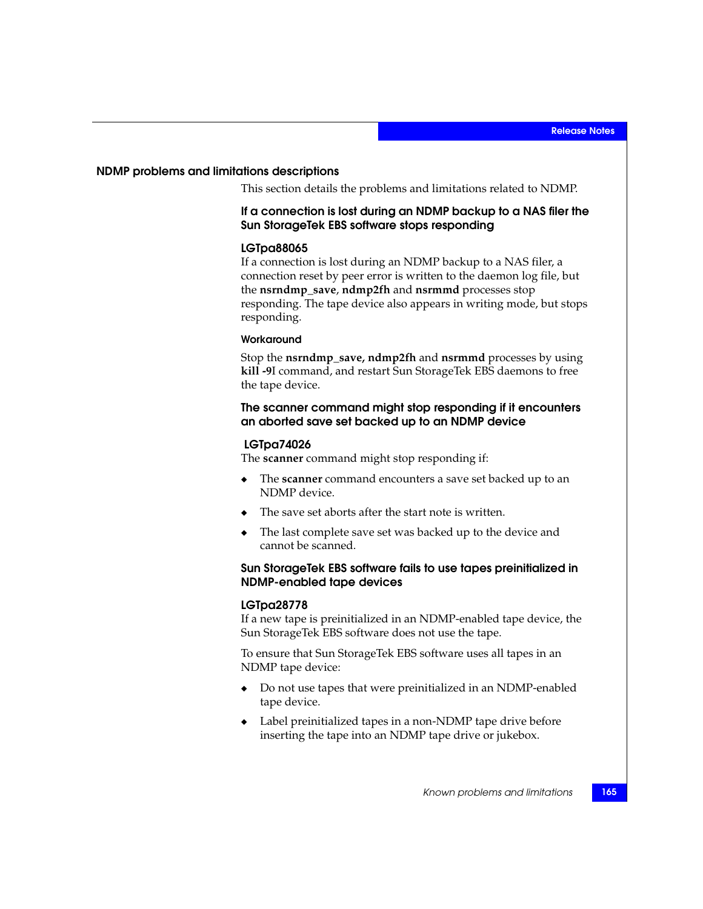## NDMP problems and limitations descriptions

This section details the problems and limitations related to NDMP.

### If a connection is lost during an NDMP backup to a NAS filer the Sun StorageTek EBS software stops responding

#### LGTpa88065

If a connection is lost during an NDMP backup to a NAS filer, a connection reset by peer error is written to the daemon log file, but the **nsrndmp_save**, **ndmp2fh** and **nsrmmd** processes stop responding. The tape device also appears in writing mode, but stops responding.

##### Workaround

Stop the **nsrndmp_save, ndmp2fh** and **nsrmmd** processes by using **kill -9**I command, and restart Sun StorageTek EBS daemons to free the tape device.

### The scanner command might stop responding if it encounters an aborted save set backed up to an NDMP device

#### LGTpa74026

The **scanner** command might stop responding if:

- The **scanner** command encounters a save set backed up to an NDMP device.
- The save set aborts after the start note is written.
- The last complete save set was backed up to the device and cannot be scanned.

### Sun StorageTek EBS software fails to use tapes preinitialized in NDMP-enabled tape devices

#### LGTpa28778

If a new tape is preinitialized in an NDMP-enabled tape device, the Sun StorageTek EBS software does not use the tape.

To ensure that Sun StorageTek EBS software uses all tapes in an NDMP tape device:

- Do not use tapes that were preinitialized in an NDMP-enabled tape device.
- Label preinitialized tapes in a non-NDMP tape drive before inserting the tape into an NDMP tape drive or jukebox.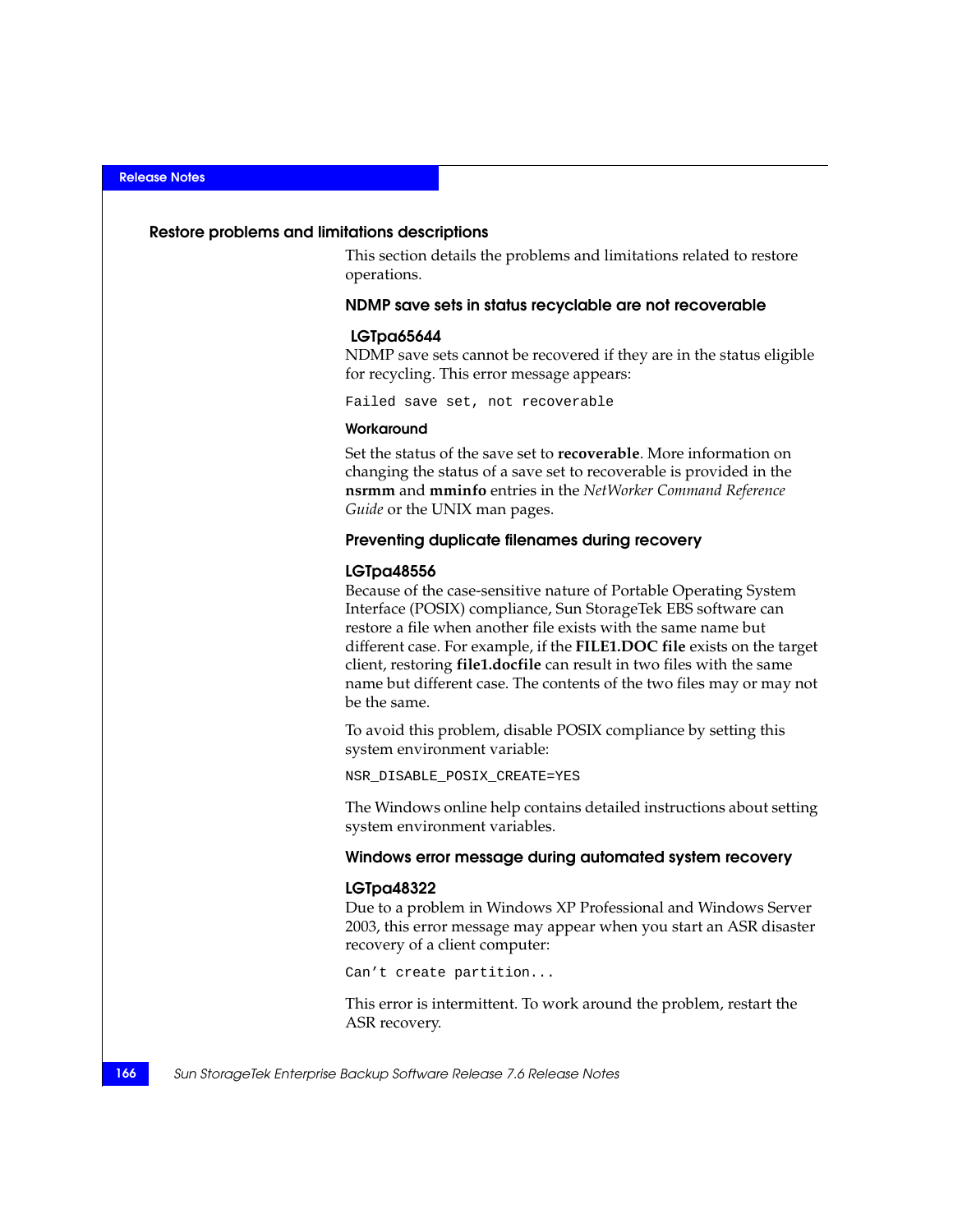## Restore problems and limitations descriptions

This section details the problems and limitations related to restore operations.

### NDMP save sets in status recyclable are not recoverable

#### LGTpa65644

NDMP save sets cannot be recovered if they are in the status eligible for recycling. This error message appears:

```
Failed save set, not recoverable
```

#### Workaround

Set the status of the save set to **recoverable**. More information on changing the status of a save set to recoverable is provided in the **nsrmm** and **mminfo** entries in the *NetWorker Command Reference Guide* or the UNIX man pages.

### Preventing duplicate filenames during recovery

#### LGTpa48556

Because of the case-sensitive nature of Portable Operating System Interface (POSIX) compliance, Sun StorageTek EBS software can restore a file when another file exists with the same name but different case. For example, if the **FILE1.DOC file** exists on the target client, restoring **file1.docfile** can result in two files with the same name but different case. The contents of the two files may or may not be the same.

To avoid this problem, disable POSIX compliance by setting this system environment variable:

```
NSR_DISABLE_POSIX_CREATE=YES
```

The Windows online help contains detailed instructions about setting system environment variables.

### Windows error message during automated system recovery

#### LGTpa48322

Due to a problem in Windows XP Professional and Windows Server 2003, this error message may appear when you start an ASR disaster recovery of a client computer:

```
Can't create partition...
```

This error is intermittent. To work around the problem, restart the ASR recovery.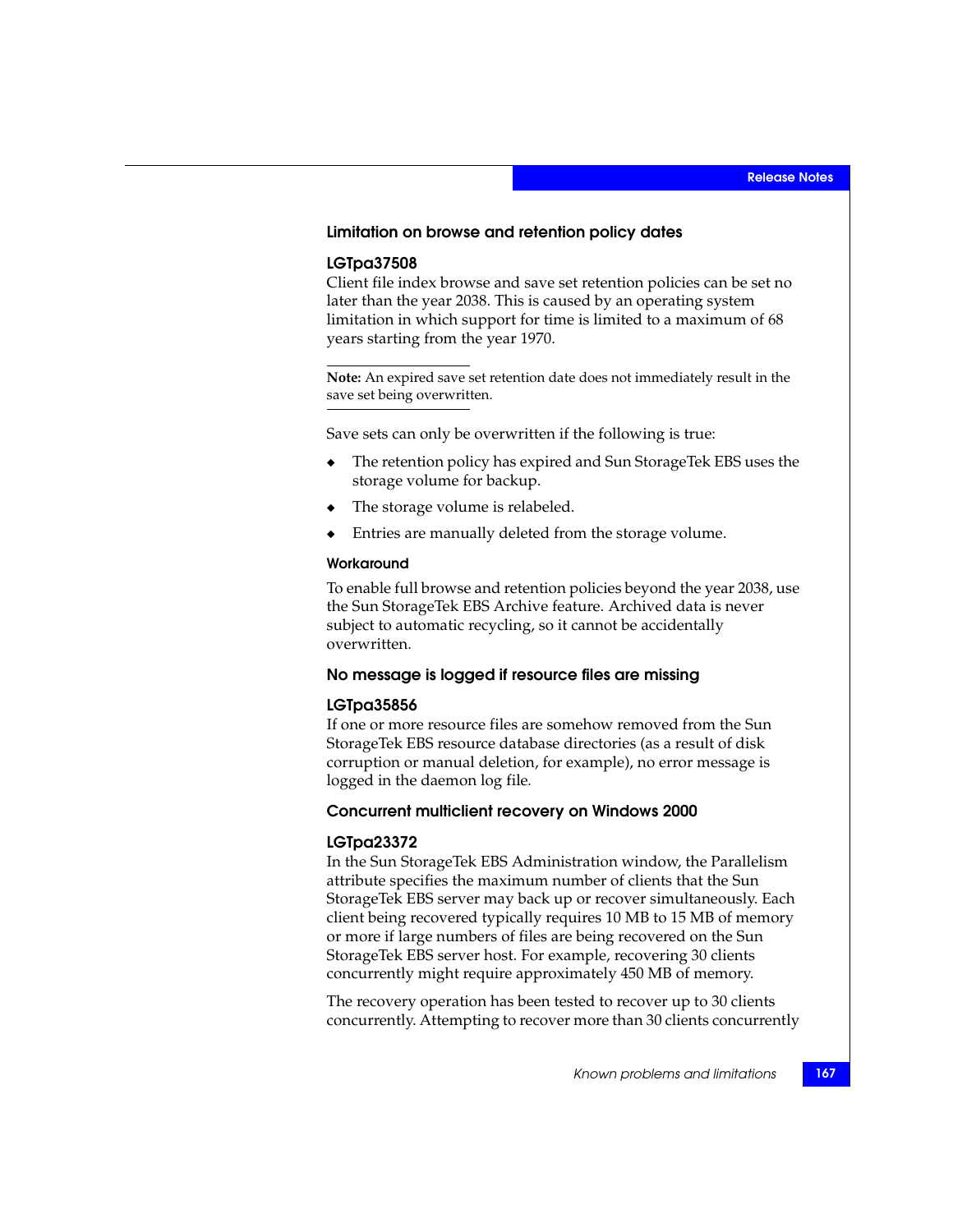### Limitation on browse and retention policy dates

#### LGTpa37508

Client file index browse and save set retention policies can be set no later than the year 2038. This is caused by an operating system limitation in which support for time is limited to a maximum of 68 years starting from the year 1970.

---

**Note:** An expired save set retention date does not immediately result in the save set being overwritten.

---

Save sets can only be overwritten if the following is true:

- The retention policy has expired and Sun StorageTek EBS uses the storage volume for backup.
- The storage volume is relabeled.
- Entries are manually deleted from the storage volume.

#### Workaround

To enable full browse and retention policies beyond the year 2038, use the Sun StorageTek EBS Archive feature. Archived data is never subject to automatic recycling, so it cannot be accidentally overwritten.

### No message is logged if resource files are missing

#### LGTpa35856

If one or more resource files are somehow removed from the Sun StorageTek EBS resource database directories (as a result of disk corruption or manual deletion, for example), no error message is logged in the daemon log file.

### Concurrent multiclient recovery on Windows 2000

#### LGTpa23372

In the Sun StorageTek EBS Administration window, the Parallelism attribute specifies the maximum number of clients that the Sun StorageTek EBS server may back up or recover simultaneously. Each client being recovered typically requires 10 MB to 15 MB of memory or more if large numbers of files are being recovered on the Sun StorageTek EBS server host. For example, recovering 30 clients concurrently might require approximately 450 MB of memory.

The recovery operation has been tested to recover up to 30 clients concurrently. Attempting to recover more than 30 clients concurrently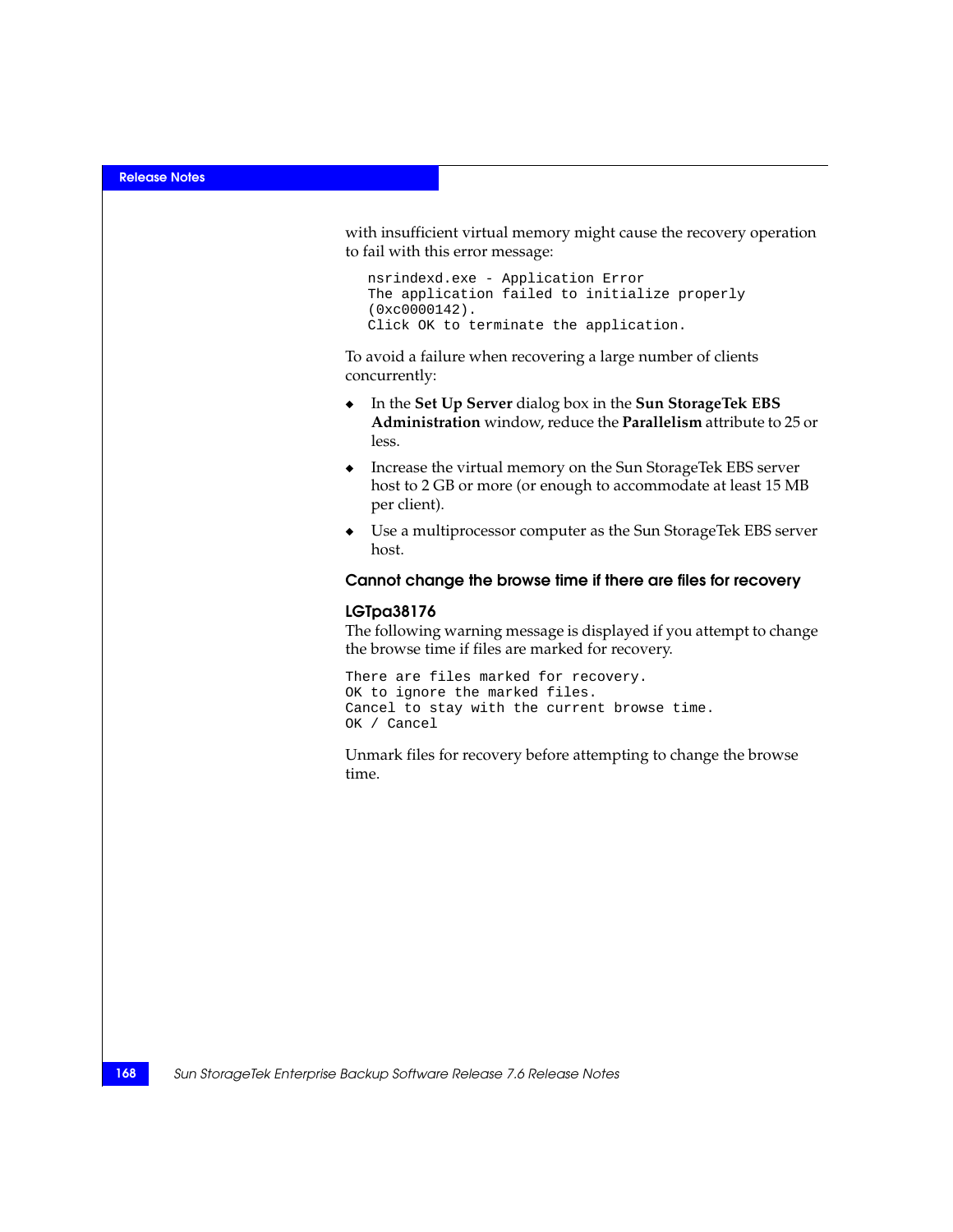with insufficient virtual memory might cause the recovery operation to fail with this error message:

```
nsrindexd.exe - Application Error
The application failed to initialize properly
(0xc0000142).
Click OK to terminate the application.
```

To avoid a failure when recovering a large number of clients concurrently:

- In the **Set Up Server** dialog box in the **Sun StorageTek EBS Administration** window, reduce the **Parallelism** attribute to 25 or less.
- Increase the virtual memory on the Sun StorageTek EBS server host to 2 GB or more (or enough to accommodate at least 15 MB per client).
- Use a multiprocessor computer as the Sun StorageTek EBS server host.

### Cannot change the browse time if there are files for recovery

#### LGTpa38176

The following warning message is displayed if you attempt to change the browse time if files are marked for recovery.

```
There are files marked for recovery.
OK to ignore the marked files.
Cancel to stay with the current browse time.
OK / Cancel
```

Unmark files for recovery before attempting to change the browse time.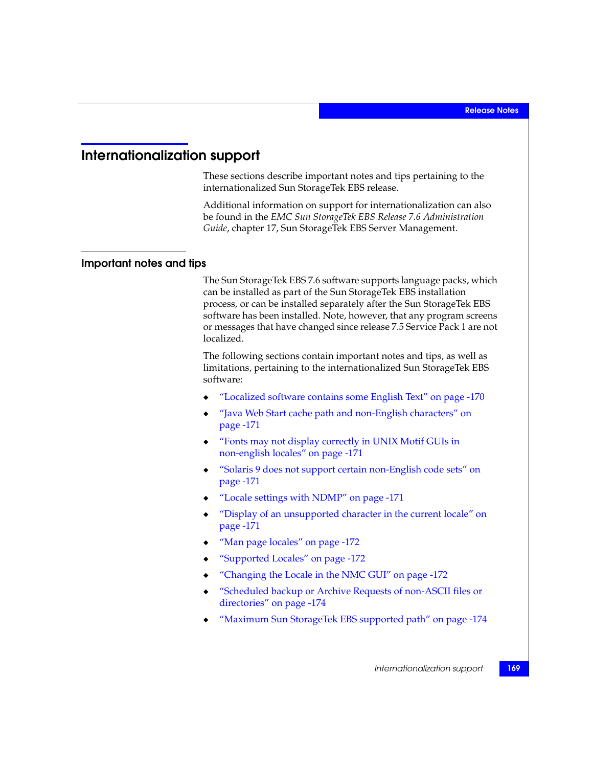# Internationalization support

These sections describe important notes and tips pertaining to the internationalized Sun StorageTek EBS release.

Additional information on support for internationalization can also be found in the *EMC Sun StorageTek EBS Release 7.6 Administration Guide*, chapter 17, Sun StorageTek EBS Server Management.

## Important notes and tips

The Sun StorageTek EBS 7.6 software supports language packs, which can be installed as part of the Sun StorageTek EBS installation process, or can be installed separately after the Sun StorageTek EBS software has been installed. Note, however, that any program screens or messages that have changed since release 7.5 Service Pack 1 are not localized.

The following sections contain important notes and tips, as well as limitations, pertaining to the internationalized Sun StorageTek EBS software:

- "Localized software contains some English Text" on page -170
- "Java Web Start cache path and non-English characters" on page -171
- "Fonts may not display correctly in UNIX Motif GUIs in non-english locales" on page -171
- "Solaris 9 does not support certain non-English code sets" on page -171
- "Locale settings with NDMP" on page -171
- "Display of an unsupported character in the current locale" on page -171
- "Man page locales" on page -172
- "Supported Locales" on page -172
- "Changing the Locale in the NMC GUI" on page -172
- "Scheduled backup or Archive Requests of non-ASCII files or directories" on page -174
- "Maximum Sun StorageTek EBS supported path" on page -174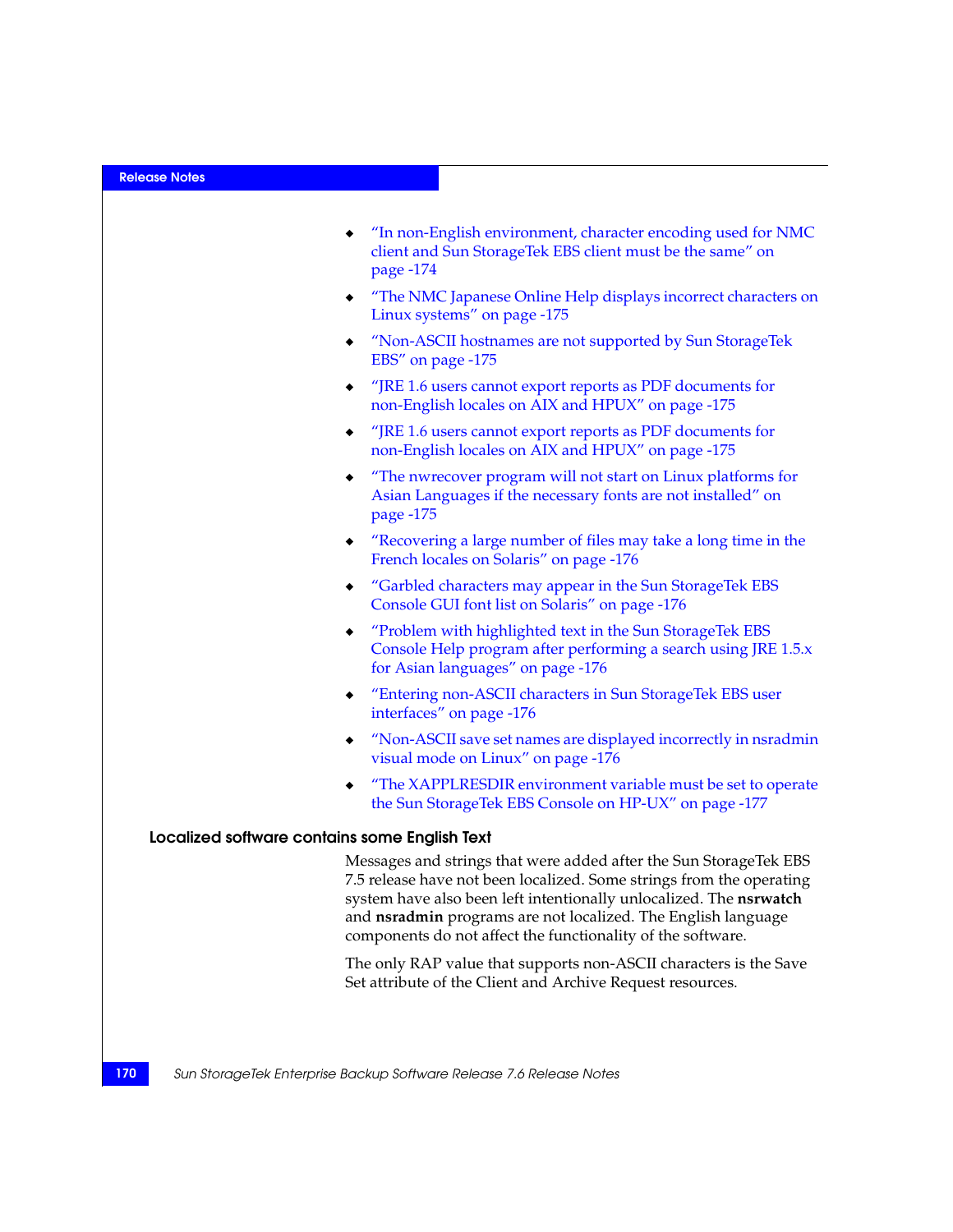- "In non-English environment, character encoding used for NMC client and Sun StorageTek EBS client must be the same" on page -174
- "The NMC Japanese Online Help displays incorrect characters on Linux systems" on page -175
- "Non-ASCII hostnames are not supported by Sun StorageTek EBS" on page -175
- "JRE 1.6 users cannot export reports as PDF documents for non-English locales on AIX and HPUX" on page -175
- "JRE 1.6 users cannot export reports as PDF documents for non-English locales on AIX and HPUX" on page -175
- "The nwrecover program will not start on Linux platforms for Asian Languages if the necessary fonts are not installed" on page -175
- "Recovering a large number of files may take a long time in the French locales on Solaris" on page -176
- "Garbled characters may appear in the Sun StorageTek EBS Console GUI font list on Solaris" on page -176
- "Problem with highlighted text in the Sun StorageTek EBS Console Help program after performing a search using JRE 1.5.x for Asian languages" on page -176
- "Entering non-ASCII characters in Sun StorageTek EBS user interfaces" on page -176
- "Non-ASCII save set names are displayed incorrectly in nsradmin visual mode on Linux" on page -176
- "The XAPPLRESDIR environment variable must be set to operate the Sun StorageTek EBS Console on HP-UX" on page -177

### Localized software contains some English Text

Messages and strings that were added after the Sun StorageTek EBS 7.5 release have not been localized. Some strings from the operating system have also been left intentionally unlocalized. The **nsrwatch** and **nsradmin** programs are not localized. The English language components do not affect the functionality of the software.

The only RAP value that supports non-ASCII characters is the Save Set attribute of the Client and Archive Request resources.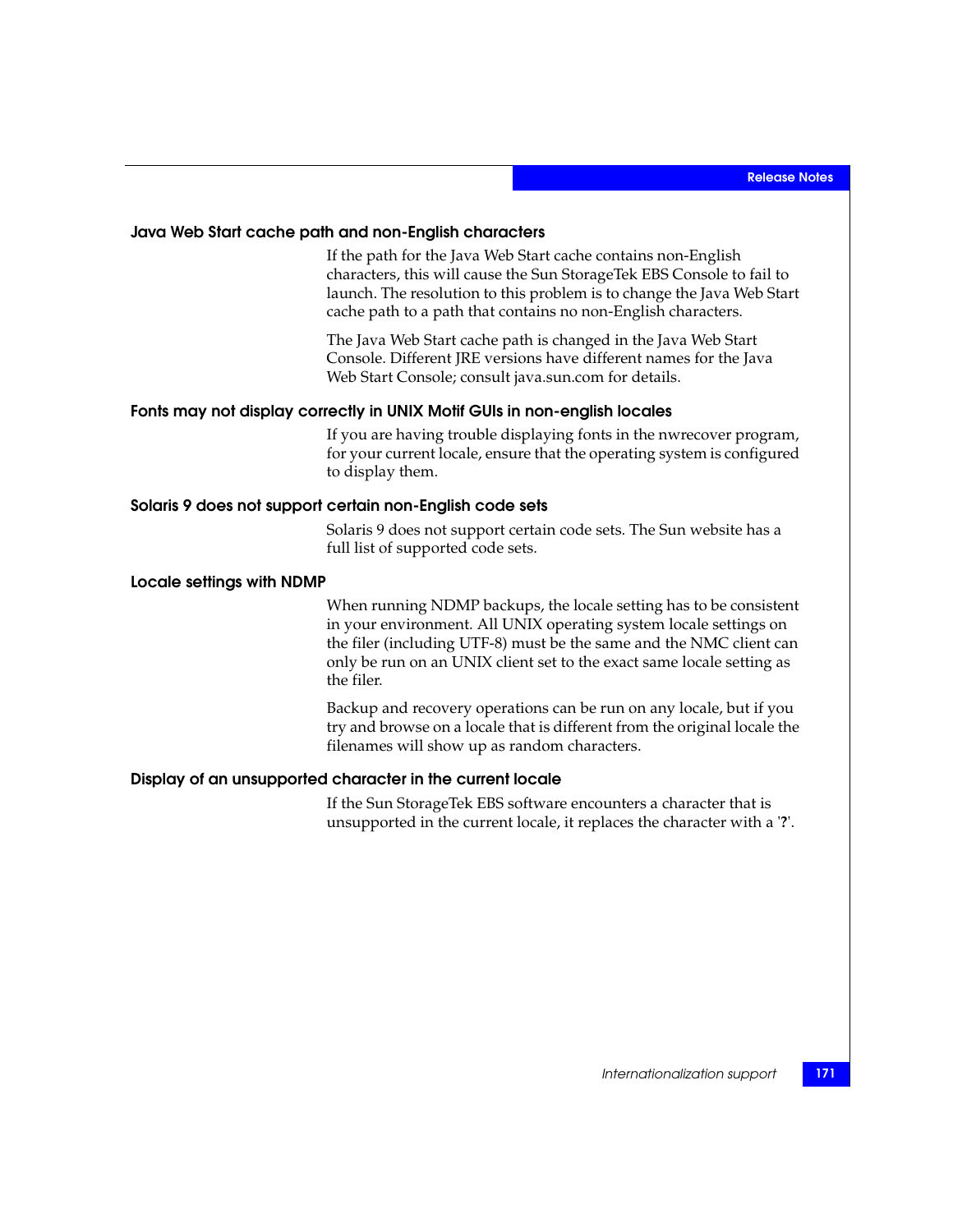### Java Web Start cache path and non-English characters

If the path for the Java Web Start cache contains non-English characters, this will cause the Sun StorageTek EBS Console to fail to launch. The resolution to this problem is to change the Java Web Start cache path to a path that contains no non-English characters.

The Java Web Start cache path is changed in the Java Web Start Console. Different JRE versions have different names for the Java Web Start Console; consult java.sun.com for details.

### Fonts may not display correctly in UNIX Motif GUIs in non-english locales

If you are having trouble displaying fonts in the nwrecover program, for your current locale, ensure that the operating system is configured to display them.

### Solaris 9 does not support certain non-English code sets

Solaris 9 does not support certain code sets. The Sun website has a full list of supported code sets.

### Locale settings with NDMP

When running NDMP backups, the locale setting has to be consistent in your environment. All UNIX operating system locale settings on the filer (including UTF-8) must be the same and the NMC client can only be run on an UNIX client set to the exact same locale setting as the filer.

Backup and recovery operations can be run on any locale, but if you try and browse on a locale that is different from the original locale the filenames will show up as random characters.

### Display of an unsupported character in the current locale

If the Sun StorageTek EBS software encounters a character that is unsupported in the current locale, it replaces the character with a '**?**'.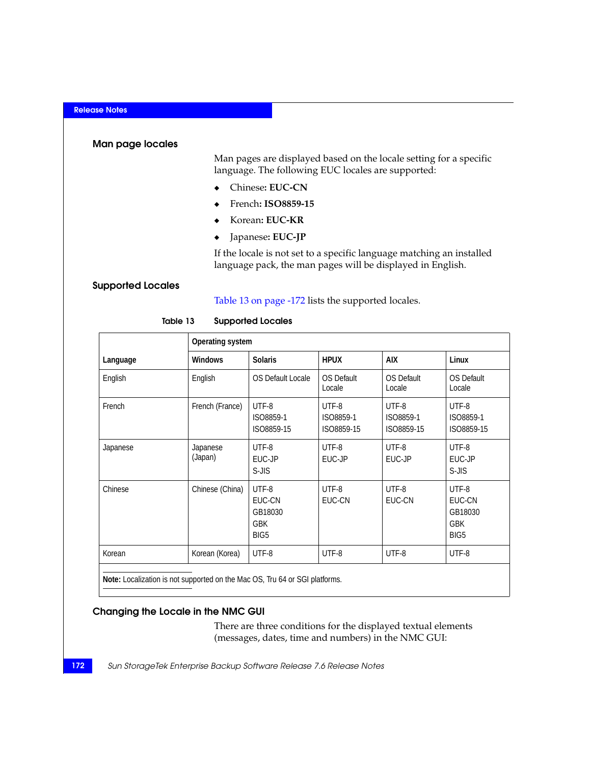## Man page locales

Man pages are displayed based on the locale setting for a specific language. The following EUC locales are supported:

- Chinese: **EUC-CN**
- French: **ISO8859-15**
- Korean: **EUC-KR**
- Japanese: **EUC-JP**

If the locale is not set to a specific language matching an installed language pack, the man pages will be displayed in English.

## Supported Locales

Table 13 on page -172 lists the supported locales.

**Table 13 Supported Locales**

| Language | Operating system | | | | |
|---|---|---|---|---|---|
| | **Windows** | **Solaris** | **HPUX** | **AIX** | **Linux** |
| English | English | OS Default Locale | OS Default Locale | OS Default Locale | OS Default Locale |
| French | French (France) | UTF-8<br>ISO8859-1<br>ISO8859-15 | UTF-8<br>ISO8859-1<br>ISO8859-15 | UTF-8<br>ISO8859-1<br>ISO8859-15 | UTF-8<br>ISO8859-1<br>ISO8859-15 |
| Japanese | Japanese (Japan) | UTF-8<br>EUC-JP<br>S-JIS | UTF-8<br>EUC-JP | UTF-8<br>EUC-JP | UTF-8<br>EUC-JP<br>S-JIS |
| Chinese | Chinese (China) | UTF-8<br>EUC-CN<br>GB18030<br>GBK<br>BIG5 | UTF-8<br>EUC-CN | UTF-8<br>EUC-CN | UTF-8<br>EUC-CN<br>GB18030<br>GBK<br>BIG5 |
| Korean | Korean (Korea) | UTF-8 | UTF-8 | UTF-8 | UTF-8 |

**Note:** Localization is not supported on the Mac OS, Tru 64 or SGI platforms.

## Changing the Locale in the NMC GUI

There are three conditions for the displayed textual elements (messages, dates, time and numbers) in the NMC GUI: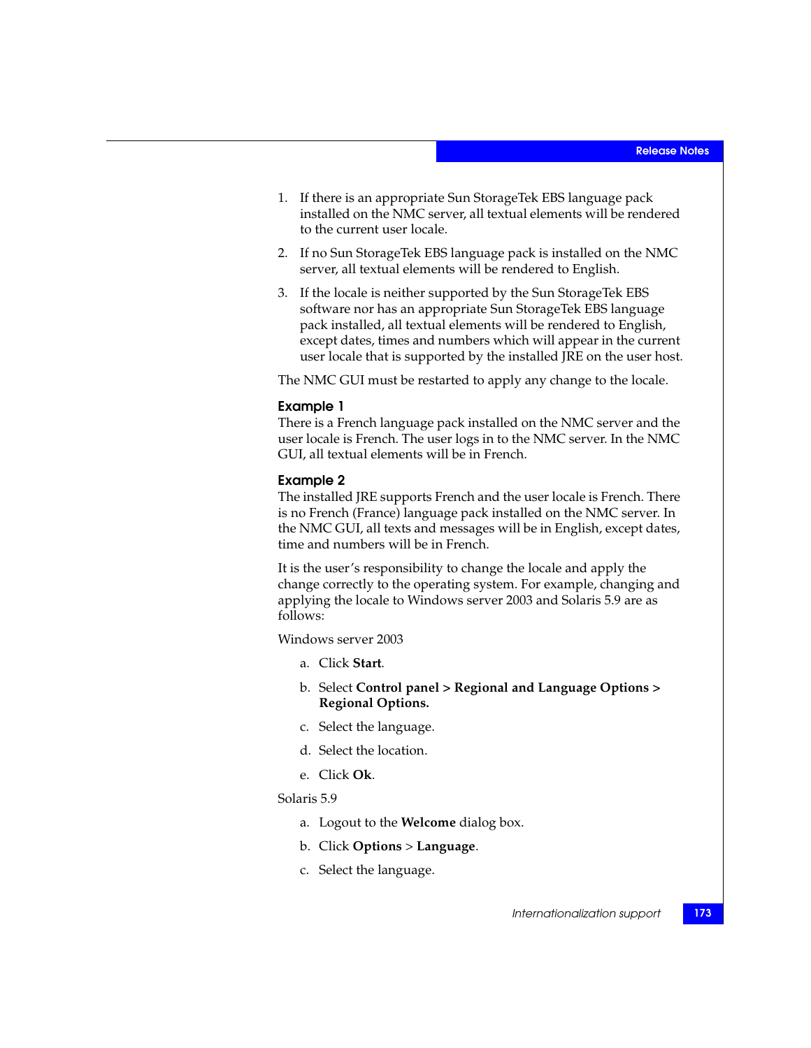1. If there is an appropriate Sun StorageTek EBS language pack installed on the NMC server, all textual elements will be rendered to the current user locale.

2. If no Sun StorageTek EBS language pack is installed on the NMC server, all textual elements will be rendered to English.

3. If the locale is neither supported by the Sun StorageTek EBS software nor has an appropriate Sun StorageTek EBS language pack installed, all textual elements will be rendered to English, except dates, times and numbers which will appear in the current user locale that is supported by the installed JRE on the user host.

The NMC GUI must be restarted to apply any change to the locale.

### Example 1

There is a French language pack installed on the NMC server and the user locale is French. The user logs in to the NMC server. In the NMC GUI, all textual elements will be in French.

### Example 2

The installed JRE supports French and the user locale is French. There is no French (France) language pack installed on the NMC server. In the NMC GUI, all texts and messages will be in English, except dates, time and numbers will be in French.

It is the user's responsibility to change the locale and apply the change correctly to the operating system. For example, changing and applying the locale to Windows server 2003 and Solaris 5.9 are as follows:

Windows server 2003

a. Click **Start**.

b. Select **Control panel > Regional and Language Options > Regional Options.**

c. Select the language.

d. Select the location.

e. Click **Ok**.

Solaris 5.9

a. Logout to the **Welcome** dialog box.

b. Click **Options** > **Language**.

c. Select the language.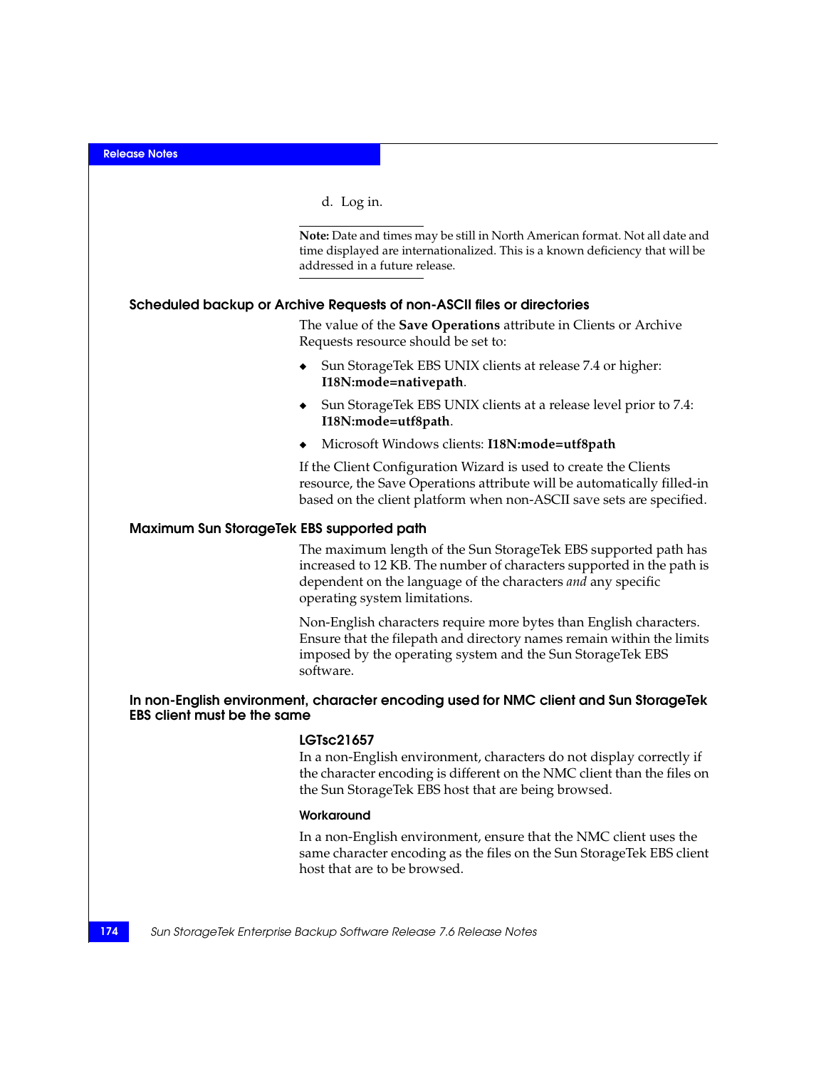d. Log in.

**Note:** Date and times may be still in North American format. Not all date and time displayed are internationalized. This is a known deficiency that will be addressed in a future release.

### Scheduled backup or Archive Requests of non-ASCII files or directories

The value of the **Save Operations** attribute in Clients or Archive Requests resource should be set to:

- Sun StorageTek EBS UNIX clients at release 7.4 or higher: **I18N:mode=nativepath**.
- Sun StorageTek EBS UNIX clients at a release level prior to 7.4: **I18N:mode=utf8path**.
- Microsoft Windows clients: **I18N:mode=utf8path**

If the Client Configuration Wizard is used to create the Clients resource, the Save Operations attribute will be automatically filled-in based on the client platform when non-ASCII save sets are specified.

### Maximum Sun StorageTek EBS supported path

The maximum length of the Sun StorageTek EBS supported path has increased to 12 KB. The number of characters supported in the path is dependent on the language of the characters *and* any specific operating system limitations.

Non-English characters require more bytes than English characters. Ensure that the filepath and directory names remain within the limits imposed by the operating system and the Sun StorageTek EBS software.

### In non-English environment, character encoding used for NMC client and Sun StorageTek EBS client must be the same

#### LGTsc21657

In a non-English environment, characters do not display correctly if the character encoding is different on the NMC client than the files on the Sun StorageTek EBS host that are being browsed.

##### Workaround

In a non-English environment, ensure that the NMC client uses the same character encoding as the files on the Sun StorageTek EBS client host that are to be browsed.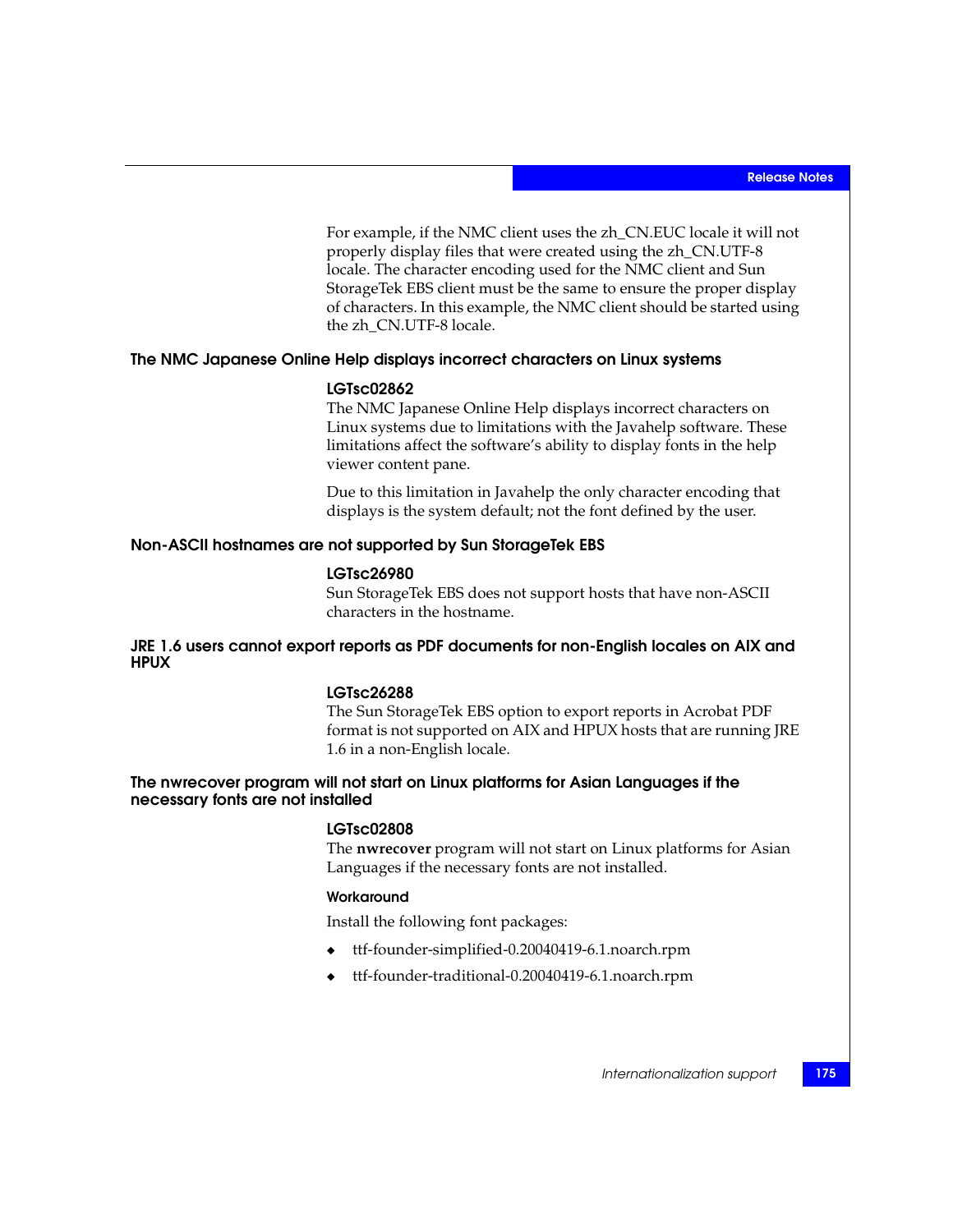For example, if the NMC client uses the zh_CN.EUC locale it will not properly display files that were created using the zh_CN.UTF-8 locale. The character encoding used for the NMC client and Sun StorageTek EBS client must be the same to ensure the proper display of characters. In this example, the NMC client should be started using the zh_CN.UTF-8 locale.

### The NMC Japanese Online Help displays incorrect characters on Linux systems

**LGTsc02862**
The NMC Japanese Online Help displays incorrect characters on Linux systems due to limitations with the Javahelp software. These limitations affect the software's ability to display fonts in the help viewer content pane.

Due to this limitation in Javahelp the only character encoding that displays is the system default; not the font defined by the user.

### Non-ASCII hostnames are not supported by Sun StorageTek EBS

**LGTsc26980**
Sun StorageTek EBS does not support hosts that have non-ASCII characters in the hostname.

### JRE 1.6 users cannot export reports as PDF documents for non-English locales on AIX and HPUX

**LGTsc26288**
The Sun StorageTek EBS option to export reports in Acrobat PDF format is not supported on AIX and HPUX hosts that are running JRE 1.6 in a non-English locale.

### The nwrecover program will not start on Linux platforms for Asian Languages if the necessary fonts are not installed

**LGTsc02808**
The **nwrecover** program will not start on Linux platforms for Asian Languages if the necessary fonts are not installed.

#### Workaround

Install the following font packages:

- ttf-founder-simplified-0.20040419-6.1.noarch.rpm
- ttf-founder-traditional-0.20040419-6.1.noarch.rpm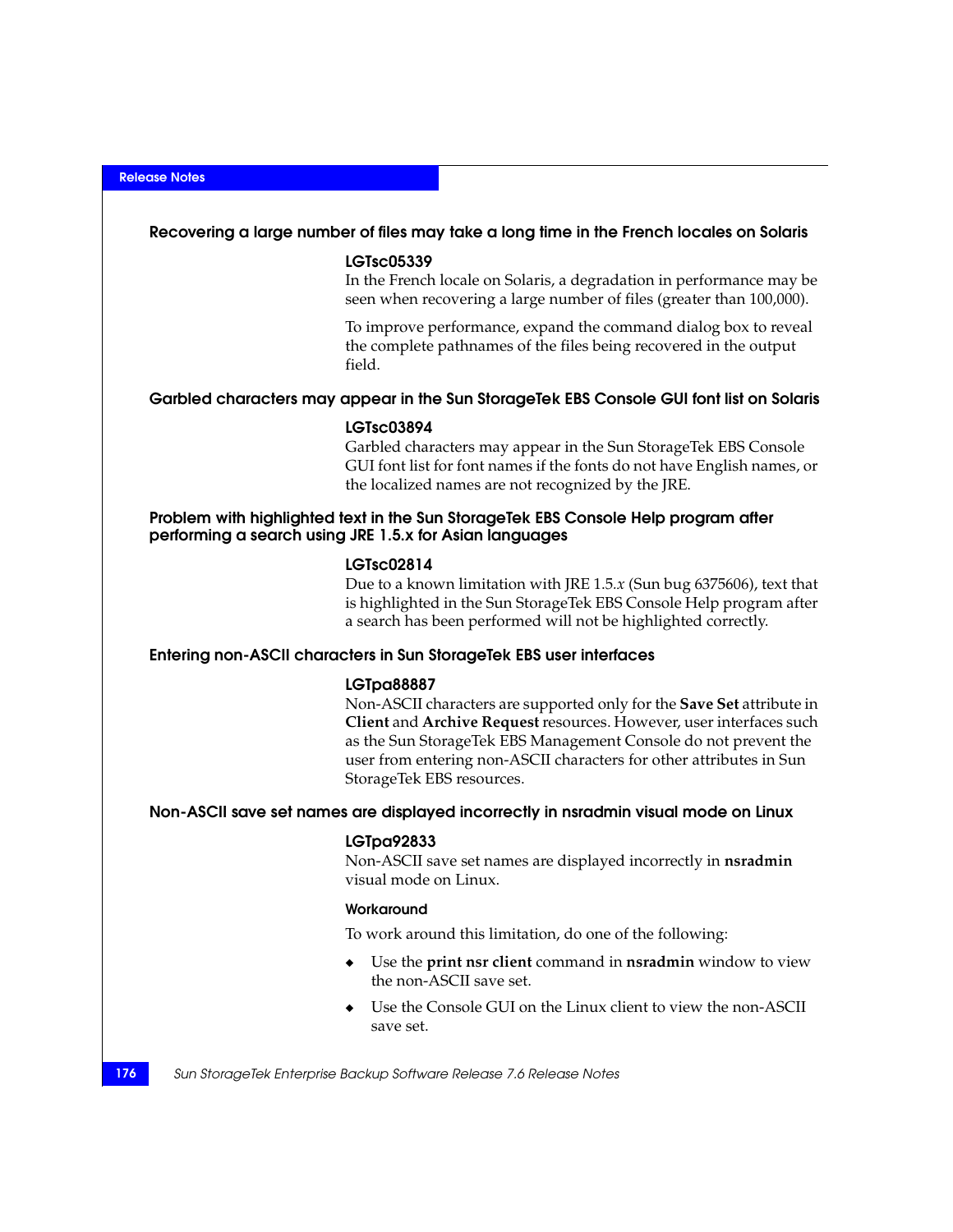### Recovering a large number of files may take a long time in the French locales on Solaris

#### LGTsc05339

In the French locale on Solaris, a degradation in performance may be seen when recovering a large number of files (greater than 100,000).

To improve performance, expand the command dialog box to reveal the complete pathnames of the files being recovered in the output field.

### Garbled characters may appear in the Sun StorageTek EBS Console GUI font list on Solaris

#### LGTsc03894

Garbled characters may appear in the Sun StorageTek EBS Console GUI font list for font names if the fonts do not have English names, or the localized names are not recognized by the JRE.

### Problem with highlighted text in the Sun StorageTek EBS Console Help program after performing a search using JRE 1.5.x for Asian languages

#### LGTsc02814

Due to a known limitation with JRE 1.5.*x* (Sun bug 6375606), text that is highlighted in the Sun StorageTek EBS Console Help program after a search has been performed will not be highlighted correctly.

### Entering non-ASCII characters in Sun StorageTek EBS user interfaces

#### LGTpa88887

Non-ASCII characters are supported only for the **Save Set** attribute in **Client** and **Archive Request** resources. However, user interfaces such as the Sun StorageTek EBS Management Console do not prevent the user from entering non-ASCII characters for other attributes in Sun StorageTek EBS resources.

### Non-ASCII save set names are displayed incorrectly in nsradmin visual mode on Linux

#### LGTpa92833

Non-ASCII save set names are displayed incorrectly in **nsradmin** visual mode on Linux.

#### Workaround

To work around this limitation, do one of the following:

- Use the **print nsr client** command in **nsradmin** window to view the non-ASCII save set.
- Use the Console GUI on the Linux client to view the non-ASCII save set.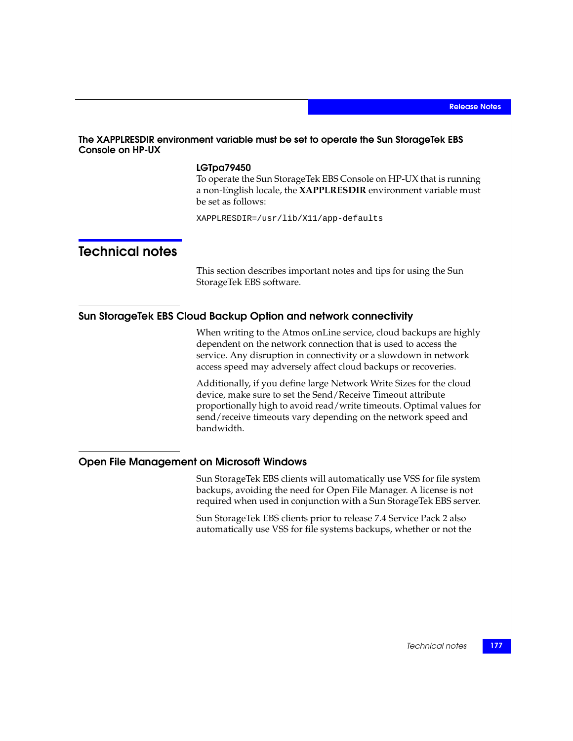### The XAPPLRESDIR environment variable must be set to operate the Sun StorageTek EBS Console on HP-UX

**LGTpa79450**

To operate the Sun StorageTek EBS Console on HP-UX that is running a non-English locale, the **XAPPLRESDIR** environment variable must be set as follows:

```
XAPPLRESDIR=/usr/lib/X11/app-defaults
```

## Technical notes

This section describes important notes and tips for using the Sun StorageTek EBS software.

### Sun StorageTek EBS Cloud Backup Option and network connectivity

When writing to the Atmos onLine service, cloud backups are highly dependent on the network connection that is used to access the service. Any disruption in connectivity or a slowdown in network access speed may adversely affect cloud backups or recoveries.

Additionally, if you define large Network Write Sizes for the cloud device, make sure to set the Send/Receive Timeout attribute proportionally high to avoid read/write timeouts. Optimal values for send/receive timeouts vary depending on the network speed and bandwidth.

### Open File Management on Microsoft Windows

Sun StorageTek EBS clients will automatically use VSS for file system backups, avoiding the need for Open File Manager. A license is not required when used in conjunction with a Sun StorageTek EBS server.

Sun StorageTek EBS clients prior to release 7.4 Service Pack 2 also automatically use VSS for file systems backups, whether or not the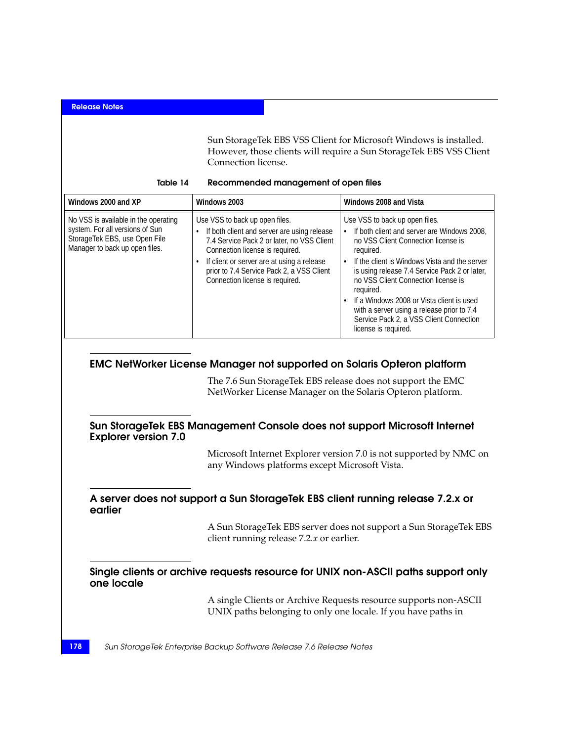Sun StorageTek EBS VSS Client for Microsoft Windows is installed. However, those clients will require a Sun StorageTek EBS VSS Client Connection license.

Table 14 Recommended management of open files

| Windows 2000 and XP | Windows 2003 | Windows 2008 and Vista |
|---|---|---|
| No VSS is available in the operating system. For all versions of Sun StorageTek EBS, use Open File Manager to back up open files. | Use VSS to back up open files.<br>• If both client and server are using release 7.4 Service Pack 2 or later, no VSS Client Connection license is required.<br>• If client or server are at using a release prior to 7.4 Service Pack 2, a VSS Client Connection license is required. | Use VSS to back up open files.<br>• If both client and server are Windows 2008, no VSS Client Connection license is required.<br>• If the client is Windows Vista and the server is using release 7.4 Service Pack 2 or later, no VSS Client Connection license is required.<br>• If a Windows 2008 or Vista client is used with a server using a release prior to 7.4 Service Pack 2, a VSS Client Connection license is required. |

## EMC NetWorker License Manager not supported on Solaris Opteron platform

The 7.6 Sun StorageTek EBS release does not support the EMC NetWorker License Manager on the Solaris Opteron platform.

## Sun StorageTek EBS Management Console does not support Microsoft Internet Explorer version 7.0

Microsoft Internet Explorer version 7.0 is not supported by NMC on any Windows platforms except Microsoft Vista.

## A server does not support a Sun StorageTek EBS client running release 7.2.x or earlier

A Sun StorageTek EBS server does not support a Sun StorageTek EBS client running release 7.2.*x* or earlier.

## Single clients or archive requests resource for UNIX non-ASCII paths support only one locale

A single Clients or Archive Requests resource supports non-ASCII UNIX paths belonging to only one locale. If you have paths in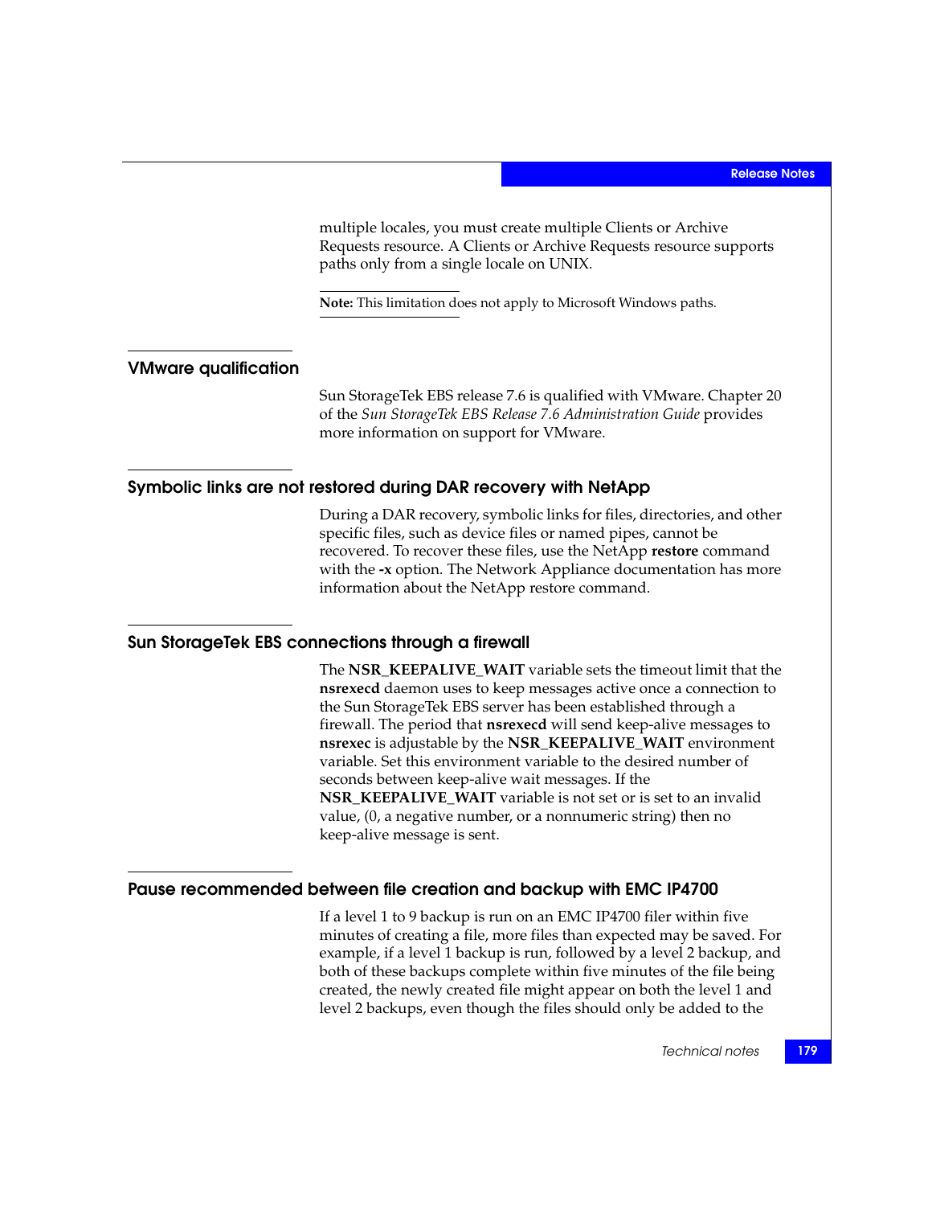multiple locales, you must create multiple Clients or Archive Requests resource. A Clients or Archive Requests resource supports paths only from a single locale on UNIX.

**Note:** This limitation does not apply to Microsoft Windows paths.

## VMware qualification

Sun StorageTek EBS release 7.6 is qualified with VMware. Chapter 20 of the *Sun StorageTek EBS Release 7.6 Administration Guide* provides more information on support for VMware.

## Symbolic links are not restored during DAR recovery with NetApp

During a DAR recovery, symbolic links for files, directories, and other specific files, such as device files or named pipes, cannot be recovered. To recover these files, use the NetApp **restore** command with the **-x** option. The Network Appliance documentation has more information about the NetApp restore command.

## Sun StorageTek EBS connections through a firewall

The **NSR_KEEPALIVE_WAIT** variable sets the timeout limit that the **nsrexecd** daemon uses to keep messages active once a connection to the Sun StorageTek EBS server has been established through a firewall. The period that **nsrexecd** will send keep-alive messages to **nsrexec** is adjustable by the **NSR_KEEPALIVE_WAIT** environment variable. Set this environment variable to the desired number of seconds between keep-alive wait messages. If the **NSR_KEEPALIVE_WAIT** variable is not set or is set to an invalid value, (0, a negative number, or a nonnumeric string) then no keep-alive message is sent.

## Pause recommended between file creation and backup with EMC IP4700

If a level 1 to 9 backup is run on an EMC IP4700 filer within five minutes of creating a file, more files than expected may be saved. For example, if a level 1 backup is run, followed by a level 2 backup, and both of these backups complete within five minutes of the file being created, the newly created file might appear on both the level 1 and level 2 backups, even though the files should only be added to the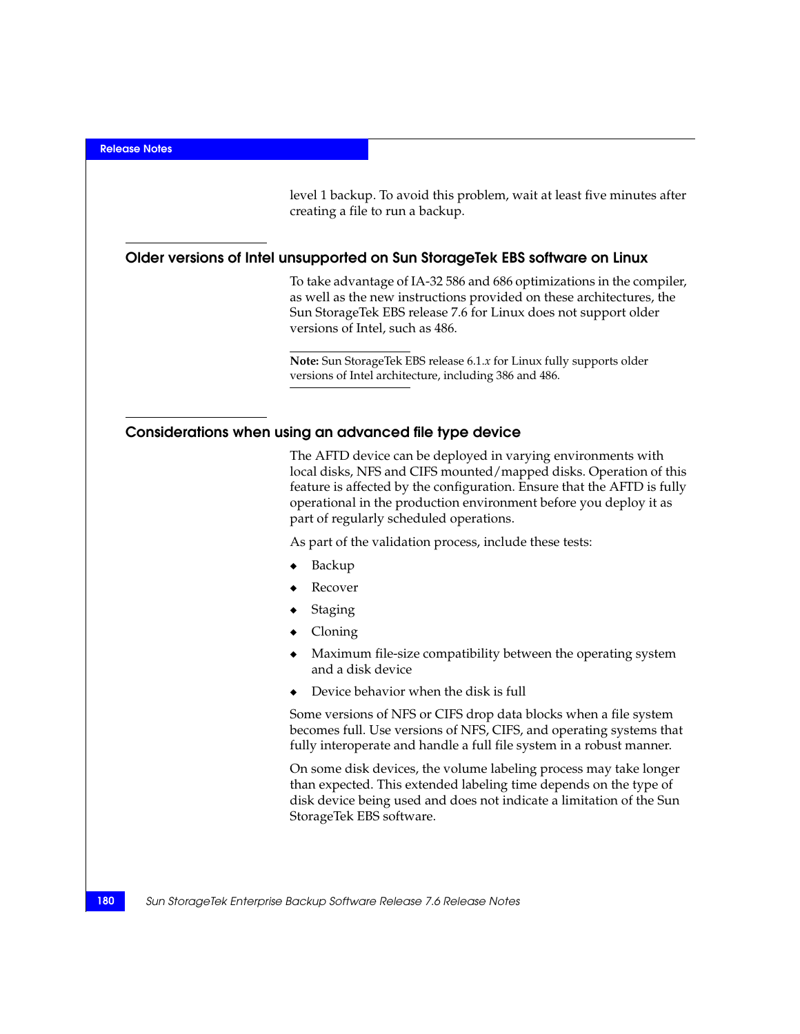level 1 backup. To avoid this problem, wait at least five minutes after creating a file to run a backup.

## Older versions of Intel unsupported on Sun StorageTek EBS software on Linux

To take advantage of IA-32 586 and 686 optimizations in the compiler, as well as the new instructions provided on these architectures, the Sun StorageTek EBS release 7.6 for Linux does not support older versions of Intel, such as 486.

**Note:** Sun StorageTek EBS release 6.1.*x* for Linux fully supports older versions of Intel architecture, including 386 and 486.

## Considerations when using an advanced file type device

The AFTD device can be deployed in varying environments with local disks, NFS and CIFS mounted/mapped disks. Operation of this feature is affected by the configuration. Ensure that the AFTD is fully operational in the production environment before you deploy it as part of regularly scheduled operations.

As part of the validation process, include these tests:

- Backup
- Recover
- Staging
- Cloning
- Maximum file-size compatibility between the operating system and a disk device
- Device behavior when the disk is full

Some versions of NFS or CIFS drop data blocks when a file system becomes full. Use versions of NFS, CIFS, and operating systems that fully interoperate and handle a full file system in a robust manner.

On some disk devices, the volume labeling process may take longer than expected. This extended labeling time depends on the type of disk device being used and does not indicate a limitation of the Sun StorageTek EBS software.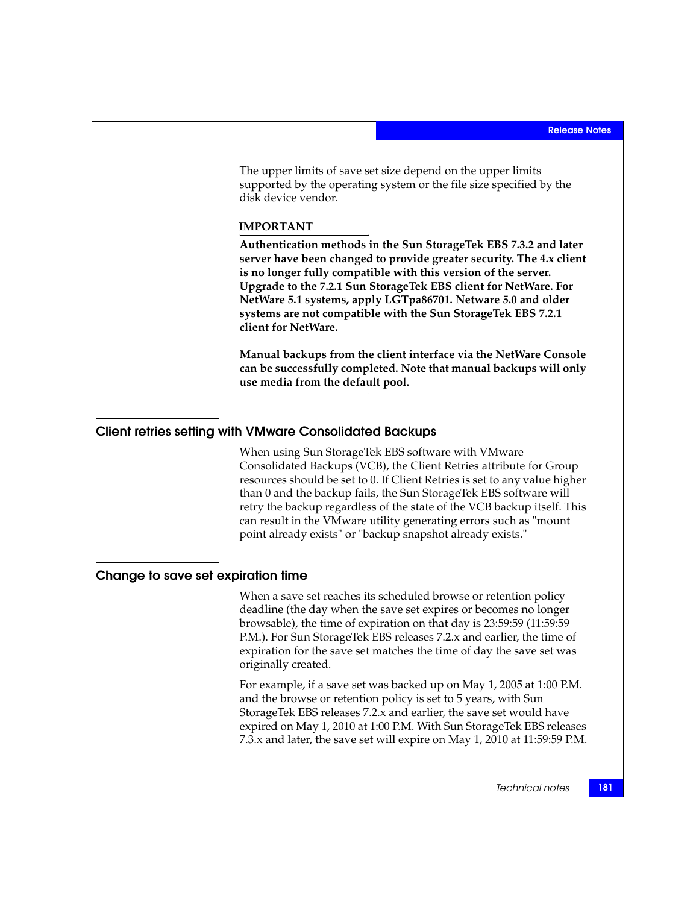The upper limits of save set size depend on the upper limits supported by the operating system or the file size specified by the disk device vendor.

**IMPORTANT**

**Authentication methods in the Sun StorageTek EBS 7.3.2 and later server have been changed to provide greater security. The 4.x client is no longer fully compatible with this version of the server. Upgrade to the 7.2.1 Sun StorageTek EBS client for NetWare. For NetWare 5.1 systems, apply LGTpa86701. Netware 5.0 and older systems are not compatible with the Sun StorageTek EBS 7.2.1 client for NetWare.**

**Manual backups from the client interface via the NetWare Console can be successfully completed. Note that manual backups will only use media from the default pool.**

## Client retries setting with VMware Consolidated Backups

When using Sun StorageTek EBS software with VMware Consolidated Backups (VCB), the Client Retries attribute for Group resources should be set to 0. If Client Retries is set to any value higher than 0 and the backup fails, the Sun StorageTek EBS software will retry the backup regardless of the state of the VCB backup itself. This can result in the VMware utility generating errors such as "mount point already exists" or "backup snapshot already exists."

## Change to save set expiration time

When a save set reaches its scheduled browse or retention policy deadline (the day when the save set expires or becomes no longer browsable), the time of expiration on that day is 23:59:59 (11:59:59 P.M.). For Sun StorageTek EBS releases 7.2.x and earlier, the time of expiration for the save set matches the time of day the save set was originally created.

For example, if a save set was backed up on May 1, 2005 at 1:00 P.M. and the browse or retention policy is set to 5 years, with Sun StorageTek EBS releases 7.2.x and earlier, the save set would have expired on May 1, 2010 at 1:00 P.M. With Sun StorageTek EBS releases 7.3.x and later, the save set will expire on May 1, 2010 at 11:59:59 P.M.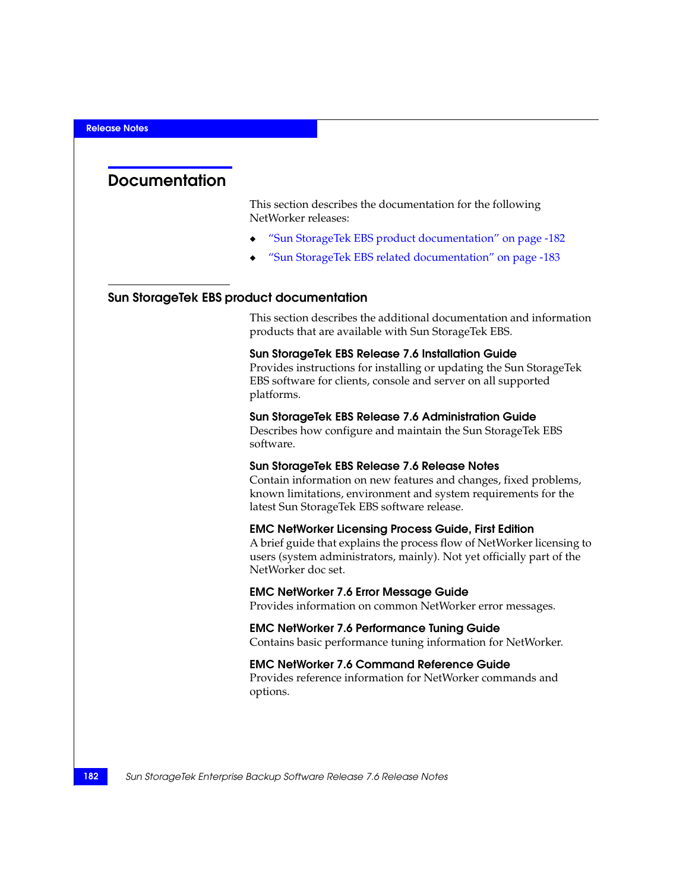# Documentation

This section describes the documentation for the following NetWorker releases:

- "Sun StorageTek EBS product documentation" on page -182
- "Sun StorageTek EBS related documentation" on page -183

## Sun StorageTek EBS product documentation

This section describes the additional documentation and information products that are available with Sun StorageTek EBS.

**Sun StorageTek EBS Release 7.6 Installation Guide**
Provides instructions for installing or updating the Sun StorageTek EBS software for clients, console and server on all supported platforms.

**Sun StorageTek EBS Release 7.6 Administration Guide**
Describes how configure and maintain the Sun StorageTek EBS software.

**Sun StorageTek EBS Release 7.6 Release Notes**
Contain information on new features and changes, fixed problems, known limitations, environment and system requirements for the latest Sun StorageTek EBS software release.

**EMC NetWorker Licensing Process Guide, First Edition**
A brief guide that explains the process flow of NetWorker licensing to users (system administrators, mainly). Not yet officially part of the NetWorker doc set.

**EMC NetWorker 7.6 Error Message Guide**
Provides information on common NetWorker error messages.

**EMC NetWorker 7.6 Performance Tuning Guide**
Contains basic performance tuning information for NetWorker.

**EMC NetWorker 7.6 Command Reference Guide**
Provides reference information for NetWorker commands and options.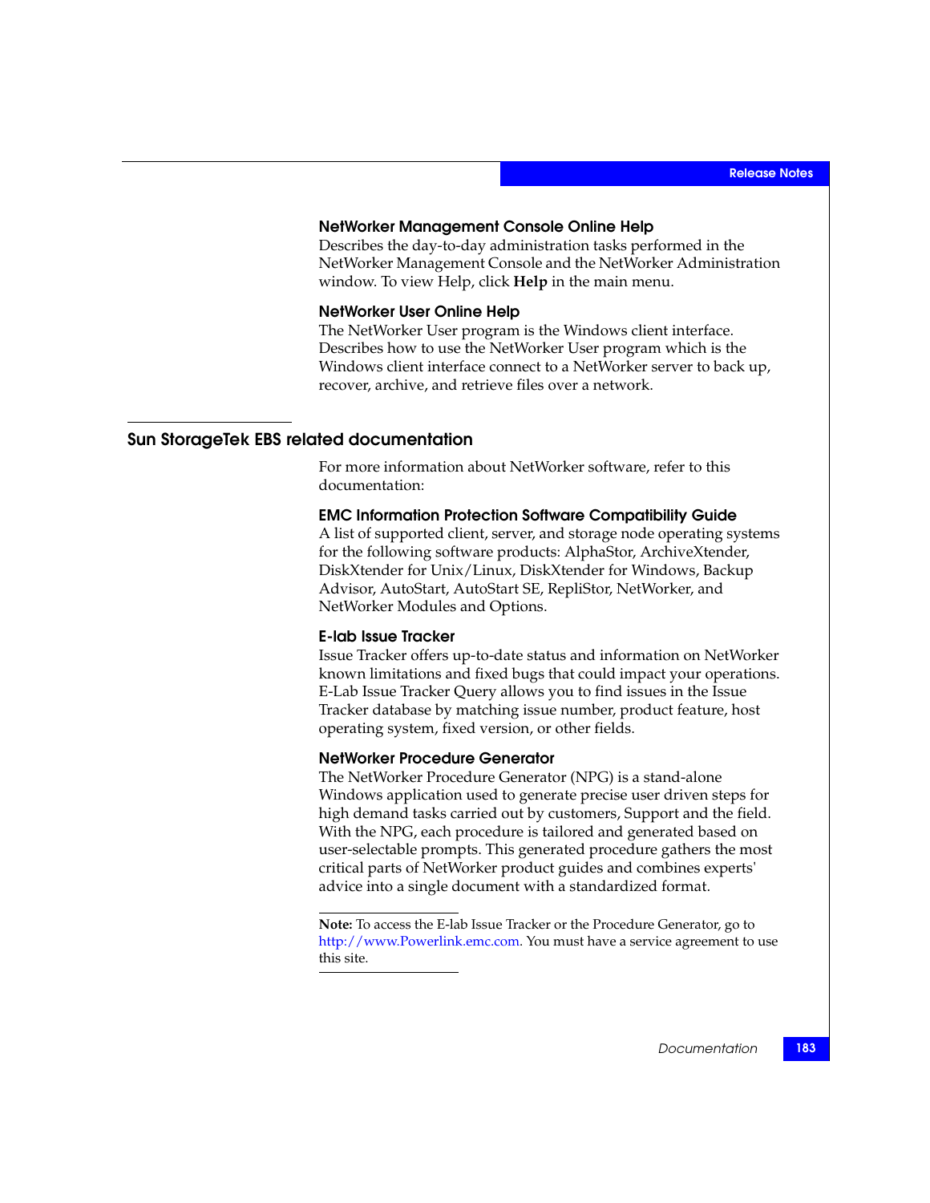### NetWorker Management Console Online Help

Describes the day-to-day administration tasks performed in the NetWorker Management Console and the NetWorker Administration window. To view Help, click **Help** in the main menu.

### NetWorker User Online Help

The NetWorker User program is the Windows client interface. Describes how to use the NetWorker User program which is the Windows client interface connect to a NetWorker server to back up, recover, archive, and retrieve files over a network.

## Sun StorageTek EBS related documentation

For more information about NetWorker software, refer to this documentation:

### EMC Information Protection Software Compatibility Guide

A list of supported client, server, and storage node operating systems for the following software products: AlphaStor, ArchiveXtender, DiskXtender for Unix/Linux, DiskXtender for Windows, Backup Advisor, AutoStart, AutoStart SE, RepliStor, NetWorker, and NetWorker Modules and Options.

### E-lab Issue Tracker

Issue Tracker offers up-to-date status and information on NetWorker known limitations and fixed bugs that could impact your operations. E-Lab Issue Tracker Query allows you to find issues in the Issue Tracker database by matching issue number, product feature, host operating system, fixed version, or other fields.

### NetWorker Procedure Generator

The NetWorker Procedure Generator (NPG) is a stand-alone Windows application used to generate precise user driven steps for high demand tasks carried out by customers, Support and the field. With the NPG, each procedure is tailored and generated based on user-selectable prompts. This generated procedure gathers the most critical parts of NetWorker product guides and combines experts' advice into a single document with a standardized format.

---

**Note:** To access the E-lab Issue Tracker or the Procedure Generator, go to http://www.Powerlink.emc.com. You must have a service agreement to use this site.

---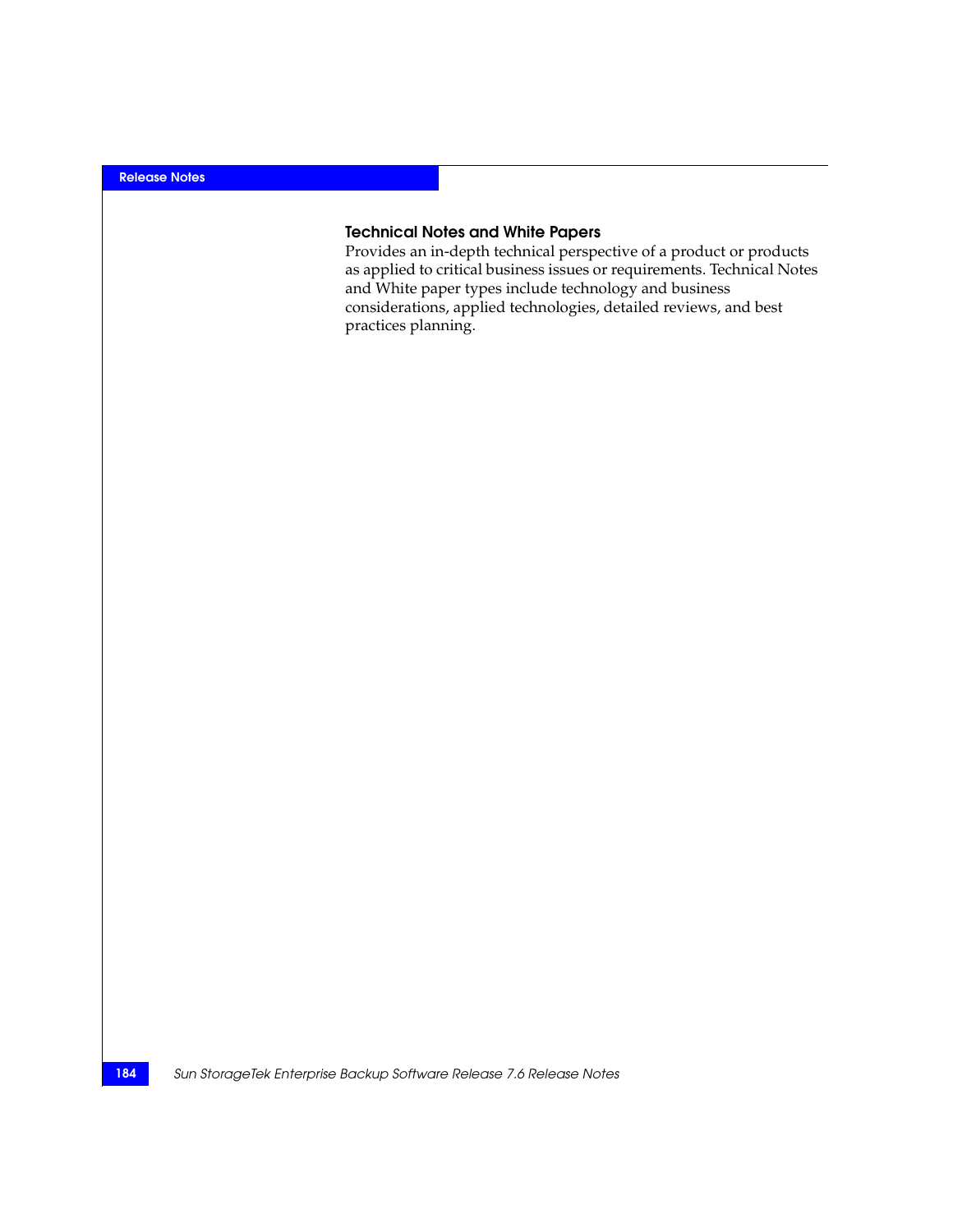### Technical Notes and White Papers

Provides an in-depth technical perspective of a product or products as applied to critical business issues or requirements. Technical Notes and White paper types include technology and business considerations, applied technologies, detailed reviews, and best practices planning.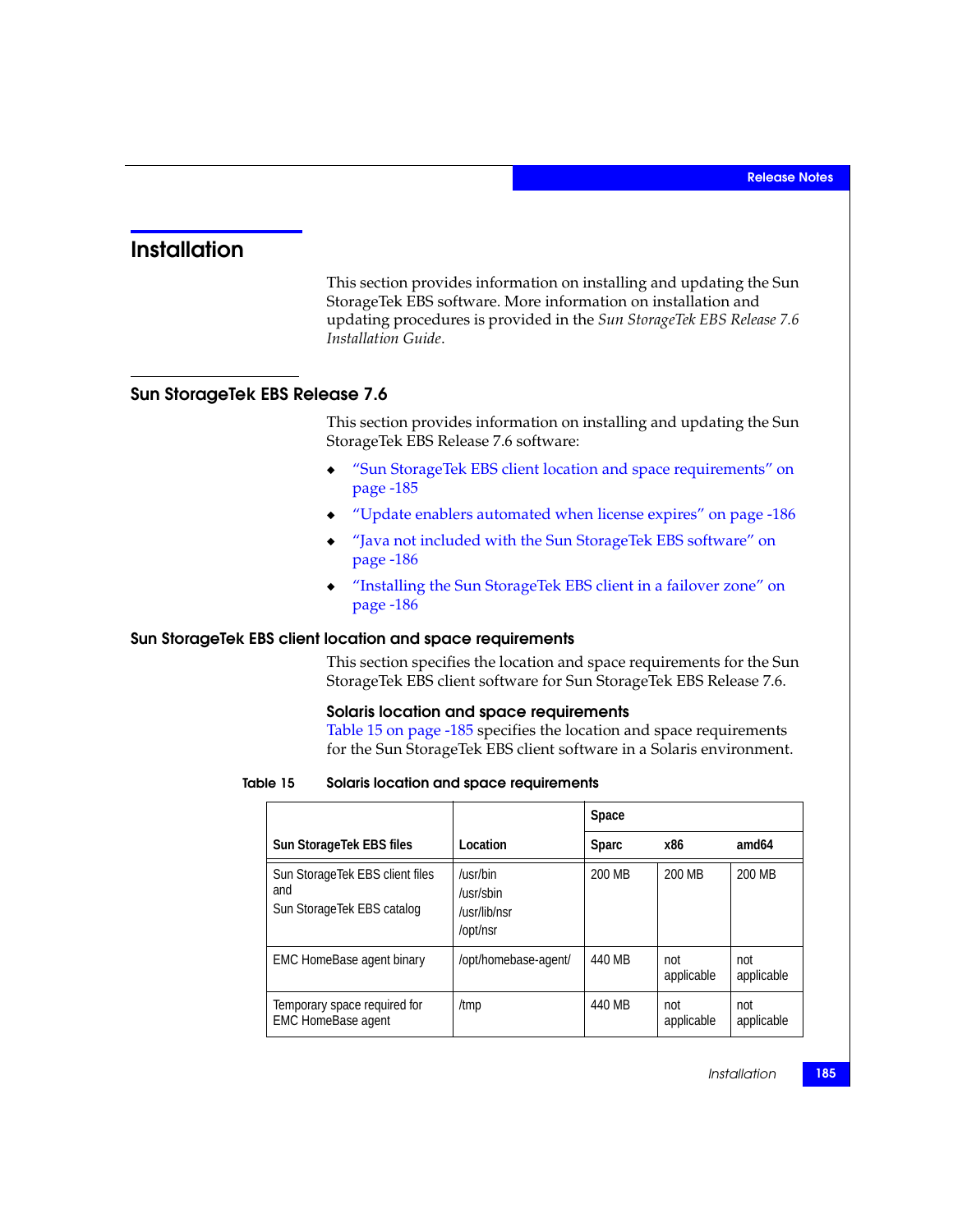# Installation

This section provides information on installing and updating the Sun StorageTek EBS software. More information on installation and updating procedures is provided in the *Sun StorageTek EBS Release 7.6 Installation Guide*.

## Sun StorageTek EBS Release 7.6

This section provides information on installing and updating the Sun StorageTek EBS Release 7.6 software:

- "Sun StorageTek EBS client location and space requirements" on page -185
- "Update enablers automated when license expires" on page -186
- "Java not included with the Sun StorageTek EBS software" on page -186
- "Installing the Sun StorageTek EBS client in a failover zone" on page -186

### Sun StorageTek EBS client location and space requirements

This section specifies the location and space requirements for the Sun StorageTek EBS client software for Sun StorageTek EBS Release 7.6.

#### Solaris location and space requirements

Table 15 on page -185 specifies the location and space requirements for the Sun StorageTek EBS client software in a Solaris environment.

**Table 15 Solaris location and space requirements**

| Sun StorageTek EBS files | Location | Space | | |
|---|---|---|---|---|
| | | Sparc | x86 | amd64 |
| Sun StorageTek EBS client files and Sun StorageTek EBS catalog | /usr/bin /usr/sbin /usr/lib/nsr /opt/nsr | 200 MB | 200 MB | 200 MB |
| EMC HomeBase agent binary | /opt/homebase-agent/ | 440 MB | not applicable | not applicable |
| Temporary space required for EMC HomeBase agent | /tmp | 440 MB | not applicable | not applicable |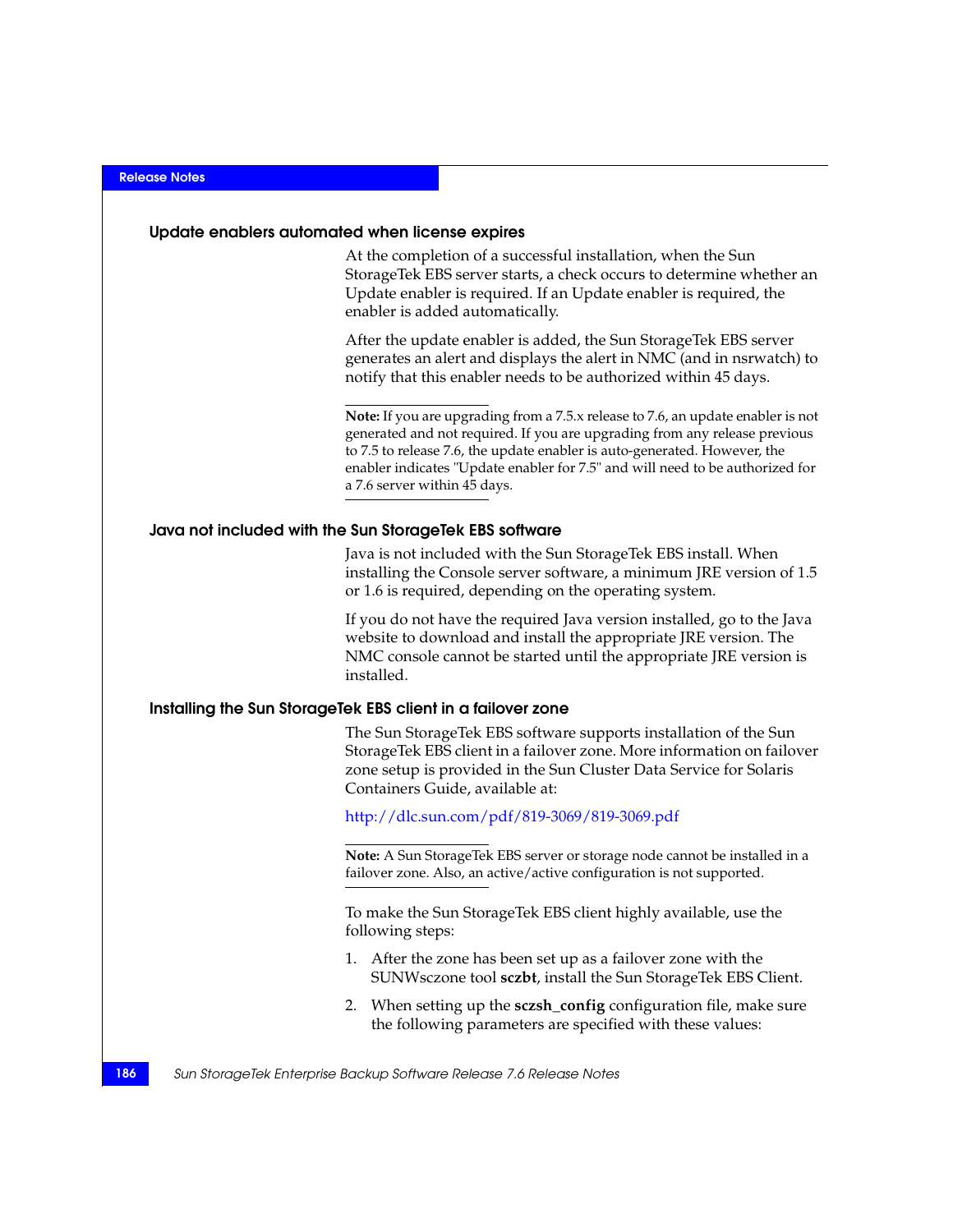### Update enablers automated when license expires

At the completion of a successful installation, when the Sun StorageTek EBS server starts, a check occurs to determine whether an Update enabler is required. If an Update enabler is required, the enabler is added automatically.

After the update enabler is added, the Sun StorageTek EBS server generates an alert and displays the alert in NMC (and in nsrwatch) to notify that this enabler needs to be authorized within 45 days.

---

**Note:** If you are upgrading from a 7.5.x release to 7.6, an update enabler is not generated and not required. If you are upgrading from any release previous to 7.5 to release 7.6, the update enabler is auto-generated. However, the enabler indicates "Update enabler for 7.5" and will need to be authorized for a 7.6 server within 45 days.

---

### Java not included with the Sun StorageTek EBS software

Java is not included with the Sun StorageTek EBS install. When installing the Console server software, a minimum JRE version of 1.5 or 1.6 is required, depending on the operating system.

If you do not have the required Java version installed, go to the Java website to download and install the appropriate JRE version. The NMC console cannot be started until the appropriate JRE version is installed.

### Installing the Sun StorageTek EBS client in a failover zone

The Sun StorageTek EBS software supports installation of the Sun StorageTek EBS client in a failover zone. More information on failover zone setup is provided in the Sun Cluster Data Service for Solaris Containers Guide, available at:

http://dlc.sun.com/pdf/819-3069/819-3069.pdf

---

**Note:** A Sun StorageTek EBS server or storage node cannot be installed in a failover zone. Also, an active/active configuration is not supported.

---

To make the Sun StorageTek EBS client highly available, use the following steps:

1. After the zone has been set up as a failover zone with the SUNWsczone tool **sczbt**, install the Sun StorageTek EBS Client.
2. When setting up the **sczsh_config** configuration file, make sure the following parameters are specified with these values: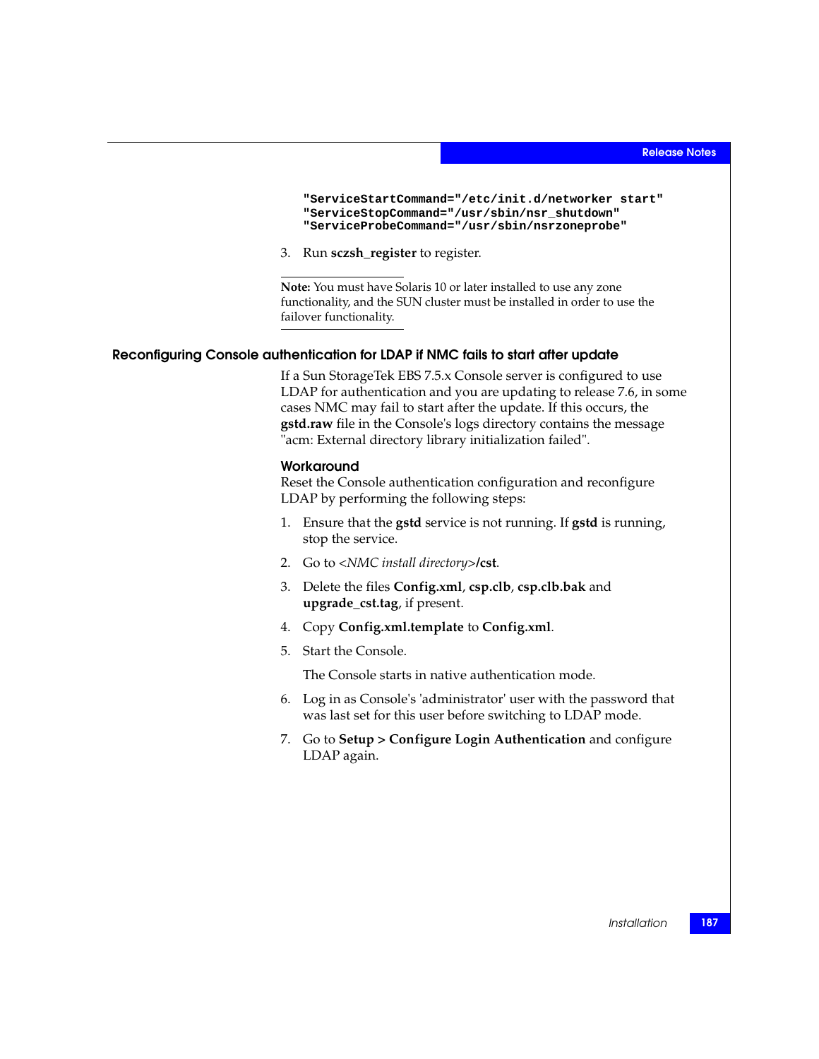```
"ServiceStartCommand="/etc/init.d/networker start"
"ServiceStopCommand="/usr/sbin/nsr_shutdown"
"ServiceProbeCommand="/usr/sbin/nsrzoneprobe"
```

3. Run **sczsh_register** to register.

---

**Note:** You must have Solaris 10 or later installed to use any zone functionality, and the SUN cluster must be installed in order to use the failover functionality.

---

## Reconfiguring Console authentication for LDAP if NMC fails to start after update

If a Sun StorageTek EBS 7.5.x Console server is configured to use LDAP for authentication and you are updating to release 7.6, in some cases NMC may fail to start after the update. If this occurs, the **gstd.raw** file in the Console's logs directory contains the message "acm: External directory library initialization failed".

### Workaround

Reset the Console authentication configuration and reconfigure LDAP by performing the following steps:

1. Ensure that the **gstd** service is not running. If **gstd** is running, stop the service.
2. Go to *<NMC install directory>***/cst**.
3. Delete the files **Config.xml**, **csp.clb**, **csp.clb.bak** and **upgrade_cst.tag**, if present.
4. Copy **Config.xml.template** to **Config.xml**.
5. Start the Console.

   The Console starts in native authentication mode.
6. Log in as Console's 'administrator' user with the password that was last set for this user before switching to LDAP mode.
7. Go to **Setup > Configure Login Authentication** and configure LDAP again.